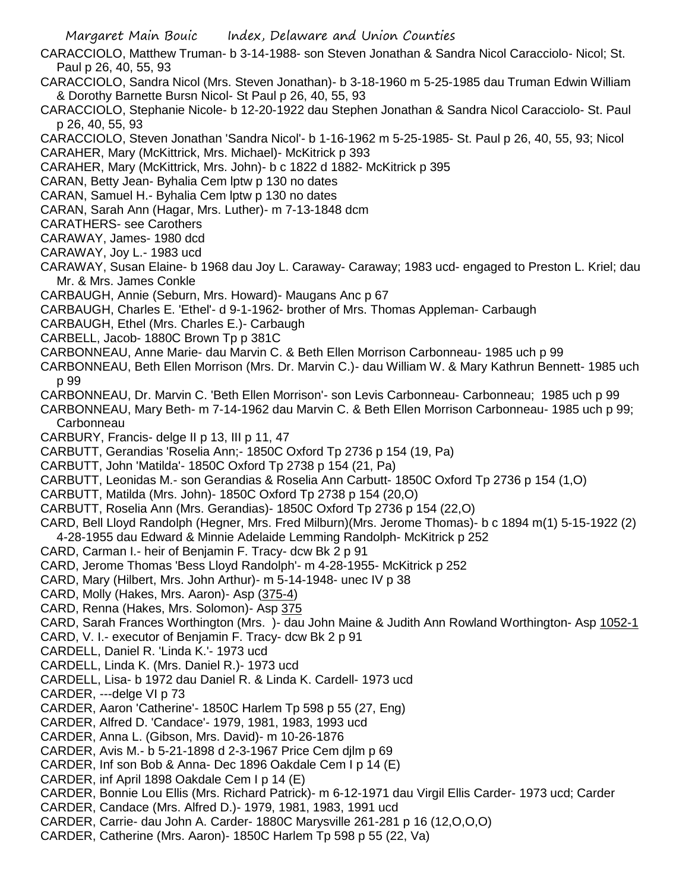CARACCIOLO, Matthew Truman- b 3-14-1988- son Steven Jonathan & Sandra Nicol Caracciolo- Nicol; St. Paul p 26, 40, 55, 93

CARACCIOLO, Sandra Nicol (Mrs. Steven Jonathan)- b 3-18-1960 m 5-25-1985 dau Truman Edwin William & Dorothy Barnette Bursn Nicol- St Paul p 26, 40, 55, 93

CARACCIOLO, Stephanie Nicole- b 12-20-1922 dau Stephen Jonathan & Sandra Nicol Caracciolo- St. Paul p 26, 40, 55, 93

CARACCIOLO, Steven Jonathan 'Sandra Nicol'- b 1-16-1962 m 5-25-1985- St. Paul p 26, 40, 55, 93; Nicol

CARAHER, Mary (McKittrick, Mrs. Michael)- McKitrick p 393

CARAHER, Mary (McKittrick, Mrs. John)- b c 1822 d 1882- McKitrick p 395

CARAN, Betty Jean- Byhalia Cem lptw p 130 no dates

CARAN, Samuel H.- Byhalia Cem lptw p 130 no dates

CARAN, Sarah Ann (Hagar, Mrs. Luther)- m 7-13-1848 dcm

CARATHERS- see Carothers

CARAWAY, James- 1980 dcd

CARAWAY, Joy L.- 1983 ucd

CARAWAY, Susan Elaine- b 1968 dau Joy L. Caraway- Caraway; 1983 ucd- engaged to Preston L. Kriel; dau Mr. & Mrs. James Conkle

CARBAUGH, Annie (Seburn, Mrs. Howard)- Maugans Anc p 67

CARBAUGH, Charles E. 'Ethel'- d 9-1-1962- brother of Mrs. Thomas Appleman- Carbaugh

CARBAUGH, Ethel (Mrs. Charles E.)- Carbaugh

CARBELL, Jacob- 1880C Brown Tp p 381C

CARBONNEAU, Anne Marie- dau Marvin C. & Beth Ellen Morrison Carbonneau- 1985 uch p 99

CARBONNEAU, Beth Ellen Morrison (Mrs. Dr. Marvin C.)- dau William W. & Mary Kathrun Bennett- 1985 uch p 99

CARBONNEAU, Dr. Marvin C. 'Beth Ellen Morrison'- son Levis Carbonneau- Carbonneau; 1985 uch p 99

CARBONNEAU, Mary Beth- m 7-14-1962 dau Marvin C. & Beth Ellen Morrison Carbonneau- 1985 uch p 99; Carbonneau

CARBURY, Francis- delge II p 13, III p 11, 47

CARBUTT, Gerandias 'Roselia Ann;- 1850C Oxford Tp 2736 p 154 (19, Pa)

CARBUTT, John 'Matilda'- 1850C Oxford Tp 2738 p 154 (21, Pa)

CARBUTT, Leonidas M.- son Gerandias & Roselia Ann Carbutt- 1850C Oxford Tp 2736 p 154 (1,O)

CARBUTT, Matilda (Mrs. John)- 1850C Oxford Tp 2738 p 154 (20,O)

CARBUTT, Roselia Ann (Mrs. Gerandias)- 1850C Oxford Tp 2736 p 154 (22,O)

CARD, Bell Lloyd Randolph (Hegner, Mrs. Fred Milburn)(Mrs. Jerome Thomas)- b c 1894 m(1) 5-15-1922 (2) 4-28-1955 dau Edward & Minnie Adelaide Lemming Randolph- McKitrick p 252

CARD, Carman I.- heir of Benjamin F. Tracy- dcw Bk 2 p 91

CARD, Jerome Thomas 'Bess Lloyd Randolph'- m 4-28-1955- McKitrick p 252

CARD, Mary (Hilbert, Mrs. John Arthur)- m 5-14-1948- unec IV p 38

CARD, Molly (Hakes, Mrs. Aaron)- Asp (375-4)

CARD, Renna (Hakes, Mrs. Solomon)- Asp 375

CARD, Sarah Frances Worthington (Mrs. )- dau John Maine & Judith Ann Rowland Worthington- Asp 1052-1

CARD, V. I.- executor of Benjamin F. Tracy- dcw Bk 2 p 91

CARDELL, Daniel R. 'Linda K.'- 1973 ucd

CARDELL, Linda K. (Mrs. Daniel R.)- 1973 ucd

CARDELL, Lisa- b 1972 dau Daniel R. & Linda K. Cardell- 1973 ucd

CARDER, ---delge VI p 73

CARDER, Aaron 'Catherine'- 1850C Harlem Tp 598 p 55 (27, Eng)

CARDER, Alfred D. 'Candace'- 1979, 1981, 1983, 1993 ucd

CARDER, Anna L. (Gibson, Mrs. David)- m 10-26-1876

CARDER, Avis M.- b 5-21-1898 d 2-3-1967 Price Cem djlm p 69

CARDER, Inf son Bob & Anna- Dec 1896 Oakdale Cem I p 14 (E)

CARDER, inf April 1898 Oakdale Cem I p 14 (E)

CARDER, Bonnie Lou Ellis (Mrs. Richard Patrick)- m 6-12-1971 dau Virgil Ellis Carder- 1973 ucd; Carder

CARDER, Candace (Mrs. Alfred D.)- 1979, 1981, 1983, 1991 ucd

CARDER, Carrie- dau John A. Carder- 1880C Marysville 261-281 p 16 (12,O,O,O)

CARDER, Catherine (Mrs. Aaron)- 1850C Harlem Tp 598 p 55 (22, Va)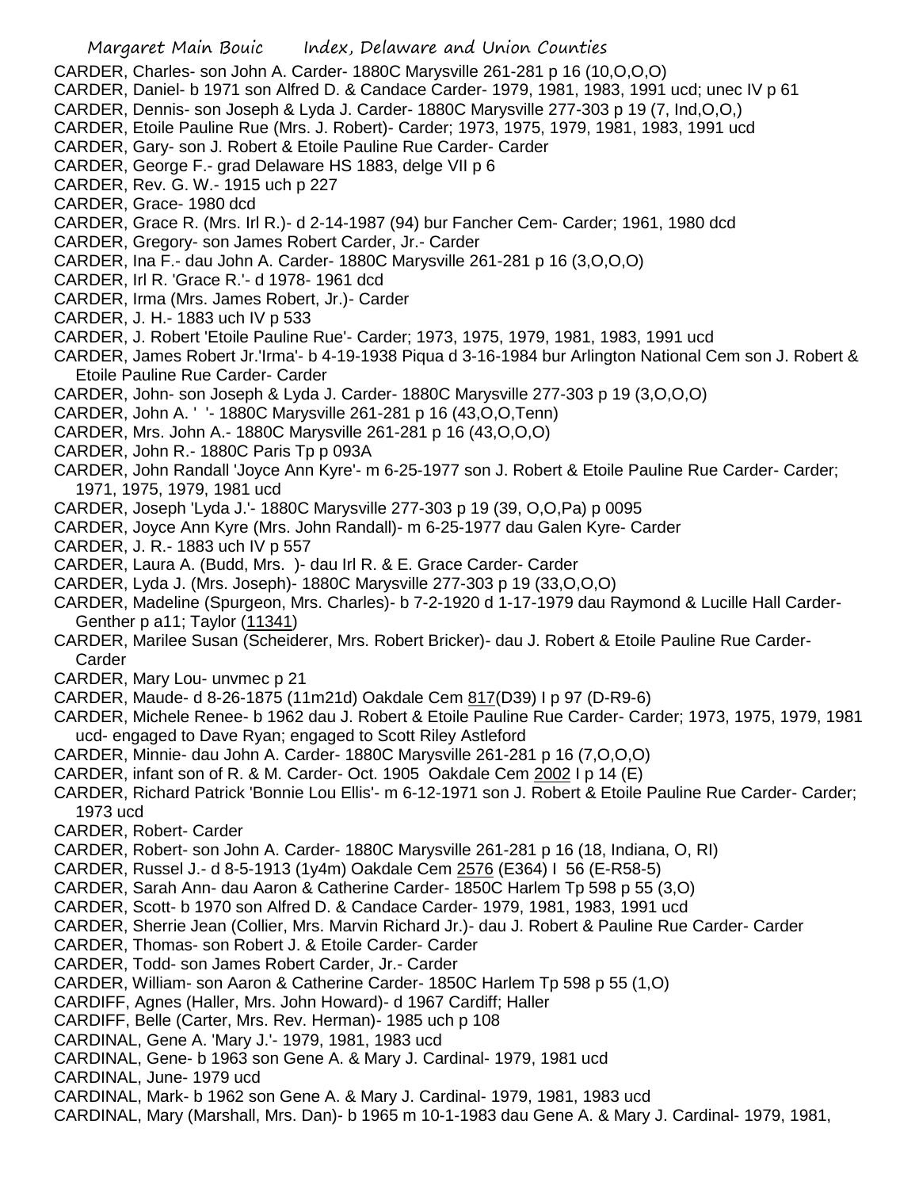CARDER, Charles- son John A. Carder- 1880C Marysville 261-281 p 16 (10,O,O,O)

CARDER, Daniel- b 1971 son Alfred D. & Candace Carder- 1979, 1981, 1983, 1991 ucd; unec IV p 61

CARDER, Dennis- son Joseph & Lyda J. Carder- 1880C Marysville 277-303 p 19 (7, Ind,O,O,)

CARDER, Etoile Pauline Rue (Mrs. J. Robert)- Carder; 1973, 1975, 1979, 1981, 1983, 1991 ucd

CARDER, Gary- son J. Robert & Etoile Pauline Rue Carder- Carder

CARDER, George F.- grad Delaware HS 1883, delge VII p 6

CARDER, Rev. G. W.- 1915 uch p 227

CARDER, Grace- 1980 dcd

CARDER, Grace R. (Mrs. Irl R.)- d 2-14-1987 (94) bur Fancher Cem- Carder; 1961, 1980 dcd

CARDER, Gregory- son James Robert Carder, Jr.- Carder

CARDER, Ina F.- dau John A. Carder- 1880C Marysville 261-281 p 16 (3,O,O,O)

CARDER, Irl R. 'Grace R.'- d 1978- 1961 dcd

CARDER, Irma (Mrs. James Robert, Jr.)- Carder

CARDER, J. H.- 1883 uch IV p 533

CARDER, J. Robert 'Etoile Pauline Rue'- Carder; 1973, 1975, 1979, 1981, 1983, 1991 ucd

CARDER, James Robert Jr.'Irma'- b 4-19-1938 Piqua d 3-16-1984 bur Arlington National Cem son J. Robert & Etoile Pauline Rue Carder- Carder

CARDER, John- son Joseph & Lyda J. Carder- 1880C Marysville 277-303 p 19 (3,O,O,O)

CARDER, John A. ' '- 1880C Marysville 261-281 p 16 (43,O,O,Tenn)

CARDER, Mrs. John A.- 1880C Marysville 261-281 p 16 (43,O,O,O)

CARDER, John R.- 1880C Paris Tp p 093A

CARDER, John Randall 'Joyce Ann Kyre'- m 6-25-1977 son J. Robert & Etoile Pauline Rue Carder- Carder; 1971, 1975, 1979, 1981 ucd

CARDER, Joseph 'Lyda J.'- 1880C Marysville 277-303 p 19 (39, O,O,Pa) p 0095

CARDER, Joyce Ann Kyre (Mrs. John Randall)- m 6-25-1977 dau Galen Kyre- Carder

CARDER, J. R.- 1883 uch IV p 557

CARDER, Laura A. (Budd, Mrs. )- dau Irl R. & E. Grace Carder- Carder

CARDER, Lyda J. (Mrs. Joseph)- 1880C Marysville 277-303 p 19 (33,O,O,O)

CARDER, Madeline (Spurgeon, Mrs. Charles)- b 7-2-1920 d 1-17-1979 dau Raymond & Lucille Hall Carder- Genther p a11; Taylor (11341)

CARDER, Marilee Susan (Scheiderer, Mrs. Robert Bricker)- dau J. Robert & Etoile Pauline Rue Carder- Carder

CARDER, Mary Lou- unvmec p 21

CARDER, Maude- d 8-26-1875 (11m21d) Oakdale Cem 817(D39) I p 97 (D-R9-6)

CARDER, Michele Renee- b 1962 dau J. Robert & Etoile Pauline Rue Carder- Carder; 1973, 1975, 1979, 1981 ucd- engaged to Dave Ryan; engaged to Scott Riley Astleford

CARDER, Minnie- dau John A. Carder- 1880C Marysville 261-281 p 16 (7,O,O,O)

CARDER, infant son of R. & M. Carder- Oct. 1905 Oakdale Cem 2002 I p 14 (E)

CARDER, Richard Patrick 'Bonnie Lou Ellis'- m 6-12-1971 son J. Robert & Etoile Pauline Rue Carder- Carder; 1973 ucd

CARDER, Robert- Carder

CARDER, Robert- son John A. Carder- 1880C Marysville 261-281 p 16 (18, Indiana, O, RI)

CARDER, Russel J.- d 8-5-1913 (1y4m) Oakdale Cem 2576 (E364) I 56 (E-R58-5)

CARDER, Sarah Ann- dau Aaron & Catherine Carder- 1850C Harlem Tp 598 p 55 (3,O)

CARDER, Scott- b 1970 son Alfred D. & Candace Carder- 1979, 1981, 1983, 1991 ucd

CARDER, Sherrie Jean (Collier, Mrs. Marvin Richard Jr.)- dau J. Robert & Pauline Rue Carder- Carder

CARDER, Thomas- son Robert J. & Etoile Carder- Carder

CARDER, Todd- son James Robert Carder, Jr.- Carder

CARDER, William- son Aaron & Catherine Carder- 1850C Harlem Tp 598 p 55 (1,O)

CARDIFF, Agnes (Haller, Mrs. John Howard)- d 1967 Cardiff; Haller

CARDIFF, Belle (Carter, Mrs. Rev. Herman)- 1985 uch p 108

CARDINAL, Gene A. 'Mary J.'- 1979, 1981, 1983 ucd

CARDINAL, Gene- b 1963 son Gene A. & Mary J. Cardinal- 1979, 1981 ucd

CARDINAL, June- 1979 ucd

CARDINAL, Mark- b 1962 son Gene A. & Mary J. Cardinal- 1979, 1981, 1983 ucd

CARDINAL, Mary (Marshall, Mrs. Dan)- b 1965 m 10-1-1983 dau Gene A. & Mary J. Cardinal- 1979, 1981,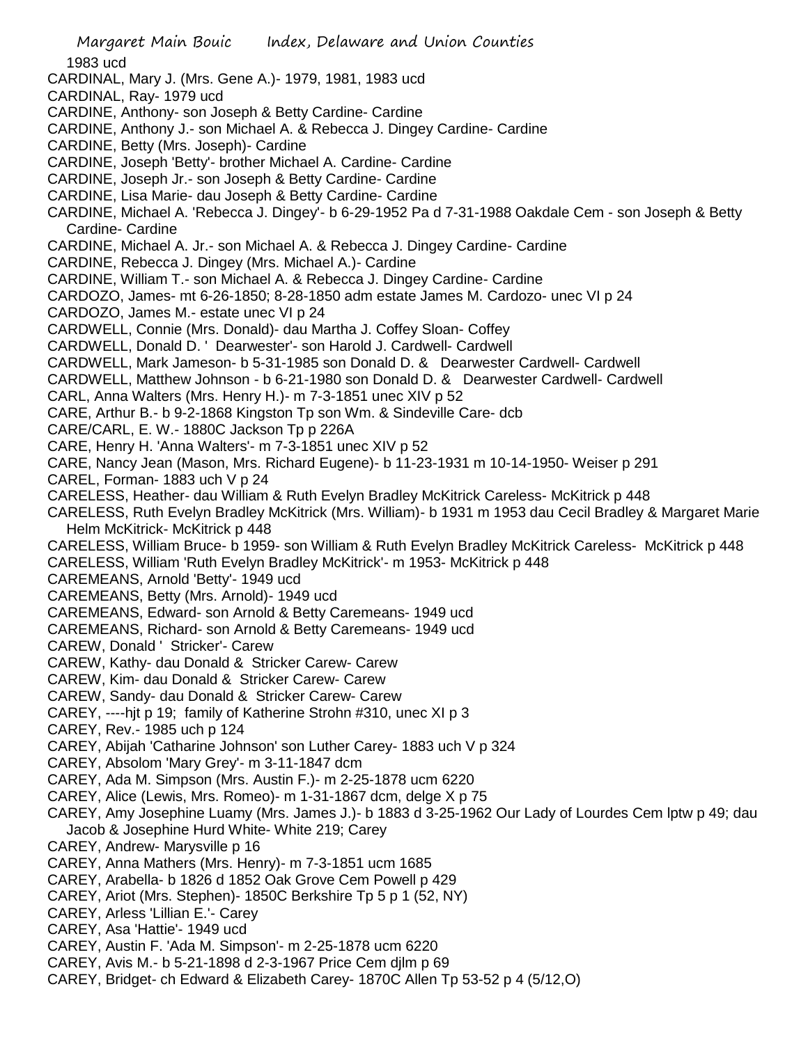1983 ucd
CARDINAL, Mary J. (Mrs. Gene A.)- 1979, 1981, 1983 ucd
CARDINAL, Ray- 1979 ucd
CARDINE, Anthony- son Joseph & Betty Cardine- Cardine
CARDINE, Anthony J.- son Michael A. & Rebecca J. Dingey Cardine- Cardine
CARDINE, Betty (Mrs. Joseph)- Cardine
CARDINE, Joseph 'Betty'- brother Michael A. Cardine- Cardine
CARDINE, Joseph Jr.- son Joseph & Betty Cardine- Cardine
CARDINE, Lisa Marie- dau Joseph & Betty Cardine- Cardine
CARDINE, Michael A. 'Rebecca J. Dingey'- b 6-29-1952 Pa d 7-31-1988 Oakdale Cem - son Joseph & Betty Cardine- Cardine
CARDINE, Michael A. Jr.- son Michael A. & Rebecca J. Dingey Cardine- Cardine
CARDINE, Rebecca J. Dingey (Mrs. Michael A.)- Cardine
CARDINE, William T.- son Michael A. & Rebecca J. Dingey Cardine- Cardine
CARDOZO, James- mt 6-26-1850; 8-28-1850 adm estate James M. Cardozo- unec VI p 24
CARDOZO, James M.- estate unec VI p 24
CARDWELL, Connie (Mrs. Donald)- dau Martha J. Coffey Sloan- Coffey
CARDWELL, Donald D. ' Dearwester'- son Harold J. Cardwell- Cardwell
CARDWELL, Mark Jameson- b 5-31-1985 son Donald D. & Dearwester Cardwell- Cardwell
CARDWELL, Matthew Johnson - b 6-21-1980 son Donald D. & Dearwester Cardwell- Cardwell
CARL, Anna Walters (Mrs. Henry H.)- m 7-3-1851 unec XIV p 52
CARE, Arthur B.- b 9-2-1868 Kingston Tp son Wm. & Sindeville Care- dcb
CARE/CARL, E. W.- 1880C Jackson Tp p 226A
CARE, Henry H. 'Anna Walters'- m 7-3-1851 unec XIV p 52
CARE, Nancy Jean (Mason, Mrs. Richard Eugene)- b 11-23-1931 m 10-14-1950- Weiser p 291
CAREL, Forman- 1883 uch V p 24
CARELESS, Heather- dau William & Ruth Evelyn Bradley McKitrick Careless- McKitrick p 448
CARELESS, Ruth Evelyn Bradley McKitrick (Mrs. William)- b 1931 m 1953 dau Cecil Bradley & Margaret Marie Helm McKitrick- McKitrick p 448
CARELESS, William Bruce- b 1959- son William & Ruth Evelyn Bradley McKitrick Careless- McKitrick p 448
CARELESS, William 'Ruth Evelyn Bradley McKitrick'- m 1953- McKitrick p 448
CAREMEANS, Arnold 'Betty'- 1949 ucd
CAREMEANS, Betty (Mrs. Arnold)- 1949 ucd
CAREMEANS, Edward- son Arnold & Betty Caremeans- 1949 ucd
CAREMEANS, Richard- son Arnold & Betty Caremeans- 1949 ucd
CAREW, Donald ' Stricker'- Carew
CAREW, Kathy- dau Donald & Stricker Carew- Carew
CAREW, Kim- dau Donald & Stricker Carew- Carew
CAREW, Sandy- dau Donald & Stricker Carew- Carew
CAREY, ----hjt p 19; family of Katherine Strohn #310, unec XI p 3
CAREY, Rev.- 1985 uch p 124
CAREY, Abijah 'Catharine Johnson' son Luther Carey- 1883 uch V p 324
CAREY, Absolom 'Mary Grey'- m 3-11-1847 dcm
CAREY, Ada M. Simpson (Mrs. Austin F.)- m 2-25-1878 ucm 6220
CAREY, Alice (Lewis, Mrs. Romeo)- m 1-31-1867 dcm, delge X p 75
CAREY, Amy Josephine Luamy (Mrs. James J.)- b 1883 d 3-25-1962 Our Lady of Lourdes Cem lptw p 49; dau Jacob & Josephine Hurd White- White 219; Carey
CAREY, Andrew- Marysville p 16
CAREY, Anna Mathers (Mrs. Henry)- m 7-3-1851 ucm 1685
CAREY, Arabella- b 1826 d 1852 Oak Grove Cem Powell p 429
CAREY, Ariot (Mrs. Stephen)- 1850C Berkshire Tp 5 p 1 (52, NY)
CAREY, Arless 'Lillian E.'- Carey
CAREY, Asa 'Hattie'- 1949 ucd
CAREY, Austin F. 'Ada M. Simpson'- m 2-25-1878 ucm 6220
CAREY, Avis M.- b 5-21-1898 d 2-3-1967 Price Cem djlm p 69
CAREY, Bridget- ch Edward & Elizabeth Carey- 1870C Allen Tp 53-52 p 4 (5/12,O)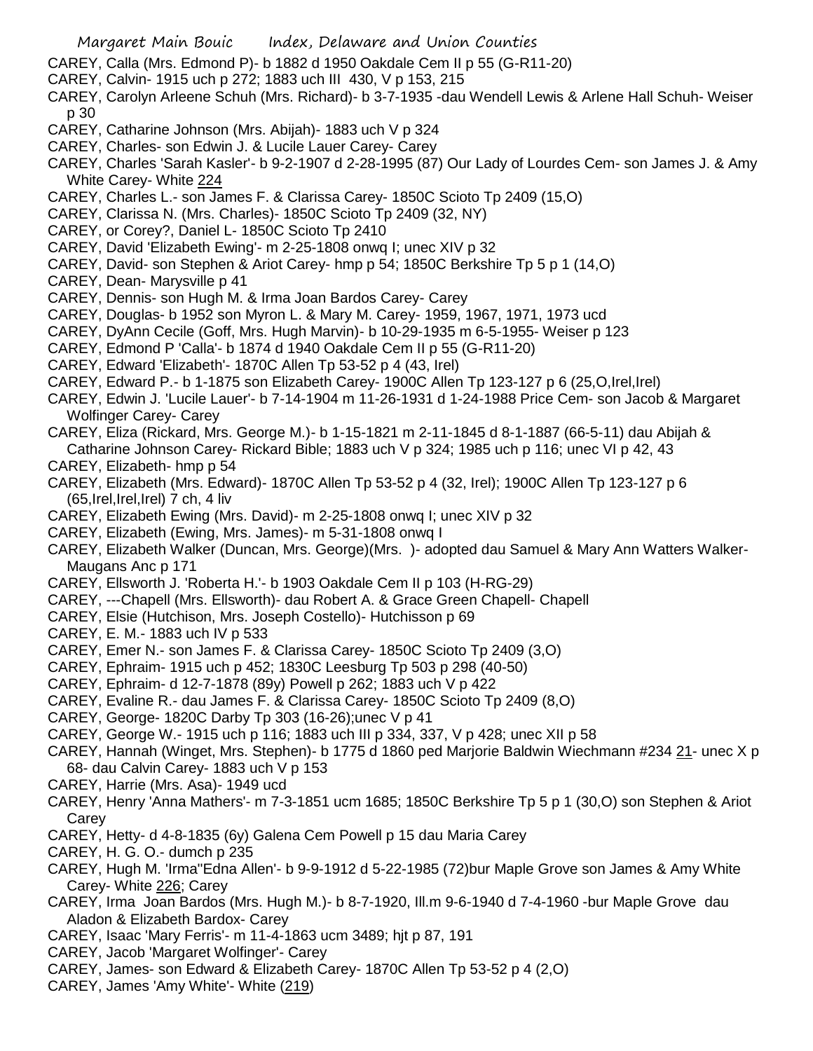CAREY, Calla (Mrs. Edmond P)- b 1882 d 1950 Oakdale Cem II p 55 (G-R11-20)

CAREY, Calvin- 1915 uch p 272; 1883 uch III 430, V p 153, 215

CAREY, Carolyn Arleene Schuh (Mrs. Richard)- b 3-7-1935 -dau Wendell Lewis & Arlene Hall Schuh- Weiser p 30

CAREY, Catharine Johnson (Mrs. Abijah)- 1883 uch V p 324

CAREY, Charles- son Edwin J. & Lucile Lauer Carey- Carey

CAREY, Charles 'Sarah Kasler'- b 9-2-1907 d 2-28-1995 (87) Our Lady of Lourdes Cem- son James J. & Amy White Carey- White 224

CAREY, Charles L.- son James F. & Clarissa Carey- 1850C Scioto Tp 2409 (15,O)

CAREY, Clarissa N. (Mrs. Charles)- 1850C Scioto Tp 2409 (32, NY)

CAREY, or Corey?, Daniel L- 1850C Scioto Tp 2410

CAREY, David 'Elizabeth Ewing'- m 2-25-1808 onwq I; unec XIV p 32

CAREY, David- son Stephen & Ariot Carey- hmp p 54; 1850C Berkshire Tp 5 p 1 (14,O)

CAREY, Dean- Marysville p 41

CAREY, Dennis- son Hugh M. & Irma Joan Bardos Carey- Carey

CAREY, Douglas- b 1952 son Myron L. & Mary M. Carey- 1959, 1967, 1971, 1973 ucd

CAREY, DyAnn Cecile (Goff, Mrs. Hugh Marvin)- b 10-29-1935 m 6-5-1955- Weiser p 123

CAREY, Edmond P 'Calla'- b 1874 d 1940 Oakdale Cem II p 55 (G-R11-20)

CAREY, Edward 'Elizabeth'- 1870C Allen Tp 53-52 p 4 (43, Irel)

CAREY, Edward P.- b 1-1875 son Elizabeth Carey- 1900C Allen Tp 123-127 p 6 (25,O,Irel,Irel)

CAREY, Edwin J. 'Lucile Lauer'- b 7-14-1904 m 11-26-1931 d 1-24-1988 Price Cem- son Jacob & Margaret Wolfinger Carey- Carey

CAREY, Eliza (Rickard, Mrs. George M.)- b 1-15-1821 m 2-11-1845 d 8-1-1887 (66-5-11) dau Abijah & Catharine Johnson Carey- Rickard Bible; 1883 uch V p 324; 1985 uch p 116; unec VI p 42, 43

CAREY, Elizabeth- hmp p 54

CAREY, Elizabeth (Mrs. Edward)- 1870C Allen Tp 53-52 p 4 (32, Irel); 1900C Allen Tp 123-127 p 6 (65,Irel,Irel,Irel) 7 ch, 4 liv

CAREY, Elizabeth Ewing (Mrs. David)- m 2-25-1808 onwq I; unec XIV p 32

CAREY, Elizabeth (Ewing, Mrs. James)- m 5-31-1808 onwq I

CAREY, Elizabeth Walker (Duncan, Mrs. George)(Mrs. )- adopted dau Samuel & Mary Ann Watters Walker- Maugans Anc p 171

CAREY, Ellsworth J. 'Roberta H.'- b 1903 Oakdale Cem II p 103 (H-RG-29)

CAREY, ---Chapell (Mrs. Ellsworth)- dau Robert A. & Grace Green Chapell- Chapell

CAREY, Elsie (Hutchison, Mrs. Joseph Costello)- Hutchisson p 69

CAREY, E. M.- 1883 uch IV p 533

CAREY, Emer N.- son James F. & Clarissa Carey- 1850C Scioto Tp 2409 (3,O)

CAREY, Ephraim- 1915 uch p 452; 1830C Leesburg Tp 503 p 298 (40-50)

CAREY, Ephraim- d 12-7-1878 (89y) Powell p 262; 1883 uch V p 422

CAREY, Evaline R.- dau James F. & Clarissa Carey- 1850C Scioto Tp 2409 (8,O)

CAREY, George- 1820C Darby Tp 303 (16-26);unec V p 41

CAREY, George W.- 1915 uch p 116; 1883 uch III p 334, 337, V p 428; unec XII p 58

CAREY, Hannah (Winget, Mrs. Stephen)- b 1775 d 1860 ped Marjorie Baldwin Wiechmann #234 21- unec X p 68- dau Calvin Carey- 1883 uch V p 153

CAREY, Harrie (Mrs. Asa)- 1949 ucd

CAREY, Henry 'Anna Mathers'- m 7-3-1851 ucm 1685; 1850C Berkshire Tp 5 p 1 (30,O) son Stephen & Ariot Carey

CAREY, Hetty- d 4-8-1835 (6y) Galena Cem Powell p 15 dau Maria Carey

CAREY, H. G. O.- dumch p 235

CAREY, Hugh M. 'Irma''Edna Allen'- b 9-9-1912 d 5-22-1985 (72)bur Maple Grove son James & Amy White Carey- White 226; Carey

CAREY, Irma Joan Bardos (Mrs. Hugh M.)- b 8-7-1920, Ill.m 9-6-1940 d 7-4-1960 -bur Maple Grove dau Aladon & Elizabeth Bardox- Carey

CAREY, Isaac 'Mary Ferris'- m 11-4-1863 ucm 3489; hjt p 87, 191

CAREY, Jacob 'Margaret Wolfinger'- Carey

CAREY, James- son Edward & Elizabeth Carey- 1870C Allen Tp 53-52 p 4 (2,O)

CAREY, James 'Amy White'- White (219)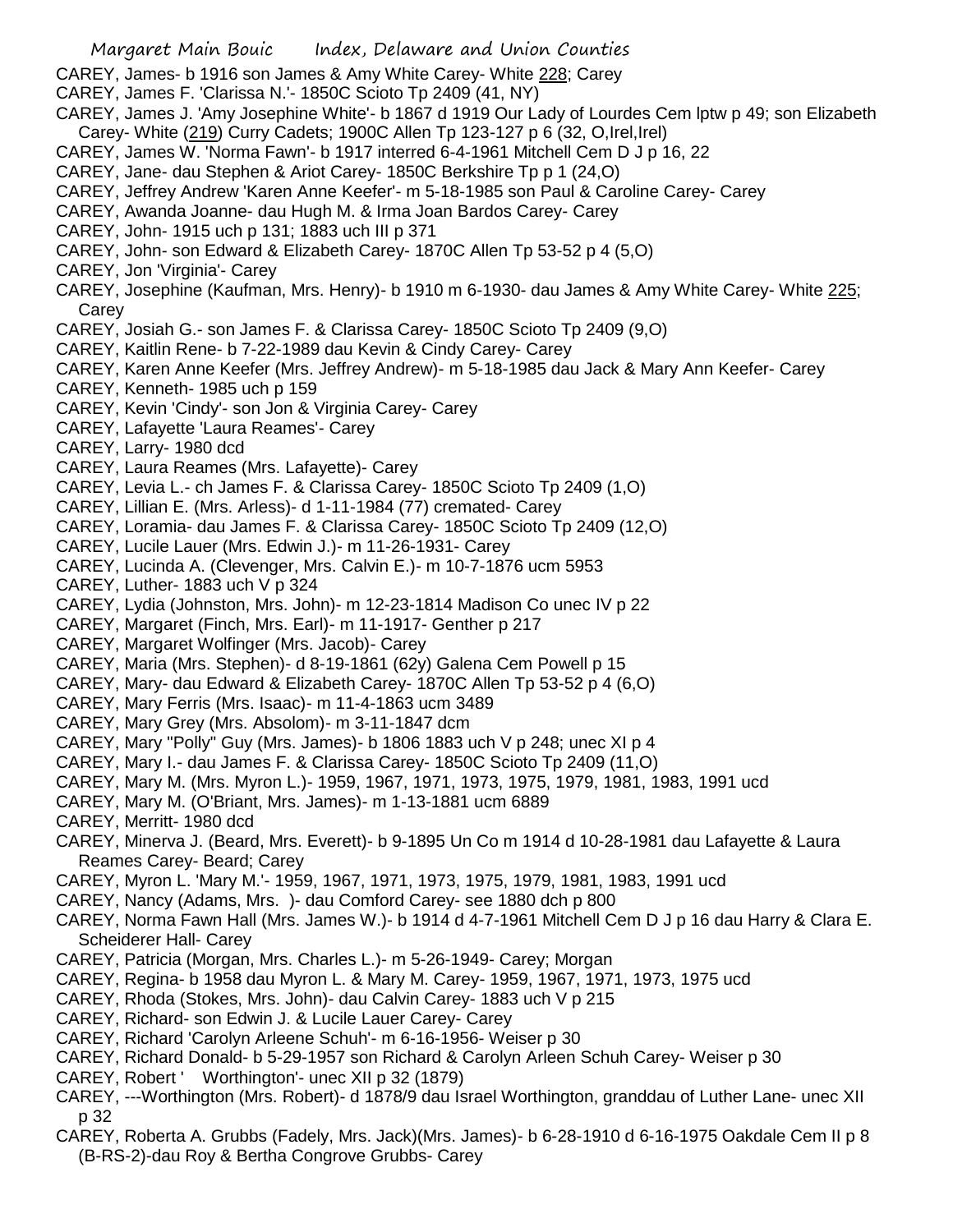CAREY, James- b 1916 son James & Amy White Carey- White 228; Carey

CAREY, James F. 'Clarissa N.'- 1850C Scioto Tp 2409 (41, NY)

CAREY, James J. 'Amy Josephine White'- b 1867 d 1919 Our Lady of Lourdes Cem lptw p 49; son Elizabeth Carey- White (219) Curry Cadets; 1900C Allen Tp 123-127 p 6 (32, O,Irel,Irel)

CAREY, James W. 'Norma Fawn'- b 1917 interred 6-4-1961 Mitchell Cem D J p 16, 22

CAREY, Jane- dau Stephen & Ariot Carey- 1850C Berkshire Tp p 1 (24,O)

CAREY, Jeffrey Andrew 'Karen Anne Keefer'- m 5-18-1985 son Paul & Caroline Carey- Carey

CAREY, Awanda Joanne- dau Hugh M. & Irma Joan Bardos Carey- Carey

CAREY, John- 1915 uch p 131; 1883 uch III p 371

CAREY, John- son Edward & Elizabeth Carey- 1870C Allen Tp 53-52 p 4 (5,O)

CAREY, Jon 'Virginia'- Carey

CAREY, Josephine (Kaufman, Mrs. Henry)- b 1910 m 6-1930- dau James & Amy White Carey- White 225; Carey

CAREY, Josiah G.- son James F. & Clarissa Carey- 1850C Scioto Tp 2409 (9,O)

CAREY, Kaitlin Rene- b 7-22-1989 dau Kevin & Cindy Carey- Carey

CAREY, Karen Anne Keefer (Mrs. Jeffrey Andrew)- m 5-18-1985 dau Jack & Mary Ann Keefer- Carey

CAREY, Kenneth- 1985 uch p 159

CAREY, Kevin 'Cindy'- son Jon & Virginia Carey- Carey

CAREY, Lafayette 'Laura Reames'- Carey

CAREY, Larry- 1980 dcd

CAREY, Laura Reames (Mrs. Lafayette)- Carey

CAREY, Levia L.- ch James F. & Clarissa Carey- 1850C Scioto Tp 2409 (1,O)

CAREY, Lillian E. (Mrs. Arless)- d 1-11-1984 (77) cremated- Carey

CAREY, Loramia- dau James F. & Clarissa Carey- 1850C Scioto Tp 2409 (12,O)

CAREY, Lucile Lauer (Mrs. Edwin J.)- m 11-26-1931- Carey

CAREY, Lucinda A. (Clevenger, Mrs. Calvin E.)- m 10-7-1876 ucm 5953

CAREY, Luther- 1883 uch V p 324

CAREY, Lydia (Johnston, Mrs. John)- m 12-23-1814 Madison Co unec IV p 22

CAREY, Margaret (Finch, Mrs. Earl)- m 11-1917- Genther p 217

CAREY, Margaret Wolfinger (Mrs. Jacob)- Carey

CAREY, Maria (Mrs. Stephen)- d 8-19-1861 (62y) Galena Cem Powell p 15

CAREY, Mary- dau Edward & Elizabeth Carey- 1870C Allen Tp 53-52 p 4 (6,O)

CAREY, Mary Ferris (Mrs. Isaac)- m 11-4-1863 ucm 3489

CAREY, Mary Grey (Mrs. Absolom)- m 3-11-1847 dcm

CAREY, Mary "Polly" Guy (Mrs. James)- b 1806 1883 uch V p 248; unec XI p 4

CAREY, Mary I.- dau James F. & Clarissa Carey- 1850C Scioto Tp 2409 (11,O)

CAREY, Mary M. (Mrs. Myron L.)- 1959, 1967, 1971, 1973, 1975, 1979, 1981, 1983, 1991 ucd

CAREY, Mary M. (O'Briant, Mrs. James)- m 1-13-1881 ucm 6889

CAREY, Merritt- 1980 dcd

CAREY, Minerva J. (Beard, Mrs. Everett)- b 9-1895 Un Co m 1914 d 10-28-1981 dau Lafayette & Laura Reames Carey- Beard; Carey

CAREY, Myron L. 'Mary M.'- 1959, 1967, 1971, 1973, 1975, 1979, 1981, 1983, 1991 ucd

CAREY, Nancy (Adams, Mrs. )- dau Comford Carey- see 1880 dch p 800

CAREY, Norma Fawn Hall (Mrs. James W.)- b 1914 d 4-7-1961 Mitchell Cem D J p 16 dau Harry & Clara E. Scheiderer Hall- Carey

CAREY, Patricia (Morgan, Mrs. Charles L.)- m 5-26-1949- Carey; Morgan

CAREY, Regina- b 1958 dau Myron L. & Mary M. Carey- 1959, 1967, 1971, 1973, 1975 ucd

CAREY, Rhoda (Stokes, Mrs. John)- dau Calvin Carey- 1883 uch V p 215

CAREY, Richard- son Edwin J. & Lucile Lauer Carey- Carey

CAREY, Richard 'Carolyn Arleene Schuh'- m 6-16-1956- Weiser p 30

CAREY, Richard Donald- b 5-29-1957 son Richard & Carolyn Arleen Schuh Carey- Weiser p 30

CAREY, Robert ' Worthington'- unec XII p 32 (1879)

CAREY, ---Worthington (Mrs. Robert)- d 1878/9 dau Israel Worthington, granddau of Luther Lane- unec XII p 32

CAREY, Roberta A. Grubbs (Fadely, Mrs. Jack)(Mrs. James)- b 6-28-1910 d 6-16-1975 Oakdale Cem II p 8 (B-RS-2)-dau Roy & Bertha Congrove Grubbs- Carey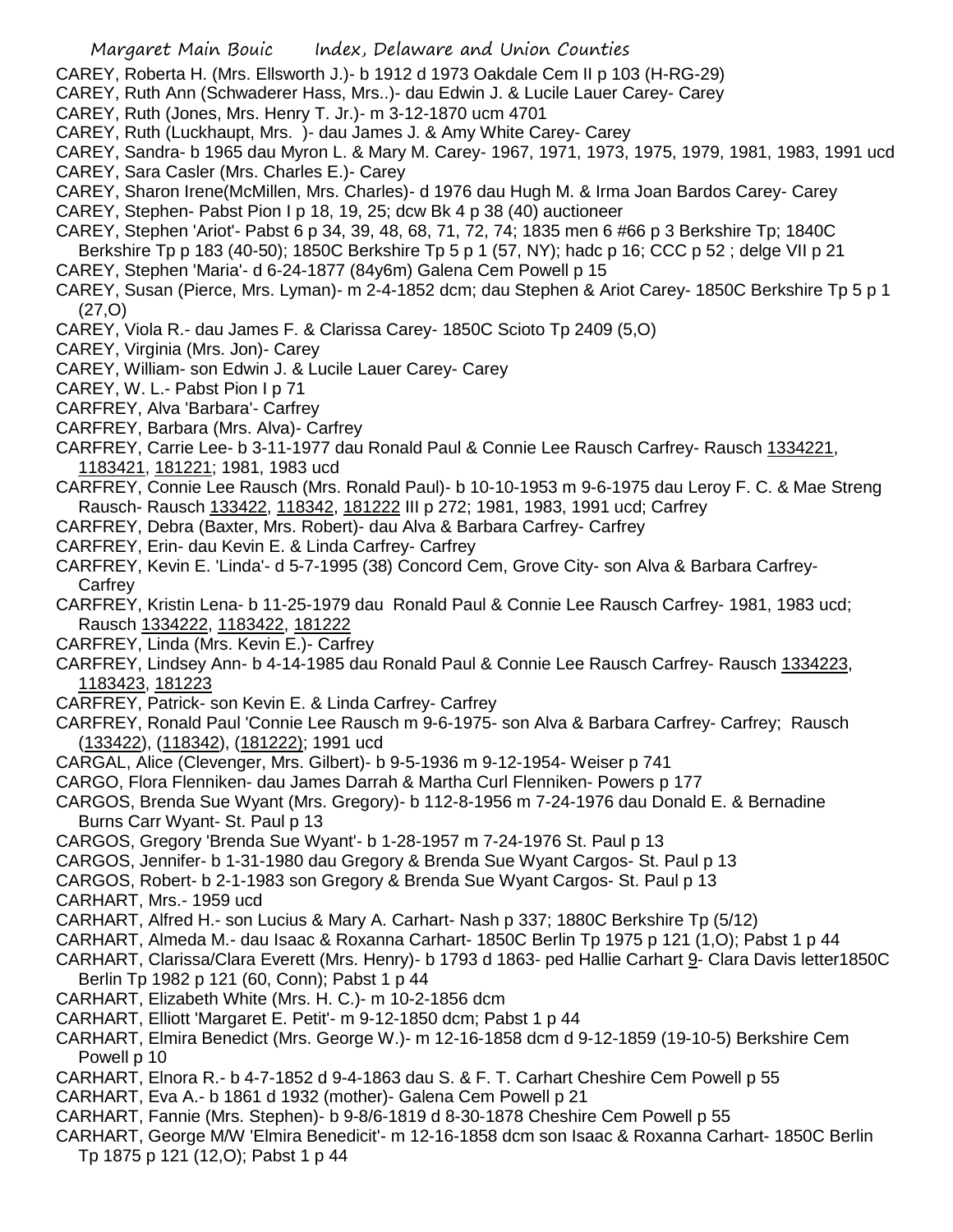CAREY, Roberta H. (Mrs. Ellsworth J.)- b 1912 d 1973 Oakdale Cem II p 103 (H-RG-29)
CAREY, Ruth Ann (Schwaderer Hass, Mrs..)- dau Edwin J. & Lucile Lauer Carey- Carey
CAREY, Ruth (Jones, Mrs. Henry T. Jr.)- m 3-12-1870 ucm 4701
CAREY, Ruth (Luckhaupt, Mrs. )- dau James J. & Amy White Carey- Carey
CAREY, Sandra- b 1965 dau Myron L. & Mary M. Carey- 1967, 1971, 1973, 1975, 1979, 1981, 1983, 1991 ucd
CAREY, Sara Casler (Mrs. Charles E.)- Carey
CAREY, Sharon Irene(McMillen, Mrs. Charles)- d 1976 dau Hugh M. & Irma Joan Bardos Carey- Carey
CAREY, Stephen- Pabst Pion I p 18, 19, 25; dcw Bk 4 p 38 (40) auctioneer
CAREY, Stephen 'Ariot'- Pabst 6 p 34, 39, 48, 68, 71, 72, 74; 1835 men 6 #66 p 3 Berkshire Tp; 1840C Berkshire Tp p 183 (40-50); 1850C Berkshire Tp 5 p 1 (57, NY); hadc p 16; CCC p 52 ; delge VII p 21
CAREY, Stephen 'Maria'- d 6-24-1877 (84y6m) Galena Cem Powell p 15
CAREY, Susan (Pierce, Mrs. Lyman)- m 2-4-1852 dcm; dau Stephen & Ariot Carey- 1850C Berkshire Tp 5 p 1 (27,O)
CAREY, Viola R.- dau James F. & Clarissa Carey- 1850C Scioto Tp 2409 (5,O)
CAREY, Virginia (Mrs. Jon)- Carey
CAREY, William- son Edwin J. & Lucile Lauer Carey- Carey
CAREY, W. L.- Pabst Pion I p 71
CARFREY, Alva 'Barbara'- Carfrey
CARFREY, Barbara (Mrs. Alva)- Carfrey
CARFREY, Carrie Lee- b 3-11-1977 dau Ronald Paul & Connie Lee Rausch Carfrey- Rausch 1334221, 1183421, 181221; 1981, 1983 ucd
CARFREY, Connie Lee Rausch (Mrs. Ronald Paul)- b 10-10-1953 m 9-6-1975 dau Leroy F. C. & Mae Streng Rausch- Rausch 133422, 118342, 181222 III p 272; 1981, 1983, 1991 ucd; Carfrey
CARFREY, Debra (Baxter, Mrs. Robert)- dau Alva & Barbara Carfrey- Carfrey
CARFREY, Erin- dau Kevin E. & Linda Carfrey- Carfrey
CARFREY, Kevin E. 'Linda'- d 5-7-1995 (38) Concord Cem, Grove City- son Alva & Barbara Carfrey- Carfrey
CARFREY, Kristin Lena- b 11-25-1979 dau Ronald Paul & Connie Lee Rausch Carfrey- 1981, 1983 ucd; Rausch 1334222, 1183422, 181222
CARFREY, Linda (Mrs. Kevin E.)- Carfrey
CARFREY, Lindsey Ann- b 4-14-1985 dau Ronald Paul & Connie Lee Rausch Carfrey- Rausch 1334223, 1183423, 181223
CARFREY, Patrick- son Kevin E. & Linda Carfrey- Carfrey
CARFREY, Ronald Paul 'Connie Lee Rausch m 9-6-1975- son Alva & Barbara Carfrey- Carfrey; Rausch (133422), (118342), (181222); 1991 ucd
CARGAL, Alice (Clevenger, Mrs. Gilbert)- b 9-5-1936 m 9-12-1954- Weiser p 741
CARGO, Flora Flenniken- dau James Darrah & Martha Curl Flenniken- Powers p 177
CARGOS, Brenda Sue Wyant (Mrs. Gregory)- b 112-8-1956 m 7-24-1976 dau Donald E. & Bernadine Burns Carr Wyant- St. Paul p 13
CARGOS, Gregory 'Brenda Sue Wyant'- b 1-28-1957 m 7-24-1976 St. Paul p 13
CARGOS, Jennifer- b 1-31-1980 dau Gregory & Brenda Sue Wyant Cargos- St. Paul p 13
CARGOS, Robert- b 2-1-1983 son Gregory & Brenda Sue Wyant Cargos- St. Paul p 13
CARHART, Mrs.- 1959 ucd
CARHART, Alfred H.- son Lucius & Mary A. Carhart- Nash p 337; 1880C Berkshire Tp (5/12)
CARHART, Almeda M.- dau Isaac & Roxanna Carhart- 1850C Berlin Tp 1975 p 121 (1,O); Pabst 1 p 44
CARHART, Clarissa/Clara Everett (Mrs. Henry)- b 1793 d 1863- ped Hallie Carhart 9- Clara Davis letter1850C Berlin Tp 1982 p 121 (60, Conn); Pabst 1 p 44
CARHART, Elizabeth White (Mrs. H. C.)- m 10-2-1856 dcm
CARHART, Elliott 'Margaret E. Petit'- m 9-12-1850 dcm; Pabst 1 p 44
CARHART, Elmira Benedict (Mrs. George W.)- m 12-16-1858 dcm d 9-12-1859 (19-10-5) Berkshire Cem Powell p 10
CARHART, Elnora R.- b 4-7-1852 d 9-4-1863 dau S. & F. T. Carhart Cheshire Cem Powell p 55
CARHART, Eva A.- b 1861 d 1932 (mother)- Galena Cem Powell p 21
CARHART, Fannie (Mrs. Stephen)- b 9-8/6-1819 d 8-30-1878 Cheshire Cem Powell p 55
CARHART, George M/W 'Elmira Benedicit'- m 12-16-1858 dcm son Isaac & Roxanna Carhart- 1850C Berlin Tp 1875 p 121 (12,O); Pabst 1 p 44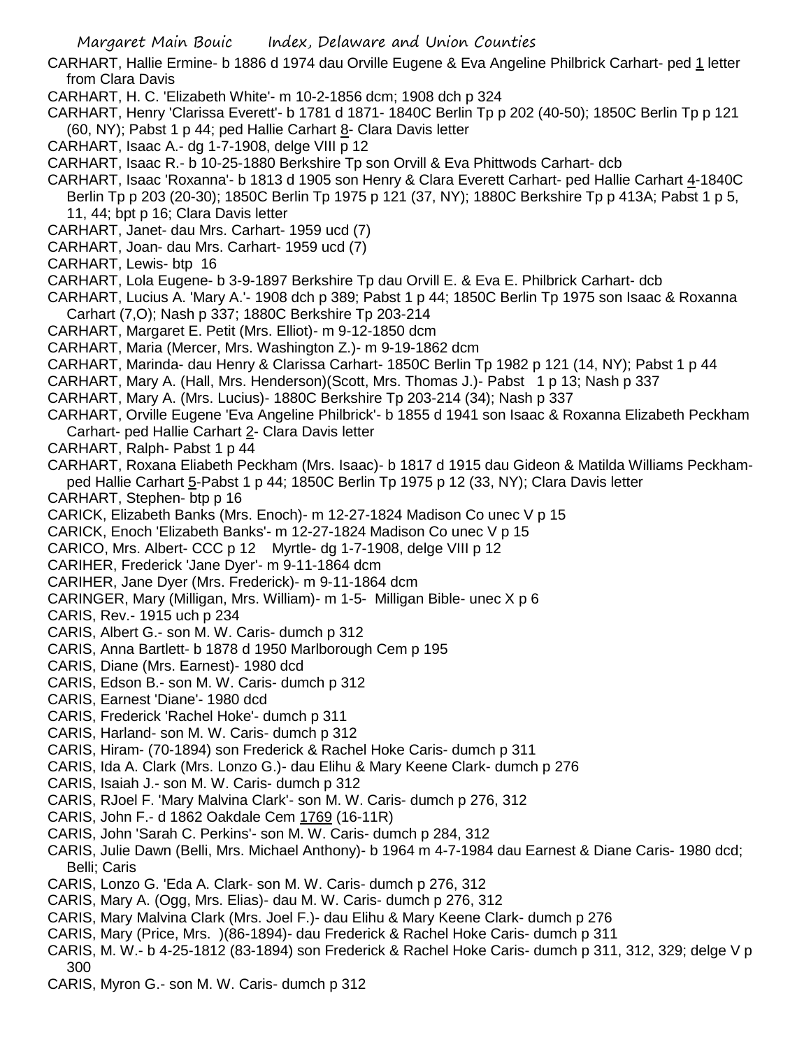CARHART, Hallie Ermine- b 1886 d 1974 dau Orville Eugene & Eva Angeline Philbrick Carhart- ped 1 letter from Clara Davis

CARHART, H. C. 'Elizabeth White'- m 10-2-1856 dcm; 1908 dch p 324

CARHART, Henry 'Clarissa Everett'- b 1781 d 1871- 1840C Berlin Tp p 202 (40-50); 1850C Berlin Tp p 121 (60, NY); Pabst 1 p 44; ped Hallie Carhart 8- Clara Davis letter

CARHART, Isaac A.- dg 1-7-1908, delge VIII p 12

CARHART, Isaac R.- b 10-25-1880 Berkshire Tp son Orvill & Eva Phittwods Carhart- dcb

CARHART, Isaac 'Roxanna'- b 1813 d 1905 son Henry & Clara Everett Carhart- ped Hallie Carhart 4-1840C Berlin Tp p 203 (20-30); 1850C Berlin Tp 1975 p 121 (37, NY); 1880C Berkshire Tp p 413A; Pabst 1 p 5, 11, 44; bpt p 16; Clara Davis letter

CARHART, Janet- dau Mrs. Carhart- 1959 ucd (7)

CARHART, Joan- dau Mrs. Carhart- 1959 ucd (7)

CARHART, Lewis- btp 16

CARHART, Lola Eugene- b 3-9-1897 Berkshire Tp dau Orvill E. & Eva E. Philbrick Carhart- dcb

CARHART, Lucius A. 'Mary A.'- 1908 dch p 389; Pabst 1 p 44; 1850C Berlin Tp 1975 son Isaac & Roxanna Carhart (7,O); Nash p 337; 1880C Berkshire Tp 203-214

CARHART, Margaret E. Petit (Mrs. Elliot)- m 9-12-1850 dcm

CARHART, Maria (Mercer, Mrs. Washington Z.)- m 9-19-1862 dcm

CARHART, Marinda- dau Henry & Clarissa Carhart- 1850C Berlin Tp 1982 p 121 (14, NY); Pabst 1 p 44

CARHART, Mary A. (Hall, Mrs. Henderson)(Scott, Mrs. Thomas J.)- Pabst 1 p 13; Nash p 337

CARHART, Mary A. (Mrs. Lucius)- 1880C Berkshire Tp 203-214 (34); Nash p 337

CARHART, Orville Eugene 'Eva Angeline Philbrick'- b 1855 d 1941 son Isaac & Roxanna Elizabeth Peckham Carhart- ped Hallie Carhart 2- Clara Davis letter

CARHART, Ralph- Pabst 1 p 44

CARHART, Roxana Eliabeth Peckham (Mrs. Isaac)- b 1817 d 1915 dau Gideon & Matilda Williams Peckham- ped Hallie Carhart 5-Pabst 1 p 44; 1850C Berlin Tp 1975 p 12 (33, NY); Clara Davis letter

CARHART, Stephen- btp p 16

CARICK, Elizabeth Banks (Mrs. Enoch)- m 12-27-1824 Madison Co unec V p 15

CARICK, Enoch 'Elizabeth Banks'- m 12-27-1824 Madison Co unec V p 15

CARICO, Mrs. Albert- CCC p 12 Myrtle- dg 1-7-1908, delge VIII p 12

CARIHER, Frederick 'Jane Dyer'- m 9-11-1864 dcm

CARIHER, Jane Dyer (Mrs. Frederick)- m 9-11-1864 dcm

CARINGER, Mary (Milligan, Mrs. William)- m 1-5- Milligan Bible- unec X p 6

CARIS, Rev.- 1915 uch p 234

CARIS, Albert G.- son M. W. Caris- dumch p 312

CARIS, Anna Bartlett- b 1878 d 1950 Marlborough Cem p 195

CARIS, Diane (Mrs. Earnest)- 1980 dcd

CARIS, Edson B.- son M. W. Caris- dumch p 312

CARIS, Earnest 'Diane'- 1980 dcd

CARIS, Frederick 'Rachel Hoke'- dumch p 311

CARIS, Harland- son M. W. Caris- dumch p 312

CARIS, Hiram- (70-1894) son Frederick & Rachel Hoke Caris- dumch p 311

CARIS, Ida A. Clark (Mrs. Lonzo G.)- dau Elihu & Mary Keene Clark- dumch p 276

CARIS, Isaiah J.- son M. W. Caris- dumch p 312

CARIS, RJoel F. 'Mary Malvina Clark'- son M. W. Caris- dumch p 276, 312

CARIS, John F.- d 1862 Oakdale Cem 1769 (16-11R)

CARIS, John 'Sarah C. Perkins'- son M. W. Caris- dumch p 284, 312

CARIS, Julie Dawn (Belli, Mrs. Michael Anthony)- b 1964 m 4-7-1984 dau Earnest & Diane Caris- 1980 dcd; Belli; Caris

CARIS, Lonzo G. 'Eda A. Clark- son M. W. Caris- dumch p 276, 312

CARIS, Mary A. (Ogg, Mrs. Elias)- dau M. W. Caris- dumch p 276, 312

CARIS, Mary Malvina Clark (Mrs. Joel F.)- dau Elihu & Mary Keene Clark- dumch p 276

CARIS, Mary (Price, Mrs. )(86-1894)- dau Frederick & Rachel Hoke Caris- dumch p 311

CARIS, M. W.- b 4-25-1812 (83-1894) son Frederick & Rachel Hoke Caris- dumch p 311, 312, 329; delge V p 300

CARIS, Myron G.- son M. W. Caris- dumch p 312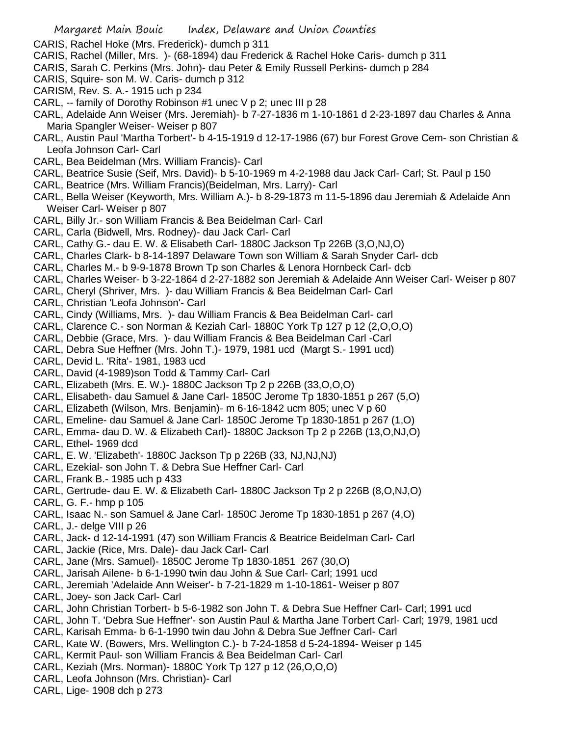CARIS, Rachel Hoke (Mrs. Frederick)- dumch p 311

CARIS, Rachel (Miller, Mrs. )- (68-1894) dau Frederick & Rachel Hoke Caris- dumch p 311

CARIS, Sarah C. Perkins (Mrs. John)- dau Peter & Emily Russell Perkins- dumch p 284

CARIS, Squire- son M. W. Caris- dumch p 312

CARISM, Rev. S. A.- 1915 uch p 234

CARL, -- family of Dorothy Robinson #1 unec V p 2; unec III p 28

CARL, Adelaide Ann Weiser (Mrs. Jeremiah)- b 7-27-1836 m 1-10-1861 d 2-23-1897 dau Charles & Anna Maria Spangler Weiser- Weiser p 807

CARL, Austin Paul 'Martha Torbert'- b 4-15-1919 d 12-17-1986 (67) bur Forest Grove Cem- son Christian & Leofa Johnson Carl- Carl

CARL, Bea Beidelman (Mrs. William Francis)- Carl

CARL, Beatrice Susie (Seif, Mrs. David)- b 5-10-1969 m 4-2-1988 dau Jack Carl- Carl; St. Paul p 150

CARL, Beatrice (Mrs. William Francis)(Beidelman, Mrs. Larry)- Carl

CARL, Bella Weiser (Keyworth, Mrs. William A.)- b 8-29-1873 m 11-5-1896 dau Jeremiah & Adelaide Ann Weiser Carl- Weiser p 807

CARL, Billy Jr.- son William Francis & Bea Beidelman Carl- Carl

CARL, Carla (Bidwell, Mrs. Rodney)- dau Jack Carl- Carl

CARL, Cathy G.- dau E. W. & Elisabeth Carl- 1880C Jackson Tp 226B (3,O,NJ,O)

CARL, Charles Clark- b 8-14-1897 Delaware Town son William & Sarah Snyder Carl- dcb

CARL, Charles M.- b 9-9-1878 Brown Tp son Charles & Lenora Hornbeck Carl- dcb

CARL, Charles Weiser- b 3-22-1864 d 2-27-1882 son Jeremiah & Adelaide Ann Weiser Carl- Weiser p 807

CARL, Cheryl (Shriver, Mrs. )- dau William Francis & Bea Beidelman Carl- Carl

CARL, Christian 'Leofa Johnson'- Carl

CARL, Cindy (Williams, Mrs. )- dau William Francis & Bea Beidelman Carl- carl

CARL, Clarence C.- son Norman & Keziah Carl- 1880C York Tp 127 p 12 (2,O,O,O)

CARL, Debbie (Grace, Mrs. )- dau William Francis & Bea Beidelman Carl -Carl

CARL, Debra Sue Heffner (Mrs. John T.)- 1979, 1981 ucd (Margt S.- 1991 ucd)

CARL, Devid L. 'Rita'- 1981, 1983 ucd

CARL, David (4-1989)son Todd & Tammy Carl- Carl

CARL, Elizabeth (Mrs. E. W.)- 1880C Jackson Tp 2 p 226B (33,O,O,O)

CARL, Elisabeth- dau Samuel & Jane Carl- 1850C Jerome Tp 1830-1851 p 267 (5,O)

CARL, Elizabeth (Wilson, Mrs. Benjamin)- m 6-16-1842 ucm 805; unec V p 60

CARL, Emeline- dau Samuel & Jane Carl- 1850C Jerome Tp 1830-1851 p 267 (1,O)

CARL, Emma- dau D. W. & Elizabeth Carl)- 1880C Jackson Tp 2 p 226B (13,O,NJ,O)

CARL, Ethel- 1969 dcd

CARL, E. W. 'Elizabeth'- 1880C Jackson Tp p 226B (33, NJ,NJ,NJ)

CARL, Ezekial- son John T. & Debra Sue Heffner Carl- Carl

CARL, Frank B.- 1985 uch p 433

CARL, Gertrude- dau E. W. & Elizabeth Carl- 1880C Jackson Tp 2 p 226B (8,O,NJ,O)

CARL, G. F.- hmp p 105

CARL, Isaac N.- son Samuel & Jane Carl- 1850C Jerome Tp 1830-1851 p 267 (4,O)

CARL, J.- delge VIII p 26

CARL, Jack- d 12-14-1991 (47) son William Francis & Beatrice Beidelman Carl- Carl

CARL, Jackie (Rice, Mrs. Dale)- dau Jack Carl- Carl

CARL, Jane (Mrs. Samuel)- 1850C Jerome Tp 1830-1851 267 (30,O)

CARL, Jarisah Ailene- b 6-1-1990 twin dau John & Sue Carl- Carl; 1991 ucd

CARL, Jeremiah 'Adelaide Ann Weiser'- b 7-21-1829 m 1-10-1861- Weiser p 807

CARL, Joey- son Jack Carl- Carl

CARL, John Christian Torbert- b 5-6-1982 son John T. & Debra Sue Heffner Carl- Carl; 1991 ucd

CARL, John T. 'Debra Sue Heffner'- son Austin Paul & Martha Jane Torbert Carl- Carl; 1979, 1981 ucd

CARL, Karisah Emma- b 6-1-1990 twin dau John & Debra Sue Jeffner Carl- Carl

CARL, Kate W. (Bowers, Mrs. Wellington C.)- b 7-24-1858 d 5-24-1894- Weiser p 145

CARL, Kermit Paul- son William Francis & Bea Beidelman Carl- Carl

CARL, Keziah (Mrs. Norman)- 1880C York Tp 127 p 12 (26,O,O,O)

CARL, Leofa Johnson (Mrs. Christian)- Carl

CARL, Lige- 1908 dch p 273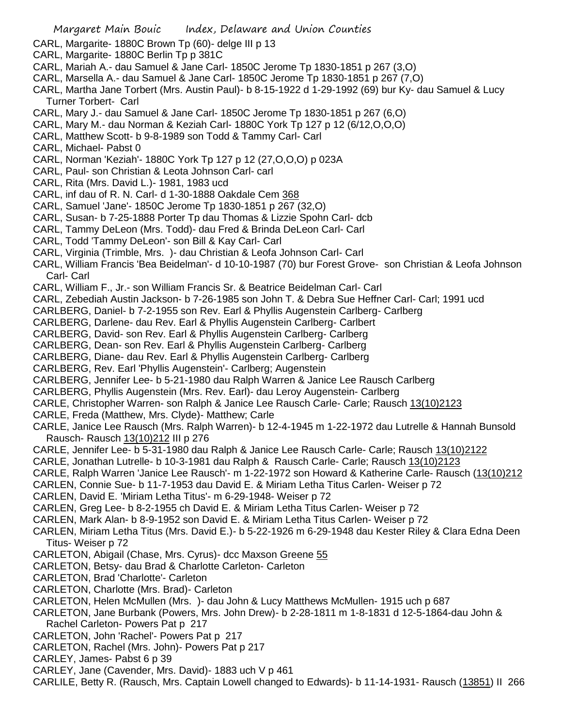CARL, Margarite- 1880C Brown Tp (60)- delge III p 13
CARL, Margarite- 1880C Berlin Tp p 381C
CARL, Mariah A.- dau Samuel & Jane Carl- 1850C Jerome Tp 1830-1851 p 267 (3,O)
CARL, Marsella A.- dau Samuel & Jane Carl- 1850C Jerome Tp 1830-1851 p 267 (7,O)
CARL, Martha Jane Torbert (Mrs. Austin Paul)- b 8-15-1922 d 1-29-1992 (69) bur Ky- dau Samuel & Lucy Turner Torbert- Carl
CARL, Mary J.- dau Samuel & Jane Carl- 1850C Jerome Tp 1830-1851 p 267 (6,O)
CARL, Mary M.- dau Norman & Keziah Carl- 1880C York Tp 127 p 12 (6/12,O,O,O)
CARL, Matthew Scott- b 9-8-1989 son Todd & Tammy Carl- Carl
CARL, Michael- Pabst 0
CARL, Norman 'Keziah'- 1880C York Tp 127 p 12 (27,O,O,O) p 023A
CARL, Paul- son Christian & Leota Johnson Carl- carl
CARL, Rita (Mrs. David L.)- 1981, 1983 ucd
CARL, inf dau of R. N. Carl- d 1-30-1888 Oakdale Cem 368
CARL, Samuel 'Jane'- 1850C Jerome Tp 1830-1851 p 267 (32,O)
CARL, Susan- b 7-25-1888 Porter Tp dau Thomas & Lizzie Spohn Carl- dcb
CARL, Tammy DeLeon (Mrs. Todd)- dau Fred & Brinda DeLeon Carl- Carl
CARL, Todd 'Tammy DeLeon'- son Bill & Kay Carl- Carl
CARL, Virginia (Trimble, Mrs. )- dau Christian & Leofa Johnson Carl- Carl
CARL, William Francis 'Bea Beidelman'- d 10-10-1987 (70) bur Forest Grove- son Christian & Leofa Johnson Carl- Carl
CARL, William F., Jr.- son William Francis Sr. & Beatrice Beidelman Carl- Carl
CARL, Zebediah Austin Jackson- b 7-26-1985 son John T. & Debra Sue Heffner Carl- Carl; 1991 ucd
CARLBERG, Daniel- b 7-2-1955 son Rev. Earl & Phyllis Augenstein Carlberg- Carlberg
CARLBERG, Darlene- dau Rev. Earl & Phyllis Augenstein Carlberg- Carlbert
CARLBERG, David- son Rev. Earl & Phyllis Augenstein Carlberg- Carlberg
CARLBERG, Dean- son Rev. Earl & Phyllis Augenstein Carlberg- Carlberg
CARLBERG, Diane- dau Rev. Earl & Phyllis Augenstein Carlberg- Carlberg
CARLBERG, Rev. Earl 'Phyllis Augenstein'- Carlberg; Augenstein
CARLBERG, Jennifer Lee- b 5-21-1980 dau Ralph Warren & Janice Lee Rausch Carlberg
CARLBERG, Phyllis Augenstein (Mrs. Rev. Earl)- dau Leroy Augenstein- Carlberg
CARLE, Christopher Warren- son Ralph & Janice Lee Rausch Carle- Carle; Rausch 13(10)2123
CARLE, Freda (Matthew, Mrs. Clyde)- Matthew; Carle
CARLE, Janice Lee Rausch (Mrs. Ralph Warren)- b 12-4-1945 m 1-22-1972 dau Lutrelle & Hannah Bunsold Rausch- Rausch 13(10)212 III p 276
CARLE, Jennifer Lee- b 5-31-1980 dau Ralph & Janice Lee Rausch Carle- Carle; Rausch 13(10)2122
CARLE, Jonathan Lutrelle- b 10-3-1981 dau Ralph & Rausch Carle- Carle; Rausch 13(10)2123
CARLE, Ralph Warren 'Janice Lee Rausch'- m 1-22-1972 son Howard & Katherine Carle- Rausch (13(10)212
CARLEN, Connie Sue- b 11-7-1953 dau David E. & Miriam Letha Titus Carlen- Weiser p 72
CARLEN, David E. 'Miriam Letha Titus'- m 6-29-1948- Weiser p 72
CARLEN, Greg Lee- b 8-2-1955 ch David E. & Miriam Letha Titus Carlen- Weiser p 72
CARLEN, Mark Alan- b 8-9-1952 son David E. & Miriam Letha Titus Carlen- Weiser p 72
CARLEN, Miriam Letha Titus (Mrs. David E.)- b 5-22-1926 m 6-29-1948 dau Kester Riley & Clara Edna Deen Titus- Weiser p 72
CARLETON, Abigail (Chase, Mrs. Cyrus)- dcc Maxson Greene 55
CARLETON, Betsy- dau Brad & Charlotte Carleton- Carleton
CARLETON, Brad 'Charlotte'- Carleton
CARLETON, Charlotte (Mrs. Brad)- Carleton
CARLETON, Helen McMullen (Mrs. )- dau John & Lucy Matthews McMullen- 1915 uch p 687
CARLETON, Jane Burbank (Powers, Mrs. John Drew)- b 2-28-1811 m 1-8-1831 d 12-5-1864-dau John & Rachel Carleton- Powers Pat p 217
CARLETON, John 'Rachel'- Powers Pat p 217
CARLETON, Rachel (Mrs. John)- Powers Pat p 217
CARLEY, James- Pabst 6 p 39
CARLEY, Jane (Cavender, Mrs. David)- 1883 uch V p 461
CARLILE, Betty R. (Rausch, Mrs. Captain Lowell changed to Edwards)- b 11-14-1931- Rausch (13851) II 266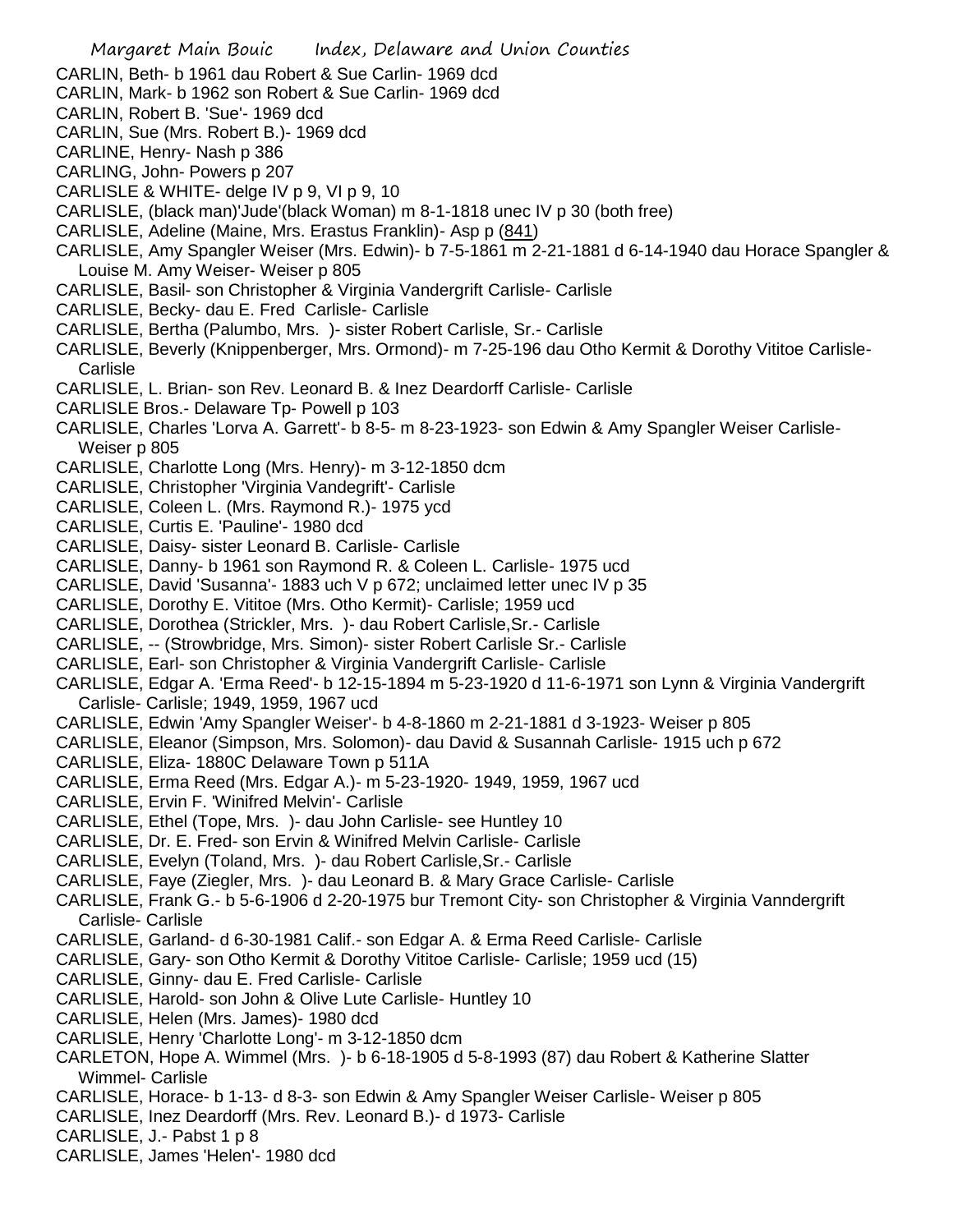CARLIN, Beth- b 1961 dau Robert & Sue Carlin- 1969 dcd
CARLIN, Mark- b 1962 son Robert & Sue Carlin- 1969 dcd
CARLIN, Robert B. 'Sue'- 1969 dcd
CARLIN, Sue (Mrs. Robert B.)- 1969 dcd
CARLINE, Henry- Nash p 386
CARLING, John- Powers p 207
CARLISLE & WHITE- delge IV p 9, VI p 9, 10
CARLISLE, (black man)'Jude'(black Woman) m 8-1-1818 unec IV p 30 (both free)
CARLISLE, Adeline (Maine, Mrs. Erastus Franklin)- Asp p (841)
CARLISLE, Amy Spangler Weiser (Mrs. Edwin)- b 7-5-1861 m 2-21-1881 d 6-14-1940 dau Horace Spangler & Louise M. Amy Weiser- Weiser p 805
CARLISLE, Basil- son Christopher & Virginia Vandergrift Carlisle- Carlisle
CARLISLE, Becky- dau E. Fred Carlisle- Carlisle
CARLISLE, Bertha (Palumbo, Mrs. )- sister Robert Carlisle, Sr.- Carlisle
CARLISLE, Beverly (Knippenberger, Mrs. Ormond)- m 7-25-196 dau Otho Kermit & Dorothy Vititoe Carlisle- Carlisle
CARLISLE, L. Brian- son Rev. Leonard B. & Inez Deardorff Carlisle- Carlisle
CARLISLE Bros.- Delaware Tp- Powell p 103
CARLISLE, Charles 'Lorva A. Garrett'- b 8-5- m 8-23-1923- son Edwin & Amy Spangler Weiser Carlisle- Weiser p 805
CARLISLE, Charlotte Long (Mrs. Henry)- m 3-12-1850 dcm
CARLISLE, Christopher 'Virginia Vandegrift'- Carlisle
CARLISLE, Coleen L. (Mrs. Raymond R.)- 1975 ycd
CARLISLE, Curtis E. 'Pauline'- 1980 dcd
CARLISLE, Daisy- sister Leonard B. Carlisle- Carlisle
CARLISLE, Danny- b 1961 son Raymond R. & Coleen L. Carlisle- 1975 ucd
CARLISLE, David 'Susanna'- 1883 uch V p 672; unclaimed letter unec IV p 35
CARLISLE, Dorothy E. Vititoe (Mrs. Otho Kermit)- Carlisle; 1959 ucd
CARLISLE, Dorothea (Strickler, Mrs. )- dau Robert Carlisle,Sr.- Carlisle
CARLISLE, -- (Strowbridge, Mrs. Simon)- sister Robert Carlisle Sr.- Carlisle
CARLISLE, Earl- son Christopher & Virginia Vandergrift Carlisle- Carlisle
CARLISLE, Edgar A. 'Erma Reed'- b 12-15-1894 m 5-23-1920 d 11-6-1971 son Lynn & Virginia Vandergrift Carlisle- Carlisle; 1949, 1959, 1967 ucd
CARLISLE, Edwin 'Amy Spangler Weiser'- b 4-8-1860 m 2-21-1881 d 3-1923- Weiser p 805
CARLISLE, Eleanor (Simpson, Mrs. Solomon)- dau David & Susannah Carlisle- 1915 uch p 672
CARLISLE, Eliza- 1880C Delaware Town p 511A
CARLISLE, Erma Reed (Mrs. Edgar A.)- m 5-23-1920- 1949, 1959, 1967 ucd
CARLISLE, Ervin F. 'Winifred Melvin'- Carlisle
CARLISLE, Ethel (Tope, Mrs. )- dau John Carlisle- see Huntley 10
CARLISLE, Dr. E. Fred- son Ervin & Winifred Melvin Carlisle- Carlisle
CARLISLE, Evelyn (Toland, Mrs. )- dau Robert Carlisle,Sr.- Carlisle
CARLISLE, Faye (Ziegler, Mrs. )- dau Leonard B. & Mary Grace Carlisle- Carlisle
CARLISLE, Frank G.- b 5-6-1906 d 2-20-1975 bur Tremont City- son Christopher & Virginia Vanndergrift Carlisle- Carlisle
CARLISLE, Garland- d 6-30-1981 Calif.- son Edgar A. & Erma Reed Carlisle- Carlisle
CARLISLE, Gary- son Otho Kermit & Dorothy Vititoe Carlisle- Carlisle; 1959 ucd (15)
CARLISLE, Ginny- dau E. Fred Carlisle- Carlisle
CARLISLE, Harold- son John & Olive Lute Carlisle- Huntley 10
CARLISLE, Helen (Mrs. James)- 1980 dcd
CARLISLE, Henry 'Charlotte Long'- m 3-12-1850 dcm
CARLETON, Hope A. Wimmel (Mrs. )- b 6-18-1905 d 5-8-1993 (87) dau Robert & Katherine Slatter Wimmel- Carlisle
CARLISLE, Horace- b 1-13- d 8-3- son Edwin & Amy Spangler Weiser Carlisle- Weiser p 805
CARLISLE, Inez Deardorff (Mrs. Rev. Leonard B.)- d 1973- Carlisle
CARLISLE, J.- Pabst 1 p 8
CARLISLE, James 'Helen'- 1980 dcd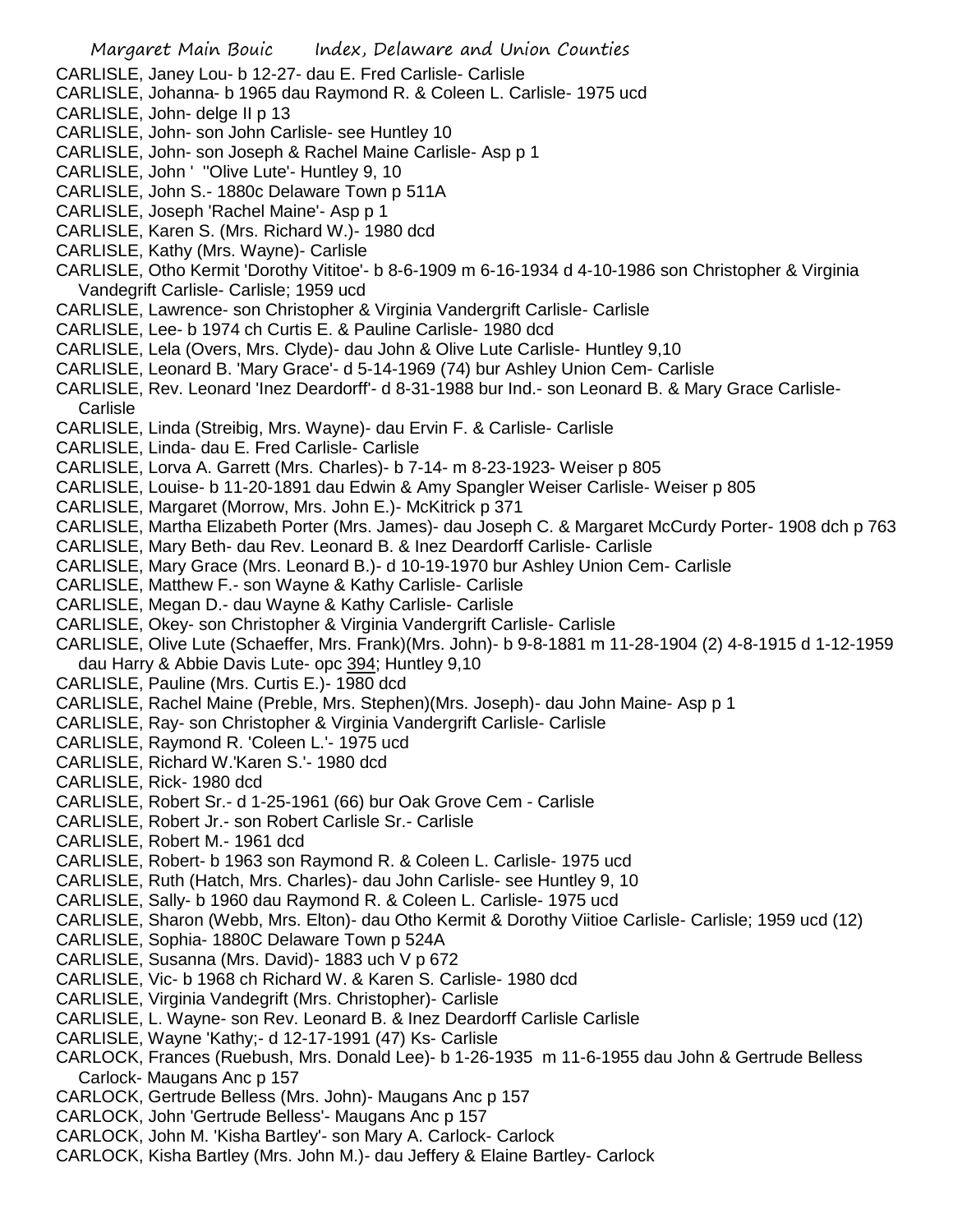CARLISLE, Janey Lou- b 12-27- dau E. Fred Carlisle- Carlisle
CARLISLE, Johanna- b 1965 dau Raymond R. & Coleen L. Carlisle- 1975 ucd
CARLISLE, John- delge II p 13
CARLISLE, John- son John Carlisle- see Huntley 10
CARLISLE, John- son Joseph & Rachel Maine Carlisle- Asp p 1
CARLISLE, John ' ''Olive Lute'- Huntley 9, 10
CARLISLE, John S.- 1880c Delaware Town p 511A
CARLISLE, Joseph 'Rachel Maine'- Asp p 1
CARLISLE, Karen S. (Mrs. Richard W.)- 1980 dcd
CARLISLE, Kathy (Mrs. Wayne)- Carlisle
CARLISLE, Otho Kermit 'Dorothy Vititoe'- b 8-6-1909 m 6-16-1934 d 4-10-1986 son Christopher & Virginia Vandegrift Carlisle- Carlisle; 1959 ucd
CARLISLE, Lawrence- son Christopher & Virginia Vandergrift Carlisle- Carlisle
CARLISLE, Lee- b 1974 ch Curtis E. & Pauline Carlisle- 1980 dcd
CARLISLE, Lela (Overs, Mrs. Clyde)- dau John & Olive Lute Carlisle- Huntley 9,10
CARLISLE, Leonard B. 'Mary Grace'- d 5-14-1969 (74) bur Ashley Union Cem- Carlisle
CARLISLE, Rev. Leonard 'Inez Deardorff'- d 8-31-1988 bur Ind.- son Leonard B. & Mary Grace Carlisle- Carlisle
CARLISLE, Linda (Streibig, Mrs. Wayne)- dau Ervin F. & Carlisle- Carlisle
CARLISLE, Linda- dau E. Fred Carlisle- Carlisle
CARLISLE, Lorva A. Garrett (Mrs. Charles)- b 7-14- m 8-23-1923- Weiser p 805
CARLISLE, Louise- b 11-20-1891 dau Edwin & Amy Spangler Weiser Carlisle- Weiser p 805
CARLISLE, Margaret (Morrow, Mrs. John E.)- McKitrick p 371
CARLISLE, Martha Elizabeth Porter (Mrs. James)- dau Joseph C. & Margaret McCurdy Porter- 1908 dch p 763
CARLISLE, Mary Beth- dau Rev. Leonard B. & Inez Deardorff Carlisle- Carlisle
CARLISLE, Mary Grace (Mrs. Leonard B.)- d 10-19-1970 bur Ashley Union Cem- Carlisle
CARLISLE, Matthew F.- son Wayne & Kathy Carlisle- Carlisle
CARLISLE, Megan D.- dau Wayne & Kathy Carlisle- Carlisle
CARLISLE, Okey- son Christopher & Virginia Vandergrift Carlisle- Carlisle
CARLISLE, Olive Lute (Schaeffer, Mrs. Frank)(Mrs. John)- b 9-8-1881 m 11-28-1904 (2) 4-8-1915 d 1-12-1959 dau Harry & Abbie Davis Lute- opc 394; Huntley 9,10
CARLISLE, Pauline (Mrs. Curtis E.)- 1980 dcd
CARLISLE, Rachel Maine (Preble, Mrs. Stephen)(Mrs. Joseph)- dau John Maine- Asp p 1
CARLISLE, Ray- son Christopher & Virginia Vandergrift Carlisle- Carlisle
CARLISLE, Raymond R. 'Coleen L.'- 1975 ucd
CARLISLE, Richard W.'Karen S.'- 1980 dcd
CARLISLE, Rick- 1980 dcd
CARLISLE, Robert Sr.- d 1-25-1961 (66) bur Oak Grove Cem - Carlisle
CARLISLE, Robert Jr.- son Robert Carlisle Sr.- Carlisle
CARLISLE, Robert M.- 1961 dcd
CARLISLE, Robert- b 1963 son Raymond R. & Coleen L. Carlisle- 1975 ucd
CARLISLE, Ruth (Hatch, Mrs. Charles)- dau John Carlisle- see Huntley 9, 10
CARLISLE, Sally- b 1960 dau Raymond R. & Coleen L. Carlisle- 1975 ucd
CARLISLE, Sharon (Webb, Mrs. Elton)- dau Otho Kermit & Dorothy Viitioe Carlisle- Carlisle; 1959 ucd (12)
CARLISLE, Sophia- 1880C Delaware Town p 524A
CARLISLE, Susanna (Mrs. David)- 1883 uch V p 672
CARLISLE, Vic- b 1968 ch Richard W. & Karen S. Carlisle- 1980 dcd
CARLISLE, Virginia Vandegrift (Mrs. Christopher)- Carlisle
CARLISLE, L. Wayne- son Rev. Leonard B. & Inez Deardorff Carlisle Carlisle
CARLISLE, Wayne 'Kathy;- d 12-17-1991 (47) Ks- Carlisle
CARLOCK, Frances (Ruebush, Mrs. Donald Lee)- b 1-26-1935 m 11-6-1955 dau John & Gertrude Belless Carlock- Maugans Anc p 157
CARLOCK, Gertrude Belless (Mrs. John)- Maugans Anc p 157
CARLOCK, John 'Gertrude Belless'- Maugans Anc p 157
CARLOCK, John M. 'Kisha Bartley'- son Mary A. Carlock- Carlock
CARLOCK, Kisha Bartley (Mrs. John M.)- dau Jeffery & Elaine Bartley- Carlock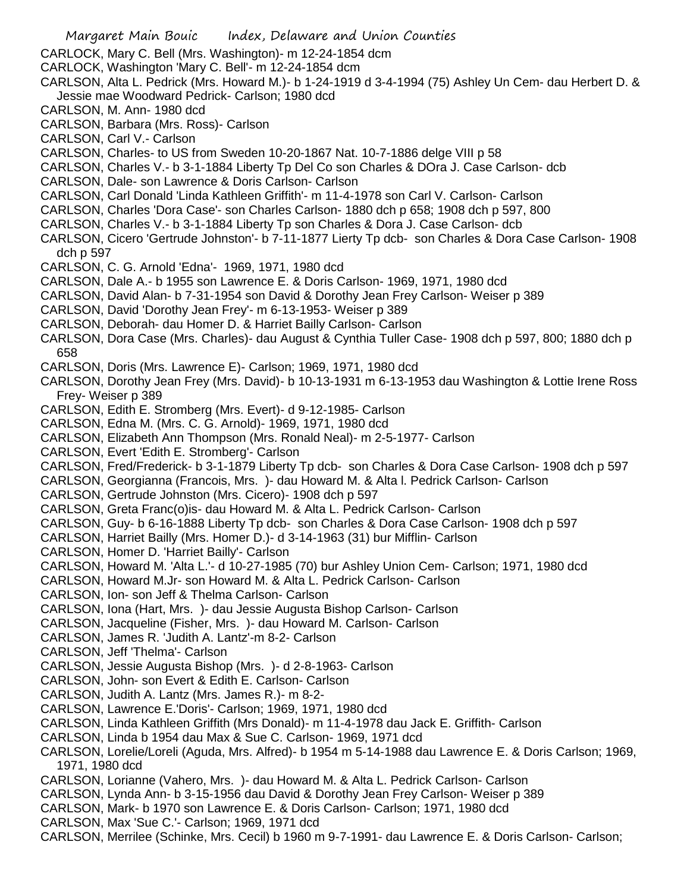CARLOCK, Mary C. Bell (Mrs. Washington)- m 12-24-1854 dcm
CARLOCK, Washington 'Mary C. Bell'- m 12-24-1854 dcm
CARLSON, Alta L. Pedrick (Mrs. Howard M.)- b 1-24-1919 d 3-4-1994 (75) Ashley Un Cem- dau Herbert D. & Jessie mae Woodward Pedrick- Carlson; 1980 dcd
CARLSON, M. Ann- 1980 dcd
CARLSON, Barbara (Mrs. Ross)- Carlson
CARLSON, Carl V.- Carlson
CARLSON, Charles- to US from Sweden 10-20-1867 Nat. 10-7-1886 delge VIII p 58
CARLSON, Charles V.- b 3-1-1884 Liberty Tp Del Co son Charles & DOra J. Case Carlson- dcb
CARLSON, Dale- son Lawrence & Doris Carlson- Carlson
CARLSON, Carl Donald 'Linda Kathleen Griffith'- m 11-4-1978 son Carl V. Carlson- Carlson
CARLSON, Charles 'Dora Case'- son Charles Carlson- 1880 dch p 658; 1908 dch p 597, 800
CARLSON, Charles V.- b 3-1-1884 Liberty Tp son Charles & Dora J. Case Carlson- dcb
CARLSON, Cicero 'Gertrude Johnston'- b 7-11-1877 Lierty Tp dcb- son Charles & Dora Case Carlson- 1908 dch p 597
CARLSON, C. G. Arnold 'Edna'- 1969, 1971, 1980 dcd
CARLSON, Dale A.- b 1955 son Lawrence E. & Doris Carlson- 1969, 1971, 1980 dcd
CARLSON, David Alan- b 7-31-1954 son David & Dorothy Jean Frey Carlson- Weiser p 389
CARLSON, David 'Dorothy Jean Frey'- m 6-13-1953- Weiser p 389
CARLSON, Deborah- dau Homer D. & Harriet Bailly Carlson- Carlson
CARLSON, Dora Case (Mrs. Charles)- dau August & Cynthia Tuller Case- 1908 dch p 597, 800; 1880 dch p 658
CARLSON, Doris (Mrs. Lawrence E)- Carlson; 1969, 1971, 1980 dcd
CARLSON, Dorothy Jean Frey (Mrs. David)- b 10-13-1931 m 6-13-1953 dau Washington & Lottie Irene Ross Frey- Weiser p 389
CARLSON, Edith E. Stromberg (Mrs. Evert)- d 9-12-1985- Carlson
CARLSON, Edna M. (Mrs. C. G. Arnold)- 1969, 1971, 1980 dcd
CARLSON, Elizabeth Ann Thompson (Mrs. Ronald Neal)- m 2-5-1977- Carlson
CARLSON, Evert 'Edith E. Stromberg'- Carlson
CARLSON, Fred/Frederick- b 3-1-1879 Liberty Tp dcb- son Charles & Dora Case Carlson- 1908 dch p 597
CARLSON, Georgianna (Francois, Mrs. )- dau Howard M. & Alta l. Pedrick Carlson- Carlson
CARLSON, Gertrude Johnston (Mrs. Cicero)- 1908 dch p 597
CARLSON, Greta Franc(o)is- dau Howard M. & Alta L. Pedrick Carlson- Carlson
CARLSON, Guy- b 6-16-1888 Liberty Tp dcb- son Charles & Dora Case Carlson- 1908 dch p 597
CARLSON, Harriet Bailly (Mrs. Homer D.)- d 3-14-1963 (31) bur Mifflin- Carlson
CARLSON, Homer D. 'Harriet Bailly'- Carlson
CARLSON, Howard M. 'Alta L.'- d 10-27-1985 (70) bur Ashley Union Cem- Carlson; 1971, 1980 dcd
CARLSON, Howard M.Jr- son Howard M. & Alta L. Pedrick Carlson- Carlson
CARLSON, Ion- son Jeff & Thelma Carlson- Carlson
CARLSON, Iona (Hart, Mrs. )- dau Jessie Augusta Bishop Carlson- Carlson
CARLSON, Jacqueline (Fisher, Mrs. )- dau Howard M. Carlson- Carlson
CARLSON, James R. 'Judith A. Lantz'-m 8-2- Carlson
CARLSON, Jeff 'Thelma'- Carlson
CARLSON, Jessie Augusta Bishop (Mrs. )- d 2-8-1963- Carlson
CARLSON, John- son Evert & Edith E. Carlson- Carlson
CARLSON, Judith A. Lantz (Mrs. James R.)- m 8-2-
CARLSON, Lawrence E.'Doris'- Carlson; 1969, 1971, 1980 dcd
CARLSON, Linda Kathleen Griffith (Mrs Donald)- m 11-4-1978 dau Jack E. Griffith- Carlson
CARLSON, Linda b 1954 dau Max & Sue C. Carlson- 1969, 1971 dcd
CARLSON, Lorelie/Loreli (Aguda, Mrs. Alfred)- b 1954 m 5-14-1988 dau Lawrence E. & Doris Carlson; 1969, 1971, 1980 dcd
CARLSON, Lorianne (Vahero, Mrs. )- dau Howard M. & Alta L. Pedrick Carlson- Carlson
CARLSON, Lynda Ann- b 3-15-1956 dau David & Dorothy Jean Frey Carlson- Weiser p 389
CARLSON, Mark- b 1970 son Lawrence E. & Doris Carlson- Carlson; 1971, 1980 dcd
CARLSON, Max 'Sue C.'- Carlson; 1969, 1971 dcd
CARLSON, Merrilee (Schinke, Mrs. Cecil) b 1960 m 9-7-1991- dau Lawrence E. & Doris Carlson- Carlson;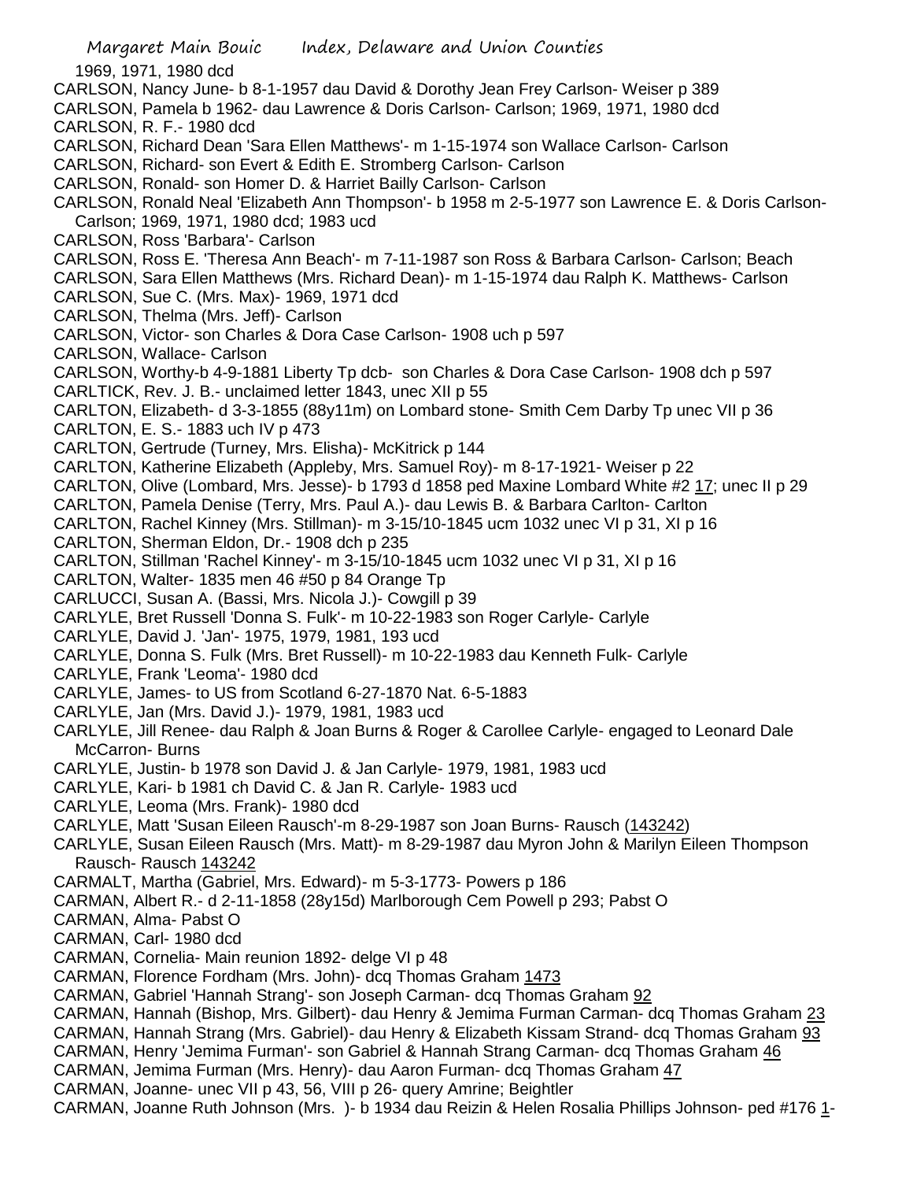1969, 1971, 1980 dcd

CARLSON, Nancy June- b 8-1-1957 dau David & Dorothy Jean Frey Carlson- Weiser p 389

CARLSON, Pamela b 1962- dau Lawrence & Doris Carlson- Carlson; 1969, 1971, 1980 dcd

CARLSON, R. F.- 1980 dcd

CARLSON, Richard Dean 'Sara Ellen Matthews'- m 1-15-1974 son Wallace Carlson- Carlson

CARLSON, Richard- son Evert & Edith E. Stromberg Carlson- Carlson

CARLSON, Ronald- son Homer D. & Harriet Bailly Carlson- Carlson

CARLSON, Ronald Neal 'Elizabeth Ann Thompson'- b 1958 m 2-5-1977 son Lawrence E. & Doris Carlson- Carlson; 1969, 1971, 1980 dcd; 1983 ucd

CARLSON, Ross 'Barbara'- Carlson

CARLSON, Ross E. 'Theresa Ann Beach'- m 7-11-1987 son Ross & Barbara Carlson- Carlson; Beach

CARLSON, Sara Ellen Matthews (Mrs. Richard Dean)- m 1-15-1974 dau Ralph K. Matthews- Carlson

CARLSON, Sue C. (Mrs. Max)- 1969, 1971 dcd

CARLSON, Thelma (Mrs. Jeff)- Carlson

CARLSON, Victor- son Charles & Dora Case Carlson- 1908 uch p 597

CARLSON, Wallace- Carlson

CARLSON, Worthy-b 4-9-1881 Liberty Tp dcb- son Charles & Dora Case Carlson- 1908 dch p 597

CARLTICK, Rev. J. B.- unclaimed letter 1843, unec XII p 55

CARLTON, Elizabeth- d 3-3-1855 (88y11m) on Lombard stone- Smith Cem Darby Tp unec VII p 36

CARLTON, E. S.- 1883 uch IV p 473

CARLTON, Gertrude (Turney, Mrs. Elisha)- McKitrick p 144

CARLTON, Katherine Elizabeth (Appleby, Mrs. Samuel Roy)- m 8-17-1921- Weiser p 22

CARLTON, Olive (Lombard, Mrs. Jesse)- b 1793 d 1858 ped Maxine Lombard White #2 17; unec II p 29

CARLTON, Pamela Denise (Terry, Mrs. Paul A.)- dau Lewis B. & Barbara Carlton- Carlton

CARLTON, Rachel Kinney (Mrs. Stillman)- m 3-15/10-1845 ucm 1032 unec VI p 31, XI p 16

CARLTON, Sherman Eldon, Dr.- 1908 dch p 235

CARLTON, Stillman 'Rachel Kinney'- m 3-15/10-1845 ucm 1032 unec VI p 31, XI p 16

CARLTON, Walter- 1835 men 46 #50 p 84 Orange Tp

CARLUCCI, Susan A. (Bassi, Mrs. Nicola J.)- Cowgill p 39

CARLYLE, Bret Russell 'Donna S. Fulk'- m 10-22-1983 son Roger Carlyle- Carlyle

CARLYLE, David J. 'Jan'- 1975, 1979, 1981, 193 ucd

CARLYLE, Donna S. Fulk (Mrs. Bret Russell)- m 10-22-1983 dau Kenneth Fulk- Carlyle

CARLYLE, Frank 'Leoma'- 1980 dcd

CARLYLE, James- to US from Scotland 6-27-1870 Nat. 6-5-1883

CARLYLE, Jan (Mrs. David J.)- 1979, 1981, 1983 ucd

CARLYLE, Jill Renee- dau Ralph & Joan Burns & Roger & Carollee Carlyle- engaged to Leonard Dale McCarron- Burns

CARLYLE, Justin- b 1978 son David J. & Jan Carlyle- 1979, 1981, 1983 ucd

CARLYLE, Kari- b 1981 ch David C. & Jan R. Carlyle- 1983 ucd

CARLYLE, Leoma (Mrs. Frank)- 1980 dcd

CARLYLE, Matt 'Susan Eileen Rausch'-m 8-29-1987 son Joan Burns- Rausch (143242)

CARLYLE, Susan Eileen Rausch (Mrs. Matt)- m 8-29-1987 dau Myron John & Marilyn Eileen Thompson Rausch- Rausch 143242

CARMALT, Martha (Gabriel, Mrs. Edward)- m 5-3-1773- Powers p 186

CARMAN, Albert R.- d 2-11-1858 (28y15d) Marlborough Cem Powell p 293; Pabst O

CARMAN, Alma- Pabst O

CARMAN, Carl- 1980 dcd

CARMAN, Cornelia- Main reunion 1892- delge VI p 48

CARMAN, Florence Fordham (Mrs. John)- dcq Thomas Graham 1473

CARMAN, Gabriel 'Hannah Strang'- son Joseph Carman- dcq Thomas Graham 92

CARMAN, Hannah (Bishop, Mrs. Gilbert)- dau Henry & Jemima Furman Carman- dcq Thomas Graham 23

CARMAN, Hannah Strang (Mrs. Gabriel)- dau Henry & Elizabeth Kissam Strand- dcq Thomas Graham 93

CARMAN, Henry 'Jemima Furman'- son Gabriel & Hannah Strang Carman- dcq Thomas Graham 46

CARMAN, Jemima Furman (Mrs. Henry)- dau Aaron Furman- dcq Thomas Graham 47

CARMAN, Joanne- unec VII p 43, 56, VIII p 26- query Amrine; Beightler

CARMAN, Joanne Ruth Johnson (Mrs. )- b 1934 dau Reizin & Helen Rosalia Phillips Johnson- ped #176 1-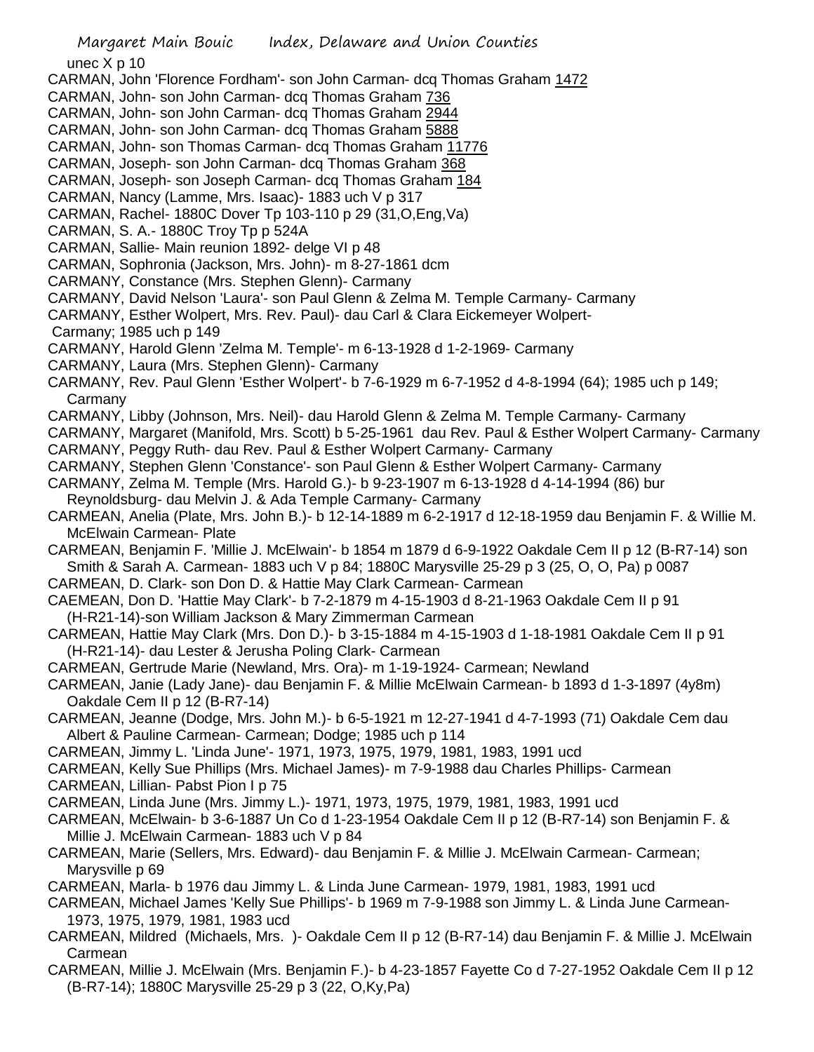unec X p 10

CARMAN, John 'Florence Fordham'- son John Carman- dcq Thomas Graham 1472

CARMAN, John- son John Carman- dcq Thomas Graham 736

CARMAN, John- son John Carman- dcq Thomas Graham 2944

CARMAN, John- son John Carman- dcq Thomas Graham 5888

CARMAN, John- son Thomas Carman- dcq Thomas Graham 11776

CARMAN, Joseph- son John Carman- dcq Thomas Graham 368

CARMAN, Joseph- son Joseph Carman- dcq Thomas Graham 184

CARMAN, Nancy (Lamme, Mrs. Isaac)- 1883 uch V p 317

CARMAN, Rachel- 1880C Dover Tp 103-110 p 29 (31,O,Eng,Va)

CARMAN, S. A.- 1880C Troy Tp p 524A

CARMAN, Sallie- Main reunion 1892- delge VI p 48

CARMAN, Sophronia (Jackson, Mrs. John)- m 8-27-1861 dcm

CARMANY, Constance (Mrs. Stephen Glenn)- Carmany

CARMANY, David Nelson 'Laura'- son Paul Glenn & Zelma M. Temple Carmany- Carmany

CARMANY, Esther Wolpert, Mrs. Rev. Paul)- dau Carl & Clara Eickemeyer Wolpert- Carmany; 1985 uch p 149

CARMANY, Harold Glenn 'Zelma M. Temple'- m 6-13-1928 d 1-2-1969- Carmany

CARMANY, Laura (Mrs. Stephen Glenn)- Carmany

CARMANY, Rev. Paul Glenn 'Esther Wolpert'- b 7-6-1929 m 6-7-1952 d 4-8-1994 (64); 1985 uch p 149; Carmany

CARMANY, Libby (Johnson, Mrs. Neil)- dau Harold Glenn & Zelma M. Temple Carmany- Carmany

CARMANY, Margaret (Manifold, Mrs. Scott) b 5-25-1961 dau Rev. Paul & Esther Wolpert Carmany- Carmany

CARMANY, Peggy Ruth- dau Rev. Paul & Esther Wolpert Carmany- Carmany

CARMANY, Stephen Glenn 'Constance'- son Paul Glenn & Esther Wolpert Carmany- Carmany

CARMANY, Zelma M. Temple (Mrs. Harold G.)- b 9-23-1907 m 6-13-1928 d 4-14-1994 (86) bur Reynoldsburg- dau Melvin J. & Ada Temple Carmany- Carmany

CARMEAN, Anelia (Plate, Mrs. John B.)- b 12-14-1889 m 6-2-1917 d 12-18-1959 dau Benjamin F. & Willie M. McElwain Carmean- Plate

CARMEAN, Benjamin F. 'Millie J. McElwain'- b 1854 m 1879 d 6-9-1922 Oakdale Cem II p 12 (B-R7-14) son Smith & Sarah A. Carmean- 1883 uch V p 84; 1880C Marysville 25-29 p 3 (25, O, O, Pa) p 0087

CARMEAN, D. Clark- son Don D. & Hattie May Clark Carmean- Carmean

CAEMEAN, Don D. 'Hattie May Clark'- b 7-2-1879 m 4-15-1903 d 8-21-1963 Oakdale Cem II p 91 (H-R21-14)-son William Jackson & Mary Zimmerman Carmean

CARMEAN, Hattie May Clark (Mrs. Don D.)- b 3-15-1884 m 4-15-1903 d 1-18-1981 Oakdale Cem II p 91 (H-R21-14)- dau Lester & Jerusha Poling Clark- Carmean

CARMEAN, Gertrude Marie (Newland, Mrs. Ora)- m 1-19-1924- Carmean; Newland

CARMEAN, Janie (Lady Jane)- dau Benjamin F. & Millie McElwain Carmean- b 1893 d 1-3-1897 (4y8m) Oakdale Cem II p 12 (B-R7-14)

CARMEAN, Jeanne (Dodge, Mrs. John M.)- b 6-5-1921 m 12-27-1941 d 4-7-1993 (71) Oakdale Cem dau Albert & Pauline Carmean- Carmean; Dodge; 1985 uch p 114

CARMEAN, Jimmy L. 'Linda June'- 1971, 1973, 1975, 1979, 1981, 1983, 1991 ucd

CARMEAN, Kelly Sue Phillips (Mrs. Michael James)- m 7-9-1988 dau Charles Phillips- Carmean

CARMEAN, Lillian- Pabst Pion I p 75

CARMEAN, Linda June (Mrs. Jimmy L.)- 1971, 1973, 1975, 1979, 1981, 1983, 1991 ucd

CARMEAN, McElwain- b 3-6-1887 Un Co d 1-23-1954 Oakdale Cem II p 12 (B-R7-14) son Benjamin F. & Millie J. McElwain Carmean- 1883 uch V p 84

CARMEAN, Marie (Sellers, Mrs. Edward)- dau Benjamin F. & Millie J. McElwain Carmean- Carmean; Marysville p 69

CARMEAN, Marla- b 1976 dau Jimmy L. & Linda June Carmean- 1979, 1981, 1983, 1991 ucd

CARMEAN, Michael James 'Kelly Sue Phillips'- b 1969 m 7-9-1988 son Jimmy L. & Linda June Carmean- 1973, 1975, 1979, 1981, 1983 ucd

CARMEAN, Mildred (Michaels, Mrs. )- Oakdale Cem II p 12 (B-R7-14) dau Benjamin F. & Millie J. McElwain Carmean

CARMEAN, Millie J. McElwain (Mrs. Benjamin F.)- b 4-23-1857 Fayette Co d 7-27-1952 Oakdale Cem II p 12 (B-R7-14); 1880C Marysville 25-29 p 3 (22, O,Ky,Pa)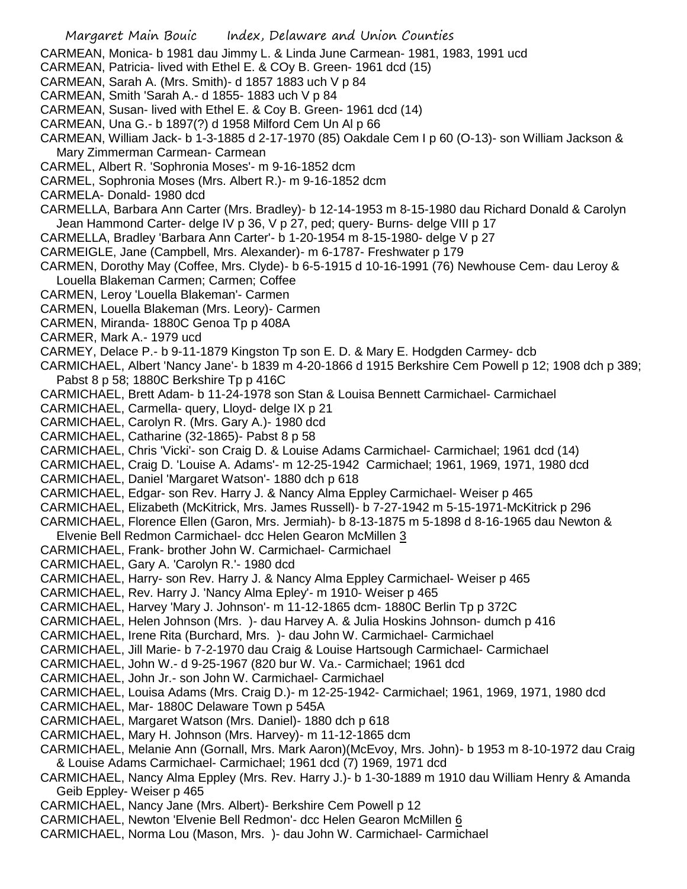CARMEAN, Monica- b 1981 dau Jimmy L. & Linda June Carmean- 1981, 1983, 1991 ucd

CARMEAN, Patricia- lived with Ethel E. & COy B. Green- 1961 dcd (15)

CARMEAN, Sarah A. (Mrs. Smith)- d 1857 1883 uch V p 84

CARMEAN, Smith 'Sarah A.- d 1855- 1883 uch V p 84

CARMEAN, Susan- lived with Ethel E. & Coy B. Green- 1961 dcd (14)

CARMEAN, Una G.- b 1897(?) d 1958 Milford Cem Un Al p 66

CARMEAN, William Jack- b 1-3-1885 d 2-17-1970 (85) Oakdale Cem I p 60 (O-13)- son William Jackson & Mary Zimmerman Carmean- Carmean

CARMEL, Albert R. 'Sophronia Moses'- m 9-16-1852 dcm

CARMEL, Sophronia Moses (Mrs. Albert R.)- m 9-16-1852 dcm

CARMELA- Donald- 1980 dcd

CARMELLA, Barbara Ann Carter (Mrs. Bradley)- b 12-14-1953 m 8-15-1980 dau Richard Donald & Carolyn Jean Hammond Carter- delge IV p 36, V p 27, ped; query- Burns- delge VIII p 17

CARMELLA, Bradley 'Barbara Ann Carter'- b 1-20-1954 m 8-15-1980- delge V p 27

CARMEIGLE, Jane (Campbell, Mrs. Alexander)- m 6-1787- Freshwater p 179

CARMEN, Dorothy May (Coffee, Mrs. Clyde)- b 6-5-1915 d 10-16-1991 (76) Newhouse Cem- dau Leroy & Louella Blakeman Carmen; Carmen; Coffee

CARMEN, Leroy 'Louella Blakeman'- Carmen

CARMEN, Louella Blakeman (Mrs. Leory)- Carmen

CARMEN, Miranda- 1880C Genoa Tp p 408A

CARMER, Mark A.- 1979 ucd

CARMEY, Delace P.- b 9-11-1879 Kingston Tp son E. D. & Mary E. Hodgden Carmey- dcb

CARMICHAEL, Albert 'Nancy Jane'- b 1839 m 4-20-1866 d 1915 Berkshire Cem Powell p 12; 1908 dch p 389; Pabst 8 p 58; 1880C Berkshire Tp p 416C

CARMICHAEL, Brett Adam- b 11-24-1978 son Stan & Louisa Bennett Carmichael- Carmichael

CARMICHAEL, Carmella- query, Lloyd- delge IX p 21

CARMICHAEL, Carolyn R. (Mrs. Gary A.)- 1980 dcd

CARMICHAEL, Catharine (32-1865)- Pabst 8 p 58

CARMICHAEL, Chris 'Vicki'- son Craig D. & Louise Adams Carmichael- Carmichael; 1961 dcd (14)

CARMICHAEL, Craig D. 'Louise A. Adams'- m 12-25-1942 Carmichael; 1961, 1969, 1971, 1980 dcd

CARMICHAEL, Daniel 'Margaret Watson'- 1880 dch p 618

CARMICHAEL, Edgar- son Rev. Harry J. & Nancy Alma Eppley Carmichael- Weiser p 465

CARMICHAEL, Elizabeth (McKitrick, Mrs. James Russell)- b 7-27-1942 m 5-15-1971-McKitrick p 296

CARMICHAEL, Florence Ellen (Garon, Mrs. Jermiah)- b 8-13-1875 m 5-1898 d 8-16-1965 dau Newton & Elvenie Bell Redmon Carmichael- dcc Helen Gearon McMillen 3

CARMICHAEL, Frank- brother John W. Carmichael- Carmichael

CARMICHAEL, Gary A. 'Carolyn R.'- 1980 dcd

CARMICHAEL, Harry- son Rev. Harry J. & Nancy Alma Eppley Carmichael- Weiser p 465

CARMICHAEL, Rev. Harry J. 'Nancy Alma Epley'- m 1910- Weiser p 465

CARMICHAEL, Harvey 'Mary J. Johnson'- m 11-12-1865 dcm- 1880C Berlin Tp p 372C

CARMICHAEL, Helen Johnson (Mrs. )- dau Harvey A. & Julia Hoskins Johnson- dumch p 416

CARMICHAEL, Irene Rita (Burchard, Mrs. )- dau John W. Carmichael- Carmichael

CARMICHAEL, Jill Marie- b 7-2-1970 dau Craig & Louise Hartsough Carmichael- Carmichael

CARMICHAEL, John W.- d 9-25-1967 (820 bur W. Va.- Carmichael; 1961 dcd

CARMICHAEL, John Jr.- son John W. Carmichael- Carmichael

CARMICHAEL, Louisa Adams (Mrs. Craig D.)- m 12-25-1942- Carmichael; 1961, 1969, 1971, 1980 dcd

CARMICHAEL, Mar- 1880C Delaware Town p 545A

CARMICHAEL, Margaret Watson (Mrs. Daniel)- 1880 dch p 618

CARMICHAEL, Mary H. Johnson (Mrs. Harvey)- m 11-12-1865 dcm

CARMICHAEL, Melanie Ann (Gornall, Mrs. Mark Aaron)(McEvoy, Mrs. John)- b 1953 m 8-10-1972 dau Craig & Louise Adams Carmichael- Carmichael; 1961 dcd (7) 1969, 1971 dcd

CARMICHAEL, Nancy Alma Eppley (Mrs. Rev. Harry J.)- b 1-30-1889 m 1910 dau William Henry & Amanda Geib Eppley- Weiser p 465

CARMICHAEL, Nancy Jane (Mrs. Albert)- Berkshire Cem Powell p 12

CARMICHAEL, Newton 'Elvenie Bell Redmon'- dcc Helen Gearon McMillen 6

CARMICHAEL, Norma Lou (Mason, Mrs. )- dau John W. Carmichael- Carmichael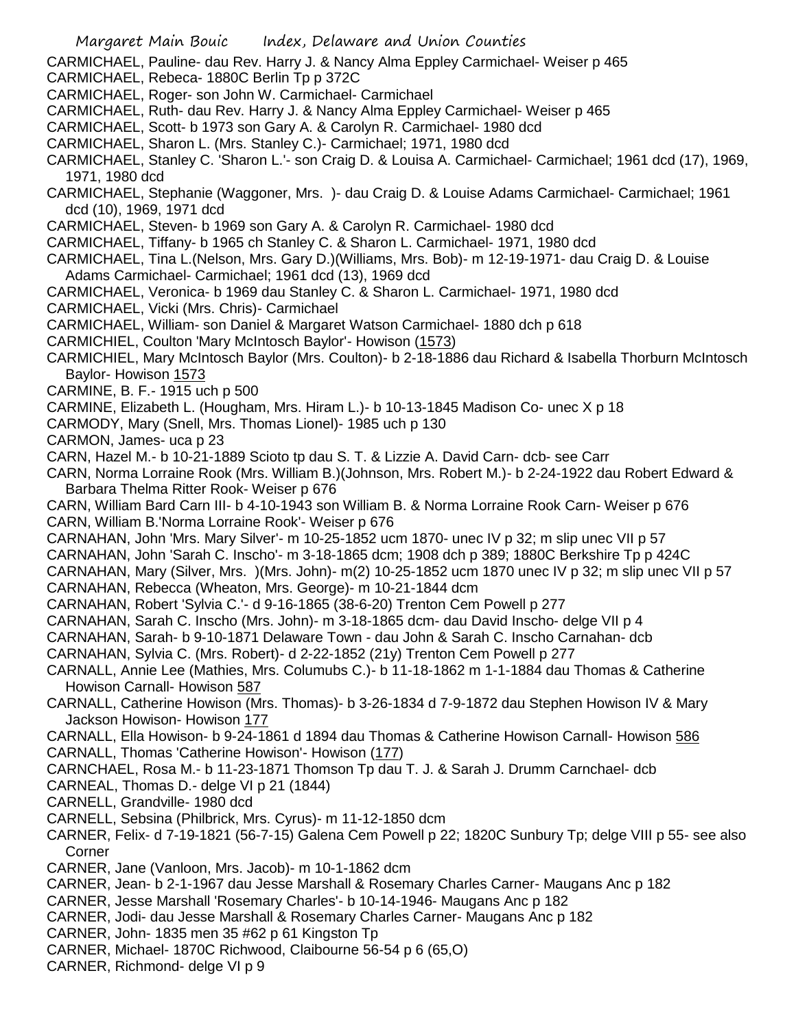CARMICHAEL, Pauline- dau Rev. Harry J. & Nancy Alma Eppley Carmichael- Weiser p 465

CARMICHAEL, Rebeca- 1880C Berlin Tp p 372C

CARMICHAEL, Roger- son John W. Carmichael- Carmichael

CARMICHAEL, Ruth- dau Rev. Harry J. & Nancy Alma Eppley Carmichael- Weiser p 465

CARMICHAEL, Scott- b 1973 son Gary A. & Carolyn R. Carmichael- 1980 dcd

CARMICHAEL, Sharon L. (Mrs. Stanley C.)- Carmichael; 1971, 1980 dcd

CARMICHAEL, Stanley C. 'Sharon L.'- son Craig D. & Louisa A. Carmichael- Carmichael; 1961 dcd (17), 1969, 1971, 1980 dcd

CARMICHAEL, Stephanie (Waggoner, Mrs. )- dau Craig D. & Louise Adams Carmichael- Carmichael; 1961 dcd (10), 1969, 1971 dcd

CARMICHAEL, Steven- b 1969 son Gary A. & Carolyn R. Carmichael- 1980 dcd

CARMICHAEL, Tiffany- b 1965 ch Stanley C. & Sharon L. Carmichael- 1971, 1980 dcd

CARMICHAEL, Tina L.(Nelson, Mrs. Gary D.)(Williams, Mrs. Bob)- m 12-19-1971- dau Craig D. & Louise Adams Carmichael- Carmichael; 1961 dcd (13), 1969 dcd

CARMICHAEL, Veronica- b 1969 dau Stanley C. & Sharon L. Carmichael- 1971, 1980 dcd

CARMICHAEL, Vicki (Mrs. Chris)- Carmichael

CARMICHAEL, William- son Daniel & Margaret Watson Carmichael- 1880 dch p 618

CARMICHIEL, Coulton 'Mary McIntosch Baylor'- Howison (1573)

CARMICHIEL, Mary McIntosch Baylor (Mrs. Coulton)- b 2-18-1886 dau Richard & Isabella Thorburn McIntosch Baylor- Howison 1573

CARMINE, B. F.- 1915 uch p 500

CARMINE, Elizabeth L. (Hougham, Mrs. Hiram L.)- b 10-13-1845 Madison Co- unec X p 18

CARMODY, Mary (Snell, Mrs. Thomas Lionel)- 1985 uch p 130

CARMON, James- uca p 23

CARN, Hazel M.- b 10-21-1889 Scioto tp dau S. T. & Lizzie A. David Carn- dcb- see Carr

CARN, Norma Lorraine Rook (Mrs. William B.)(Johnson, Mrs. Robert M.)- b 2-24-1922 dau Robert Edward & Barbara Thelma Ritter Rook- Weiser p 676

CARN, William Bard Carn III- b 4-10-1943 son William B. & Norma Lorraine Rook Carn- Weiser p 676

CARN, William B.'Norma Lorraine Rook'- Weiser p 676

CARNAHAN, John 'Mrs. Mary Silver'- m 10-25-1852 ucm 1870- unec IV p 32; m slip unec VII p 57

CARNAHAN, John 'Sarah C. Inscho'- m 3-18-1865 dcm; 1908 dch p 389; 1880C Berkshire Tp p 424C

CARNAHAN, Mary (Silver, Mrs. )(Mrs. John)- m(2) 10-25-1852 ucm 1870 unec IV p 32; m slip unec VII p 57

CARNAHAN, Rebecca (Wheaton, Mrs. George)- m 10-21-1844 dcm

CARNAHAN, Robert 'Sylvia C.'- d 9-16-1865 (38-6-20) Trenton Cem Powell p 277

CARNAHAN, Sarah C. Inscho (Mrs. John)- m 3-18-1865 dcm- dau David Inscho- delge VII p 4

CARNAHAN, Sarah- b 9-10-1871 Delaware Town - dau John & Sarah C. Inscho Carnahan- dcb

CARNAHAN, Sylvia C. (Mrs. Robert)- d 2-22-1852 (21y) Trenton Cem Powell p 277

CARNALL, Annie Lee (Mathies, Mrs. Columubs C.)- b 11-18-1862 m 1-1-1884 dau Thomas & Catherine Howison Carnall- Howison 587

CARNALL, Catherine Howison (Mrs. Thomas)- b 3-26-1834 d 7-9-1872 dau Stephen Howison IV & Mary Jackson Howison- Howison 177

CARNALL, Ella Howison- b 9-24-1861 d 1894 dau Thomas & Catherine Howison Carnall- Howison 586

CARNALL, Thomas 'Catherine Howison'- Howison (177)

CARNCHAEL, Rosa M.- b 11-23-1871 Thomson Tp dau T. J. & Sarah J. Drumm Carnchael- dcb

CARNEAL, Thomas D.- delge VI p 21 (1844)

CARNELL, Grandville- 1980 dcd

CARNELL, Sebsina (Philbrick, Mrs. Cyrus)- m 11-12-1850 dcm

CARNER, Felix- d 7-19-1821 (56-7-15) Galena Cem Powell p 22; 1820C Sunbury Tp; delge VIII p 55- see also Corner

CARNER, Jane (Vanloon, Mrs. Jacob)- m 10-1-1862 dcm

CARNER, Jean- b 2-1-1967 dau Jesse Marshall & Rosemary Charles Carner- Maugans Anc p 182

CARNER, Jesse Marshall 'Rosemary Charles'- b 10-14-1946- Maugans Anc p 182

CARNER, Jodi- dau Jesse Marshall & Rosemary Charles Carner- Maugans Anc p 182

CARNER, John- 1835 men 35 #62 p 61 Kingston Tp

CARNER, Michael- 1870C Richwood, Claibourne 56-54 p 6 (65,O)

CARNER, Richmond- delge VI p 9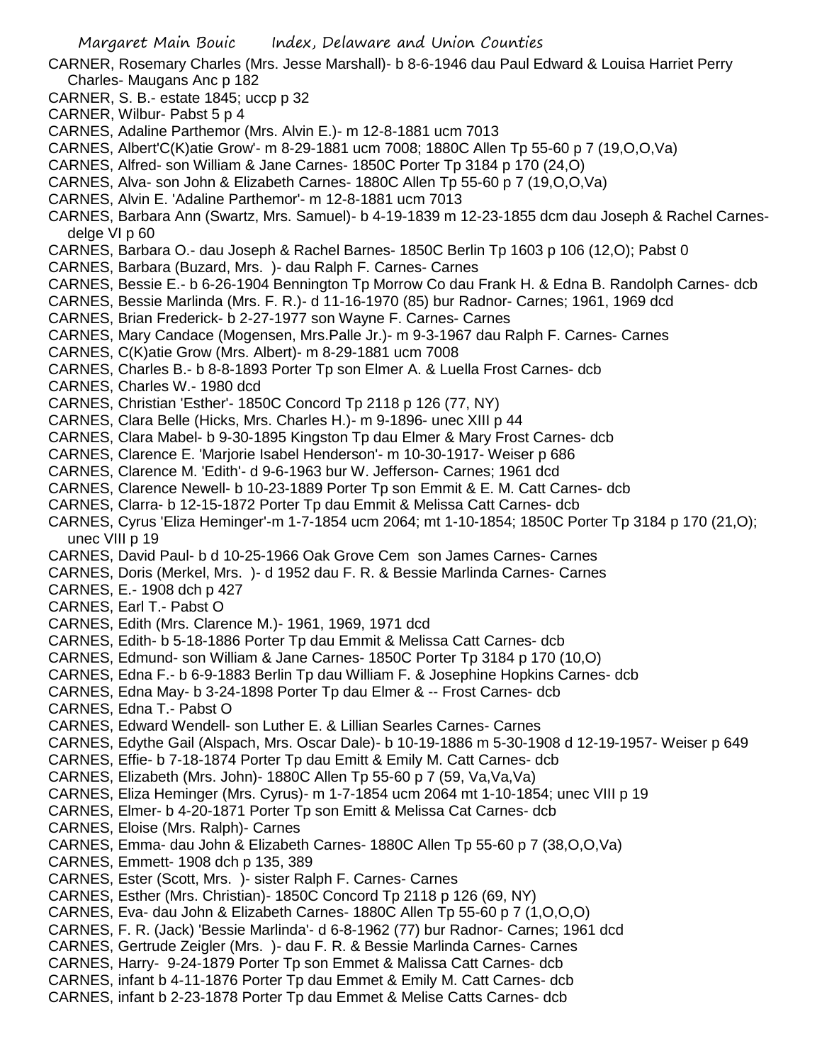CARNER, Rosemary Charles (Mrs. Jesse Marshall)- b 8-6-1946 dau Paul Edward & Louisa Harriet Perry Charles- Maugans Anc p 182

CARNER, S. B.- estate 1845; uccp p 32

CARNER, Wilbur- Pabst 5 p 4

CARNES, Adaline Parthemor (Mrs. Alvin E.)- m 12-8-1881 ucm 7013

CARNES, Albert'C(K)atie Grow'- m 8-29-1881 ucm 7008; 1880C Allen Tp 55-60 p 7 (19,O,O,Va)

CARNES, Alfred- son William & Jane Carnes- 1850C Porter Tp 3184 p 170 (24,O)

CARNES, Alva- son John & Elizabeth Carnes- 1880C Allen Tp 55-60 p 7 (19,O,O,Va)

CARNES, Alvin E. 'Adaline Parthemor'- m 12-8-1881 ucm 7013

CARNES, Barbara Ann (Swartz, Mrs. Samuel)- b 4-19-1839 m 12-23-1855 dcm dau Joseph & Rachel Carnes- delge VI p 60

CARNES, Barbara O.- dau Joseph & Rachel Barnes- 1850C Berlin Tp 1603 p 106 (12,O); Pabst 0

CARNES, Barbara (Buzard, Mrs. )- dau Ralph F. Carnes- Carnes

CARNES, Bessie E.- b 6-26-1904 Bennington Tp Morrow Co dau Frank H. & Edna B. Randolph Carnes- dcb

CARNES, Bessie Marlinda (Mrs. F. R.)- d 11-16-1970 (85) bur Radnor- Carnes; 1961, 1969 dcd

CARNES, Brian Frederick- b 2-27-1977 son Wayne F. Carnes- Carnes

CARNES, Mary Candace (Mogensen, Mrs.Palle Jr.)- m 9-3-1967 dau Ralph F. Carnes- Carnes

CARNES, C(K)atie Grow (Mrs. Albert)- m 8-29-1881 ucm 7008

CARNE, Charles B.- b 8-8-1893 Porter Tp son Elmer A. & Luella Frost Carnes- dcb

CARNES, Charles W.- 1980 dcd

CARNES, Christian 'Esther'- 1850C Concord Tp 2118 p 126 (77, NY)

CARNES, Clara Belle (Hicks, Mrs. Charles H.)- m 9-1896- unec XIII p 44

CARNES, Clara Mabel- b 9-30-1895 Kingston Tp dau Elmer & Mary Frost Carnes- dcb

CARNES, Clarence E. 'Marjorie Isabel Henderson'- m 10-30-1917- Weiser p 686

CARNES, Clarence M. 'Edith'- d 9-6-1963 bur W. Jefferson- Carnes; 1961 dcd

CARNES, Clarence Newell- b 10-23-1889 Porter Tp son Emmit & E. M. Catt Carnes- dcb

CARNES, Clarra- b 12-15-1872 Porter Tp dau Emmit & Melissa Catt Carnes- dcb

CARNES, Cyrus 'Eliza Heminger'-m 1-7-1854 ucm 2064; mt 1-10-1854; 1850C Porter Tp 3184 p 170 (21,O); unec VIII p 19

CARNES, David Paul- b d 10-25-1966 Oak Grove Cem son James Carnes- Carnes

CARNES, Doris (Merkel, Mrs. )- d 1952 dau F. R. & Bessie Marlinda Carnes- Carnes

CARNES, E.- 1908 dch p 427

CARNES, Earl T.- Pabst O

CARNES, Edith (Mrs. Clarence M.)- 1961, 1969, 1971 dcd

CARNES, Edith- b 5-18-1886 Porter Tp dau Emmit & Melissa Catt Carnes- dcb

CARNES, Edmund- son William & Jane Carnes- 1850C Porter Tp 3184 p 170 (10,O)

CARNES, Edna F.- b 6-9-1883 Berlin Tp dau William F. & Josephine Hopkins Carnes- dcb

CARNES, Edna May- b 3-24-1898 Porter Tp dau Elmer & -- Frost Carnes- dcb

CARNES, Edna T.- Pabst O

CARNES, Edward Wendell- son Luther E. & Lillian Searles Carnes- Carnes

CARNES, Edythe Gail (Alspach, Mrs. Oscar Dale)- b 10-19-1886 m 5-30-1908 d 12-19-1957- Weiser p 649

CARNES, Effie- b 7-18-1874 Porter Tp dau Emitt & Emily M. Catt Carnes- dcb

CARNES, Elizabeth (Mrs. John)- 1880C Allen Tp 55-60 p 7 (59, Va,Va,Va)

CARNES, Eliza Heminger (Mrs. Cyrus)- m 1-7-1854 ucm 2064 mt 1-10-1854; unec VIII p 19

CARNES, Elmer- b 4-20-1871 Porter Tp son Emitt & Melissa Cat Carnes- dcb

CARNES, Eloise (Mrs. Ralph)- Carnes

CARNES, Emma- dau John & Elizabeth Carnes- 1880C Allen Tp 55-60 p 7 (38,O,O,Va)

CARNES, Emmett- 1908 dch p 135, 389

CARNES, Ester (Scott, Mrs. )- sister Ralph F. Carnes- Carnes

CARNES, Esther (Mrs. Christian)- 1850C Concord Tp 2118 p 126 (69, NY)

CARNES, Eva- dau John & Elizabeth Carnes- 1880C Allen Tp 55-60 p 7 (1,O,O,O)

CARNES, F. R. (Jack) 'Bessie Marlinda'- d 6-8-1962 (77) bur Radnor- Carnes; 1961 dcd

CARNES, Gertrude Zeigler (Mrs. )- dau F. R. & Bessie Marlinda Carnes- Carnes

CARNES, Harry- 9-24-1879 Porter Tp son Emmet & Malissa Catt Carnes- dcb

CARNES, infant b 4-11-1876 Porter Tp dau Emmet & Emily M. Catt Carnes- dcb

CARNES, infant b 2-23-1878 Porter Tp dau Emmet & Melise Catts Carnes- dcb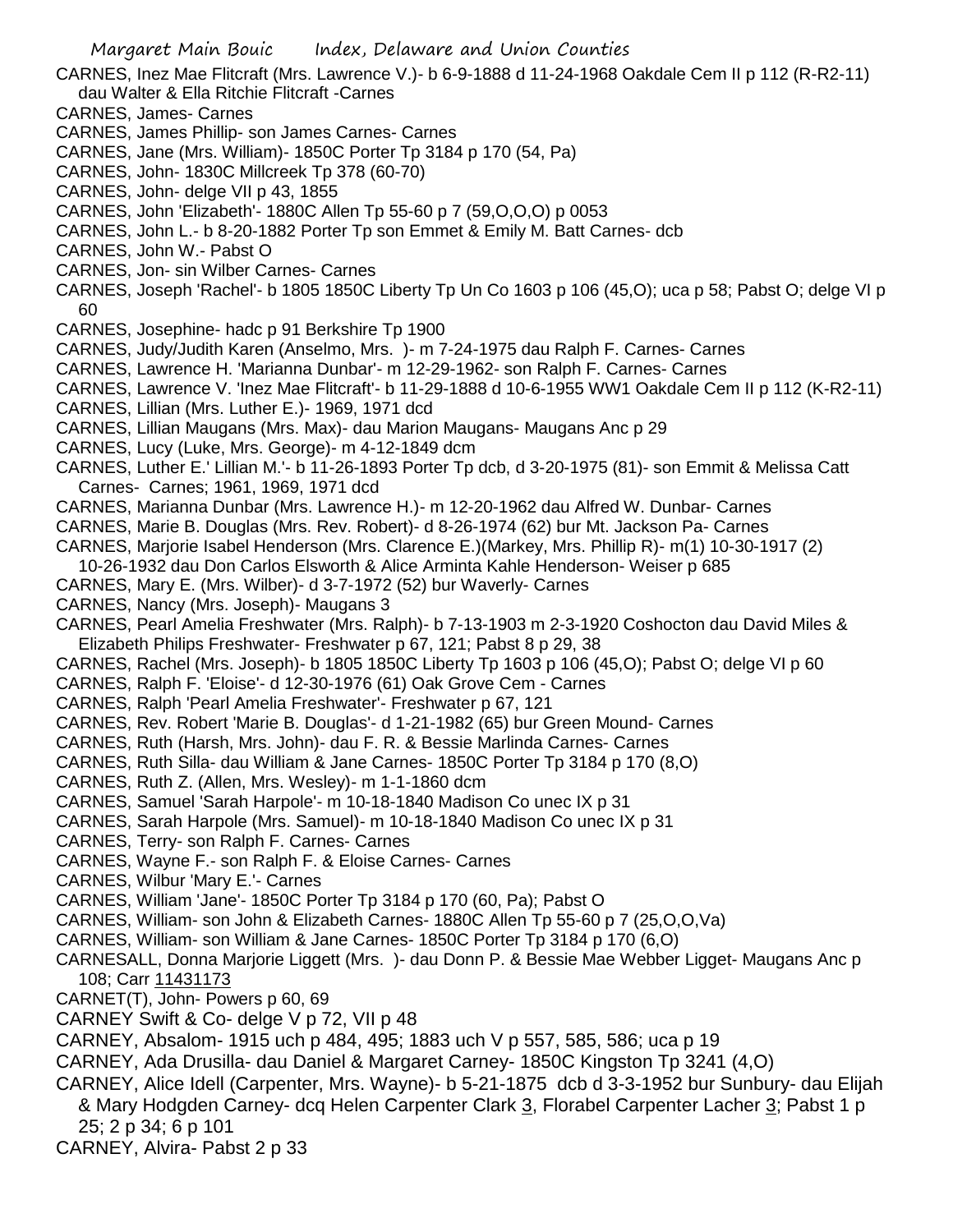CARNES, Inez Mae Flitcraft (Mrs. Lawrence V.)- b 6-9-1888 d 11-24-1968 Oakdale Cem II p 112 (R-R2-11) dau Walter & Ella Ritchie Flitcraft -Carnes

CARNES, James- Carnes

CARNES, James Phillip- son James Carnes- Carnes

CARNES, Jane (Mrs. William)- 1850C Porter Tp 3184 p 170 (54, Pa)

CARNES, John- 1830C Millcreek Tp 378 (60-70)

CARNES, John- delge VII p 43, 1855

CARNES, John 'Elizabeth'- 1880C Allen Tp 55-60 p 7 (59,O,O,O) p 0053

CARNES, John L.- b 8-20-1882 Porter Tp son Emmet & Emily M. Batt Carnes- dcb

CARNES, John W.- Pabst O

CARNES, Jon- sin Wilber Carnes- Carnes

CARNES, Joseph 'Rachel'- b 1805 1850C Liberty Tp Un Co 1603 p 106 (45,O); uca p 58; Pabst O; delge VI p 60

CARNES, Josephine- hadc p 91 Berkshire Tp 1900

CARNES, Judy/Judith Karen (Anselmo, Mrs. )- m 7-24-1975 dau Ralph F. Carnes- Carnes

CARNES, Lawrence H. 'Marianna Dunbar'- m 12-29-1962- son Ralph F. Carnes- Carnes

CARNES, Lawrence V. 'Inez Mae Flitcraft'- b 11-29-1888 d 10-6-1955 WW1 Oakdale Cem II p 112 (K-R2-11)

CARNES, Lillian (Mrs. Luther E.)- 1969, 1971 dcd

CARNES, Lillian Maugans (Mrs. Max)- dau Marion Maugans- Maugans Anc p 29

CARNES, Lucy (Luke, Mrs. George)- m 4-12-1849 dcm

CARNES, Luther E.' Lillian M.'- b 11-26-1893 Porter Tp dcb, d 3-20-1975 (81)- son Emmit & Melissa Catt Carnes- Carnes; 1961, 1969, 1971 dcd

CARNES, Marianna Dunbar (Mrs. Lawrence H.)- m 12-20-1962 dau Alfred W. Dunbar- Carnes

CARNES, Marie B. Douglas (Mrs. Rev. Robert)- d 8-26-1974 (62) bur Mt. Jackson Pa- Carnes

CARNES, Marjorie Isabel Henderson (Mrs. Clarence E.)(Markey, Mrs. Phillip R)- m(1) 10-30-1917 (2) 10-26-1932 dau Don Carlos Elsworth & Alice Arminta Kahle Henderson- Weiser p 685

CARNES, Mary E. (Mrs. Wilber)- d 3-7-1972 (52) bur Waverly- Carnes

CARNES, Nancy (Mrs. Joseph)- Maugans 3

CARNES, Pearl Amelia Freshwater (Mrs. Ralph)- b 7-13-1903 m 2-3-1920 Coshocton dau David Miles & Elizabeth Philips Freshwater- Freshwater p 67, 121; Pabst 8 p 29, 38

CARNES, Rachel (Mrs. Joseph)- b 1805 1850C Liberty Tp 1603 p 106 (45,O); Pabst O; delge VI p 60

CARNES, Ralph F. 'Eloise'- d 12-30-1976 (61) Oak Grove Cem - Carnes

CARNES, Ralph 'Pearl Amelia Freshwater'- Freshwater p 67, 121

CARNES, Rev. Robert 'Marie B. Douglas'- d 1-21-1982 (65) bur Green Mound- Carnes

CARNES, Ruth (Harsh, Mrs. John)- dau F. R. & Bessie Marlinda Carnes- Carnes

CARNES, Ruth Silla- dau William & Jane Carnes- 1850C Porter Tp 3184 p 170 (8,O)

CARNES, Ruth Z. (Allen, Mrs. Wesley)- m 1-1-1860 dcm

CARNES, Samuel 'Sarah Harpole'- m 10-18-1840 Madison Co unec IX p 31

CARNES, Sarah Harpole (Mrs. Samuel)- m 10-18-1840 Madison Co unec IX p 31

CARNES, Terry- son Ralph F. Carnes- Carnes

CARNES, Wayne F.- son Ralph F. & Eloise Carnes- Carnes

CARNES, Wilbur 'Mary E.'- Carnes

CARNES, William 'Jane'- 1850C Porter Tp 3184 p 170 (60, Pa); Pabst O

CARNES, William- son John & Elizabeth Carnes- 1880C Allen Tp 55-60 p 7 (25,O,O,Va)

CARNES, William- son William & Jane Carnes- 1850C Porter Tp 3184 p 170 (6,O)

CARNESALL, Donna Marjorie Liggett (Mrs. )- dau Donn P. & Bessie Mae Webber Ligget- Maugans Anc p 108; Carr 11431173

CARNET(T), John- Powers p 60, 69

CARNEY Swift & Co- delge V p 72, VII p 48

CARNEY, Absalom- 1915 uch p 484, 495; 1883 uch V p 557, 585, 586; uca p 19

CARNEY, Ada Drusilla- dau Daniel & Margaret Carney- 1850C Kingston Tp 3241 (4,O)

CARNEY, Alice Idell (Carpenter, Mrs. Wayne)- b 5-21-1875 dcb d 3-3-1952 bur Sunbury- dau Elijah & Mary Hodgden Carney- dcq Helen Carpenter Clark 3, Florabel Carpenter Lacher 3; Pabst 1 p 25; 2 p 34; 6 p 101

CARNEY, Alvira- Pabst 2 p 33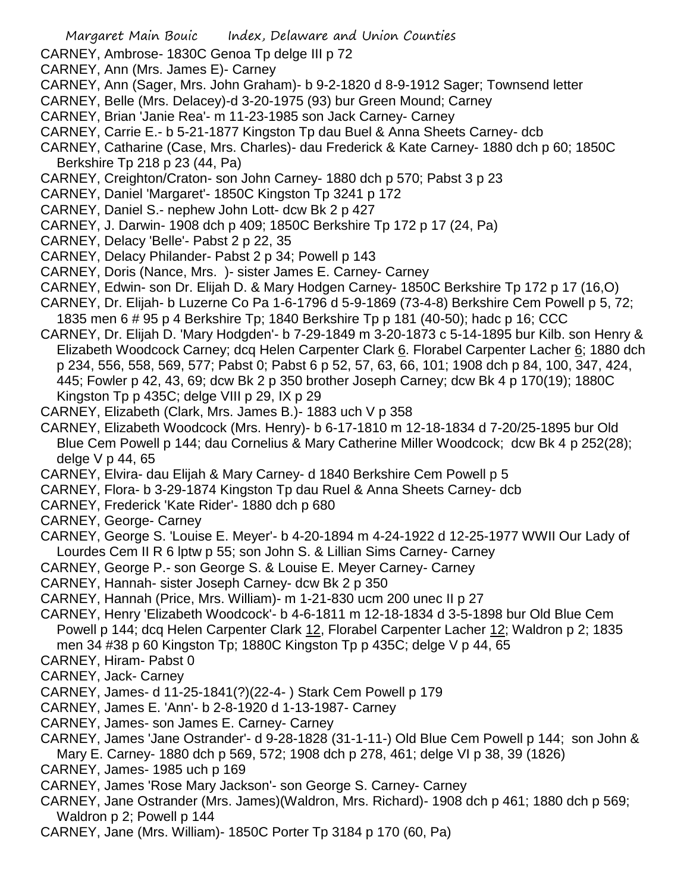CARNEY, Ambrose- 1830C Genoa Tp delge III p 72

CARNEY, Ann (Mrs. James E)- Carney

CARNEY, Ann (Sager, Mrs. John Graham)- b 9-2-1820 d 8-9-1912 Sager; Townsend letter

CARNEY, Belle (Mrs. Delacey)-d 3-20-1975 (93) bur Green Mound; Carney

CARNEY, Brian 'Janie Rea'- m 11-23-1985 son Jack Carney- Carney

CARNEY, Carrie E.- b 5-21-1877 Kingston Tp dau Buel & Anna Sheets Carney- dcb

CARNEY, Catharine (Case, Mrs. Charles)- dau Frederick & Kate Carney- 1880 dch p 60; 1850C Berkshire Tp 218 p 23 (44, Pa)

CARNEY, Creighton/Craton- son John Carney- 1880 dch p 570; Pabst 3 p 23

CARNEY, Daniel 'Margaret'- 1850C Kingston Tp 3241 p 172

CARNEY, Daniel S.- nephew John Lott- dcw Bk 2 p 427

CARNEY, J. Darwin- 1908 dch p 409; 1850C Berkshire Tp 172 p 17 (24, Pa)

CARNEY, Delacy 'Belle'- Pabst 2 p 22, 35

CARNEY, Delacy Philander- Pabst 2 p 34; Powell p 143

CARNEY, Doris (Nance, Mrs. )- sister James E. Carney- Carney

CARNEY, Edwin- son Dr. Elijah D. & Mary Hodgen Carney- 1850C Berkshire Tp 172 p 17 (16,O)

CARNEY, Dr. Elijah- b Luzerne Co Pa 1-6-1796 d 5-9-1869 (73-4-8) Berkshire Cem Powell p 5, 72; 1835 men 6 # 95 p 4 Berkshire Tp; 1840 Berkshire Tp p 181 (40-50); hadc p 16; CCC

CARNEY, Dr. Elijah D. 'Mary Hodgden'- b 7-29-1849 m 3-20-1873 c 5-14-1895 bur Kilb. son Henry & Elizabeth Woodcock Carney; dcq Helen Carpenter Clark 6. Florabel Carpenter Lacher 6; 1880 dch p 234, 556, 558, 569, 577; Pabst 0; Pabst 6 p 52, 57, 63, 66, 101; 1908 dch p 84, 100, 347, 424, 445; Fowler p 42, 43, 69; dcw Bk 2 p 350 brother Joseph Carney; dcw Bk 4 p 170(19); 1880C Kingston Tp p 435C; delge VIII p 29, IX p 29

CARNEY, Elizabeth (Clark, Mrs. James B.)- 1883 uch V p 358

CARNEY, Elizabeth Woodcock (Mrs. Henry)- b 6-17-1810 m 12-18-1834 d 7-20/25-1895 bur Old Blue Cem Powell p 144; dau Cornelius & Mary Catherine Miller Woodcock; dcw Bk 4 p 252(28); delge V p 44, 65

CARNEY, Elvira- dau Elijah & Mary Carney- d 1840 Berkshire Cem Powell p 5

CARNEY, Flora- b 3-29-1874 Kingston Tp dau Ruel & Anna Sheets Carney- dcb

CARNEY, Frederick 'Kate Rider'- 1880 dch p 680

CARNEY, George- Carney

CARNEY, George S. 'Louise E. Meyer'- b 4-20-1894 m 4-24-1922 d 12-25-1977 WWII Our Lady of Lourdes Cem II R 6 lptw p 55; son John S. & Lillian Sims Carney- Carney

CARNEY, George P.- son George S. & Louise E. Meyer Carney- Carney

CARNEY, Hannah- sister Joseph Carney- dcw Bk 2 p 350

CARNEY, Hannah (Price, Mrs. William)- m 1-21-830 ucm 200 unec II p 27

CARNEY, Henry 'Elizabeth Woodcock'- b 4-6-1811 m 12-18-1834 d 3-5-1898 bur Old Blue Cem Powell p 144; dcq Helen Carpenter Clark 12, Florabel Carpenter Lacher 12; Waldron p 2; 1835 men 34 #38 p 60 Kingston Tp; 1880C Kingston Tp p 435C; delge V p 44, 65

CARNEY, Hiram- Pabst 0

CARNEY, Jack- Carney

CARNEY, James- d 11-25-1841(?)(22-4- ) Stark Cem Powell p 179

CARNEY, James E. 'Ann'- b 2-8-1920 d 1-13-1987- Carney

CARNEY, James- son James E. Carney- Carney

CARNEY, James 'Jane Ostrander'- d 9-28-1828 (31-1-11-) Old Blue Cem Powell p 144; son John & Mary E. Carney- 1880 dch p 569, 572; 1908 dch p 278, 461; delge VI p 38, 39 (1826)

CARNEY, James- 1985 uch p 169

CARNEY, James 'Rose Mary Jackson'- son George S. Carney- Carney

CARNEY, Jane Ostrander (Mrs. James)(Waldron, Mrs. Richard)- 1908 dch p 461; 1880 dch p 569; Waldron p 2; Powell p 144

CARNEY, Jane (Mrs. William)- 1850C Porter Tp 3184 p 170 (60, Pa)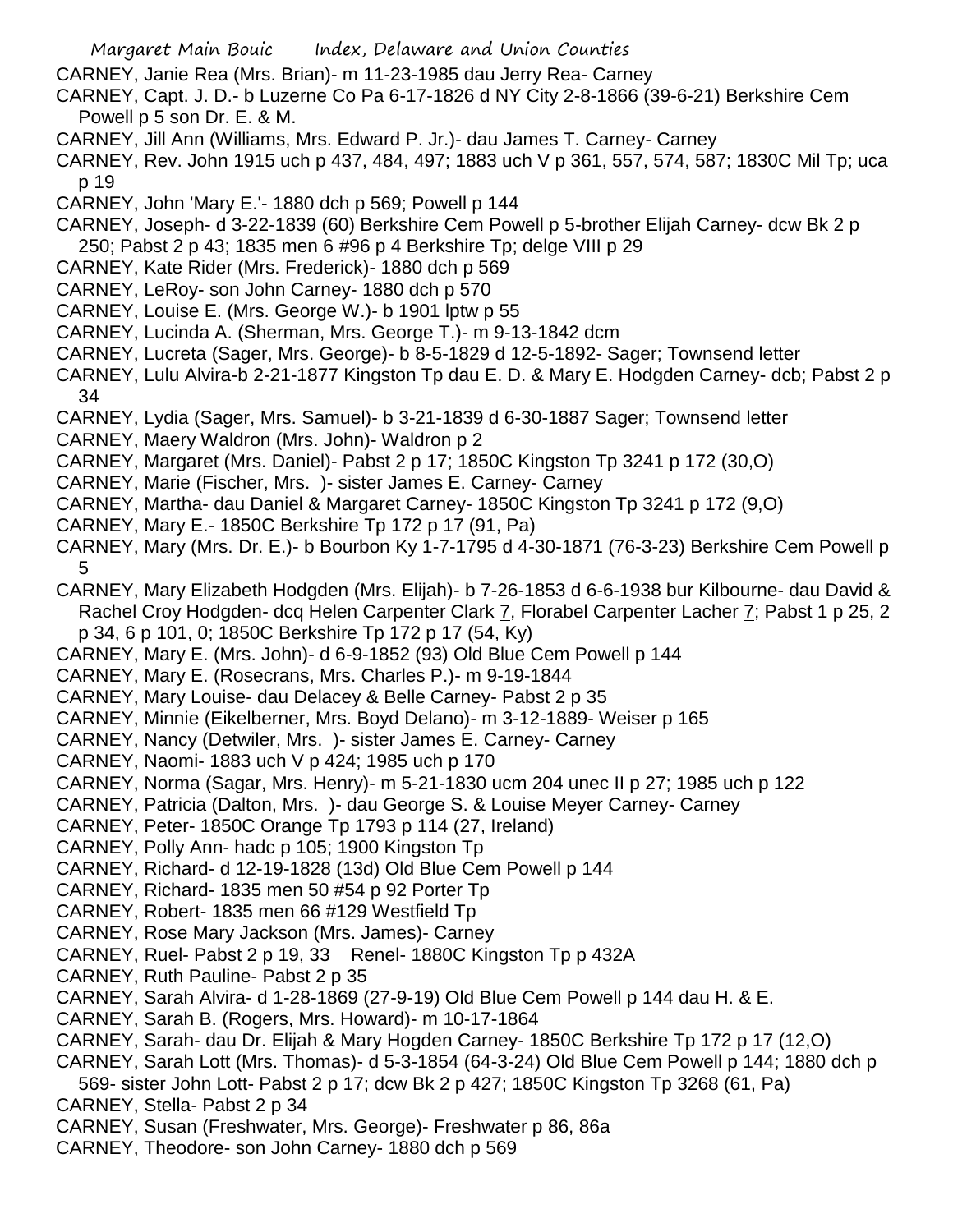CARNEY, Janie Rea (Mrs. Brian)- m 11-23-1985 dau Jerry Rea- Carney

CARNEY, Capt. J. D.- b Luzerne Co Pa 6-17-1826 d NY City 2-8-1866 (39-6-21) Berkshire Cem Powell p 5 son Dr. E. & M.

CARNEY, Jill Ann (Williams, Mrs. Edward P. Jr.)- dau James T. Carney- Carney

CARNEY, Rev. John 1915 uch p 437, 484, 497; 1883 uch V p 361, 557, 574, 587; 1830C Mil Tp; uca p 19

CARNEY, John 'Mary E.'- 1880 dch p 569; Powell p 144

CARNEY, Joseph- d 3-22-1839 (60) Berkshire Cem Powell p 5-brother Elijah Carney- dcw Bk 2 p 250; Pabst 2 p 43; 1835 men 6 #96 p 4 Berkshire Tp; delge VIII p 29

CARNEY, Kate Rider (Mrs. Frederick)- 1880 dch p 569

CARNEY, LeRoy- son John Carney- 1880 dch p 570

CARNEY, Louise E. (Mrs. George W.)- b 1901 lptw p 55

CARNEY, Lucinda A. (Sherman, Mrs. George T.)- m 9-13-1842 dcm

CARNEY, Lucreta (Sager, Mrs. George)- b 8-5-1829 d 12-5-1892- Sager; Townsend letter

CARNEY, Lulu Alvira-b 2-21-1877 Kingston Tp dau E. D. & Mary E. Hodgden Carney- dcb; Pabst 2 p 34

CARNEY, Lydia (Sager, Mrs. Samuel)- b 3-21-1839 d 6-30-1887 Sager; Townsend letter

CARNEY, Maery Waldron (Mrs. John)- Waldron p 2

CARNEY, Margaret (Mrs. Daniel)- Pabst 2 p 17; 1850C Kingston Tp 3241 p 172 (30,O)

CARNEY, Marie (Fischer, Mrs. )- sister James E. Carney- Carney

CARNEY, Martha- dau Daniel & Margaret Carney- 1850C Kingston Tp 3241 p 172 (9,O)

CARNEY, Mary E.- 1850C Berkshire Tp 172 p 17 (91, Pa)

CARNEY, Mary (Mrs. Dr. E.)- b Bourbon Ky 1-7-1795 d 4-30-1871 (76-3-23) Berkshire Cem Powell p 5

CARNEY, Mary Elizabeth Hodgden (Mrs. Elijah)- b 7-26-1853 d 6-6-1938 bur Kilbourne- dau David & Rachel Croy Hodgden- dcq Helen Carpenter Clark 7, Florabel Carpenter Lacher 7; Pabst 1 p 25, 2 p 34, 6 p 101, 0; 1850C Berkshire Tp 172 p 17 (54, Ky)

CARNEY, Mary E. (Mrs. John)- d 6-9-1852 (93) Old Blue Cem Powell p 144

CARNEY, Mary E. (Rosecrans, Mrs. Charles P.)- m 9-19-1844

CARNEY, Mary Louise- dau Delacey & Belle Carney- Pabst 2 p 35

CARNEY, Minnie (Eikelberner, Mrs. Boyd Delano)- m 3-12-1889- Weiser p 165

CARNEY, Nancy (Detwiler, Mrs. )- sister James E. Carney- Carney

CARNEY, Naomi- 1883 uch V p 424; 1985 uch p 170

CARNEY, Norma (Sagar, Mrs. Henry)- m 5-21-1830 ucm 204 unec II p 27; 1985 uch p 122

CARNEY, Patricia (Dalton, Mrs. )- dau George S. & Louise Meyer Carney- Carney

CARNEY, Peter- 1850C Orange Tp 1793 p 114 (27, Ireland)

CARNEY, Polly Ann- hadc p 105; 1900 Kingston Tp

CARNEY, Richard- d 12-19-1828 (13d) Old Blue Cem Powell p 144

CARNEY, Richard- 1835 men 50 #54 p 92 Porter Tp

CARNEY, Robert- 1835 men 66 #129 Westfield Tp

CARNEY, Rose Mary Jackson (Mrs. James)- Carney

CARNEY, Ruel- Pabst 2 p 19, 33  Renel- 1880C Kingston Tp p 432A

CARNEY, Ruth Pauline- Pabst 2 p 35

CARNEY, Sarah Alvira- d 1-28-1869 (27-9-19) Old Blue Cem Powell p 144 dau H. & E.

CARNEY, Sarah B. (Rogers, Mrs. Howard)- m 10-17-1864

CARNEY, Sarah- dau Dr. Elijah & Mary Hogden Carney- 1850C Berkshire Tp 172 p 17 (12,O)

CARNEY, Sarah Lott (Mrs. Thomas)- d 5-3-1854 (64-3-24) Old Blue Cem Powell p 144; 1880 dch p 569- sister John Lott- Pabst 2 p 17; dcw Bk 2 p 427; 1850C Kingston Tp 3268 (61, Pa)

CARNEY, Stella- Pabst 2 p 34

CARNEY, Susan (Freshwater, Mrs. George)- Freshwater p 86, 86a

CARNEY, Theodore- son John Carney- 1880 dch p 569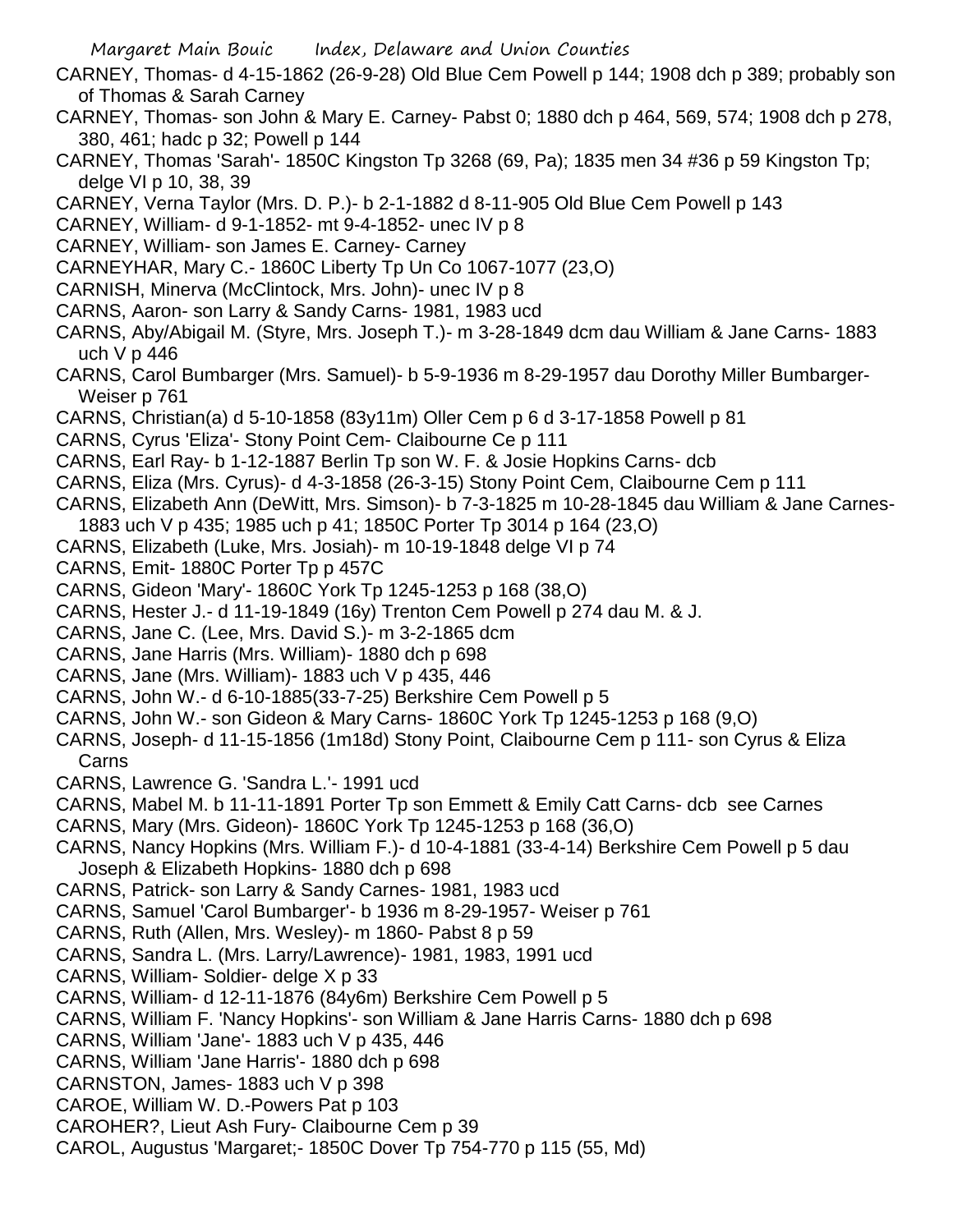CARNEY, Thomas- d 4-15-1862 (26-9-28) Old Blue Cem Powell p 144; 1908 dch p 389; probably son of Thomas & Sarah Carney

CARNEY, Thomas- son John & Mary E. Carney- Pabst 0; 1880 dch p 464, 569, 574; 1908 dch p 278, 380, 461; hadc p 32; Powell p 144

CARNEY, Thomas 'Sarah'- 1850C Kingston Tp 3268 (69, Pa); 1835 men 34 #36 p 59 Kingston Tp; delge VI p 10, 38, 39

CARNEY, Verna Taylor (Mrs. D. P.)- b 2-1-1882 d 8-11-905 Old Blue Cem Powell p 143

CARNEY, William- d 9-1-1852- mt 9-4-1852- unec IV p 8

CARNEY, William- son James E. Carney- Carney

CARNEYHAR, Mary C.- 1860C Liberty Tp Un Co 1067-1077 (23,O)

CARNISH, Minerva (McClintock, Mrs. John)- unec IV p 8

CARNS, Aaron- son Larry & Sandy Carns- 1981, 1983 ucd

CARNS, Aby/Abigail M. (Styre, Mrs. Joseph T.)- m 3-28-1849 dcm dau William & Jane Carns- 1883 uch V p 446

CARNS, Carol Bumbarger (Mrs. Samuel)- b 5-9-1936 m 8-29-1957 dau Dorothy Miller Bumbarger- Weiser p 761

CARNS, Christian(a) d 5-10-1858 (83y11m) Oller Cem p 6 d 3-17-1858 Powell p 81

CARNS, Cyrus 'Eliza'- Stony Point Cem- Claibourne Ce p 111

CARNS, Earl Ray- b 1-12-1887 Berlin Tp son W. F. & Josie Hopkins Carns- dcb

CARNS, Eliza (Mrs. Cyrus)- d 4-3-1858 (26-3-15) Stony Point Cem, Claibourne Cem p 111

CARNS, Elizabeth Ann (DeWitt, Mrs. Simson)- b 7-3-1825 m 10-28-1845 dau William & Jane Carnes- 1883 uch V p 435; 1985 uch p 41; 1850C Porter Tp 3014 p 164 (23,O)

CARNS, Elizabeth (Luke, Mrs. Josiah)- m 10-19-1848 delge VI p 74

CARNS, Emit- 1880C Porter Tp p 457C

CARNS, Gideon 'Mary'- 1860C York Tp 1245-1253 p 168 (38,O)

CARNS, Hester J.- d 11-19-1849 (16y) Trenton Cem Powell p 274 dau M. & J.

CARNS, Jane C. (Lee, Mrs. David S.)- m 3-2-1865 dcm

CARNS, Jane Harris (Mrs. William)- 1880 dch p 698

CARNS, Jane (Mrs. William)- 1883 uch V p 435, 446

CARNS, John W.- d 6-10-1885(33-7-25) Berkshire Cem Powell p 5

CARNS, John W.- son Gideon & Mary Carns- 1860C York Tp 1245-1253 p 168 (9,O)

CARNS, Joseph- d 11-15-1856 (1m18d) Stony Point, Claibourne Cem p 111- son Cyrus & Eliza Carns

CARNS, Lawrence G. 'Sandra L.'- 1991 ucd

CARNS, Mabel M. b 11-11-1891 Porter Tp son Emmett & Emily Catt Carns- dcb see Carnes

CARNS, Mary (Mrs. Gideon)- 1860C York Tp 1245-1253 p 168 (36,O)

CARNS, Nancy Hopkins (Mrs. William F.)- d 10-4-1881 (33-4-14) Berkshire Cem Powell p 5 dau Joseph & Elizabeth Hopkins- 1880 dch p 698

CARNS, Patrick- son Larry & Sandy Carnes- 1981, 1983 ucd

CARNS, Samuel 'Carol Bumbarger'- b 1936 m 8-29-1957- Weiser p 761

CARNS, Ruth (Allen, Mrs. Wesley)- m 1860- Pabst 8 p 59

CARNS, Sandra L. (Mrs. Larry/Lawrence)- 1981, 1983, 1991 ucd

CARNS, William- Soldier- delge X p 33

CARNS, William- d 12-11-1876 (84y6m) Berkshire Cem Powell p 5

CARNS, William F. 'Nancy Hopkins'- son William & Jane Harris Carns- 1880 dch p 698

CARNS, William 'Jane'- 1883 uch V p 435, 446

CARNS, William 'Jane Harris'- 1880 dch p 698

CARNSTON, James- 1883 uch V p 398

CAROE, William W. D.-Powers Pat p 103

CAROHER?, Lieut Ash Fury- Claibourne Cem p 39

CAROL, Augustus 'Margaret;- 1850C Dover Tp 754-770 p 115 (55, Md)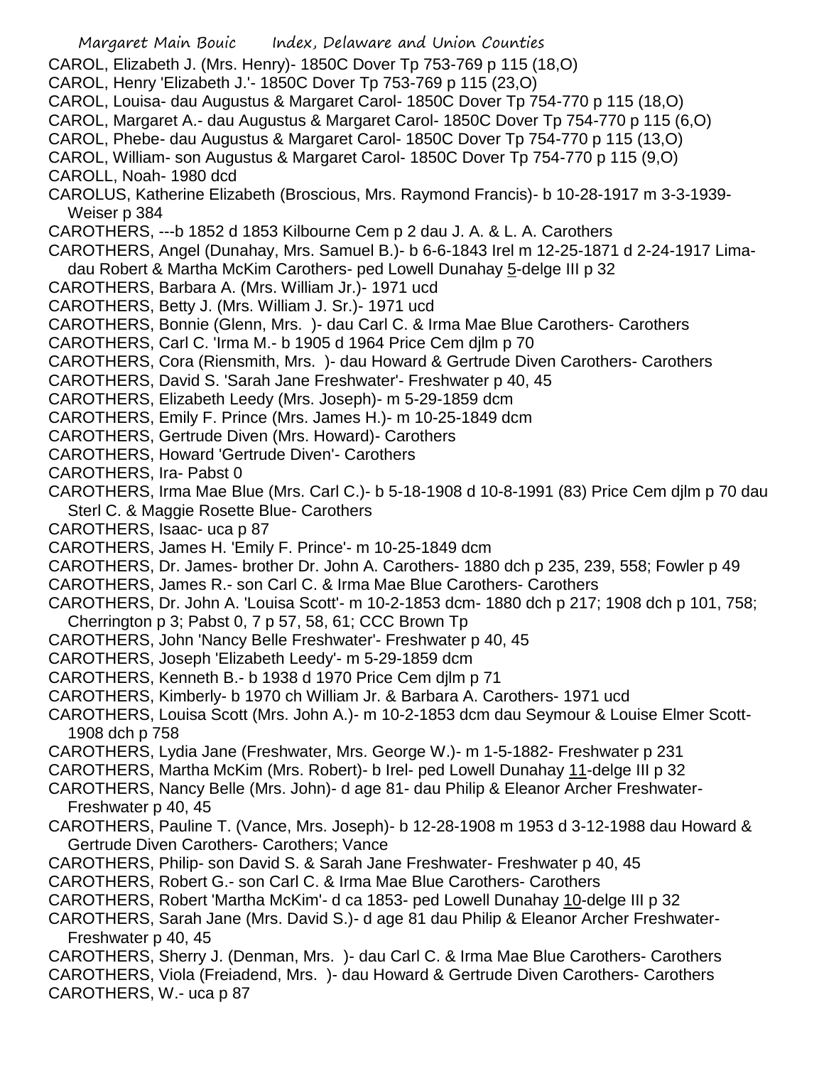CAROL, Elizabeth J. (Mrs. Henry)- 1850C Dover Tp 753-769 p 115 (18,O)
CAROL, Henry 'Elizabeth J.'- 1850C Dover Tp 753-769 p 115 (23,O)
CAROL, Louisa- dau Augustus & Margaret Carol- 1850C Dover Tp 754-770 p 115 (18,O)
CAROL, Margaret A.- dau Augustus & Margaret Carol- 1850C Dover Tp 754-770 p 115 (6,O)
CAROL, Phebe- dau Augustus & Margaret Carol- 1850C Dover Tp 754-770 p 115 (13,O)
CAROL, William- son Augustus & Margaret Carol- 1850C Dover Tp 754-770 p 115 (9,O)
CAROLL, Noah- 1980 dcd
CAROLUS, Katherine Elizabeth (Broscious, Mrs. Raymond Francis)- b 10-28-1917 m 3-3-1939- Weiser p 384
CAROTHERS, ---b 1852 d 1853 Kilbourne Cem p 2 dau J. A. & L. A. Carothers
CAROTHERS, Angel (Dunahay, Mrs. Samuel B.)- b 6-6-1843 Irel m 12-25-1871 d 2-24-1917 Lima- dau Robert & Martha McKim Carothers- ped Lowell Dunahay 5-delge III p 32
CAROTHERS, Barbara A. (Mrs. William Jr.)- 1971 ucd
CAROTHERS, Betty J. (Mrs. William J. Sr.)- 1971 ucd
CAROTHERS, Bonnie (Glenn, Mrs. )- dau Carl C. & Irma Mae Blue Carothers- Carothers
CAROTHERS, Carl C. 'Irma M.- b 1905 d 1964 Price Cem djlm p 70
CAROTHERS, Cora (Riensmith, Mrs. )- dau Howard & Gertrude Diven Carothers- Carothers
CAROTHERS, David S. 'Sarah Jane Freshwater'- Freshwater p 40, 45
CAROTHERS, Elizabeth Leedy (Mrs. Joseph)- m 5-29-1859 dcm
CAROTHERS, Emily F. Prince (Mrs. James H.)- m 10-25-1849 dcm
CAROTHERS, Gertrude Diven (Mrs. Howard)- Carothers
CAROTHERS, Howard 'Gertrude Diven'- Carothers
CAROTHERS, Ira- Pabst 0
CAROTHERS, Irma Mae Blue (Mrs. Carl C.)- b 5-18-1908 d 10-8-1991 (83) Price Cem djlm p 70 dau Sterl C. & Maggie Rosette Blue- Carothers
CAROTHERS, Isaac- uca p 87
CAROTHERS, James H. 'Emily F. Prince'- m 10-25-1849 dcm
CAROTHERS, Dr. James- brother Dr. John A. Carothers- 1880 dch p 235, 239, 558; Fowler p 49
CAROTHERS, James R.- son Carl C. & Irma Mae Blue Carothers- Carothers
CAROTHERS, Dr. John A. 'Louisa Scott'- m 10-2-1853 dcm- 1880 dch p 217; 1908 dch p 101, 758; Cherrington p 3; Pabst 0, 7 p 57, 58, 61; CCC Brown Tp
CAROTHERS, John 'Nancy Belle Freshwater'- Freshwater p 40, 45
CAROTHERS, Joseph 'Elizabeth Leedy'- m 5-29-1859 dcm
CAROTHERS, Kenneth B.- b 1938 d 1970 Price Cem djlm p 71
CAROTHERS, Kimberly- b 1970 ch William Jr. & Barbara A. Carothers- 1971 ucd
CAROTHERS, Louisa Scott (Mrs. John A.)- m 10-2-1853 dcm dau Seymour & Louise Elmer Scott- 1908 dch p 758
CAROTHERS, Lydia Jane (Freshwater, Mrs. George W.)- m 1-5-1882- Freshwater p 231
CAROTHERS, Martha McKim (Mrs. Robert)- b Irel- ped Lowell Dunahay 11-delge III p 32
CAROTHERS, Nancy Belle (Mrs. John)- d age 81- dau Philip & Eleanor Archer Freshwater- Freshwater p 40, 45
CAROTHERS, Pauline T. (Vance, Mrs. Joseph)- b 12-28-1908 m 1953 d 3-12-1988 dau Howard & Gertrude Diven Carothers- Carothers; Vance
CAROTHERS, Philip- son David S. & Sarah Jane Freshwater- Freshwater p 40, 45
CAROTHERS, Robert G.- son Carl C. & Irma Mae Blue Carothers- Carothers
CAROTHERS, Robert 'Martha McKim'- d ca 1853- ped Lowell Dunahay 10-delge III p 32
CAROTHERS, Sarah Jane (Mrs. David S.)- d age 81 dau Philip & Eleanor Archer Freshwater- Freshwater p 40, 45
CAROTHERS, Sherry J. (Denman, Mrs. )- dau Carl C. & Irma Mae Blue Carothers- Carothers
CAROTHERS, Viola (Freiadend, Mrs. )- dau Howard & Gertrude Diven Carothers- Carothers
CAROTHERS, W.- uca p 87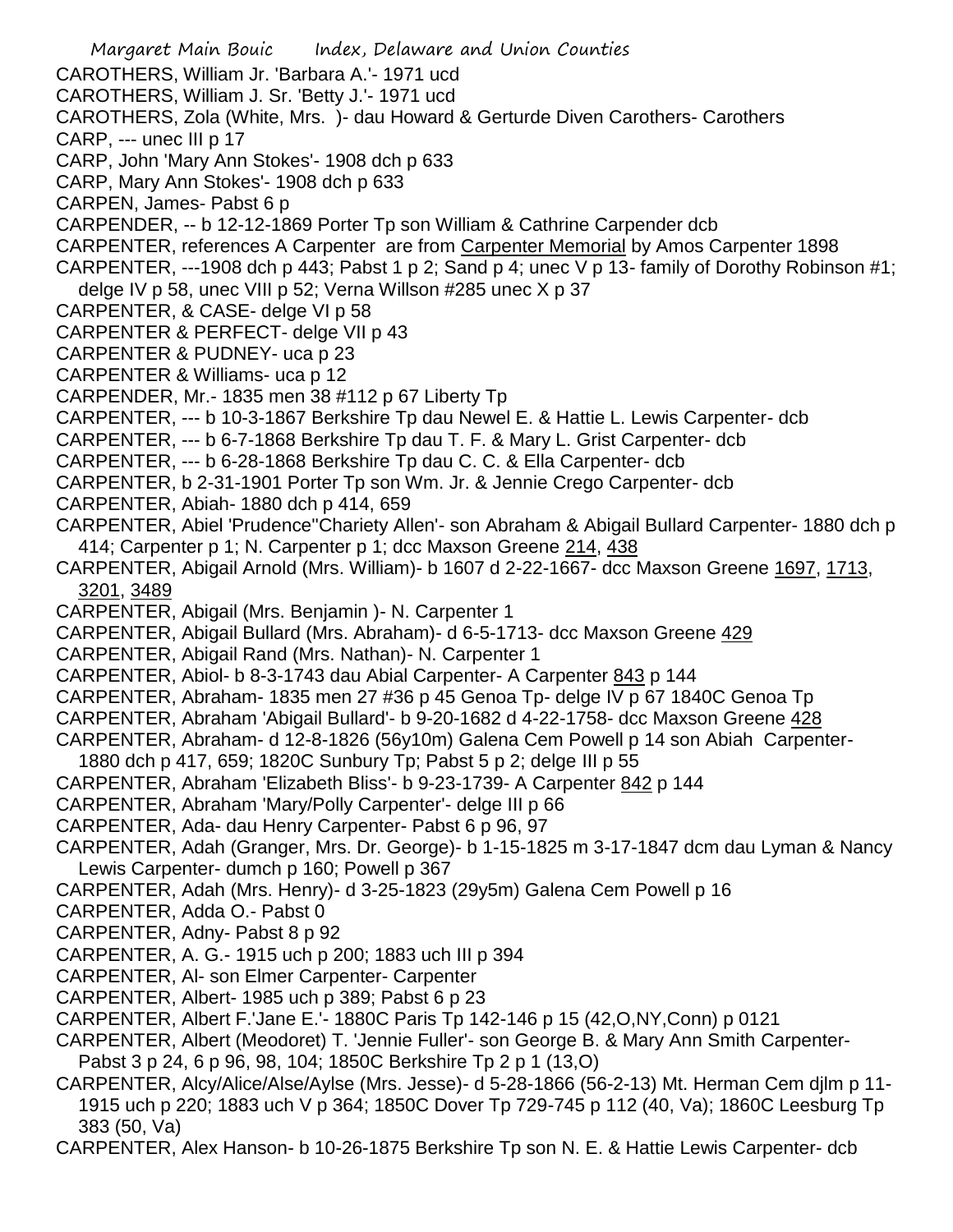CAROTHERS, William Jr. 'Barbara A.'- 1971 ucd
CAROTHERS, William J. Sr. 'Betty J.'- 1971 ucd
CAROTHERS, Zola (White, Mrs. )- dau Howard & Gerturde Diven Carothers- Carothers
CARP, --- unec III p 17
CARP, John 'Mary Ann Stokes'- 1908 dch p 633
CARP, Mary Ann Stokes'- 1908 dch p 633
CARPEN, James- Pabst 6 p
CARPENDER, -- b 12-12-1869 Porter Tp son William & Cathrine Carpender dcb
CARPENTER, references A Carpenter are from Carpenter Memorial by Amos Carpenter 1898
CARPENTER, ---1908 dch p 443; Pabst 1 p 2; Sand p 4; unec V p 13- family of Dorothy Robinson #1; delge IV p 58, unec VIII p 52; Verna Willson #285 unec X p 37
CARPENTER, & CASE- delge VI p 58
CARPENTER & PERFECT- delge VII p 43
CARPENTER & PUDNEY- uca p 23
CARPENTER & Williams- uca p 12
CARPENDER, Mr.- 1835 men 38 #112 p 67 Liberty Tp
CARPENTER, --- b 10-3-1867 Berkshire Tp dau Newel E. & Hattie L. Lewis Carpenter- dcb
CARPENTER, --- b 6-7-1868 Berkshire Tp dau T. F. & Mary L. Grist Carpenter- dcb
CARPENTER, --- b 6-28-1868 Berkshire Tp dau C. C. & Ella Carpenter- dcb
CARPENTER, b 2-31-1901 Porter Tp son Wm. Jr. & Jennie Crego Carpenter- dcb
CARPENTER, Abiah- 1880 dch p 414, 659
CARPENTER, Abiel 'Prudence''Chariety Allen'- son Abraham & Abigail Bullard Carpenter- 1880 dch p 414; Carpenter p 1; N. Carpenter p 1; dcc Maxson Greene 214, 438
CARPENTER, Abigail Arnold (Mrs. William)- b 1607 d 2-22-1667- dcc Maxson Greene 1697, 1713, 3201, 3489
CARPENTER, Abigail (Mrs. Benjamin )- N. Carpenter 1
CARPENTER, Abigail Bullard (Mrs. Abraham)- d 6-5-1713- dcc Maxson Greene 429
CARPENTER, Abigail Rand (Mrs. Nathan)- N. Carpenter 1
CARPENTER, Abiol- b 8-3-1743 dau Abial Carpenter- A Carpenter 843 p 144
CARPENTER, Abraham- 1835 men 27 #36 p 45 Genoa Tp- delge IV p 67 1840C Genoa Tp
CARPENTER, Abraham 'Abigail Bullard'- b 9-20-1682 d 4-22-1758- dcc Maxson Greene 428
CARPENTER, Abraham- d 12-8-1826 (56y10m) Galena Cem Powell p 14 son Abiah Carpenter- 1880 dch p 417, 659; 1820C Sunbury Tp; Pabst 5 p 2; delge III p 55
CARPENTER, Abraham 'Elizabeth Bliss'- b 9-23-1739- A Carpenter 842 p 144
CARPENTER, Abraham 'Mary/Polly Carpenter'- delge III p 66
CARPENTER, Ada- dau Henry Carpenter- Pabst 6 p 96, 97
CARPENTER, Adah (Granger, Mrs. Dr. George)- b 1-15-1825 m 3-17-1847 dcm dau Lyman & Nancy Lewis Carpenter- dumch p 160; Powell p 367
CARPENTER, Adah (Mrs. Henry)- d 3-25-1823 (29y5m) Galena Cem Powell p 16
CARPENTER, Adda O.- Pabst 0
CARPENTER, Adny- Pabst 8 p 92
CARPENTER, A. G.- 1915 uch p 200; 1883 uch III p 394
CARPENTER, Al- son Elmer Carpenter- Carpenter
CARPENTER, Albert- 1985 uch p 389; Pabst 6 p 23
CARPENTER, Albert F.'Jane E.'- 1880C Paris Tp 142-146 p 15 (42,O,NY,Conn) p 0121
CARPENTER, Albert (Meodoret) T. 'Jennie Fuller'- son George B. & Mary Ann Smith Carpenter- Pabst 3 p 24, 6 p 96, 98, 104; 1850C Berkshire Tp 2 p 1 (13,O)
CARPENTER, Alcy/Alice/Alse/Aylse (Mrs. Jesse)- d 5-28-1866 (56-2-13) Mt. Herman Cem djlm p 11- 1915 uch p 220; 1883 uch V p 364; 1850C Dover Tp 729-745 p 112 (40, Va); 1860C Leesburg Tp 383 (50, Va)
CARPENTER, Alex Hanson- b 10-26-1875 Berkshire Tp son N. E. & Hattie Lewis Carpenter- dcb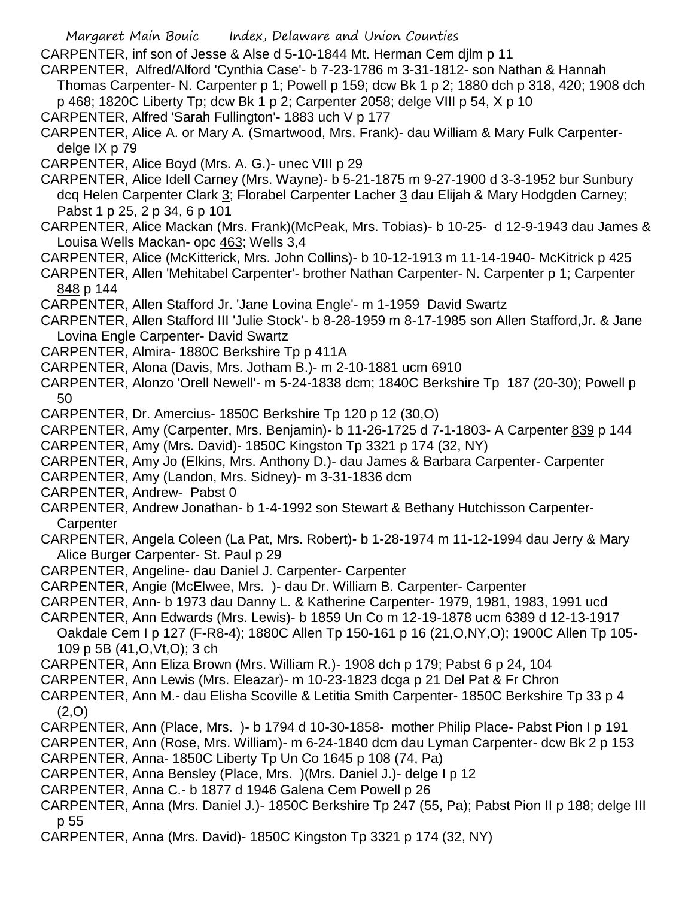CARPENTER, inf son of Jesse & Alse d 5-10-1844 Mt. Herman Cem djlm p 11

CARPENTER, Alfred/Alford 'Cynthia Case'- b 7-23-1786 m 3-31-1812- son Nathan & Hannah Thomas Carpenter- N. Carpenter p 1; Powell p 159; dcw Bk 1 p 2; 1880 dch p 318, 420; 1908 dch p 468; 1820C Liberty Tp; dcw Bk 1 p 2; Carpenter 2058; delge VIII p 54, X p 10

CARPENTER, Alfred 'Sarah Fullington'- 1883 uch V p 177

CARPENTER, Alice A. or Mary A. (Smartwood, Mrs. Frank)- dau William & Mary Fulk Carpenter- delge IX p 79

CARPENTER, Alice Boyd (Mrs. A. G.)- unec VIII p 29

CARPENTER, Alice Idell Carney (Mrs. Wayne)- b 5-21-1875 m 9-27-1900 d 3-3-1952 bur Sunbury dcq Helen Carpenter Clark 3; Florabel Carpenter Lacher 3 dau Elijah & Mary Hodgden Carney; Pabst 1 p 25, 2 p 34, 6 p 101

CARPENTER, Alice Mackan (Mrs. Frank)(McPeak, Mrs. Tobias)- b 10-25- d 12-9-1943 dau James & Louisa Wells Mackan- opc 463; Wells 3,4

CARPENTER, Alice (McKitterick, Mrs. John Collins)- b 10-12-1913 m 11-14-1940- McKitrick p 425

CARPENTER, Allen 'Mehitabel Carpenter'- brother Nathan Carpenter- N. Carpenter p 1; Carpenter 848 p 144

CARPENTER, Allen Stafford Jr. 'Jane Lovina Engle'- m 1-1959 David Swartz

CARPENTER, Allen Stafford III 'Julie Stock'- b 8-28-1959 m 8-17-1985 son Allen Stafford,Jr. & Jane Lovina Engle Carpenter- David Swartz

CARPENTER, Almira- 1880C Berkshire Tp p 411A

CARPENTER, Alona (Davis, Mrs. Jotham B.)- m 2-10-1881 ucm 6910

CARPENTER, Alonzo 'Orell Newell'- m 5-24-1838 dcm; 1840C Berkshire Tp 187 (20-30); Powell p 50

CARPENTER, Dr. Amercius- 1850C Berkshire Tp 120 p 12 (30,O)

CARPENTER, Amy (Carpenter, Mrs. Benjamin)- b 11-26-1725 d 7-1-1803- A Carpenter 839 p 144

CARPENTER, Amy (Mrs. David)- 1850C Kingston Tp 3321 p 174 (32, NY)

CARPENTER, Amy Jo (Elkins, Mrs. Anthony D.)- dau James & Barbara Carpenter- Carpenter

CARPENTER, Amy (Landon, Mrs. Sidney)- m 3-31-1836 dcm

CARPENTER, Andrew- Pabst 0

CARPENTER, Andrew Jonathan- b 1-4-1992 son Stewart & Bethany Hutchisson Carpenter- Carpenter

CARPENTER, Angela Coleen (La Pat, Mrs. Robert)- b 1-28-1974 m 11-12-1994 dau Jerry & Mary Alice Burger Carpenter- St. Paul p 29

CARPENTER, Angeline- dau Daniel J. Carpenter- Carpenter

CARPENTER, Angie (McElwee, Mrs. )- dau Dr. William B. Carpenter- Carpenter

CARPENTER, Ann- b 1973 dau Danny L. & Katherine Carpenter- 1979, 1981, 1983, 1991 ucd

CARPENTER, Ann Edwards (Mrs. Lewis)- b 1859 Un Co m 12-19-1878 ucm 6389 d 12-13-1917 Oakdale Cem I p 127 (F-R8-4); 1880C Allen Tp 150-161 p 16 (21,O,NY,O); 1900C Allen Tp 105-109 p 5B (41,O,Vt,O); 3 ch

CARPENTER, Ann Eliza Brown (Mrs. William R.)- 1908 dch p 179; Pabst 6 p 24, 104

CARPENTER, Ann Lewis (Mrs. Eleazar)- m 10-23-1823 dcga p 21 Del Pat & Fr Chron

CARPENTER, Ann M.- dau Elisha Scoville & Letitia Smith Carpenter- 1850C Berkshire Tp 33 p 4 (2,O)

CARPENTER, Ann (Place, Mrs. )- b 1794 d 10-30-1858- mother Philip Place- Pabst Pion I p 191

CARPENTER, Ann (Rose, Mrs. William)- m 6-24-1840 dcm dau Lyman Carpenter- dcw Bk 2 p 153

CARPENTER, Anna- 1850C Liberty Tp Un Co 1645 p 108 (74, Pa)

CARPENTER, Anna Bensley (Place, Mrs. )(Mrs. Daniel J.)- delge I p 12

CARPENTER, Anna C.- b 1877 d 1946 Galena Cem Powell p 26

CARPENTER, Anna (Mrs. Daniel J.)- 1850C Berkshire Tp 247 (55, Pa); Pabst Pion II p 188; delge III p 55

CARPENTER, Anna (Mrs. David)- 1850C Kingston Tp 3321 p 174 (32, NY)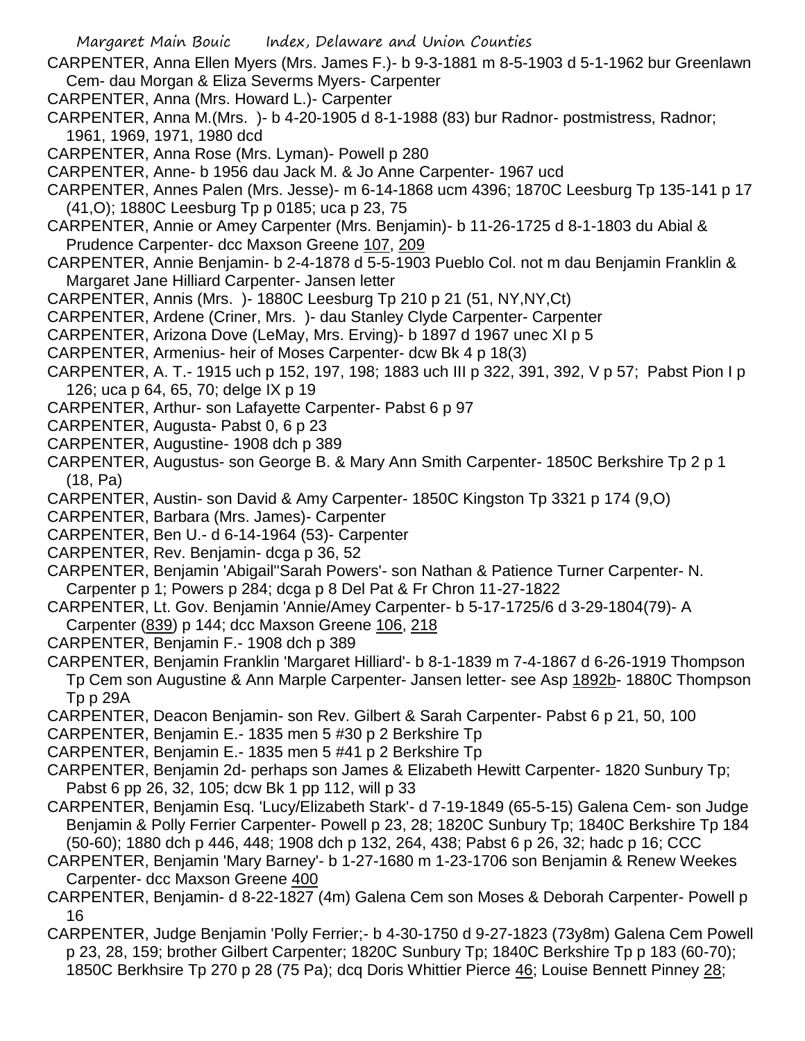CARPENTER, Anna Ellen Myers (Mrs. James F.)- b 9-3-1881 m 8-5-1903 d 5-1-1962 bur Greenlawn Cem- dau Morgan & Eliza Severms Myers- Carpenter

CARPENTER, Anna (Mrs. Howard L.)- Carpenter

CARPENTER, Anna M.(Mrs. )- b 4-20-1905 d 8-1-1988 (83) bur Radnor- postmistress, Radnor; 1961, 1969, 1971, 1980 dcd

CARPENTER, Anna Rose (Mrs. Lyman)- Powell p 280

CARPENTER, Anne- b 1956 dau Jack M. & Jo Anne Carpenter- 1967 ucd

CARPENTER, Annes Palen (Mrs. Jesse)- m 6-14-1868 ucm 4396; 1870C Leesburg Tp 135-141 p 17 (41,O); 1880C Leesburg Tp p 0185; uca p 23, 75

CARPENTER, Annie or Amey Carpenter (Mrs. Benjamin)- b 11-26-1725 d 8-1-1803 du Abial & Prudence Carpenter- dcc Maxson Greene 107, 209

CARPENTER, Annie Benjamin- b 2-4-1878 d 5-5-1903 Pueblo Col. not m dau Benjamin Franklin & Margaret Jane Hilliard Carpenter- Jansen letter

CARPENTER, Annis (Mrs. )- 1880C Leesburg Tp 210 p 21 (51, NY,NY,Ct)

CARPENTER, Ardene (Criner, Mrs. )- dau Stanley Clyde Carpenter- Carpenter

CARPENTER, Arizona Dove (LeMay, Mrs. Erving)- b 1897 d 1967 unec XI p 5

CARPENTER, Armenius- heir of Moses Carpenter- dcw Bk 4 p 18(3)

CARPENTER, A. T.- 1915 uch p 152, 197, 198; 1883 uch III p 322, 391, 392, V p 57; Pabst Pion I p 126; uca p 64, 65, 70; delge IX p 19

CARPENTER, Arthur- son Lafayette Carpenter- Pabst 6 p 97

CARPENTER, Augusta- Pabst 0, 6 p 23

CARPENTER, Augustine- 1908 dch p 389

CARPENTER, Augustus- son George B. & Mary Ann Smith Carpenter- 1850C Berkshire Tp 2 p 1 (18, Pa)

CARPENTER, Austin- son David & Amy Carpenter- 1850C Kingston Tp 3321 p 174 (9,O)

CARPENTER, Barbara (Mrs. James)- Carpenter

CARPENTER, Ben U.- d 6-14-1964 (53)- Carpenter

CARPENTER, Rev. Benjamin- dcga p 36, 52

CARPENTER, Benjamin 'Abigail''Sarah Powers'- son Nathan & Patience Turner Carpenter- N. Carpenter p 1; Powers p 284; dcga p 8 Del Pat & Fr Chron 11-27-1822

CARPENTER, Lt. Gov. Benjamin 'Annie/Amey Carpenter- b 5-17-1725/6 d 3-29-1804(79)- A Carpenter (839) p 144; dcc Maxson Greene 106, 218

CARPENTER, Benjamin F.- 1908 dch p 389

CARPENTER, Benjamin Franklin 'Margaret Hilliard'- b 8-1-1839 m 7-4-1867 d 6-26-1919 Thompson Tp Cem son Augustine & Ann Marple Carpenter- Jansen letter- see Asp 1892b- 1880C Thompson Tp p 29A

CARPENTER, Deacon Benjamin- son Rev. Gilbert & Sarah Carpenter- Pabst 6 p 21, 50, 100

CARPENTER, Benjamin E.- 1835 men 5 #30 p 2 Berkshire Tp

CARPENTER, Benjamin E.- 1835 men 5 #41 p 2 Berkshire Tp

CARPENTER, Benjamin 2d- perhaps son James & Elizabeth Hewitt Carpenter- 1820 Sunbury Tp; Pabst 6 pp 26, 32, 105; dcw Bk 1 pp 112, will p 33

CARPENTER, Benjamin Esq. 'Lucy/Elizabeth Stark'- d 7-19-1849 (65-5-15) Galena Cem- son Judge Benjamin & Polly Ferrier Carpenter- Powell p 23, 28; 1820C Sunbury Tp; 1840C Berkshire Tp 184 (50-60); 1880 dch p 446, 448; 1908 dch p 132, 264, 438; Pabst 6 p 26, 32; hadc p 16; CCC

CARPENTER, Benjamin 'Mary Barney'- b 1-27-1680 m 1-23-1706 son Benjamin & Renew Weekes Carpenter- dcc Maxson Greene 400

CARPENTER, Benjamin- d 8-22-1827 (4m) Galena Cem son Moses & Deborah Carpenter- Powell p 16

CARPENTER, Judge Benjamin 'Polly Ferrier;- b 4-30-1750 d 9-27-1823 (73y8m) Galena Cem Powell p 23, 28, 159; brother Gilbert Carpenter; 1820C Sunbury Tp; 1840C Berkshire Tp p 183 (60-70); 1850C Berkhsire Tp 270 p 28 (75 Pa); dcq Doris Whittier Pierce 46; Louise Bennett Pinney 28;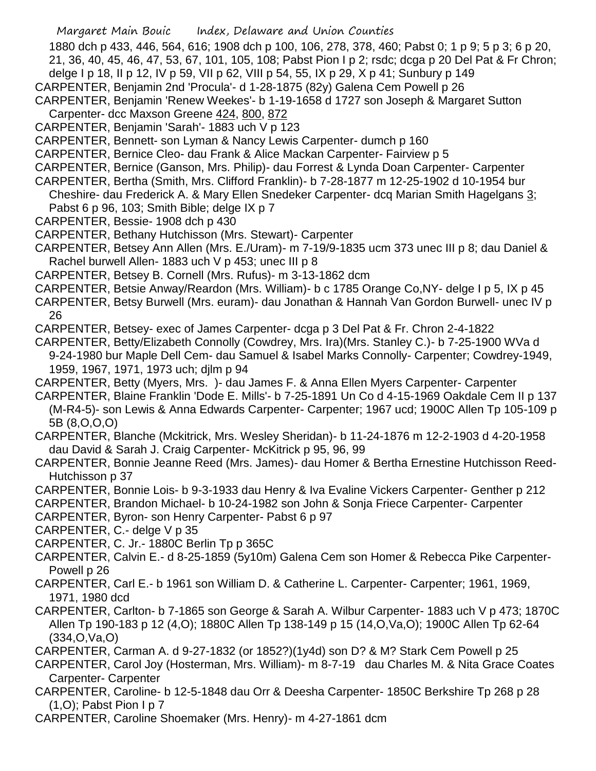1880 dch p 433, 446, 564, 616; 1908 dch p 100, 106, 278, 378, 460; Pabst 0; 1 p 9; 5 p 3; 6 p 20, 21, 36, 40, 45, 46, 47, 53, 67, 101, 105, 108; Pabst Pion I p 2; rsdc; dcga p 20 Del Pat & Fr Chron; delge I p 18, II p 12, IV p 59, VII p 62, VIII p 54, 55, IX p 29, X p 41; Sunbury p 149

CARPENTER, Benjamin 2nd 'Procula'- d 1-28-1875 (82y) Galena Cem Powell p 26

CARPENTER, Benjamin 'Renew Weekes'- b 1-19-1658 d 1727 son Joseph & Margaret Sutton Carpenter- dcc Maxson Greene 424, 800, 872

CARPENTER, Benjamin 'Sarah'- 1883 uch V p 123

CARPENTER, Bennett- son Lyman & Nancy Lewis Carpenter- dumch p 160

CARPENTER, Bernice Cleo- dau Frank & Alice Mackan Carpenter- Fairview p 5

CARPENTER, Bernice (Ganson, Mrs. Philip)- dau Forrest & Lynda Doan Carpenter- Carpenter

CARPENTER, Bertha (Smith, Mrs. Clifford Franklin)- b 7-28-1877 m 12-25-1902 d 10-1954 bur Cheshire- dau Frederick A. & Mary Ellen Snedeker Carpenter- dcq Marian Smith Hagelgans 3; Pabst 6 p 96, 103; Smith Bible; delge IX p 7

CARPENTER, Bessie- 1908 dch p 430

CARPENTER, Bethany Hutchisson (Mrs. Stewart)- Carpenter

CARPENTER, Betsey Ann Allen (Mrs. E./Uram)- m 7-19/9-1835 ucm 373 unec III p 8; dau Daniel & Rachel burwell Allen- 1883 uch V p 453; unec III p 8

CARPENTER, Betsey B. Cornell (Mrs. Rufus)- m 3-13-1862 dcm

CARPENTER, Betsie Anway/Reardon (Mrs. William)- b c 1785 Orange Co,NY- delge I p 5, IX p 45

CARPENTER, Betsy Burwell (Mrs. euram)- dau Jonathan & Hannah Van Gordon Burwell- unec IV p 26

CARPENTER, Betsey- exec of James Carpenter- dcga p 3 Del Pat & Fr. Chron 2-4-1822

CARPENTER, Betty/Elizabeth Connolly (Cowdrey, Mrs. Ira)(Mrs. Stanley C.)- b 7-25-1900 WVa d 9-24-1980 bur Maple Dell Cem- dau Samuel & Isabel Marks Connolly- Carpenter; Cowdrey-1949, 1959, 1967, 1971, 1973 uch; djlm p 94

CARPENTER, Betty (Myers, Mrs. )- dau James F. & Anna Ellen Myers Carpenter- Carpenter

CARPENTER, Blaine Franklin 'Dode E. Mills'- b 7-25-1891 Un Co d 4-15-1969 Oakdale Cem II p 137 (M-R4-5)- son Lewis & Anna Edwards Carpenter- Carpenter; 1967 ucd; 1900C Allen Tp 105-109 p 5B (8,O,O,O)

CARPENTER, Blanche (Mckitrick, Mrs. Wesley Sheridan)- b 11-24-1876 m 12-2-1903 d 4-20-1958 dau David & Sarah J. Craig Carpenter- McKitrick p 95, 96, 99

CARPENTER, Bonnie Jeanne Reed (Mrs. James)- dau Homer & Bertha Ernestine Hutchisson Reed- Hutchisson p 37

CARPENTER, Bonnie Lois- b 9-3-1933 dau Henry & Iva Evaline Vickers Carpenter- Genther p 212

CARPENTER, Brandon Michael- b 10-24-1982 son John & Sonja Friece Carpenter- Carpenter

CARPENTER, Byron- son Henry Carpenter- Pabst 6 p 97

CARPENTER, C.- delge V p 35

CARPENTER, C. Jr.- 1880C Berlin Tp p 365C

CARPENTER, Calvin E.- d 8-25-1859 (5y10m) Galena Cem son Homer & Rebecca Pike Carpenter- Powell p 26

CARPENTER, Carl E.- b 1961 son William D. & Catherine L. Carpenter- Carpenter; 1961, 1969, 1971, 1980 dcd

CARPENTER, Carlton- b 7-1865 son George & Sarah A. Wilbur Carpenter- 1883 uch V p 473; 1870C Allen Tp 190-183 p 12 (4,O); 1880C Allen Tp 138-149 p 15 (14,O,Va,O); 1900C Allen Tp 62-64 (334,O,Va,O)

CARPENTER, Carman A. d 9-27-1832 (or 1852?)(1y4d) son D? & M? Stark Cem Powell p 25

CARPENTER, Carol Joy (Hosterman, Mrs. William)- m 8-7-19   dau Charles M. & Nita Grace Coates Carpenter- Carpenter

CARPENTER, Caroline- b 12-5-1848 dau Orr & Deesha Carpenter- 1850C Berkshire Tp 268 p 28 (1,O); Pabst Pion I p 7

CARPENTER, Caroline Shoemaker (Mrs. Henry)- m 4-27-1861 dcm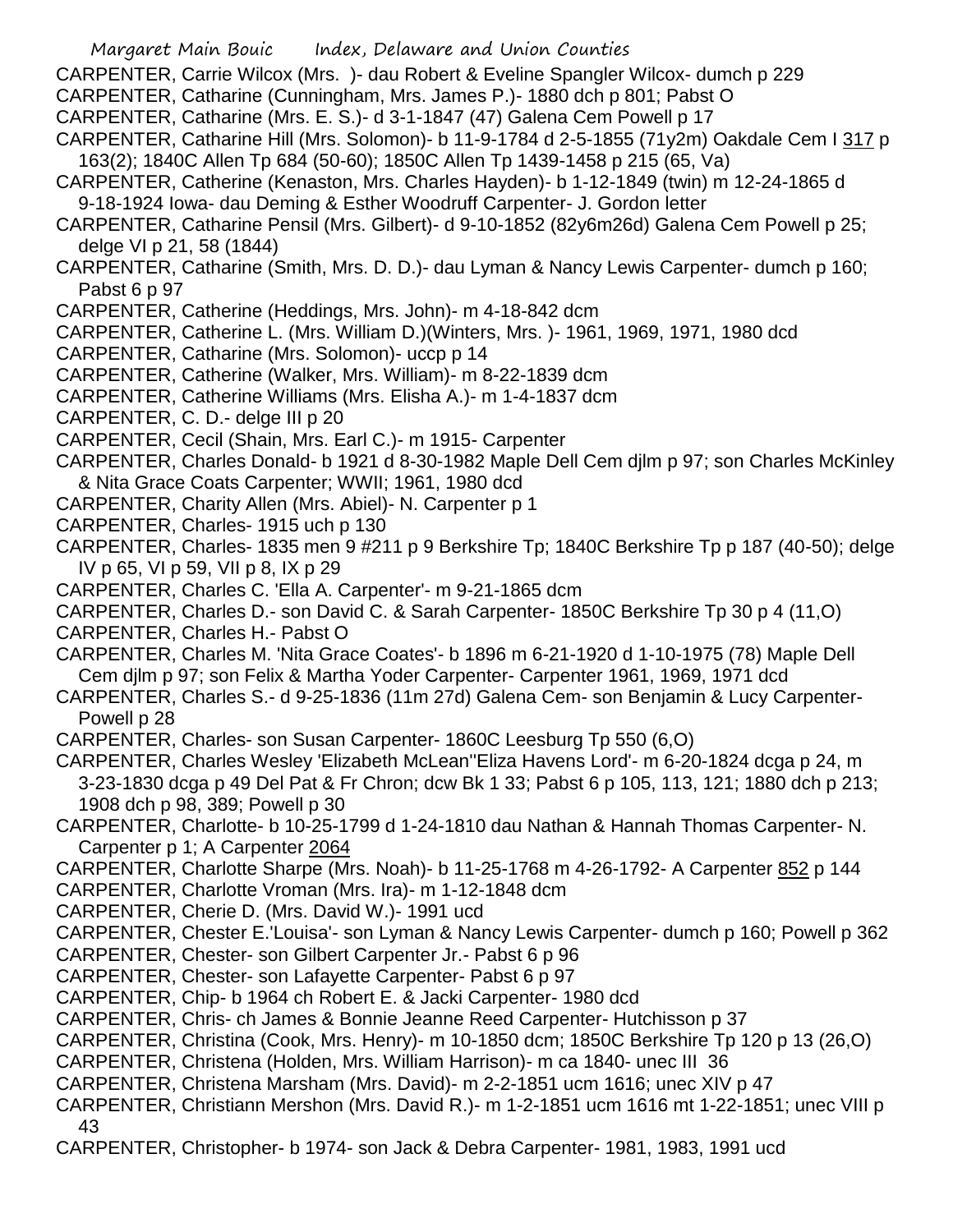CARPENTER, Carrie Wilcox (Mrs. )- dau Robert & Eveline Spangler Wilcox- dumch p 229

CARPENTER, Catharine (Cunningham, Mrs. James P.)- 1880 dch p 801; Pabst O

CARPENTER, Catharine (Mrs. E. S.)- d 3-1-1847 (47) Galena Cem Powell p 17

CARPENTER, Catharine Hill (Mrs. Solomon)- b 11-9-1784 d 2-5-1855 (71y2m) Oakdale Cem I 317 p 163(2); 1840C Allen Tp 684 (50-60); 1850C Allen Tp 1439-1458 p 215 (65, Va)

CARPENTER, Catherine (Kenaston, Mrs. Charles Hayden)- b 1-12-1849 (twin) m 12-24-1865 d 9-18-1924 Iowa- dau Deming & Esther Woodruff Carpenter- J. Gordon letter

CARPENTER, Catharine Pensil (Mrs. Gilbert)- d 9-10-1852 (82y6m26d) Galena Cem Powell p 25; delge VI p 21, 58 (1844)

CARPENTER, Catharine (Smith, Mrs. D. D.)- dau Lyman & Nancy Lewis Carpenter- dumch p 160; Pabst 6 p 97

CARPENTER, Catherine (Heddings, Mrs. John)- m 4-18-842 dcm

CARPENTER, Catherine L. (Mrs. William D.)(Winters, Mrs. )- 1961, 1969, 1971, 1980 dcd

CARPENTER, Catharine (Mrs. Solomon)- uccp p 14

CARPENTER, Catherine (Walker, Mrs. William)- m 8-22-1839 dcm

CARPENTER, Catherine Williams (Mrs. Elisha A.)- m 1-4-1837 dcm

CARPENTER, C. D.- delge III p 20

CARPENTER, Cecil (Shain, Mrs. Earl C.)- m 1915- Carpenter

CARPENTER, Charles Donald- b 1921 d 8-30-1982 Maple Dell Cem djlm p 97; son Charles McKinley & Nita Grace Coats Carpenter; WWII; 1961, 1980 dcd

CARPENTER, Charity Allen (Mrs. Abiel)- N. Carpenter p 1

CARPENTER, Charles- 1915 uch p 130

CARPENTER, Charles- 1835 men 9 #211 p 9 Berkshire Tp; 1840C Berkshire Tp p 187 (40-50); delge IV p 65, VI p 59, VII p 8, IX p 29

CARPENTER, Charles C. 'Ella A. Carpenter'- m 9-21-1865 dcm

CARPENTER, Charles D.- son David C. & Sarah Carpenter- 1850C Berkshire Tp 30 p 4 (11,O)

CARPENTER, Charles H.- Pabst O

CARPENTER, Charles M. 'Nita Grace Coates'- b 1896 m 6-21-1920 d 1-10-1975 (78) Maple Dell Cem djlm p 97; son Felix & Martha Yoder Carpenter- Carpenter 1961, 1969, 1971 dcd

CARPENTER, Charles S.- d 9-25-1836 (11m 27d) Galena Cem- son Benjamin & Lucy Carpenter- Powell p 28

CARPENTER, Charles- son Susan Carpenter- 1860C Leesburg Tp 550 (6,O)

CARPENTER, Charles Wesley 'Elizabeth McLean''Eliza Havens Lord'- m 6-20-1824 dcga p 24, m 3-23-1830 dcga p 49 Del Pat & Fr Chron; dcw Bk 1 33; Pabst 6 p 105, 113, 121; 1880 dch p 213; 1908 dch p 98, 389; Powell p 30

CARPENTER, Charlotte- b 10-25-1799 d 1-24-1810 dau Nathan & Hannah Thomas Carpenter- N. Carpenter p 1; A Carpenter 2064

CARPENTER, Charlotte Sharpe (Mrs. Noah)- b 11-25-1768 m 4-26-1792- A Carpenter 852 p 144

CARPENTER, Charlotte Vroman (Mrs. Ira)- m 1-12-1848 dcm

CARPENTER, Cherie D. (Mrs. David W.)- 1991 ucd

CARPENTER, Chester E.'Louisa'- son Lyman & Nancy Lewis Carpenter- dumch p 160; Powell p 362

CARPENTER, Chester- son Gilbert Carpenter Jr.- Pabst 6 p 96

CARPENTER, Chester- son Lafayette Carpenter- Pabst 6 p 97

CARPENTER, Chip- b 1964 ch Robert E. & Jacki Carpenter- 1980 dcd

CARPENTER, Chris- ch James & Bonnie Jeanne Reed Carpenter- Hutchisson p 37

CARPENTER, Christina (Cook, Mrs. Henry)- m 10-1850 dcm; 1850C Berkshire Tp 120 p 13 (26,O)

CARPENTER, Christena (Holden, Mrs. William Harrison)- m ca 1840- unec III 36

CARPENTER, Christena Marsham (Mrs. David)- m 2-2-1851 ucm 1616; unec XIV p 47

CARPENTER, Christiann Mershon (Mrs. David R.)- m 1-2-1851 ucm 1616 mt 1-22-1851; unec VIII p 43

CARPENTER, Christopher- b 1974- son Jack & Debra Carpenter- 1981, 1983, 1991 ucd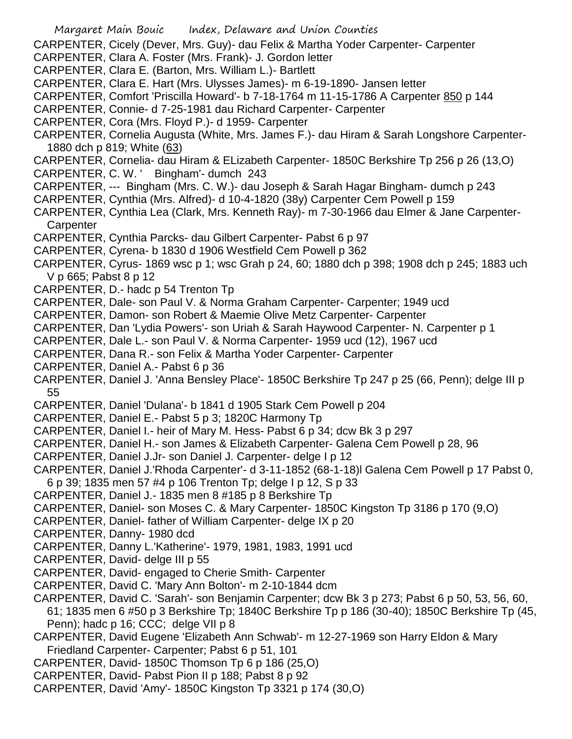CARPENTER, Cicely (Dever, Mrs. Guy)- dau Felix & Martha Yoder Carpenter- Carpenter
CARPENTER, Clara A. Foster (Mrs. Frank)- J. Gordon letter
CARPENTER, Clara E. (Barton, Mrs. William L.)- Bartlett
CARPENTER, Clara E. Hart (Mrs. Ulysses James)- m 6-19-1890- Jansen letter
CARPENTER, Comfort 'Priscilla Howard'- b 7-18-1764 m 11-15-1786 A Carpenter 850 p 144
CARPENTER, Connie- d 7-25-1981 dau Richard Carpenter- Carpenter
CARPENTER, Cora (Mrs. Floyd P.)- d 1959- Carpenter
CARPENTER, Cornelia Augusta (White, Mrs. James F.)- dau Hiram & Sarah Longshore Carpenter- 1880 dch p 819; White (63)
CARPENTER, Cornelia- dau Hiram & ELizabeth Carpenter- 1850C Berkshire Tp 256 p 26 (13,O)
CARPENTER, C. W. ' Bingham'- dumch 243
CARPENTER, --- Bingham (Mrs. C. W.)- dau Joseph & Sarah Hagar Bingham- dumch p 243
CARPENTER, Cynthia (Mrs. Alfred)- d 10-4-1820 (38y) Carpenter Cem Powell p 159
CARPENTER, Cynthia Lea (Clark, Mrs. Kenneth Ray)- m 7-30-1966 dau Elmer & Jane Carpenter- Carpenter
CARPENTER, Cynthia Parcks- dau Gilbert Carpenter- Pabst 6 p 97
CARPENTER, Cyrena- b 1830 d 1906 Westfield Cem Powell p 362
CARPENTER, Cyrus- 1869 wsc p 1; wsc Grah p 24, 60; 1880 dch p 398; 1908 dch p 245; 1883 uch V p 665; Pabst 8 p 12
CARPENTER, D.- hadc p 54 Trenton Tp
CARPENTER, Dale- son Paul V. & Norma Graham Carpenter- Carpenter; 1949 ucd
CARPENTER, Damon- son Robert & Maemie Olive Metz Carpenter- Carpenter
CARPENTER, Dan 'Lydia Powers'- son Uriah & Sarah Haywood Carpenter- N. Carpenter p 1
CARPENTER, Dale L.- son Paul V. & Norma Carpenter- 1959 ucd (12), 1967 ucd
CARPENTER, Dana R.- son Felix & Martha Yoder Carpenter- Carpenter
CARPENTER, Daniel A.- Pabst 6 p 36
CARPENTER, Daniel J. 'Anna Bensley Place'- 1850C Berkshire Tp 247 p 25 (66, Penn); delge III p 55
CARPENTER, Daniel 'Dulana'- b 1841 d 1905 Stark Cem Powell p 204
CARPENTER, Daniel E.- Pabst 5 p 3; 1820C Harmony Tp
CARPENTER, Daniel I.- heir of Mary M. Hess- Pabst 6 p 34; dcw Bk 3 p 297
CARPENTER, Daniel H.- son James & Elizabeth Carpenter- Galena Cem Powell p 28, 96
CARPENTER, Daniel J.Jr- son Daniel J. Carpenter- delge I p 12
CARPENTER, Daniel J.'Rhoda Carpenter'- d 3-11-1852 (68-1-18)l Galena Cem Powell p 17 Pabst 0, 6 p 39; 1835 men 57 #4 p 106 Trenton Tp; delge I p 12, S p 33
CARPENTER, Daniel J.- 1835 men 8 #185 p 8 Berkshire Tp
CARPENTER, Daniel- son Moses C. & Mary Carpenter- 1850C Kingston Tp 3186 p 170 (9,O)
CARPENTER, Daniel- father of William Carpenter- delge IX p 20
CARPENTER, Danny- 1980 dcd
CARPENTER, Danny L.'Katherine'- 1979, 1981, 1983, 1991 ucd
CARPENTER, David- delge III p 55
CARPENTER, David- engaged to Cherie Smith- Carpenter
CARPENTER, David C. 'Mary Ann Bolton'- m 2-10-1844 dcm
CARPENTER, David C. 'Sarah'- son Benjamin Carpenter; dcw Bk 3 p 273; Pabst 6 p 50, 53, 56, 60, 61; 1835 men 6 #50 p 3 Berkshire Tp; 1840C Berkshire Tp p 186 (30-40); 1850C Berkshire Tp (45, Penn); hadc p 16; CCC; delge VII p 8
CARPENTER, David Eugene 'Elizabeth Ann Schwab'- m 12-27-1969 son Harry Eldon & Mary Friedland Carpenter- Carpenter; Pabst 6 p 51, 101
CARPENTER, David- 1850C Thomson Tp 6 p 186 (25,O)
CARPENTER, David- Pabst Pion II p 188; Pabst 8 p 92
CARPENTER, David 'Amy'- 1850C Kingston Tp 3321 p 174 (30,O)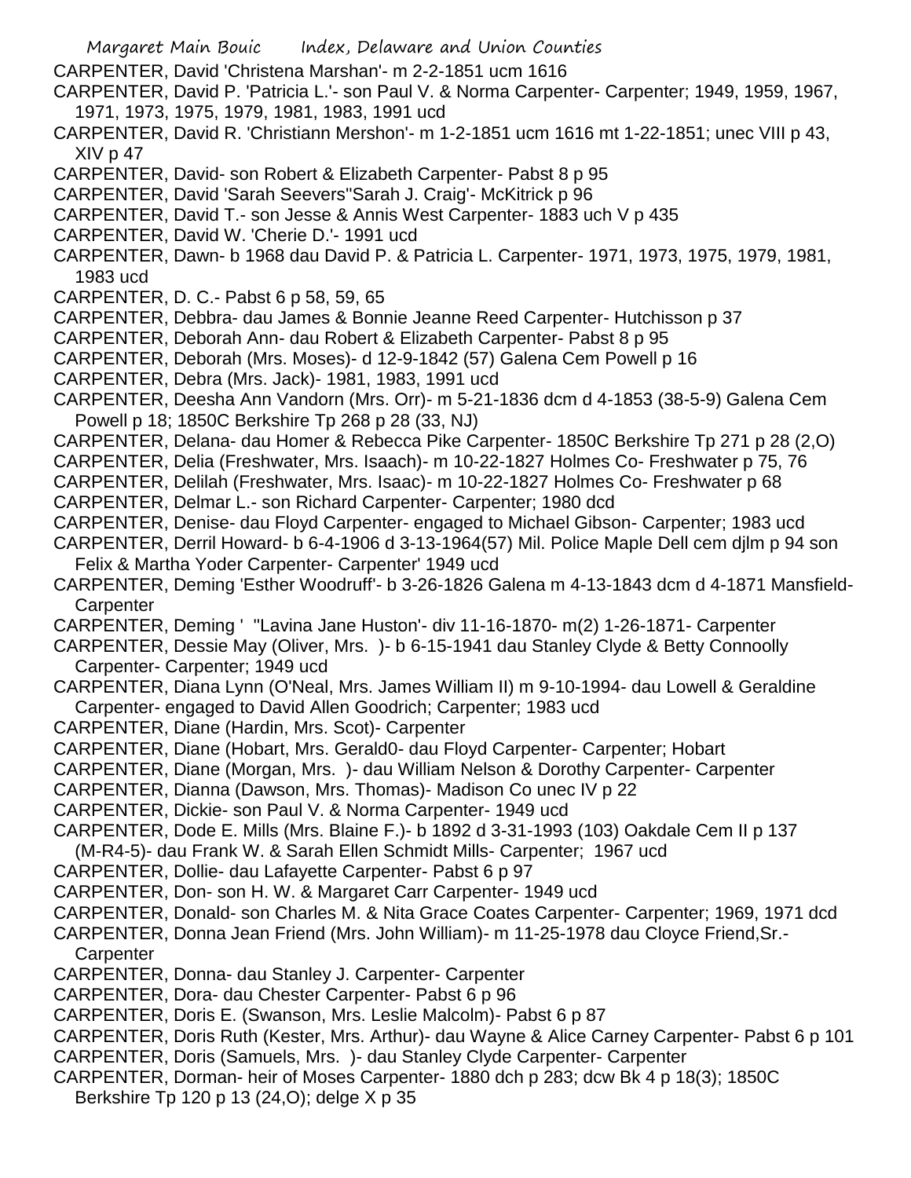CARPENTER, David 'Christena Marshan'- m 2-2-1851 ucm 1616

CARPENTER, David P. 'Patricia L.'- son Paul V. & Norma Carpenter- Carpenter; 1949, 1959, 1967, 1971, 1973, 1975, 1979, 1981, 1983, 1991 ucd

CARPENTER, David R. 'Christiann Mershon'- m 1-2-1851 ucm 1616 mt 1-22-1851; unec VIII p 43, XIV p 47

CARPENTER, David- son Robert & Elizabeth Carpenter- Pabst 8 p 95

CARPENTER, David 'Sarah Seevers''Sarah J. Craig'- McKitrick p 96

CARPENTER, David T.- son Jesse & Annis West Carpenter- 1883 uch V p 435

CARPENTER, David W. 'Cherie D.'- 1991 ucd

CARPENTER, Dawn- b 1968 dau David P. & Patricia L. Carpenter- 1971, 1973, 1975, 1979, 1981, 1983 ucd

CARPENTER, D. C.- Pabst 6 p 58, 59, 65

CARPENTER, Debbra- dau James & Bonnie Jeanne Reed Carpenter- Hutchisson p 37

CARPENTER, Deborah Ann- dau Robert & Elizabeth Carpenter- Pabst 8 p 95

CARPENTER, Deborah (Mrs. Moses)- d 12-9-1842 (57) Galena Cem Powell p 16

CARPENTER, Debra (Mrs. Jack)- 1981, 1983, 1991 ucd

CARPENTER, Deesha Ann Vandorn (Mrs. Orr)- m 5-21-1836 dcm d 4-1853 (38-5-9) Galena Cem Powell p 18; 1850C Berkshire Tp 268 p 28 (33, NJ)

CARPENTER, Delana- dau Homer & Rebecca Pike Carpenter- 1850C Berkshire Tp 271 p 28 (2,O)

CARPENTER, Delia (Freshwater, Mrs. Isaach)- m 10-22-1827 Holmes Co- Freshwater p 75, 76

CARPENTER, Delilah (Freshwater, Mrs. Isaac)- m 10-22-1827 Holmes Co- Freshwater p 68

CARPENTER, Delmar L.- son Richard Carpenter- Carpenter; 1980 dcd

CARPENTER, Denise- dau Floyd Carpenter- engaged to Michael Gibson- Carpenter; 1983 ucd

CARPENTER, Derril Howard- b 6-4-1906 d 3-13-1964(57) Mil. Police Maple Dell cem djlm p 94 son Felix & Martha Yoder Carpenter- Carpenter' 1949 ucd

CARPENTER, Deming 'Esther Woodruff'- b 3-26-1826 Galena m 4-13-1843 dcm d 4-1871 Mansfield- Carpenter

CARPENTER, Deming ' ''Lavina Jane Huston'- div 11-16-1870- m(2) 1-26-1871- Carpenter

CARPENTER, Dessie May (Oliver, Mrs. )- b 6-15-1941 dau Stanley Clyde & Betty Connoolly Carpenter- Carpenter; 1949 ucd

CARPENTER, Diana Lynn (O'Neal, Mrs. James William II) m 9-10-1994- dau Lowell & Geraldine Carpenter- engaged to David Allen Goodrich; Carpenter; 1983 ucd

CARPENTER, Diane (Hardin, Mrs. Scot)- Carpenter

CARPENTER, Diane (Hobart, Mrs. Gerald0- dau Floyd Carpenter- Carpenter; Hobart

CARPENTER, Diane (Morgan, Mrs. )- dau William Nelson & Dorothy Carpenter- Carpenter

CARPENTER, Dianna (Dawson, Mrs. Thomas)- Madison Co unec IV p 22

CARPENTER, Dickie- son Paul V. & Norma Carpenter- 1949 ucd

CARPENTER, Dode E. Mills (Mrs. Blaine F.)- b 1892 d 3-31-1993 (103) Oakdale Cem II p 137 (M-R4-5)- dau Frank W. & Sarah Ellen Schmidt Mills- Carpenter; 1967 ucd

CARPENTER, Dollie- dau Lafayette Carpenter- Pabst 6 p 97

CARPENTER, Don- son H. W. & Margaret Carr Carpenter- 1949 ucd

CARPENTER, Donald- son Charles M. & Nita Grace Coates Carpenter- Carpenter; 1969, 1971 dcd

CARPENTER, Donna Jean Friend (Mrs. John William)- m 11-25-1978 dau Cloyce Friend,Sr.- Carpenter

CARPENTER, Donna- dau Stanley J. Carpenter- Carpenter

CARPENTER, Dora- dau Chester Carpenter- Pabst 6 p 96

CARPENTER, Doris E. (Swanson, Mrs. Leslie Malcolm)- Pabst 6 p 87

CARPENTER, Doris Ruth (Kester, Mrs. Arthur)- dau Wayne & Alice Carney Carpenter- Pabst 6 p 101

CARPENTER, Doris (Samuels, Mrs. )- dau Stanley Clyde Carpenter- Carpenter

CARPENTER, Dorman- heir of Moses Carpenter- 1880 dch p 283; dcw Bk 4 p 18(3); 1850C Berkshire Tp 120 p 13 (24,O); delge X p 35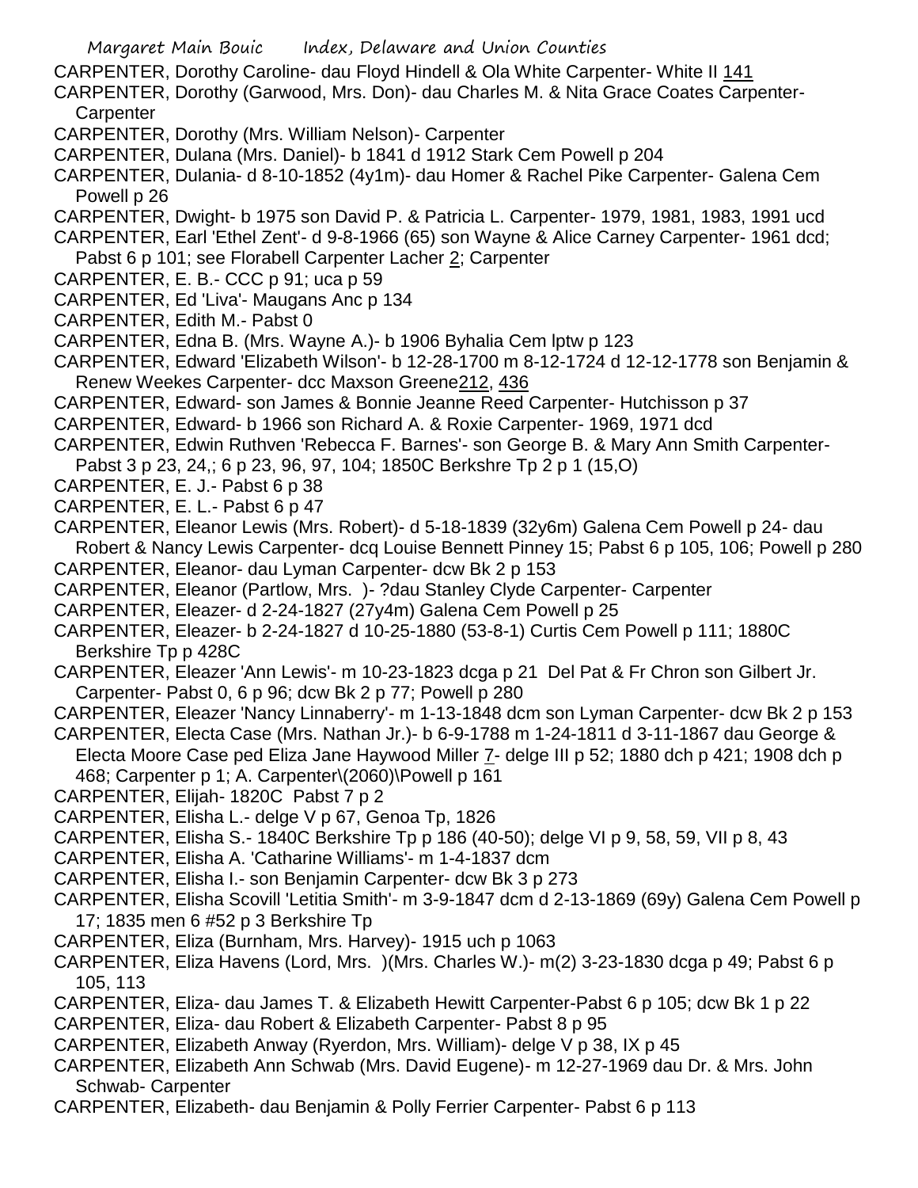CARPENTER, Dorothy Caroline- dau Floyd Hindell & Ola White Carpenter- White II 141

CARPENTER, Dorothy (Garwood, Mrs. Don)- dau Charles M. & Nita Grace Coates Carpenter- Carpenter

CARPENTER, Dorothy (Mrs. William Nelson)- Carpenter

CARPENTER, Dulana (Mrs. Daniel)- b 1841 d 1912 Stark Cem Powell p 204

CARPENTER, Dulania- d 8-10-1852 (4y1m)- dau Homer & Rachel Pike Carpenter- Galena Cem Powell p 26

CARPENTER, Dwight- b 1975 son David P. & Patricia L. Carpenter- 1979, 1981, 1983, 1991 ucd

CARPENTER, Earl 'Ethel Zent'- d 9-8-1966 (65) son Wayne & Alice Carney Carpenter- 1961 dcd; Pabst 6 p 101; see Florabell Carpenter Lacher 2; Carpenter

CARPENTER, E. B.- CCC p 91; uca p 59

CARPENTER, Ed 'Liva'- Maugans Anc p 134

CARPENTER, Edith M.- Pabst 0

CARPENTER, Edna B. (Mrs. Wayne A.)- b 1906 Byhalia Cem lptw p 123

CARPENTER, Edward 'Elizabeth Wilson'- b 12-28-1700 m 8-12-1724 d 12-12-1778 son Benjamin & Renew Weekes Carpenter- dcc Maxson Greene212, 436

CARPENTER, Edward- son James & Bonnie Jeanne Reed Carpenter- Hutchisson p 37

CARPENTER, Edward- b 1966 son Richard A. & Roxie Carpenter- 1969, 1971 dcd

CARPENTER, Edwin Ruthven 'Rebecca F. Barnes'- son George B. & Mary Ann Smith Carpenter- Pabst 3 p 23, 24,; 6 p 23, 96, 97, 104; 1850C Berkshre Tp 2 p 1 (15,O)

CARPENTER, E. J.- Pabst 6 p 38

CARPENTER, E. L.- Pabst 6 p 47

CARPENTER, Eleanor Lewis (Mrs. Robert)- d 5-18-1839 (32y6m) Galena Cem Powell p 24- dau Robert & Nancy Lewis Carpenter- dcq Louise Bennett Pinney 15; Pabst 6 p 105, 106; Powell p 280

CARPENTER, Eleanor- dau Lyman Carpenter- dcw Bk 2 p 153

CARPENTER, Eleanor (Partlow, Mrs. )- ?dau Stanley Clyde Carpenter- Carpenter

CARPENTER, Eleazer- d 2-24-1827 (27y4m) Galena Cem Powell p 25

CARPENTER, Eleazer- b 2-24-1827 d 10-25-1880 (53-8-1) Curtis Cem Powell p 111; 1880C Berkshire Tp p 428C

CARPENTER, Eleazer 'Ann Lewis'- m 10-23-1823 dcga p 21 Del Pat & Fr Chron son Gilbert Jr. Carpenter- Pabst 0, 6 p 96; dcw Bk 2 p 77; Powell p 280

CARPENTER, Eleazer 'Nancy Linnaberry'- m 1-13-1848 dcm son Lyman Carpenter- dcw Bk 2 p 153

CARPENTER, Electa Case (Mrs. Nathan Jr.)- b 6-9-1788 m 1-24-1811 d 3-11-1867 dau George & Electa Moore Case ped Eliza Jane Haywood Miller 7- delge III p 52; 1880 dch p 421; 1908 dch p 468; Carpenter p 1; A. Carpenter\(2060)\Powell p 161

CARPENTER, Elijah- 1820C Pabst 7 p 2

CARPENTER, Elisha L.- delge V p 67, Genoa Tp, 1826

CARPENTER, Elisha S.- 1840C Berkshire Tp p 186 (40-50); delge VI p 9, 58, 59, VII p 8, 43

CARPENTER, Elisha A. 'Catharine Williams'- m 1-4-1837 dcm

CARPENTER, Elisha I.- son Benjamin Carpenter- dcw Bk 3 p 273

CARPENTER, Elisha Scovill 'Letitia Smith'- m 3-9-1847 dcm d 2-13-1869 (69y) Galena Cem Powell p 17; 1835 men 6 #52 p 3 Berkshire Tp

CARPENTER, Eliza (Burnham, Mrs. Harvey)- 1915 uch p 1063

CARPENTER, Eliza Havens (Lord, Mrs. )(Mrs. Charles W.)- m(2) 3-23-1830 dcga p 49; Pabst 6 p 105, 113

CARPENTER, Eliza- dau James T. & Elizabeth Hewitt Carpenter-Pabst 6 p 105; dcw Bk 1 p 22

CARPENTER, Eliza- dau Robert & Elizabeth Carpenter- Pabst 8 p 95

CARPENTER, Elizabeth Anway (Ryerdon, Mrs. William)- delge V p 38, IX p 45

CARPENTER, Elizabeth Ann Schwab (Mrs. David Eugene)- m 12-27-1969 dau Dr. & Mrs. John Schwab- Carpenter

CARPENTER, Elizabeth- dau Benjamin & Polly Ferrier Carpenter- Pabst 6 p 113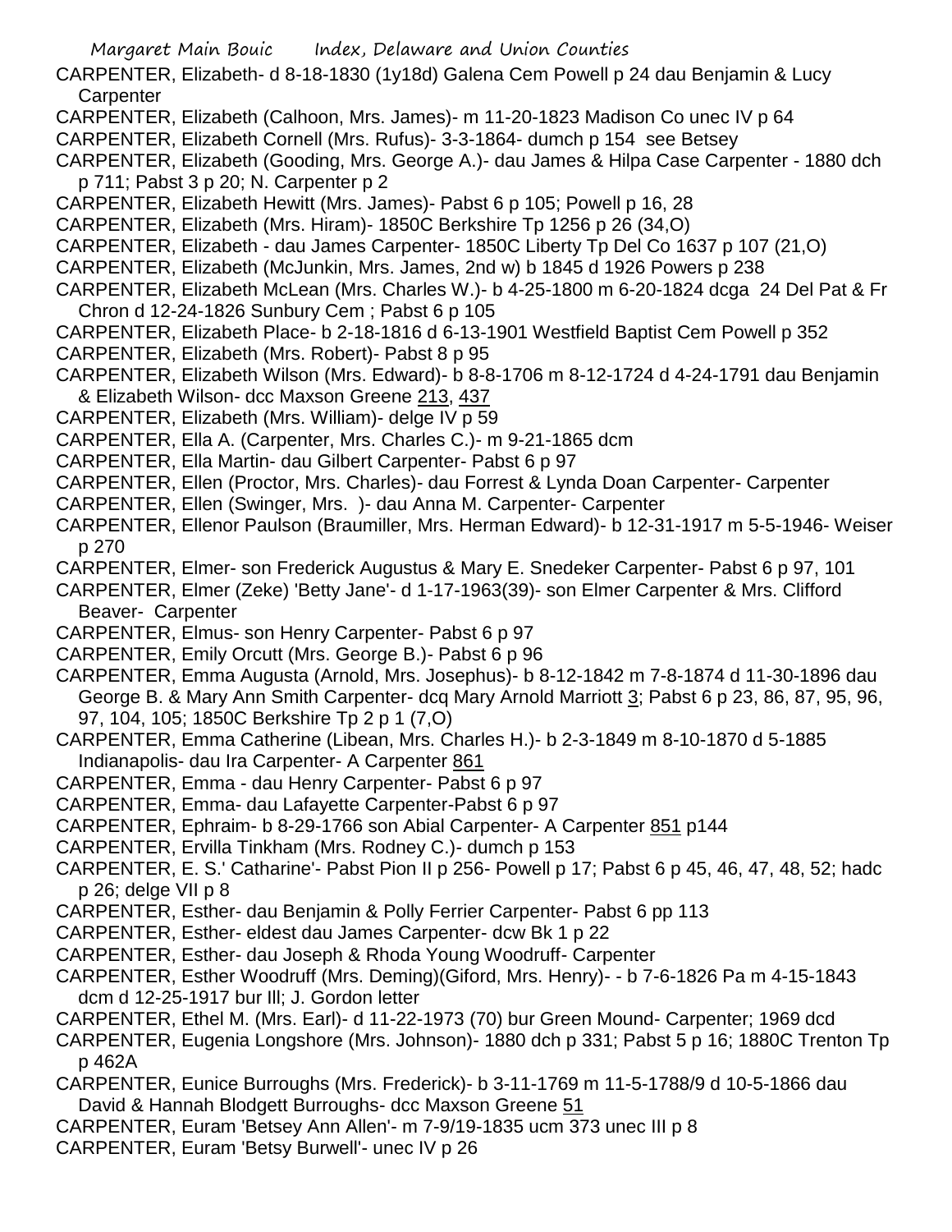CARPENTER, Elizabeth- d 8-18-1830 (1y18d) Galena Cem Powell p 24 dau Benjamin & Lucy Carpenter

CARPENTER, Elizabeth (Calhoon, Mrs. James)- m 11-20-1823 Madison Co unec IV p 64

CARPENTER, Elizabeth Cornell (Mrs. Rufus)- 3-3-1864- dumch p 154 see Betsey

CARPENTER, Elizabeth (Gooding, Mrs. George A.)- dau James & Hilpa Case Carpenter - 1880 dch p 711; Pabst 3 p 20; N. Carpenter p 2

CARPENTER, Elizabeth Hewitt (Mrs. James)- Pabst 6 p 105; Powell p 16, 28

CARPENTER, Elizabeth (Mrs. Hiram)- 1850C Berkshire Tp 1256 p 26 (34,O)

CARPENTER, Elizabeth - dau James Carpenter- 1850C Liberty Tp Del Co 1637 p 107 (21,O)

CARPENTER, Elizabeth (McJunkin, Mrs. James, 2nd w) b 1845 d 1926 Powers p 238

CARPENTER, Elizabeth McLean (Mrs. Charles W.)- b 4-25-1800 m 6-20-1824 dcga 24 Del Pat & Fr Chron d 12-24-1826 Sunbury Cem ; Pabst 6 p 105

CARPENTER, Elizabeth Place- b 2-18-1816 d 6-13-1901 Westfield Baptist Cem Powell p 352

CARPENTER, Elizabeth (Mrs. Robert)- Pabst 8 p 95

CARPENTER, Elizabeth Wilson (Mrs. Edward)- b 8-8-1706 m 8-12-1724 d 4-24-1791 dau Benjamin & Elizabeth Wilson- dcc Maxson Greene 213, 437

CARPENTER, Elizabeth (Mrs. William)- delge IV p 59

CARPENTER, Ella A. (Carpenter, Mrs. Charles C.)- m 9-21-1865 dcm

CARPENTER, Ella Martin- dau Gilbert Carpenter- Pabst 6 p 97

CARPENTER, Ellen (Proctor, Mrs. Charles)- dau Forrest & Lynda Doan Carpenter- Carpenter

CARPENTER, Ellen (Swinger, Mrs. )- dau Anna M. Carpenter- Carpenter

CARPENTER, Ellenor Paulson (Braumiller, Mrs. Herman Edward)- b 12-31-1917 m 5-5-1946- Weiser p 270

CARPENTER, Elmer- son Frederick Augustus & Mary E. Snedeker Carpenter- Pabst 6 p 97, 101

CARPENTER, Elmer (Zeke) 'Betty Jane'- d 1-17-1963(39)- son Elmer Carpenter & Mrs. Clifford Beaver- Carpenter

CARPENTER, Elmus- son Henry Carpenter- Pabst 6 p 97

CARPENTER, Emily Orcutt (Mrs. George B.)- Pabst 6 p 96

CARPENTER, Emma Augusta (Arnold, Mrs. Josephus)- b 8-12-1842 m 7-8-1874 d 11-30-1896 dau George B. & Mary Ann Smith Carpenter- dcq Mary Arnold Marriott 3; Pabst 6 p 23, 86, 87, 95, 96, 97, 104, 105; 1850C Berkshire Tp 2 p 1 (7,O)

CARPENTER, Emma Catherine (Libean, Mrs. Charles H.)- b 2-3-1849 m 8-10-1870 d 5-1885 Indianapolis- dau Ira Carpenter- A Carpenter 861

CARPENTER, Emma - dau Henry Carpenter- Pabst 6 p 97

CARPENTER, Emma- dau Lafayette Carpenter-Pabst 6 p 97

CARPENTER, Ephraim- b 8-29-1766 son Abial Carpenter- A Carpenter 851 p144

CARPENTER, Ervilla Tinkham (Mrs. Rodney C.)- dumch p 153

CARPENTER, E. S.' Catharine'- Pabst Pion II p 256- Powell p 17; Pabst 6 p 45, 46, 47, 48, 52; hadc p 26; delge VII p 8

CARPENTER, Esther- dau Benjamin & Polly Ferrier Carpenter- Pabst 6 pp 113

CARPENTER, Esther- eldest dau James Carpenter- dcw Bk 1 p 22

CARPENTER, Esther- dau Joseph & Rhoda Young Woodruff- Carpenter

CARPENTER, Esther Woodruff (Mrs. Deming)(Giford, Mrs. Henry)- - b 7-6-1826 Pa m 4-15-1843 dcm d 12-25-1917 bur Ill; J. Gordon letter

CARPENTER, Ethel M. (Mrs. Earl)- d 11-22-1973 (70) bur Green Mound- Carpenter; 1969 dcd

CARPENTER, Eugenia Longshore (Mrs. Johnson)- 1880 dch p 331; Pabst 5 p 16; 1880C Trenton Tp p 462A

CARPENTER, Eunice Burroughs (Mrs. Frederick)- b 3-11-1769 m 11-5-1788/9 d 10-5-1866 dau David & Hannah Blodgett Burroughs- dcc Maxson Greene 51

CARPENTER, Euram 'Betsey Ann Allen'- m 7-9/19-1835 ucm 373 unec III p 8

CARPENTER, Euram 'Betsy Burwell'- unec IV p 26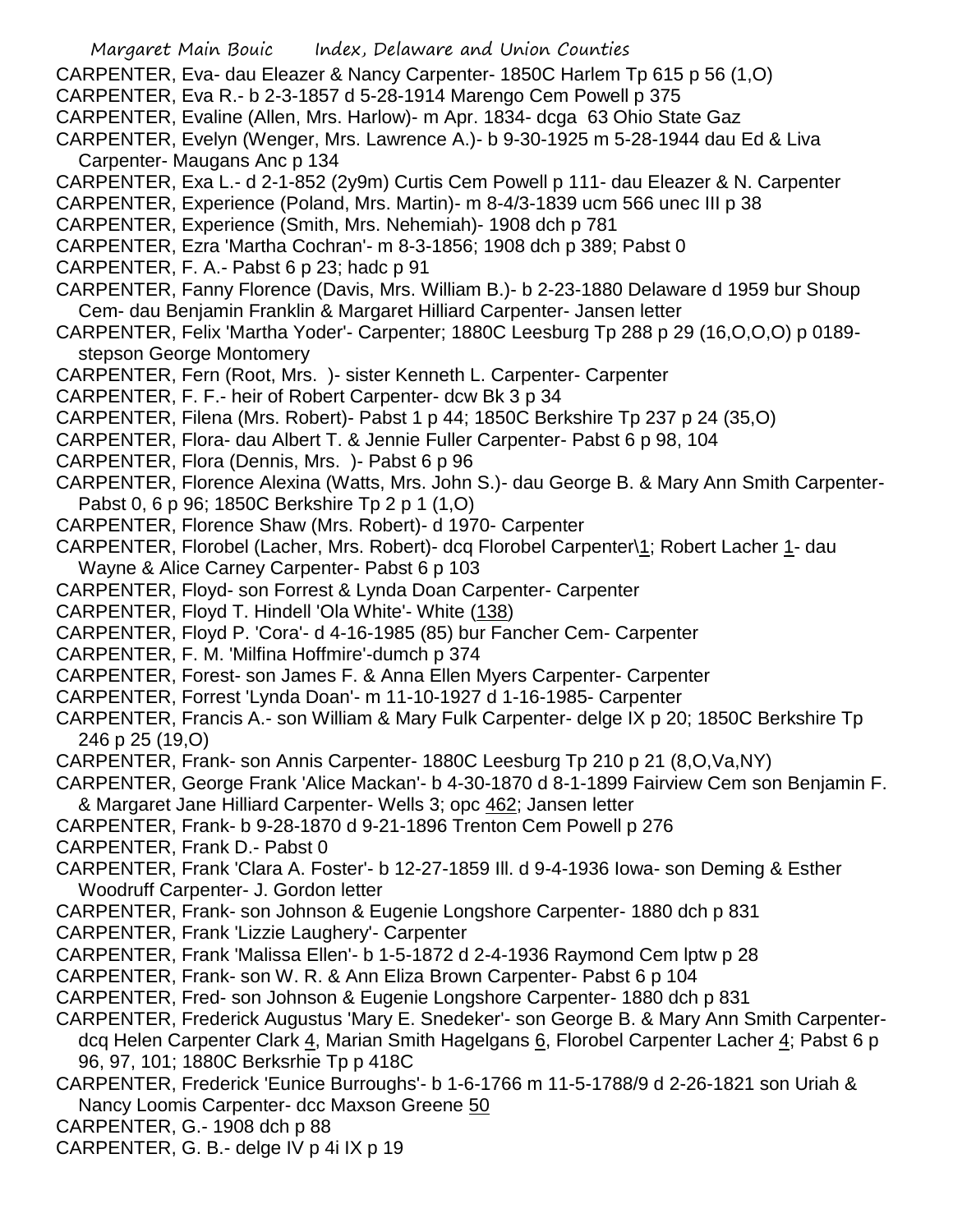CARPENTER, Eva- dau Eleazer & Nancy Carpenter- 1850C Harlem Tp 615 p 56 (1,O)
CARPENTER, Eva R.- b 2-3-1857 d 5-28-1914 Marengo Cem Powell p 375
CARPENTER, Evaline (Allen, Mrs. Harlow)- m Apr. 1834- dcga 63 Ohio State Gaz
CARPENTER, Evelyn (Wenger, Mrs. Lawrence A.)- b 9-30-1925 m 5-28-1944 dau Ed & Liva Carpenter- Maugans Anc p 134
CARPENTER, Exa L.- d 2-1-852 (2y9m) Curtis Cem Powell p 111- dau Eleazer & N. Carpenter
CARPENTER, Experience (Poland, Mrs. Martin)- m 8-4/3-1839 ucm 566 unec III p 38
CARPENTER, Experience (Smith, Mrs. Nehemiah)- 1908 dch p 781
CARPENTER, Ezra 'Martha Cochran'- m 8-3-1856; 1908 dch p 389; Pabst 0
CARPENTER, F. A.- Pabst 6 p 23; hadc p 91
CARPENTER, Fanny Florence (Davis, Mrs. William B.)- b 2-23-1880 Delaware d 1959 bur Shoup Cem- dau Benjamin Franklin & Margaret Hilliard Carpenter- Jansen letter
CARPENTER, Felix 'Martha Yoder'- Carpenter; 1880C Leesburg Tp 288 p 29 (16,O,O,O) p 0189- stepson George Montomery
CARPENTER, Fern (Root, Mrs. )- sister Kenneth L. Carpenter- Carpenter
CARPENTER, F. F.- heir of Robert Carpenter- dcw Bk 3 p 34
CARPENTER, Filena (Mrs. Robert)- Pabst 1 p 44; 1850C Berkshire Tp 237 p 24 (35,O)
CARPENTER, Flora- dau Albert T. & Jennie Fuller Carpenter- Pabst 6 p 98, 104
CARPENTER, Flora (Dennis, Mrs. )- Pabst 6 p 96
CARPENTER, Florence Alexina (Watts, Mrs. John S.)- dau George B. & Mary Ann Smith Carpenter- Pabst 0, 6 p 96; 1850C Berkshire Tp 2 p 1 (1,O)
CARPENTER, Florence Shaw (Mrs. Robert)- d 1970- Carpenter
CARPENTER, Florobel (Lacher, Mrs. Robert)- dcq Florobel Carpenter\1; Robert Lacher 1- dau Wayne & Alice Carney Carpenter- Pabst 6 p 103
CARPENTER, Floyd- son Forrest & Lynda Doan Carpenter- Carpenter
CARPENTER, Floyd T. Hindell 'Ola White'- White (138)
CARPENTER, Floyd P. 'Cora'- d 4-16-1985 (85) bur Fancher Cem- Carpenter
CARPENTER, F. M. 'Milfina Hoffmire'-dumch p 374
CARPENTER, Forest- son James F. & Anna Ellen Myers Carpenter- Carpenter
CARPENTER, Forrest 'Lynda Doan'- m 11-10-1927 d 1-16-1985- Carpenter
CARPENTER, Francis A.- son William & Mary Fulk Carpenter- delge IX p 20; 1850C Berkshire Tp 246 p 25 (19,O)
CARPENTER, Frank- son Annis Carpenter- 1880C Leesburg Tp 210 p 21 (8,O,Va,NY)
CARPENTER, George Frank 'Alice Mackan'- b 4-30-1870 d 8-1-1899 Fairview Cem son Benjamin F. & Margaret Jane Hilliard Carpenter- Wells 3; opc 462; Jansen letter
CARPENTER, Frank- b 9-28-1870 d 9-21-1896 Trenton Cem Powell p 276
CARPENTER, Frank D.- Pabst 0
CARPENTER, Frank 'Clara A. Foster'- b 12-27-1859 Ill. d 9-4-1936 Iowa- son Deming & Esther Woodruff Carpenter- J. Gordon letter
CARPENTER, Frank- son Johnson & Eugenie Longshore Carpenter- 1880 dch p 831
CARPENTER, Frank 'Lizzie Laughery'- Carpenter
CARPENTER, Frank 'Malissa Ellen'- b 1-5-1872 d 2-4-1936 Raymond Cem lptw p 28
CARPENTER, Frank- son W. R. & Ann Eliza Brown Carpenter- Pabst 6 p 104
CARPENTER, Fred- son Johnson & Eugenie Longshore Carpenter- 1880 dch p 831
CARPENTER, Frederick Augustus 'Mary E. Snedeker'- son George B. & Mary Ann Smith Carpenter- dcq Helen Carpenter Clark 4, Marian Smith Hagelgans 6, Florobel Carpenter Lacher 4; Pabst 6 p 96, 97, 101; 1880C Berksrhie Tp p 418C
CARPENTER, Frederick 'Eunice Burroughs'- b 1-6-1766 m 11-5-1788/9 d 2-26-1821 son Uriah & Nancy Loomis Carpenter- dcc Maxson Greene 50
CARPENTER, G.- 1908 dch p 88
CARPENTER, G. B.- delge IV p 4i IX p 19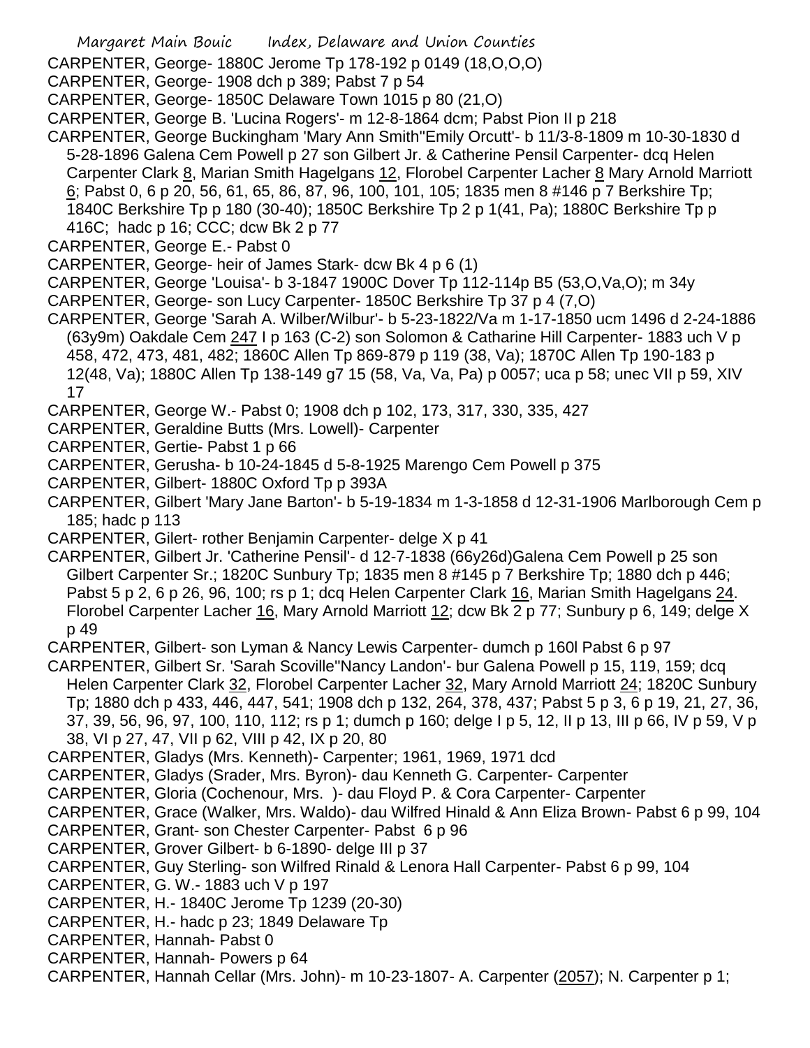CARPENTER, George- 1880C Jerome Tp 178-192 p 0149 (18,O,O,O)
CARPENTER, George- 1908 dch p 389; Pabst 7 p 54
CARPENTER, George- 1850C Delaware Town 1015 p 80 (21,O)
CARPENTER, George B. 'Lucina Rogers'- m 12-8-1864 dcm; Pabst Pion II p 218
CARPENTER, George Buckingham 'Mary Ann Smith''Emily Orcutt'- b 11/3-8-1809 m 10-30-1830 d 5-28-1896 Galena Cem Powell p 27 son Gilbert Jr. & Catherine Pensil Carpenter- dcq Helen Carpenter Clark 8, Marian Smith Hagelgans 12, Florobel Carpenter Lacher 8 Mary Arnold Marriott 6; Pabst 0, 6 p 20, 56, 61, 65, 86, 87, 96, 100, 101, 105; 1835 men 8 #146 p 7 Berkshire Tp; 1840C Berkshire Tp p 180 (30-40); 1850C Berkshire Tp 2 p 1(41, Pa); 1880C Berkshire Tp p 416C; hadc p 16; CCC; dcw Bk 2 p 77
CARPENTER, George E.- Pabst 0
CARPENTER, George- heir of James Stark- dcw Bk 4 p 6 (1)
CARPENTER, George 'Louisa'- b 3-1847 1900C Dover Tp 112-114p B5 (53,O,Va,O); m 34y
CARPENTER, George- son Lucy Carpenter- 1850C Berkshire Tp 37 p 4 (7,O)
CARPENTER, George 'Sarah A. Wilber/Wilbur'- b 5-23-1822/Va m 1-17-1850 ucm 1496 d 2-24-1886 (63y9m) Oakdale Cem 247 I p 163 (C-2) son Solomon & Catharine Hill Carpenter- 1883 uch V p 458, 472, 473, 481, 482; 1860C Allen Tp 869-879 p 119 (38, Va); 1870C Allen Tp 190-183 p 12(48, Va); 1880C Allen Tp 138-149 g7 15 (58, Va, Va, Pa) p 0057; uca p 58; unec VII p 59, XIV 17
CARPENTER, George W.- Pabst 0; 1908 dch p 102, 173, 317, 330, 335, 427
CARPENTER, Geraldine Butts (Mrs. Lowell)- Carpenter
CARPENTER, Gertie- Pabst 1 p 66
CARPENTER, Gerusha- b 10-24-1845 d 5-8-1925 Marengo Cem Powell p 375
CARPENTER, Gilbert- 1880C Oxford Tp p 393A
CARPENTER, Gilbert 'Mary Jane Barton'- b 5-19-1834 m 1-3-1858 d 12-31-1906 Marlborough Cem p 185; hadc p 113
CARPENTER, Gilert- rother Benjamin Carpenter- delge X p 41
CARPENTER, Gilbert Jr. 'Catherine Pensil'- d 12-7-1838 (66y26d)Galena Cem Powell p 25 son Gilbert Carpenter Sr.; 1820C Sunbury Tp; 1835 men 8 #145 p 7 Berkshire Tp; 1880 dch p 446; Pabst 5 p 2, 6 p 26, 96, 100; rs p 1; dcq Helen Carpenter Clark 16, Marian Smith Hagelgans 24. Florobel Carpenter Lacher 16, Mary Arnold Marriott 12; dcw Bk 2 p 77; Sunbury p 6, 149; delge X p 49
CARPENTER, Gilbert- son Lyman & Nancy Lewis Carpenter- dumch p 160l Pabst 6 p 97
CARPENTER, Gilbert Sr. 'Sarah Scoville''Nancy Landon'- bur Galena Powell p 15, 119, 159; dcq Helen Carpenter Clark 32, Florobel Carpenter Lacher 32, Mary Arnold Marriott 24; 1820C Sunbury Tp; 1880 dch p 433, 446, 447, 541; 1908 dch p 132, 264, 378, 437; Pabst 5 p 3, 6 p 19, 21, 27, 36, 37, 39, 56, 96, 97, 100, 110, 112; rs p 1; dumch p 160; delge I p 5, 12, II p 13, III p 66, IV p 59, V p 38, VI p 27, 47, VII p 62, VIII p 42, IX p 20, 80
CARPENTER, Gladys (Mrs. Kenneth)- Carpenter; 1961, 1969, 1971 dcd
CARPENTER, Gladys (Srader, Mrs. Byron)- dau Kenneth G. Carpenter- Carpenter
CARPENTER, Gloria (Cochenour, Mrs. )- dau Floyd P. & Cora Carpenter- Carpenter
CARPENTER, Grace (Walker, Mrs. Waldo)- dau Wilfred Hinald & Ann Eliza Brown- Pabst 6 p 99, 104
CARPENTER, Grant- son Chester Carpenter- Pabst 6 p 96
CARPENTER, Grover Gilbert- b 6-1890- delge III p 37
CARPENTER, Guy Sterling- son Wilfred Rinald & Lenora Hall Carpenter- Pabst 6 p 99, 104
CARPENTER, G. W.- 1883 uch V p 197
CARPENTER, H.- 1840C Jerome Tp 1239 (20-30)
CARPENTER, H.- hadc p 23; 1849 Delaware Tp
CARPENTER, Hannah- Pabst 0
CARPENTER, Hannah- Powers p 64
CARPENTER, Hannah Cellar (Mrs. John)- m 10-23-1807- A. Carpenter (2057); N. Carpenter p 1;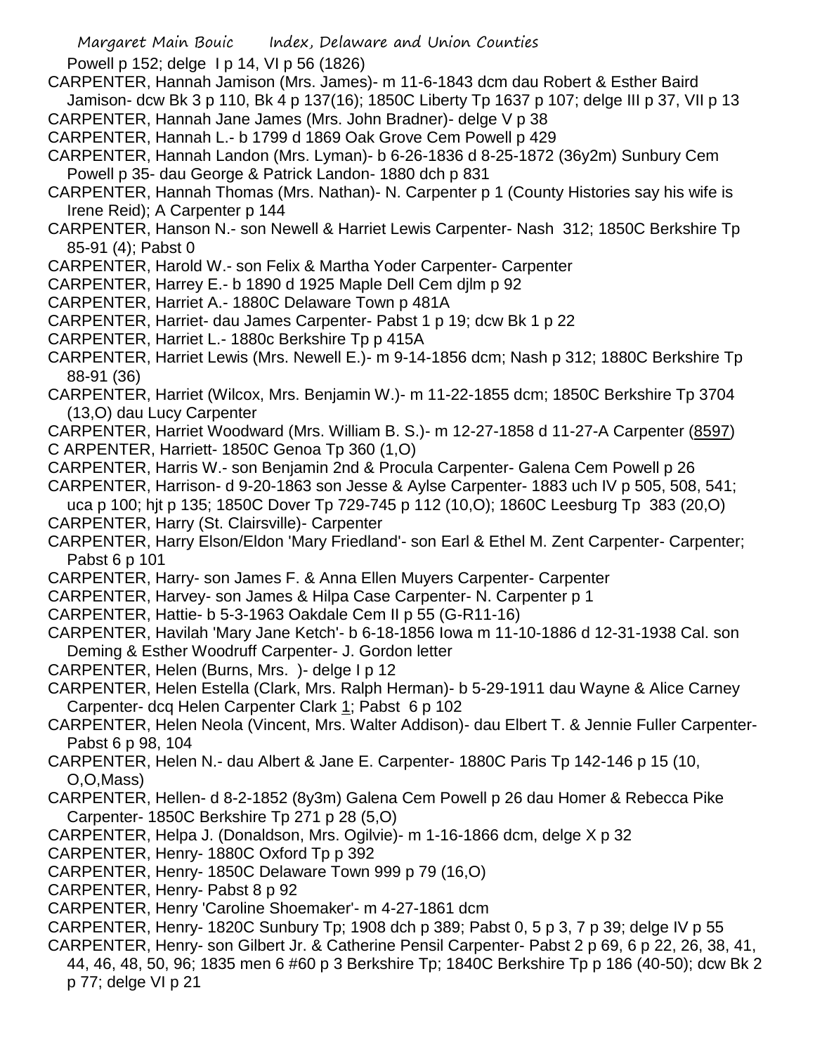Powell p 152; delge I p 14, VI p 56 (1826)

CARPENTER, Hannah Jamison (Mrs. James)- m 11-6-1843 dcm dau Robert & Esther Baird Jamison- dcw Bk 3 p 110, Bk 4 p 137(16); 1850C Liberty Tp 1637 p 107; delge III p 37, VII p 13

CARPENTER, Hannah Jane James (Mrs. John Bradner)- delge V p 38

CARPENTER, Hannah L.- b 1799 d 1869 Oak Grove Cem Powell p 429

CARPENTER, Hannah Landon (Mrs. Lyman)- b 6-26-1836 d 8-25-1872 (36y2m) Sunbury Cem Powell p 35- dau George & Patrick Landon- 1880 dch p 831

CARPENTER, Hannah Thomas (Mrs. Nathan)- N. Carpenter p 1 (County Histories say his wife is Irene Reid); A Carpenter p 144

CARPENTER, Hanson N.- son Newell & Harriet Lewis Carpenter- Nash 312; 1850C Berkshire Tp 85-91 (4); Pabst 0

CARPENTER, Harold W.- son Felix & Martha Yoder Carpenter- Carpenter

CARPENTER, Harrey E.- b 1890 d 1925 Maple Dell Cem djlm p 92

CARPENTER, Harriet A.- 1880C Delaware Town p 481A

CARPENTER, Harriet- dau James Carpenter- Pabst 1 p 19; dcw Bk 1 p 22

CARPENTER, Harriet L.- 1880c Berkshire Tp p 415A

CARPENTER, Harriet Lewis (Mrs. Newell E.)- m 9-14-1856 dcm; Nash p 312; 1880C Berkshire Tp 88-91 (36)

CARPENTER, Harriet (Wilcox, Mrs. Benjamin W.)- m 11-22-1855 dcm; 1850C Berkshire Tp 3704 (13,O) dau Lucy Carpenter

CARPENTER, Harriet Woodward (Mrs. William B. S.)- m 12-27-1858 d 11-27-A Carpenter (8597)

C ARPENTER, Harriett- 1850C Genoa Tp 360 (1,O)

CARPENTER, Harris W.- son Benjamin 2nd & Procula Carpenter- Galena Cem Powell p 26

CARPENTER, Harrison- d 9-20-1863 son Jesse & Aylse Carpenter- 1883 uch IV p 505, 508, 541; uca p 100; hjt p 135; 1850C Dover Tp 729-745 p 112 (10,O); 1860C Leesburg Tp 383 (20,O)

CARPENTER, Harry (St. Clairsville)- Carpenter

CARPENTER, Harry Elson/Eldon 'Mary Friedland'- son Earl & Ethel M. Zent Carpenter- Carpenter; Pabst 6 p 101

CARPENTER, Harry- son James F. & Anna Ellen Muyers Carpenter- Carpenter

CARPENTER, Harvey- son James & Hilpa Case Carpenter- N. Carpenter p 1

CARPENTER, Hattie- b 5-3-1963 Oakdale Cem II p 55 (G-R11-16)

CARPENTER, Havilah 'Mary Jane Ketch'- b 6-18-1856 Iowa m 11-10-1886 d 12-31-1938 Cal. son Deming & Esther Woodruff Carpenter- J. Gordon letter

CARPENTER, Helen (Burns, Mrs. )- delge I p 12

CARPENTER, Helen Estella (Clark, Mrs. Ralph Herman)- b 5-29-1911 dau Wayne & Alice Carney Carpenter- dcq Helen Carpenter Clark 1; Pabst 6 p 102

CARPENTER, Helen Neola (Vincent, Mrs. Walter Addison)- dau Elbert T. & Jennie Fuller Carpenter- Pabst 6 p 98, 104

CARPENTER, Helen N.- dau Albert & Jane E. Carpenter- 1880C Paris Tp 142-146 p 15 (10, O,O,Mass)

CARPENTER, Hellen- d 8-2-1852 (8y3m) Galena Cem Powell p 26 dau Homer & Rebecca Pike Carpenter- 1850C Berkshire Tp 271 p 28 (5,O)

CARPENTER, Helpa J. (Donaldson, Mrs. Ogilvie)- m 1-16-1866 dcm, delge X p 32

CARPENTER, Henry- 1880C Oxford Tp p 392

CARPENTER, Henry- 1850C Delaware Town 999 p 79 (16,O)

CARPENTER, Henry- Pabst 8 p 92

CARPENTER, Henry 'Caroline Shoemaker'- m 4-27-1861 dcm

CARPENTER, Henry- 1820C Sunbury Tp; 1908 dch p 389; Pabst 0, 5 p 3, 7 p 39; delge IV p 55

CARPENTER, Henry- son Gilbert Jr. & Catherine Pensil Carpenter- Pabst 2 p 69, 6 p 22, 26, 38, 41, 44, 46, 48, 50, 96; 1835 men 6 #60 p 3 Berkshire Tp; 1840C Berkshire Tp p 186 (40-50); dcw Bk 2 p 77; delge VI p 21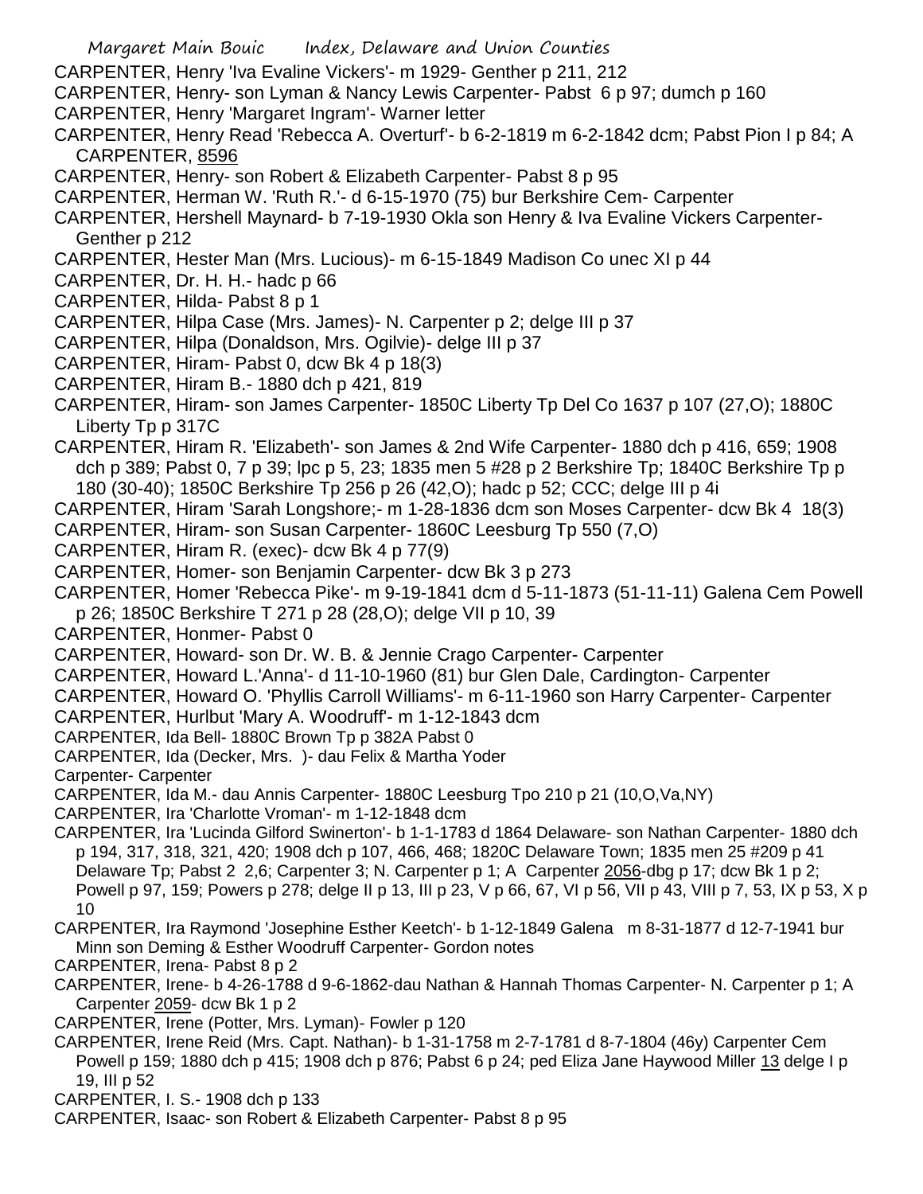CARPENTER, Henry 'Iva Evaline Vickers'- m 1929- Genther p 211, 212

CARPENTER, Henry- son Lyman & Nancy Lewis Carpenter- Pabst 6 p 97; dumch p 160

CARPENTER, Henry 'Margaret Ingram'- Warner letter

CARPENTER, Henry Read 'Rebecca A. Overturf'- b 6-2-1819 m 6-2-1842 dcm; Pabst Pion I p 84; A CARPENTER, 8596

CARPENTER, Henry- son Robert & Elizabeth Carpenter- Pabst 8 p 95

CARPENTER, Herman W. 'Ruth R.'- d 6-15-1970 (75) bur Berkshire Cem- Carpenter

CARPENTER, Hershell Maynard- b 7-19-1930 Okla son Henry & Iva Evaline Vickers Carpenter- Genther p 212

CARPENTER, Hester Man (Mrs. Lucious)- m 6-15-1849 Madison Co unec XI p 44

CARPENTER, Dr. H. H.- hadc p 66

CARPENTER, Hilda- Pabst 8 p 1

CARPENTER, Hilpa Case (Mrs. James)- N. Carpenter p 2; delge III p 37

CARPENTER, Hilpa (Donaldson, Mrs. Ogilvie)- delge III p 37

CARPENTER, Hiram- Pabst 0, dcw Bk 4 p 18(3)

CARPENTER, Hiram B.- 1880 dch p 421, 819

CARPENTER, Hiram- son James Carpenter- 1850C Liberty Tp Del Co 1637 p 107 (27,O); 1880C Liberty Tp p 317C

CARPENTER, Hiram R. 'Elizabeth'- son James & 2nd Wife Carpenter- 1880 dch p 416, 659; 1908 dch p 389; Pabst 0, 7 p 39; lpc p 5, 23; 1835 men 5 #28 p 2 Berkshire Tp; 1840C Berkshire Tp p 180 (30-40); 1850C Berkshire Tp 256 p 26 (42,O); hadc p 52; CCC; delge III p 4i

CARPENTER, Hiram 'Sarah Longshore;- m 1-28-1836 dcm son Moses Carpenter- dcw Bk 4 18(3)

CARPENTER, Hiram- son Susan Carpenter- 1860C Leesburg Tp 550 (7,O)

CARPENTER, Hiram R. (exec)- dcw Bk 4 p 77(9)

CARPENTER, Homer- son Benjamin Carpenter- dcw Bk 3 p 273

CARPENTER, Homer 'Rebecca Pike'- m 9-19-1841 dcm d 5-11-1873 (51-11-11) Galena Cem Powell p 26; 1850C Berkshire T 271 p 28 (28,O); delge VII p 10, 39

CARPENTER, Honmer- Pabst 0

CARPENTER, Howard- son Dr. W. B. & Jennie Crago Carpenter- Carpenter

CARPENTER, Howard L.'Anna'- d 11-10-1960 (81) bur Glen Dale, Cardington- Carpenter

CARPENTER, Howard O. 'Phyllis Carroll Williams'- m 6-11-1960 son Harry Carpenter- Carpenter

CARPENTER, Hurlbut 'Mary A. Woodruff'- m 1-12-1843 dcm

CARPENTER, Ida Bell- 1880C Brown Tp p 382A Pabst 0

CARPENTER, Ida (Decker, Mrs. )- dau Felix & Martha Yoder Carpenter- Carpenter

CARPENTER, Ida M.- dau Annis Carpenter- 1880C Leesburg Tpo 210 p 21 (10,O,Va,NY)

CARPENTER, Ira 'Charlotte Vroman'- m 1-12-1848 dcm

CARPENTER, Ira 'Lucinda Gilford Swinerton'- b 1-1-1783 d 1864 Delaware- son Nathan Carpenter- 1880 dch p 194, 317, 318, 321, 420; 1908 dch p 107, 466, 468; 1820C Delaware Town; 1835 men 25 #209 p 41 Delaware Tp; Pabst 2 2,6; Carpenter 3; N. Carpenter p 1; A Carpenter 2056-dbg p 17; dcw Bk 1 p 2; Powell p 97, 159; Powers p 278; delge II p 13, III p 23, V p 66, 67, VI p 56, VII p 43, VIII p 7, 53, IX p 53, X p 10

CARPENTER, Ira Raymond 'Josephine Esther Keetch'- b 1-12-1849 Galena m 8-31-1877 d 12-7-1941 bur Minn son Deming & Esther Woodruff Carpenter- Gordon notes

CARPENTER, Irena- Pabst 8 p 2

CARPENTER, Irene- b 4-26-1788 d 9-6-1862-dau Nathan & Hannah Thomas Carpenter- N. Carpenter p 1; A Carpenter 2059- dcw Bk 1 p 2

CARPENTER, Irene (Potter, Mrs. Lyman)- Fowler p 120

CARPENTER, Irene Reid (Mrs. Capt. Nathan)- b 1-31-1758 m 2-7-1781 d 8-7-1804 (46y) Carpenter Cem Powell p 159; 1880 dch p 415; 1908 dch p 876; Pabst 6 p 24; ped Eliza Jane Haywood Miller 13 delge I p 19, III p 52

CARPENTER, I. S.- 1908 dch p 133

CARPENTER, Isaac- son Robert & Elizabeth Carpenter- Pabst 8 p 95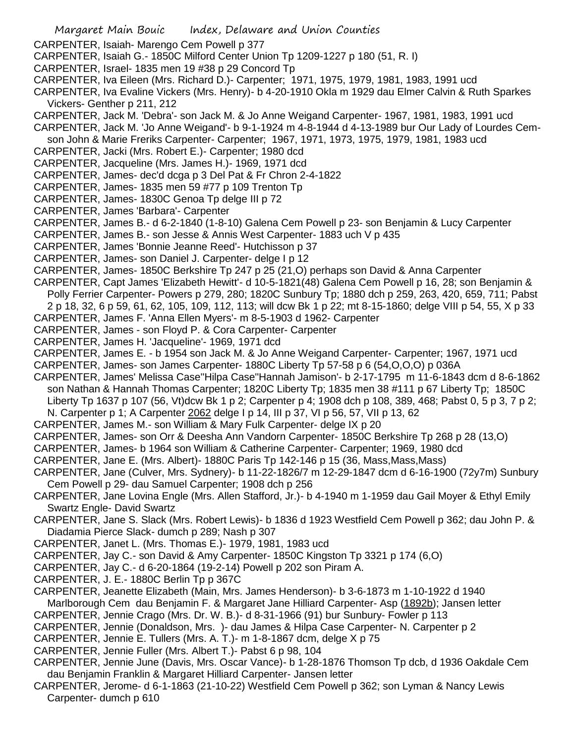CARPENTER, Isaiah- Marengo Cem Powell p 377

CARPENTER, Isaiah G.- 1850C Milford Center Union Tp 1209-1227 p 180 (51, R. I)

CARPENTER, Israel- 1835 men 19 #38 p 29 Concord Tp

CARPENTER, Iva Eileen (Mrs. Richard D.)- Carpenter; 1971, 1975, 1979, 1981, 1983, 1991 ucd

CARPENTER, Iva Evaline Vickers (Mrs. Henry)- b 4-20-1910 Okla m 1929 dau Elmer Calvin & Ruth Sparkes Vickers- Genther p 211, 212

CARPENTER, Jack M. 'Debra'- son Jack M. & Jo Anne Weigand Carpenter- 1967, 1981, 1983, 1991 ucd

CARPENTER, Jack M. 'Jo Anne Weigand'- b 9-1-1924 m 4-8-1944 d 4-13-1989 bur Our Lady of Lourdes Cem- son John & Marie Freriks Carpenter- Carpenter; 1967, 1971, 1973, 1975, 1979, 1981, 1983 ucd

CARPENTER, Jacki (Mrs. Robert E.)- Carpenter; 1980 dcd

CARPENTER, Jacqueline (Mrs. James H.)- 1969, 1971 dcd

CARPENTER, James- dec'd dcga p 3 Del Pat & Fr Chron 2-4-1822

CARPENTER, James- 1835 men 59 #77 p 109 Trenton Tp

CARPENTER, James- 1830C Genoa Tp delge III p 72

CARPENTER, James 'Barbara'- Carpenter

CARPENTER, James B.- d 6-2-1840 (1-8-10) Galena Cem Powell p 23- son Benjamin & Lucy Carpenter

CARPENTER, James B.- son Jesse & Annis West Carpenter- 1883 uch V p 435

CARPENTER, James 'Bonnie Jeanne Reed'- Hutchisson p 37

CARPENTER, James- son Daniel J. Carpenter- delge I p 12

CARPENTER, James- 1850C Berkshire Tp 247 p 25 (21,O) perhaps son David & Anna Carpenter

CARPENTER, Capt James 'Elizabeth Hewitt'- d 10-5-1821(48) Galena Cem Powell p 16, 28; son Benjamin & Polly Ferrier Carpenter- Powers p 279, 280; 1820C Sunbury Tp; 1880 dch p 259, 263, 420, 659, 711; Pabst 2 p 18, 32, 6 p 59, 61, 62, 105, 109, 112, 113; will dcw Bk 1 p 22; mt 8-15-1860; delge VIII p 54, 55, X p 33

CARPENTER, James F. 'Anna Ellen Myers'- m 8-5-1903 d 1962- Carpenter

CARPENTER, James - son Floyd P. & Cora Carpenter- Carpenter

CARPENTER, James H. 'Jacqueline'- 1969, 1971 dcd

CARPENTER, James E. - b 1954 son Jack M. & Jo Anne Weigand Carpenter- Carpenter; 1967, 1971 ucd

CARPENTER, James- son James Carpenter- 1880C Liberty Tp 57-58 p 6 (54,O,O,O) p 036A

CARPENTER, James' Melissa Case''Hilpa Case''Hannah Jamison'- b 2-17-1795 m 11-6-1843 dcm d 8-6-1862 son Nathan & Hannah Thomas Carpenter; 1820C Liberty Tp; 1835 men 38 #111 p 67 Liberty Tp; 1850C Liberty Tp 1637 p 107 (56, Vt)dcw Bk 1 p 2; Carpenter p 4; 1908 dch p 108, 389, 468; Pabst 0, 5 p 3, 7 p 2; N. Carpenter p 1; A Carpenter 2062 delge I p 14, III p 37, VI p 56, 57, VII p 13, 62

CARPENTER, James M.- son William & Mary Fulk Carpenter- delge IX p 20

CARPENTER, James- son Orr & Deesha Ann Vandorn Carpenter- 1850C Berkshire Tp 268 p 28 (13,O)

CARPENTER, James- b 1964 son William & Catherine Carpenter- Carpenter; 1969, 1980 dcd

CARPENTER, Jane E. (Mrs. Albert)- 1880C Paris Tp 142-146 p 15 (36, Mass,Mass,Mass)

CARPENTER, Jane (Culver, Mrs. Sydnery)- b 11-22-1826/7 m 12-29-1847 dcm d 6-16-1900 (72y7m) Sunbury Cem Powell p 29- dau Samuel Carpenter; 1908 dch p 256

CARPENTER, Jane Lovina Engle (Mrs. Allen Stafford, Jr.)- b 4-1940 m 1-1959 dau Gail Moyer & Ethyl Emily Swartz Engle- David Swartz

CARPENTER, Jane S. Slack (Mrs. Robert Lewis)- b 1836 d 1923 Westfield Cem Powell p 362; dau John P. & Diadamia Pierce Slack- dumch p 289; Nash p 307

CARPENTER, Janet L. (Mrs. Thomas E.)- 1979, 1981, 1983 ucd

CARPENTER, Jay C.- son David & Amy Carpenter- 1850C Kingston Tp 3321 p 174 (6,O)

CARPENTER, Jay C.- d 6-20-1864 (19-2-14) Powell p 202 son Piram A.

CARPENTER, J. E.- 1880C Berlin Tp p 367C

CARPENTER, Jeanette Elizabeth (Main, Mrs. James Henderson)- b 3-6-1873 m 1-10-1922 d 1940 Marlborough Cem dau Benjamin F. & Margaret Jane Hilliard Carpenter- Asp (1892b); Jansen letter

CARPENTER, Jennie Crago (Mrs. Dr. W. B.)- d 8-31-1966 (91) bur Sunbury- Fowler p 113

CARPENTER, Jennie (Donaldson, Mrs. )- dau James & Hilpa Case Carpenter- N. Carpenter p 2

CARPENTER, Jennie E. Tullers (Mrs. A. T.)- m 1-8-1867 dcm, delge X p 75

CARPENTER, Jennie Fuller (Mrs. Albert T.)- Pabst 6 p 98, 104

CARPENTER, Jennie June (Davis, Mrs. Oscar Vance)- b 1-28-1876 Thomson Tp dcb, d 1936 Oakdale Cem dau Benjamin Franklin & Margaret Hilliard Carpenter- Jansen letter

CARPENTER, Jerome- d 6-1-1863 (21-10-22) Westfield Cem Powell p 362; son Lyman & Nancy Lewis Carpenter- dumch p 610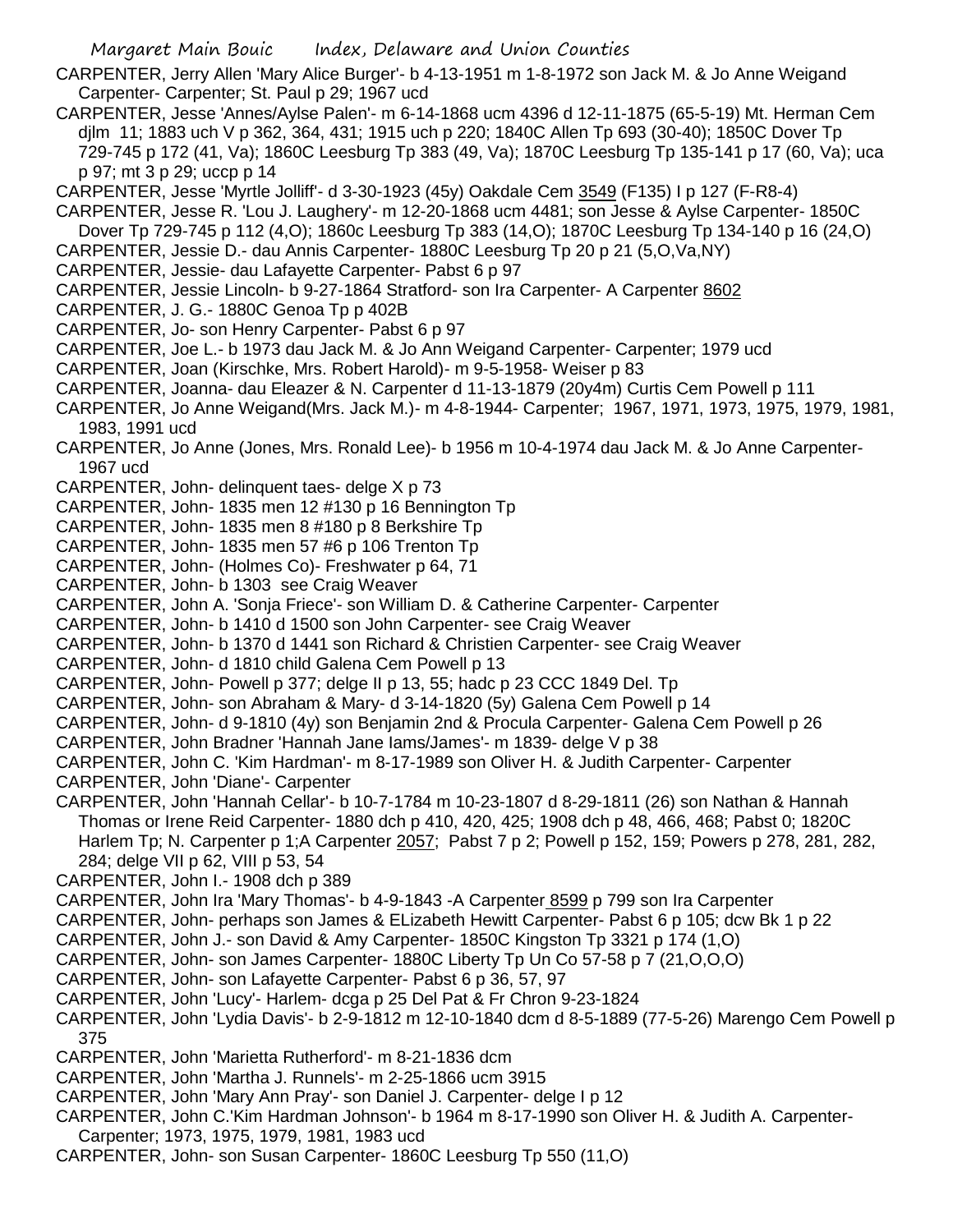CARPENTER, Jerry Allen 'Mary Alice Burger'- b 4-13-1951 m 1-8-1972 son Jack M. & Jo Anne Weigand Carpenter- Carpenter; St. Paul p 29; 1967 ucd

CARPENTER, Jesse 'Annes/Aylse Palen'- m 6-14-1868 ucm 4396 d 12-11-1875 (65-5-19) Mt. Herman Cem djlm 11; 1883 uch V p 362, 364, 431; 1915 uch p 220; 1840C Allen Tp 693 (30-40); 1850C Dover Tp 729-745 p 172 (41, Va); 1860C Leesburg Tp 383 (49, Va); 1870C Leesburg Tp 135-141 p 17 (60, Va); uca p 97; mt 3 p 29; uccp p 14

CARPENTER, Jesse 'Myrtle Jolliff'- d 3-30-1923 (45y) Oakdale Cem 3549 (F135) I p 127 (F-R8-4)

CARPENTER, Jesse R. 'Lou J. Laughery'- m 12-20-1868 ucm 4481; son Jesse & Aylse Carpenter- 1850C Dover Tp 729-745 p 112 (4,O); 1860c Leesburg Tp 383 (14,O); 1870C Leesburg Tp 134-140 p 16 (24,O)

CARPENTER, Jessie D.- dau Annis Carpenter- 1880C Leesburg Tp 20 p 21 (5,O,Va,NY)

CARPENTER, Jessie- dau Lafayette Carpenter- Pabst 6 p 97

CARPENTER, Jessie Lincoln- b 9-27-1864 Stratford- son Ira Carpenter- A Carpenter 8602

CARPENTER, J. G.- 1880C Genoa Tp p 402B

CARPENTER, Jo- son Henry Carpenter- Pabst 6 p 97

CARPENTER, Joe L.- b 1973 dau Jack M. & Jo Ann Weigand Carpenter- Carpenter; 1979 ucd

CARPENTER, Joan (Kirschke, Mrs. Robert Harold)- m 9-5-1958- Weiser p 83

CARPENTER, Joanna- dau Eleazer & N. Carpenter d 11-13-1879 (20y4m) Curtis Cem Powell p 111

CARPENTER, Jo Anne Weigand(Mrs. Jack M.)- m 4-8-1944- Carpenter; 1967, 1971, 1973, 1975, 1979, 1981, 1983, 1991 ucd

CARPENTER, Jo Anne (Jones, Mrs. Ronald Lee)- b 1956 m 10-4-1974 dau Jack M. & Jo Anne Carpenter- 1967 ucd

CARPENTER, John- delinquent taes- delge X p 73

CARPENTER, John- 1835 men 12 #130 p 16 Bennington Tp

CARPENTER, John- 1835 men 8 #180 p 8 Berkshire Tp

CARPENTER, John- 1835 men 57 #6 p 106 Trenton Tp

CARPENTER, John- (Holmes Co)- Freshwater p 64, 71

CARPENTER, John- b 1303 see Craig Weaver

CARPENTER, John A. 'Sonja Friece'- son William D. & Catherine Carpenter- Carpenter

CARPENTER, John- b 1410 d 1500 son John Carpenter- see Craig Weaver

CARPENTER, John- b 1370 d 1441 son Richard & Christien Carpenter- see Craig Weaver

CARPENTER, John- d 1810 child Galena Cem Powell p 13

CARPENTER, John- Powell p 377; delge II p 13, 55; hadc p 23 CCC 1849 Del. Tp

CARPENTER, John- son Abraham & Mary- d 3-14-1820 (5y) Galena Cem Powell p 14

CARPENTER, John- d 9-1810 (4y) son Benjamin 2nd & Procula Carpenter- Galena Cem Powell p 26

CARPENTER, John Bradner 'Hannah Jane Iams/James'- m 1839- delge V p 38

CARPENTER, John C. 'Kim Hardman'- m 8-17-1989 son Oliver H. & Judith Carpenter- Carpenter

CARPENTER, John 'Diane'- Carpenter

CARPENTER, John 'Hannah Cellar'- b 10-7-1784 m 10-23-1807 d 8-29-1811 (26) son Nathan & Hannah Thomas or Irene Reid Carpenter- 1880 dch p 410, 420, 425; 1908 dch p 48, 466, 468; Pabst 0; 1820C Harlem Tp; N. Carpenter p 1;A Carpenter 2057; Pabst 7 p 2; Powell p 152, 159; Powers p 278, 281, 282, 284; delge VII p 62, VIII p 53, 54

CARPENTER, John I.- 1908 dch p 389

CARPENTER, John Ira 'Mary Thomas'- b 4-9-1843 -A Carpenter 8599 p 799 son Ira Carpenter

CARPENTER, John- perhaps son James & ELizabeth Hewitt Carpenter- Pabst 6 p 105; dcw Bk 1 p 22

CARPENTER, John J.- son David & Amy Carpenter- 1850C Kingston Tp 3321 p 174 (1,O)

CARPENTER, John- son James Carpenter- 1880C Liberty Tp Un Co 57-58 p 7 (21,O,O,O)

CARPENTER, John- son Lafayette Carpenter- Pabst 6 p 36, 57, 97

CARPENTER, John 'Lucy'- Harlem- dcga p 25 Del Pat & Fr Chron 9-23-1824

CARPENTER, John 'Lydia Davis'- b 2-9-1812 m 12-10-1840 dcm d 8-5-1889 (77-5-26) Marengo Cem Powell p 375

CARPENTER, John 'Marietta Rutherford'- m 8-21-1836 dcm

CARPENTER, John 'Martha J. Runnels'- m 2-25-1866 ucm 3915

CARPENTER, John 'Mary Ann Pray'- son Daniel J. Carpenter- delge I p 12

CARPENTER, John C.'Kim Hardman Johnson'- b 1964 m 8-17-1990 son Oliver H. & Judith A. Carpenter- Carpenter; 1973, 1975, 1979, 1981, 1983 ucd

CARPENTER, John- son Susan Carpenter- 1860C Leesburg Tp 550 (11,O)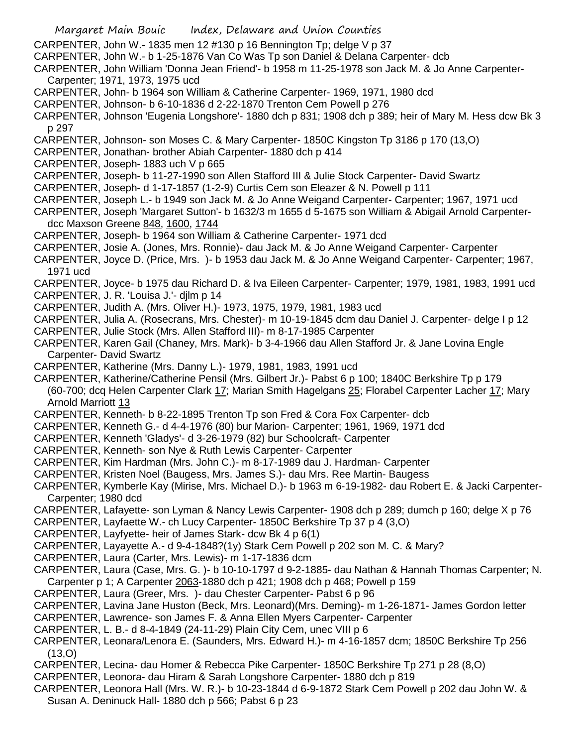CARPENTER, John W.- 1835 men 12 #130 p 16 Bennington Tp; delge V p 37

CARPENTER, John W.- b 1-25-1876 Van Co Was Tp son Daniel & Delana Carpenter- dcb

CARPENTER, John William 'Donna Jean Friend'- b 1958 m 11-25-1978 son Jack M. & Jo Anne Carpenter- Carpenter; 1971, 1973, 1975 ucd

CARPENTER, John- b 1964 son William & Catherine Carpenter- 1969, 1971, 1980 dcd

CARPENTER, Johnson- b 6-10-1836 d 2-22-1870 Trenton Cem Powell p 276

CARPENTER, Johnson 'Eugenia Longshore'- 1880 dch p 831; 1908 dch p 389; heir of Mary M. Hess dcw Bk 3 p 297

CARPENTER, Johnson- son Moses C. & Mary Carpenter- 1850C Kingston Tp 3186 p 170 (13,O)

CARPENTER, Jonathan- brother Abiah Carpenter- 1880 dch p 414

CARPENTER, Joseph- 1883 uch V p 665

CARPENTER, Joseph- b 11-27-1990 son Allen Stafford III & Julie Stock Carpenter- David Swartz

CARPENTER, Joseph- d 1-17-1857 (1-2-9) Curtis Cem son Eleazer & N. Powell p 111

CARPENTER, Joseph L.- b 1949 son Jack M. & Jo Anne Weigand Carpenter- Carpenter; 1967, 1971 ucd

CARPENTER, Joseph 'Margaret Sutton'- b 1632/3 m 1655 d 5-1675 son William & Abigail Arnold Carpenter- dcc Maxson Greene 848, 1600, 1744

CARPENTER, Joseph- b 1964 son William & Catherine Carpenter- 1971 dcd

CARPENTER, Josie A. (Jones, Mrs. Ronnie)- dau Jack M. & Jo Anne Weigand Carpenter- Carpenter

CARPENTER, Joyce D. (Price, Mrs. )- b 1953 dau Jack M. & Jo Anne Weigand Carpenter- Carpenter; 1967, 1971 ucd

CARPENTER, Joyce- b 1975 dau Richard D. & Iva Eileen Carpenter- Carpenter; 1979, 1981, 1983, 1991 ucd

CARPENTER, J. R. 'Louisa J.'- djlm p 14

CARPENTER, Judith A. (Mrs. Oliver H.)- 1973, 1975, 1979, 1981, 1983 ucd

CARPENTER, Julia A. (Rosecrans, Mrs. Chester)- m 10-19-1845 dcm dau Daniel J. Carpenter- delge I p 12

CARPENTER, Julie Stock (Mrs. Allen Stafford III)- m 8-17-1985 Carpenter

CARPENTER, Karen Gail (Chaney, Mrs. Mark)- b 3-4-1966 dau Allen Stafford Jr. & Jane Lovina Engle Carpenter- David Swartz

CARPENTER, Katherine (Mrs. Danny L.)- 1979, 1981, 1983, 1991 ucd

CARPENTER, Katherine/Catherine Pensil (Mrs. Gilbert Jr.)- Pabst 6 p 100; 1840C Berkshire Tp p 179 (60-700; dcq Helen Carpenter Clark 17; Marian Smith Hagelgans 25; Florabel Carpenter Lacher 17; Mary Arnold Marriott 13

CARPENTER, Kenneth- b 8-22-1895 Trenton Tp son Fred & Cora Fox Carpenter- dcb

CARPENTER, Kenneth G.- d 4-4-1976 (80) bur Marion- Carpenter; 1961, 1969, 1971 dcd

CARPENTER, Kenneth 'Gladys'- d 3-26-1979 (82) bur Schoolcraft- Carpenter

CARPENTER, Kenneth- son Nye & Ruth Lewis Carpenter- Carpenter

CARPENTER, Kim Hardman (Mrs. John C.)- m 8-17-1989 dau J. Hardman- Carpenter

CARPENTER, Kristen Noel (Baugess, Mrs. James S.)- dau Mrs. Ree Martin- Baugess

CARPENTER, Kymberle Kay (Mirise, Mrs. Michael D.)- b 1963 m 6-19-1982- dau Robert E. & Jacki Carpenter- Carpenter; 1980 dcd

CARPENTER, Lafayette- son Lyman & Nancy Lewis Carpenter- 1908 dch p 289; dumch p 160; delge X p 76

CARPENTER, Layfaette W.- ch Lucy Carpenter- 1850C Berkshire Tp 37 p 4 (3,O)

CARPENTER, Layfyette- heir of James Stark- dcw Bk 4 p 6(1)

CARPENTER, Layayette A.- d 9-4-1848?(1y) Stark Cem Powell p 202 son M. C. & Mary?

CARPENTER, Laura (Carter, Mrs. Lewis)- m 1-17-1836 dcm

CARPENTER, Laura (Case, Mrs. G. )- b 10-10-1797 d 9-2-1885- dau Nathan & Hannah Thomas Carpenter; N. Carpenter p 1; A Carpenter 2063-1880 dch p 421; 1908 dch p 468; Powell p 159

CARPENTER, Laura (Greer, Mrs. )- dau Chester Carpenter- Pabst 6 p 96

CARPENTER, Lavina Jane Huston (Beck, Mrs. Leonard)(Mrs. Deming)- m 1-26-1871- James Gordon letter

CARPENTER, Lawrence- son James F. & Anna Ellen Myers Carpenter- Carpenter

CARPENTER, L. B.- d 8-4-1849 (24-11-29) Plain City Cem, unec VIII p 6

CARPENTER, Leonara/Lenora E. (Saunders, Mrs. Edward H.)- m 4-16-1857 dcm; 1850C Berkshire Tp 256 (13,O)

CARPENTER, Lecina- dau Homer & Rebecca Pike Carpenter- 1850C Berkshire Tp 271 p 28 (8,O)

CARPENTER, Leonora- dau Hiram & Sarah Longshore Carpenter- 1880 dch p 819

CARPENTER, Leonora Hall (Mrs. W. R.)- b 10-23-1844 d 6-9-1872 Stark Cem Powell p 202 dau John W. & Susan A. Deninuck Hall- 1880 dch p 566; Pabst 6 p 23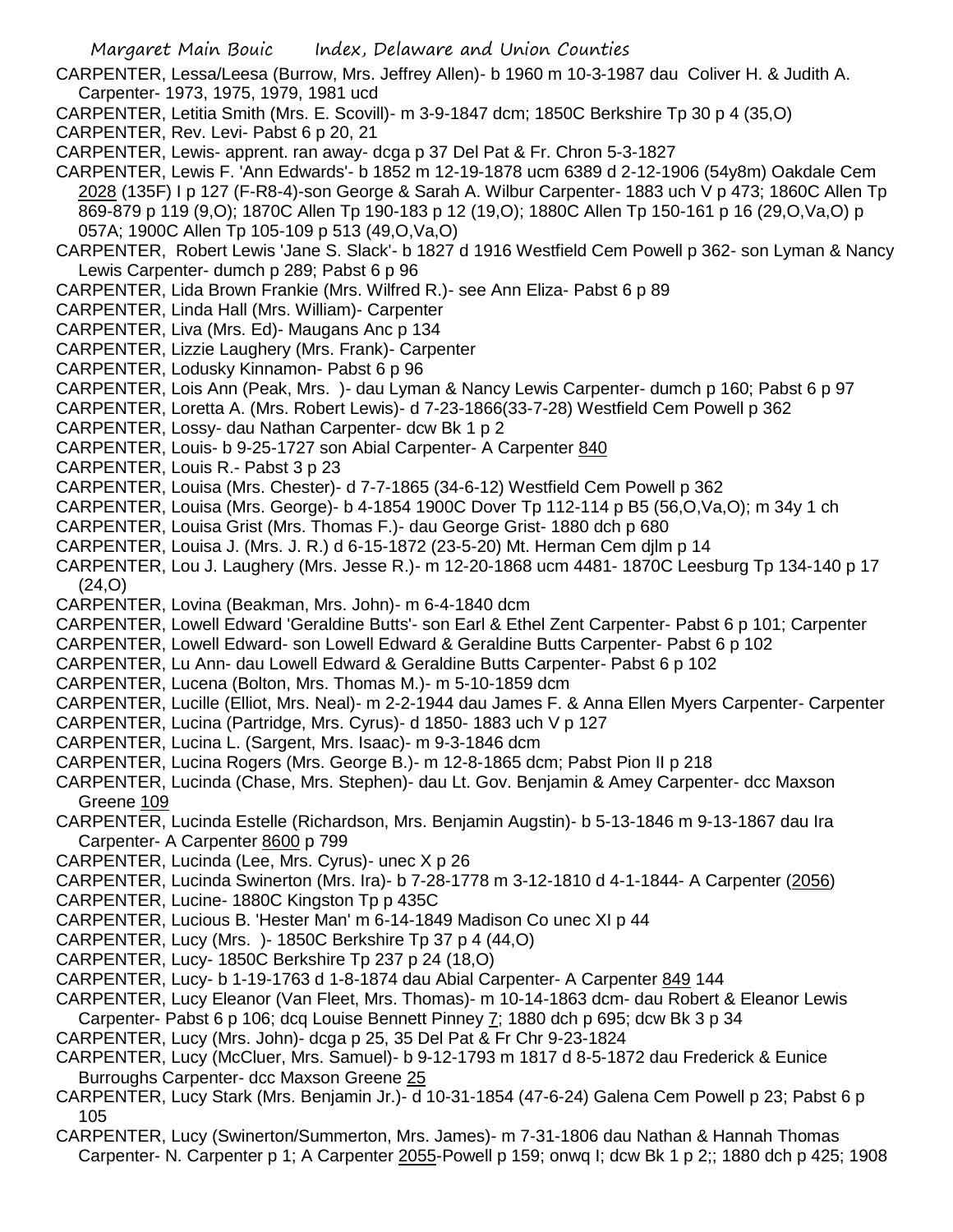CARPENTER, Lessa/Leesa (Burrow, Mrs. Jeffrey Allen)- b 1960 m 10-3-1987 dau Coliver H. & Judith A. Carpenter- 1973, 1975, 1979, 1981 ucd

CARPENTER, Letitia Smith (Mrs. E. Scovill)- m 3-9-1847 dcm; 1850C Berkshire Tp 30 p 4 (35,O)

CARPENTER, Rev. Levi- Pabst 6 p 20, 21

CARPENTER, Lewis- apprent. ran away- dcga p 37 Del Pat & Fr. Chron 5-3-1827

CARPENTER, Lewis F. 'Ann Edwards'- b 1852 m 12-19-1878 ucm 6389 d 2-12-1906 (54y8m) Oakdale Cem 2028 (135F) I p 127 (F-R8-4)-son George & Sarah A. Wilbur Carpenter- 1883 uch V p 473; 1860C Allen Tp 869-879 p 119 (9,O); 1870C Allen Tp 190-183 p 12 (19,O); 1880C Allen Tp 150-161 p 16 (29,O,Va,O) p 057A; 1900C Allen Tp 105-109 p 513 (49,O,Va,O)

CARPENTER, Robert Lewis 'Jane S. Slack'- b 1827 d 1916 Westfield Cem Powell p 362- son Lyman & Nancy Lewis Carpenter- dumch p 289; Pabst 6 p 96

CARPENTER, Lida Brown Frankie (Mrs. Wilfred R.)- see Ann Eliza- Pabst 6 p 89

CARPENTER, Linda Hall (Mrs. William)- Carpenter

CARPENTER, Liva (Mrs. Ed)- Maugans Anc p 134

CARPENTER, Lizzie Laughery (Mrs. Frank)- Carpenter

CARPENTER, Lodusky Kinnamon- Pabst 6 p 96

CARPENTER, Lois Ann (Peak, Mrs. )- dau Lyman & Nancy Lewis Carpenter- dumch p 160; Pabst 6 p 97

CARPENTER, Loretta A. (Mrs. Robert Lewis)- d 7-23-1866(33-7-28) Westfield Cem Powell p 362

CARPENTER, Lossy- dau Nathan Carpenter- dcw Bk 1 p 2

CARPENTER, Louis- b 9-25-1727 son Abial Carpenter- A Carpenter 840

CARPENTER, Louis R.- Pabst 3 p 23

CARPENTER, Louisa (Mrs. Chester)- d 7-7-1865 (34-6-12) Westfield Cem Powell p 362

CARPENTER, Louisa (Mrs. George)- b 4-1854 1900C Dover Tp 112-114 p B5 (56,O,Va,O); m 34y 1 ch

CARPENTER, Louisa Grist (Mrs. Thomas F.)- dau George Grist- 1880 dch p 680

CARPENTER, Louisa J. (Mrs. J. R.) d 6-15-1872 (23-5-20) Mt. Herman Cem djlm p 14

CARPENTER, Lou J. Laughery (Mrs. Jesse R.)- m 12-20-1868 ucm 4481- 1870C Leesburg Tp 134-140 p 17 (24,O)

CARPENTER, Lovina (Beakman, Mrs. John)- m 6-4-1840 dcm

CARPENTER, Lowell Edward 'Geraldine Butts'- son Earl & Ethel Zent Carpenter- Pabst 6 p 101; Carpenter

CARPENTER, Lowell Edward- son Lowell Edward & Geraldine Butts Carpenter- Pabst 6 p 102

CARPENTER, Lu Ann- dau Lowell Edward & Geraldine Butts Carpenter- Pabst 6 p 102

CARPENTER, Lucena (Bolton, Mrs. Thomas M.)- m 5-10-1859 dcm

CARPENTER, Lucille (Elliot, Mrs. Neal)- m 2-2-1944 dau James F. & Anna Ellen Myers Carpenter- Carpenter

CARPENTER, Lucina (Partridge, Mrs. Cyrus)- d 1850- 1883 uch V p 127

CARPENTER, Lucina L. (Sargent, Mrs. Isaac)- m 9-3-1846 dcm

CARPENTER, Lucina Rogers (Mrs. George B.)- m 12-8-1865 dcm; Pabst Pion II p 218

CARPENTER, Lucinda (Chase, Mrs. Stephen)- dau Lt. Gov. Benjamin & Amey Carpenter- dcc Maxson Greene 109

CARPENTER, Lucinda Estelle (Richardson, Mrs. Benjamin Augstin)- b 5-13-1846 m 9-13-1867 dau Ira Carpenter- A Carpenter 8600 p 799

CARPENTER, Lucinda (Lee, Mrs. Cyrus)- unec X p 26

CARPENTER, Lucinda Swinerton (Mrs. Ira)- b 7-28-1778 m 3-12-1810 d 4-1-1844- A Carpenter (2056)

CARPENTER, Lucine- 1880C Kingston Tp p 435C

CARPENTER, Lucious B. 'Hester Man' m 6-14-1849 Madison Co unec XI p 44

CARPENTER, Lucy (Mrs. )- 1850C Berkshire Tp 37 p 4 (44,O)

CARPENTER, Lucy- 1850C Berkshire Tp 237 p 24 (18,O)

CARPENTER, Lucy- b 1-19-1763 d 1-8-1874 dau Abial Carpenter- A Carpenter 849 144

CARPENTER, Lucy Eleanor (Van Fleet, Mrs. Thomas)- m 10-14-1863 dcm- dau Robert & Eleanor Lewis Carpenter- Pabst 6 p 106; dcq Louise Bennett Pinney 7; 1880 dch p 695; dcw Bk 3 p 34

CARPENTER, Lucy (Mrs. John)- dcga p 25, 35 Del Pat & Fr Chr 9-23-1824

CARPENTER, Lucy (McCluer, Mrs. Samuel)- b 9-12-1793 m 1817 d 8-5-1872 dau Frederick & Eunice Burroughs Carpenter- dcc Maxson Greene 25

CARPENTER, Lucy Stark (Mrs. Benjamin Jr.)- d 10-31-1854 (47-6-24) Galena Cem Powell p 23; Pabst 6 p 105

CARPENTER, Lucy (Swinerton/Summerton, Mrs. James)- m 7-31-1806 dau Nathan & Hannah Thomas Carpenter- N. Carpenter p 1; A Carpenter 2055-Powell p 159; onwq I; dcw Bk 1 p 2;; 1880 dch p 425; 1908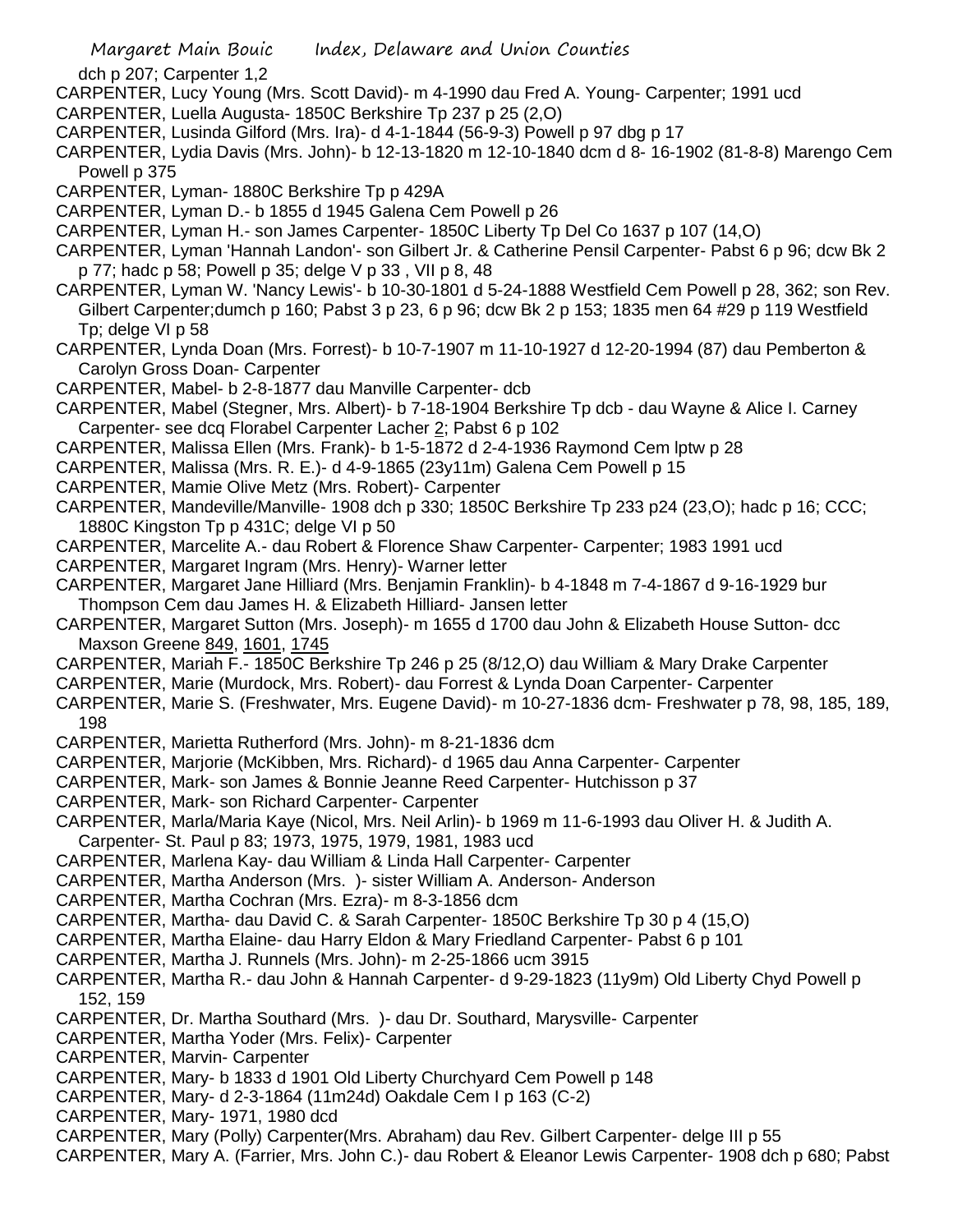dch p 207; Carpenter 1,2

CARPENTER, Lucy Young (Mrs. Scott David)- m 4-1990 dau Fred A. Young- Carpenter; 1991 ucd

CARPENTER, Luella Augusta- 1850C Berkshire Tp 237 p 25 (2,O)

CARPENTER, Lusinda Gilford (Mrs. Ira)- d 4-1-1844 (56-9-3) Powell p 97 dbg p 17

CARPENTER, Lydia Davis (Mrs. John)- b 12-13-1820 m 12-10-1840 dcm d 8- 16-1902 (81-8-8) Marengo Cem Powell p 375

CARPENTER, Lyman- 1880C Berkshire Tp p 429A

CARPENTER, Lyman D.- b 1855 d 1945 Galena Cem Powell p 26

CARPENTER, Lyman H.- son James Carpenter- 1850C Liberty Tp Del Co 1637 p 107 (14,O)

CARPENTER, Lyman 'Hannah Landon'- son Gilbert Jr. & Catherine Pensil Carpenter- Pabst 6 p 96; dcw Bk 2 p 77; hadc p 58; Powell p 35; delge V p 33 , VII p 8, 48

CARPENTER, Lyman W. 'Nancy Lewis'- b 10-30-1801 d 5-24-1888 Westfield Cem Powell p 28, 362; son Rev. Gilbert Carpenter;dumch p 160; Pabst 3 p 23, 6 p 96; dcw Bk 2 p 153; 1835 men 64 #29 p 119 Westfield Tp; delge VI p 58

CARPENTER, Lynda Doan (Mrs. Forrest)- b 10-7-1907 m 11-10-1927 d 12-20-1994 (87) dau Pemberton & Carolyn Gross Doan- Carpenter

CARPENTER, Mabel- b 2-8-1877 dau Manville Carpenter- dcb

CARPENTER, Mabel (Stegner, Mrs. Albert)- b 7-18-1904 Berkshire Tp dcb - dau Wayne & Alice I. Carney Carpenter- see dcq Florabel Carpenter Lacher 2; Pabst 6 p 102

CARPENTER, Malissa Ellen (Mrs. Frank)- b 1-5-1872 d 2-4-1936 Raymond Cem lptw p 28

CARPENTER, Malissa (Mrs. R. E.)- d 4-9-1865 (23y11m) Galena Cem Powell p 15

CARPENTER, Mamie Olive Metz (Mrs. Robert)- Carpenter

CARPENTER, Mandeville/Manville- 1908 dch p 330; 1850C Berkshire Tp 233 p24 (23,O); hadc p 16; CCC; 1880C Kingston Tp p 431C; delge VI p 50

CARPENTER, Marcelite A.- dau Robert & Florence Shaw Carpenter- Carpenter; 1983 1991 ucd

CARPENTER, Margaret Ingram (Mrs. Henry)- Warner letter

CARPENTER, Margaret Jane Hilliard (Mrs. Benjamin Franklin)- b 4-1848 m 7-4-1867 d 9-16-1929 bur Thompson Cem dau James H. & Elizabeth Hilliard- Jansen letter

CARPENTER, Margaret Sutton (Mrs. Joseph)- m 1655 d 1700 dau John & Elizabeth House Sutton- dcc Maxson Greene 849, 1601, 1745

CARPENTER, Mariah F.- 1850C Berkshire Tp 246 p 25 (8/12,O) dau William & Mary Drake Carpenter

CARPENTER, Marie (Murdock, Mrs. Robert)- dau Forrest & Lynda Doan Carpenter- Carpenter

CARPENTER, Marie S. (Freshwater, Mrs. Eugene David)- m 10-27-1836 dcm- Freshwater p 78, 98, 185, 189, 198

CARPENTER, Marietta Rutherford (Mrs. John)- m 8-21-1836 dcm

CARPENTER, Marjorie (McKibben, Mrs. Richard)- d 1965 dau Anna Carpenter- Carpenter

CARPENTER, Mark- son James & Bonnie Jeanne Reed Carpenter- Hutchisson p 37

CARPENTER, Mark- son Richard Carpenter- Carpenter

CARPENTER, Marla/Maria Kaye (Nicol, Mrs. Neil Arlin)- b 1969 m 11-6-1993 dau Oliver H. & Judith A. Carpenter- St. Paul p 83; 1973, 1975, 1979, 1981, 1983 ucd

CARPENTER, Marlena Kay- dau William & Linda Hall Carpenter- Carpenter

CARPENTER, Martha Anderson (Mrs. )- sister William A. Anderson- Anderson

CARPENTER, Martha Cochran (Mrs. Ezra)- m 8-3-1856 dcm

CARPENTER, Martha- dau David C. & Sarah Carpenter- 1850C Berkshire Tp 30 p 4 (15,O)

CARPENTER, Martha Elaine- dau Harry Eldon & Mary Friedland Carpenter- Pabst 6 p 101

CARPENTER, Martha J. Runnels (Mrs. John)- m 2-25-1866 ucm 3915

CARPENTER, Martha R.- dau John & Hannah Carpenter- d 9-29-1823 (11y9m) Old Liberty Chyd Powell p 152, 159

CARPENTER, Dr. Martha Southard (Mrs. )- dau Dr. Southard, Marysville- Carpenter

CARPENTER, Martha Yoder (Mrs. Felix)- Carpenter

CARPENTER, Marvin- Carpenter

CARPENTER, Mary- b 1833 d 1901 Old Liberty Churchyard Cem Powell p 148

CARPENTER, Mary- d 2-3-1864 (11m24d) Oakdale Cem I p 163 (C-2)

CARPENTER, Mary- 1971, 1980 dcd

CARPENTER, Mary (Polly) Carpenter(Mrs. Abraham) dau Rev. Gilbert Carpenter- delge III p 55

CARPENTER, Mary A. (Farrier, Mrs. John C.)- dau Robert & Eleanor Lewis Carpenter- 1908 dch p 680; Pabst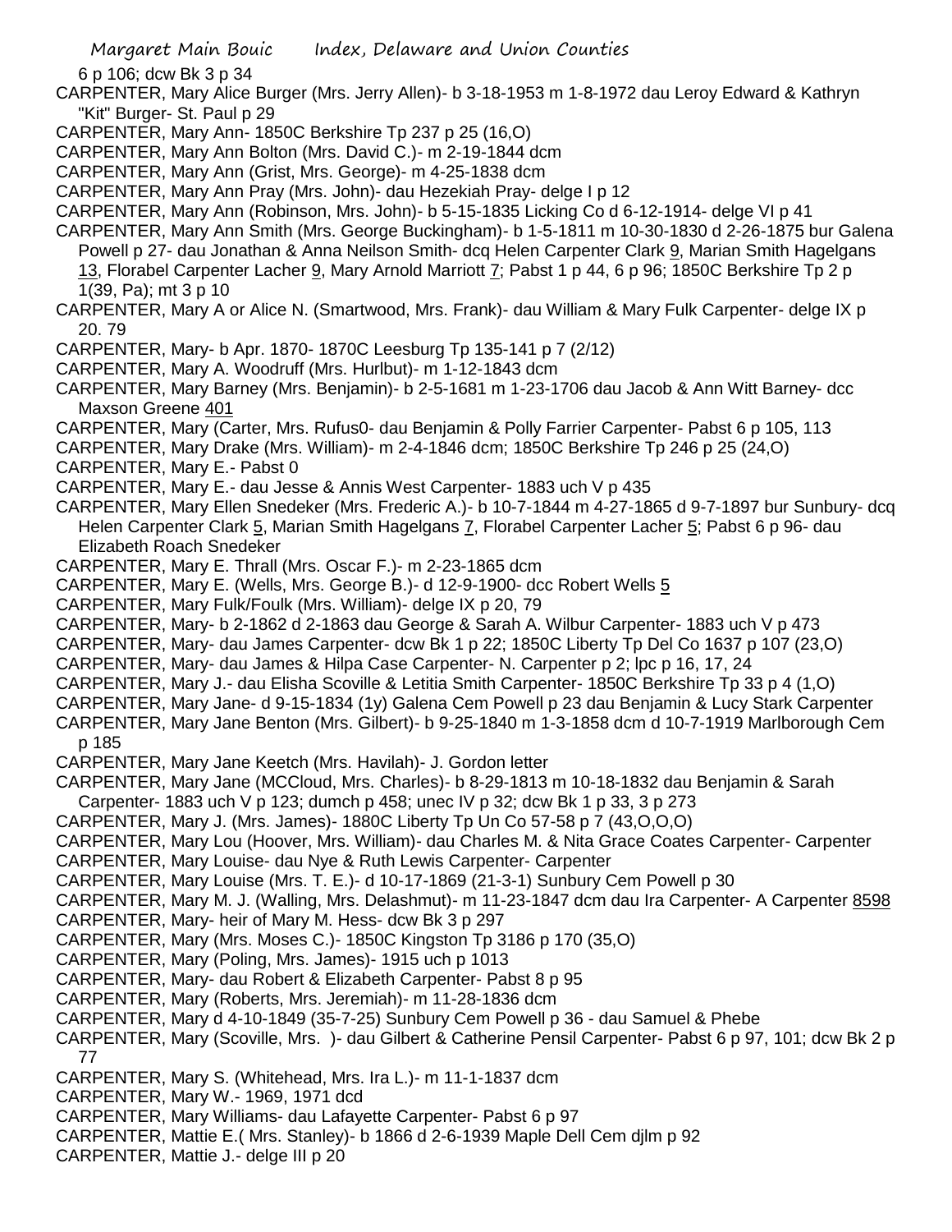6 p 106; dcw Bk 3 p 34

CARPENTER, Mary Alice Burger (Mrs. Jerry Allen)- b 3-18-1953 m 1-8-1972 dau Leroy Edward & Kathryn "Kit" Burger- St. Paul p 29

CARPENTER, Mary Ann- 1850C Berkshire Tp 237 p 25 (16,O)

CARPENTER, Mary Ann Bolton (Mrs. David C.)- m 2-19-1844 dcm

CARPENTER, Mary Ann (Grist, Mrs. George)- m 4-25-1838 dcm

CARPENTER, Mary Ann Pray (Mrs. John)- dau Hezekiah Pray- delge I p 12

CARPENTER, Mary Ann (Robinson, Mrs. John)- b 5-15-1835 Licking Co d 6-12-1914- delge VI p 41

CARPENTER, Mary Ann Smith (Mrs. George Buckingham)- b 1-5-1811 m 10-30-1830 d 2-26-1875 bur Galena Powell p 27- dau Jonathan & Anna Neilson Smith- dcq Helen Carpenter Clark 9, Marian Smith Hagelgans 13, Florabel Carpenter Lacher 9, Mary Arnold Marriott 7; Pabst 1 p 44, 6 p 96; 1850C Berkshire Tp 2 p 1(39, Pa); mt 3 p 10

CARPENTER, Mary A or Alice N. (Smartwood, Mrs. Frank)- dau William & Mary Fulk Carpenter- delge IX p 20. 79

CARPENTER, Mary- b Apr. 1870- 1870C Leesburg Tp 135-141 p 7 (2/12)

CARPENTER, Mary A. Woodruff (Mrs. Hurlbut)- m 1-12-1843 dcm

CARPENTER, Mary Barney (Mrs. Benjamin)- b 2-5-1681 m 1-23-1706 dau Jacob & Ann Witt Barney- dcc Maxson Greene 401

CARPENTER, Mary (Carter, Mrs. Rufus0- dau Benjamin & Polly Farrier Carpenter- Pabst 6 p 105, 113

CARPENTER, Mary Drake (Mrs. William)- m 2-4-1846 dcm; 1850C Berkshire Tp 246 p 25 (24,O)

CARPENTER, Mary E.- Pabst 0

CARPENTER, Mary E.- dau Jesse & Annis West Carpenter- 1883 uch V p 435

CARPENTER, Mary Ellen Snedeker (Mrs. Frederic A.)- b 10-7-1844 m 4-27-1865 d 9-7-1897 bur Sunbury- dcq Helen Carpenter Clark 5, Marian Smith Hagelgans 7, Florabel Carpenter Lacher 5; Pabst 6 p 96- dau Elizabeth Roach Snedeker

CARPENTER, Mary E. Thrall (Mrs. Oscar F.)- m 2-23-1865 dcm

CARPENTER, Mary E. (Wells, Mrs. George B.)- d 12-9-1900- dcc Robert Wells 5

CARPENTER, Mary Fulk/Foulk (Mrs. William)- delge IX p 20, 79

CARPENTER, Mary- b 2-1862 d 2-1863 dau George & Sarah A. Wilbur Carpenter- 1883 uch V p 473

CARPENTER, Mary- dau James Carpenter- dcw Bk 1 p 22; 1850C Liberty Tp Del Co 1637 p 107 (23,O)

CARPENTER, Mary- dau James & Hilpa Case Carpenter- N. Carpenter p 2; lpc p 16, 17, 24

CARPENTER, Mary J.- dau Elisha Scoville & Letitia Smith Carpenter- 1850C Berkshire Tp 33 p 4 (1,O)

CARPENTER, Mary Jane- d 9-15-1834 (1y) Galena Cem Powell p 23 dau Benjamin & Lucy Stark Carpenter

CARPENTER, Mary Jane Benton (Mrs. Gilbert)- b 9-25-1840 m 1-3-1858 dcm d 10-7-1919 Marlborough Cem p 185

CARPENTER, Mary Jane Keetch (Mrs. Havilah)- J. Gordon letter

CARPENTER, Mary Jane (MCCloud, Mrs. Charles)- b 8-29-1813 m 10-18-1832 dau Benjamin & Sarah Carpenter- 1883 uch V p 123; dumch p 458; unec IV p 32; dcw Bk 1 p 33, 3 p 273

CARPENTER, Mary J. (Mrs. James)- 1880C Liberty Tp Un Co 57-58 p 7 (43,O,O,O)

CARPENTER, Mary Lou (Hoover, Mrs. William)- dau Charles M. & Nita Grace Coates Carpenter- Carpenter

CARPENTER, Mary Louise- dau Nye & Ruth Lewis Carpenter- Carpenter

CARPENTER, Mary Louise (Mrs. T. E.)- d 10-17-1869 (21-3-1) Sunbury Cem Powell p 30

CARPENTER, Mary M. J. (Walling, Mrs. Delashmut)- m 11-23-1847 dcm dau Ira Carpenter- A Carpenter 8598

CARPENTER, Mary- heir of Mary M. Hess- dcw Bk 3 p 297

CARPENTER, Mary (Mrs. Moses C.)- 1850C Kingston Tp 3186 p 170 (35,O)

CARPENTER, Mary (Poling, Mrs. James)- 1915 uch p 1013

CARPENTER, Mary- dau Robert & Elizabeth Carpenter- Pabst 8 p 95

CARPENTER, Mary (Roberts, Mrs. Jeremiah)- m 11-28-1836 dcm

CARPENTER, Mary d 4-10-1849 (35-7-25) Sunbury Cem Powell p 36 - dau Samuel & Phebe

CARPENTER, Mary (Scoville, Mrs. )- dau Gilbert & Catherine Pensil Carpenter- Pabst 6 p 97, 101; dcw Bk 2 p 77

CARPENTER, Mary S. (Whitehead, Mrs. Ira L.)- m 11-1-1837 dcm

CARPENTER, Mary W.- 1969, 1971 dcd

CARPENTER, Mary Williams- dau Lafayette Carpenter- Pabst 6 p 97

CARPENTER, Mattie E.( Mrs. Stanley)- b 1866 d 2-6-1939 Maple Dell Cem djlm p 92

CARPENTER, Mattie J.- delge III p 20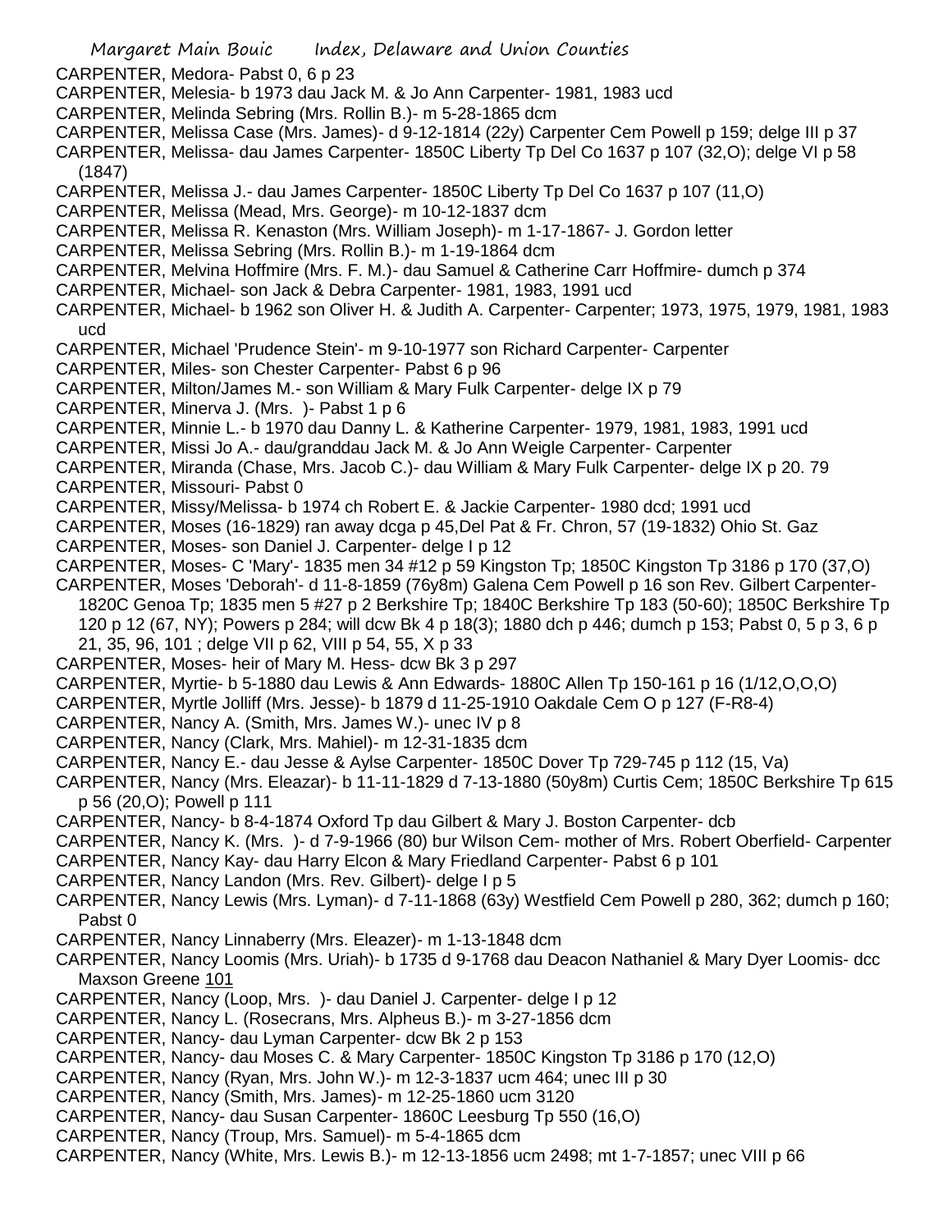CARPENTER, Medora- Pabst 0, 6 p 23

CARPENTER, Melesia- b 1973 dau Jack M. & Jo Ann Carpenter- 1981, 1983 ucd

CARPENTER, Melinda Sebring (Mrs. Rollin B.)- m 5-28-1865 dcm

CARPENTER, Melissa Case (Mrs. James)- d 9-12-1814 (22y) Carpenter Cem Powell p 159; delge III p 37

CARPENTER, Melissa- dau James Carpenter- 1850C Liberty Tp Del Co 1637 p 107 (32,O); delge VI p 58 (1847)

CARPENTER, Melissa J.- dau James Carpenter- 1850C Liberty Tp Del Co 1637 p 107 (11,O)

CARPENTER, Melissa (Mead, Mrs. George)- m 10-12-1837 dcm

CARPENTER, Melissa R. Kenaston (Mrs. William Joseph)- m 1-17-1867- J. Gordon letter

CARPENTER, Melissa Sebring (Mrs. Rollin B.)- m 1-19-1864 dcm

CARPENTER, Melvina Hoffmire (Mrs. F. M.)- dau Samuel & Catherine Carr Hoffmire- dumch p 374

CARPENTER, Michael- son Jack & Debra Carpenter- 1981, 1983, 1991 ucd

CARPENTER, Michael- b 1962 son Oliver H. & Judith A. Carpenter- Carpenter; 1973, 1975, 1979, 1981, 1983 ucd

CARPENTER, Michael 'Prudence Stein'- m 9-10-1977 son Richard Carpenter- Carpenter

CARPENTER, Miles- son Chester Carpenter- Pabst 6 p 96

CARPENTER, Milton/James M.- son William & Mary Fulk Carpenter- delge IX p 79

CARPENTER, Minerva J. (Mrs. )- Pabst 1 p 6

CARPENTER, Minnie L.- b 1970 dau Danny L. & Katherine Carpenter- 1979, 1981, 1983, 1991 ucd

CARPENTER, Missi Jo A.- dau/granddau Jack M. & Jo Ann Weigle Carpenter- Carpenter

CARPENTER, Miranda (Chase, Mrs. Jacob C.)- dau William & Mary Fulk Carpenter- delge IX p 20. 79

CARPENTER, Missouri- Pabst 0

CARPENTER, Missy/Melissa- b 1974 ch Robert E. & Jackie Carpenter- 1980 dcd; 1991 ucd

CARPENTER, Moses (16-1829) ran away dcga p 45,Del Pat & Fr. Chron, 57 (19-1832) Ohio St. Gaz

CARPENTER, Moses- son Daniel J. Carpenter- delge I p 12

CARPENTER, Moses- C 'Mary'- 1835 men 34 #12 p 59 Kingston Tp; 1850C Kingston Tp 3186 p 170 (37,O)

CARPENTER, Moses 'Deborah'- d 11-8-1859 (76y8m) Galena Cem Powell p 16 son Rev. Gilbert Carpenter- 1820C Genoa Tp; 1835 men 5 #27 p 2 Berkshire Tp; 1840C Berkshire Tp 183 (50-60); 1850C Berkshire Tp 120 p 12 (67, NY); Powers p 284; will dcw Bk 4 p 18(3); 1880 dch p 446; dumch p 153; Pabst 0, 5 p 3, 6 p 21, 35, 96, 101 ; delge VII p 62, VIII p 54, 55, X p 33

CARPENTER, Moses- heir of Mary M. Hess- dcw Bk 3 p 297

CARPENTER, Myrtie- b 5-1880 dau Lewis & Ann Edwards- 1880C Allen Tp 150-161 p 16 (1/12,O,O,O)

CARPENTER, Myrtle Jolliff (Mrs. Jesse)- b 1879 d 11-25-1910 Oakdale Cem O p 127 (F-R8-4)

CARPENTER, Nancy A. (Smith, Mrs. James W.)- unec IV p 8

CARPENTER, Nancy (Clark, Mrs. Mahiel)- m 12-31-1835 dcm

CARPENTER, Nancy E.- dau Jesse & Aylse Carpenter- 1850C Dover Tp 729-745 p 112 (15, Va)

CARPENTER, Nancy (Mrs. Eleazar)- b 11-11-1829 d 7-13-1880 (50y8m) Curtis Cem; 1850C Berkshire Tp 615 p 56 (20,O); Powell p 111

CARPENTER, Nancy- b 8-4-1874 Oxford Tp dau Gilbert & Mary J. Boston Carpenter- dcb

CARPENTER, Nancy K. (Mrs. )- d 7-9-1966 (80) bur Wilson Cem- mother of Mrs. Robert Oberfield- Carpenter

CARPENTER, Nancy Kay- dau Harry Elcon & Mary Friedland Carpenter- Pabst 6 p 101

CARPENTER, Nancy Landon (Mrs. Rev. Gilbert)- delge I p 5

CARPENTER, Nancy Lewis (Mrs. Lyman)- d 7-11-1868 (63y) Westfield Cem Powell p 280, 362; dumch p 160; Pabst 0

CARPENTER, Nancy Linnaberry (Mrs. Eleazer)- m 1-13-1848 dcm

CARPENTER, Nancy Loomis (Mrs. Uriah)- b 1735 d 9-1768 dau Deacon Nathaniel & Mary Dyer Loomis- dcc Maxson Greene 101

CARPENTER, Nancy (Loop, Mrs. )- dau Daniel J. Carpenter- delge I p 12

CARPENTER, Nancy L. (Rosecrans, Mrs. Alpheus B.)- m 3-27-1856 dcm

CARPENTER, Nancy- dau Lyman Carpenter- dcw Bk 2 p 153

CARPENTER, Nancy- dau Moses C. & Mary Carpenter- 1850C Kingston Tp 3186 p 170 (12,O)

CARPENTER, Nancy (Ryan, Mrs. John W.)- m 12-3-1837 ucm 464; unec III p 30

CARPENTER, Nancy (Smith, Mrs. James)- m 12-25-1860 ucm 3120

CARPENTER, Nancy- dau Susan Carpenter- 1860C Leesburg Tp 550 (16,O)

CARPENTER, Nancy (Troup, Mrs. Samuel)- m 5-4-1865 dcm

CARPENTER, Nancy (White, Mrs. Lewis B.)- m 12-13-1856 ucm 2498; mt 1-7-1857; unec VIII p 66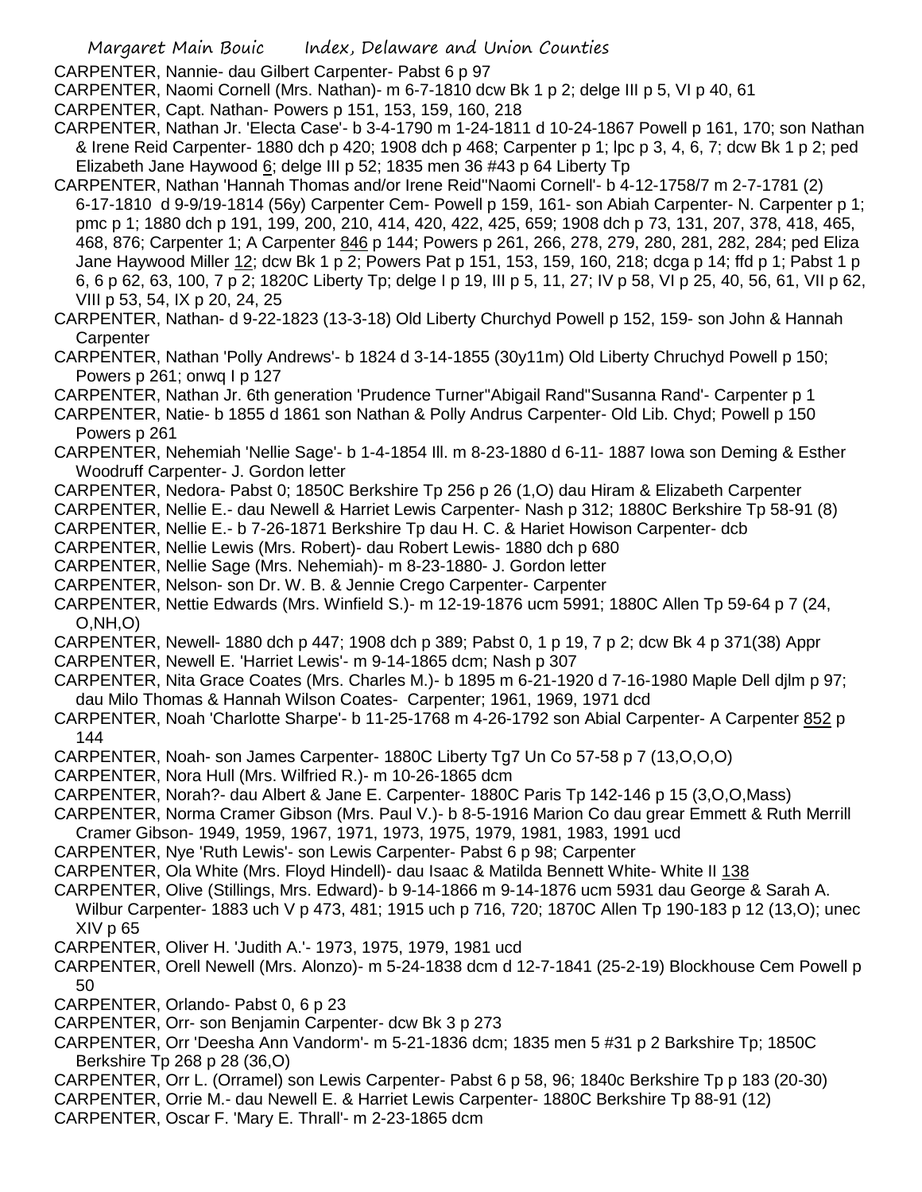CARPENTER, Nannie- dau Gilbert Carpenter- Pabst 6 p 97

CARPENTER, Naomi Cornell (Mrs. Nathan)- m 6-7-1810 dcw Bk 1 p 2; delge III p 5, VI p 40, 61

CARPENTER, Capt. Nathan- Powers p 151, 153, 159, 160, 218

CARPENTER, Nathan Jr. 'Electa Case'- b 3-4-1790 m 1-24-1811 d 10-24-1867 Powell p 161, 170; son Nathan & Irene Reid Carpenter- 1880 dch p 420; 1908 dch p 468; Carpenter p 1; lpc p 3, 4, 6, 7; dcw Bk 1 p 2; ped Elizabeth Jane Haywood 6; delge III p 52; 1835 men 36 #43 p 64 Liberty Tp

CARPENTER, Nathan 'Hannah Thomas and/or Irene Reid''Naomi Cornell'- b 4-12-1758/7 m 2-7-1781 (2) 6-17-1810 d 9-9/19-1814 (56y) Carpenter Cem- Powell p 159, 161- son Abiah Carpenter- N. Carpenter p 1; pmc p 1; 1880 dch p 191, 199, 200, 210, 414, 420, 422, 425, 659; 1908 dch p 73, 131, 207, 378, 418, 465, 468, 876; Carpenter 1; A Carpenter 846 p 144; Powers p 261, 266, 278, 279, 280, 281, 282, 284; ped Eliza Jane Haywood Miller 12; dcw Bk 1 p 2; Powers Pat p 151, 153, 159, 160, 218; dcga p 14; ffd p 1; Pabst 1 p 6, 6 p 62, 63, 100, 7 p 2; 1820C Liberty Tp; delge I p 19, III p 5, 11, 27; IV p 58, VI p 25, 40, 56, 61, VII p 62, VIII p 53, 54, IX p 20, 24, 25

CARPENTER, Nathan- d 9-22-1823 (13-3-18) Old Liberty Churchyd Powell p 152, 159- son John & Hannah Carpenter

CARPENTER, Nathan 'Polly Andrews'- b 1824 d 3-14-1855 (30y11m) Old Liberty Chruchyd Powell p 150; Powers p 261; onwq I p 127

CARPENTER, Nathan Jr. 6th generation 'Prudence Turner''Abigail Rand''Susanna Rand'- Carpenter p 1

CARPENTER, Natie- b 1855 d 1861 son Nathan & Polly Andrus Carpenter- Old Lib. Chyd; Powell p 150 Powers p 261

CARPENTER, Nehemiah 'Nellie Sage'- b 1-4-1854 Ill. m 8-23-1880 d 6-11- 1887 Iowa son Deming & Esther Woodruff Carpenter- J. Gordon letter

CARPENTER, Nedora- Pabst 0; 1850C Berkshire Tp 256 p 26 (1,O) dau Hiram & Elizabeth Carpenter

CARPENTER, Nellie E.- dau Newell & Harriet Lewis Carpenter- Nash p 312; 1880C Berkshire Tp 58-91 (8)

CARPENTER, Nellie E.- b 7-26-1871 Berkshire Tp dau H. C. & Hariet Howison Carpenter- dcb

CARPENTER, Nellie Lewis (Mrs. Robert)- dau Robert Lewis- 1880 dch p 680

CARPENTER, Nellie Sage (Mrs. Nehemiah)- m 8-23-1880- J. Gordon letter

CARPENTER, Nelson- son Dr. W. B. & Jennie Crego Carpenter- Carpenter

CARPENTER, Nettie Edwards (Mrs. Winfield S.)- m 12-19-1876 ucm 5991; 1880C Allen Tp 59-64 p 7 (24, O,NH,O)

CARPENTER, Newell- 1880 dch p 447; 1908 dch p 389; Pabst 0, 1 p 19, 7 p 2; dcw Bk 4 p 371(38) Appr

CARPENTER, Newell E. 'Harriet Lewis'- m 9-14-1865 dcm; Nash p 307

CARPENTER, Nita Grace Coates (Mrs. Charles M.)- b 1895 m 6-21-1920 d 7-16-1980 Maple Dell djlm p 97; dau Milo Thomas & Hannah Wilson Coates- Carpenter; 1961, 1969, 1971 dcd

CARPENTER, Noah 'Charlotte Sharpe'- b 11-25-1768 m 4-26-1792 son Abial Carpenter- A Carpenter 852 p 144

CARPENTER, Noah- son James Carpenter- 1880C Liberty Tg7 Un Co 57-58 p 7 (13,O,O,O)

CARPENTER, Nora Hull (Mrs. Wilfried R.)- m 10-26-1865 dcm

CARPENTER, Norah?- dau Albert & Jane E. Carpenter- 1880C Paris Tp 142-146 p 15 (3,O,O,Mass)

CARPENTER, Norma Cramer Gibson (Mrs. Paul V.)- b 8-5-1916 Marion Co dau grear Emmett & Ruth Merrill Cramer Gibson- 1949, 1959, 1967, 1971, 1973, 1975, 1979, 1981, 1983, 1991 ucd

CARPENTER, Nye 'Ruth Lewis'- son Lewis Carpenter- Pabst 6 p 98; Carpenter

CARPENTER, Ola White (Mrs. Floyd Hindell)- dau Isaac & Matilda Bennett White- White II 138

CARPENTER, Olive (Stillings, Mrs. Edward)- b 9-14-1866 m 9-14-1876 ucm 5931 dau George & Sarah A. Wilbur Carpenter- 1883 uch V p 473, 481; 1915 uch p 716, 720; 1870C Allen Tp 190-183 p 12 (13,O); unec XIV p 65

CARPENTER, Oliver H. 'Judith A.'- 1973, 1975, 1979, 1981 ucd

CARPENTER, Orell Newell (Mrs. Alonzo)- m 5-24-1838 dcm d 12-7-1841 (25-2-19) Blockhouse Cem Powell p 50

CARPENTER, Orlando- Pabst 0, 6 p 23

CARPENTER, Orr- son Benjamin Carpenter- dcw Bk 3 p 273

CARPENTER, Orr 'Deesha Ann Vandorm'- m 5-21-1836 dcm; 1835 men 5 #31 p 2 Barkshire Tp; 1850C Berkshire Tp 268 p 28 (36,O)

CARPENTER, Orr L. (Oramel) son Lewis Carpenter- Pabst 6 p 58, 96; 1840c Berkshire Tp p 183 (20-30)

CARPENTER, Orrie M.- dau Newell E. & Harriet Lewis Carpenter- 1880C Berkshire Tp 88-91 (12)

CARPENTER, Oscar F. 'Mary E. Thrall'- m 2-23-1865 dcm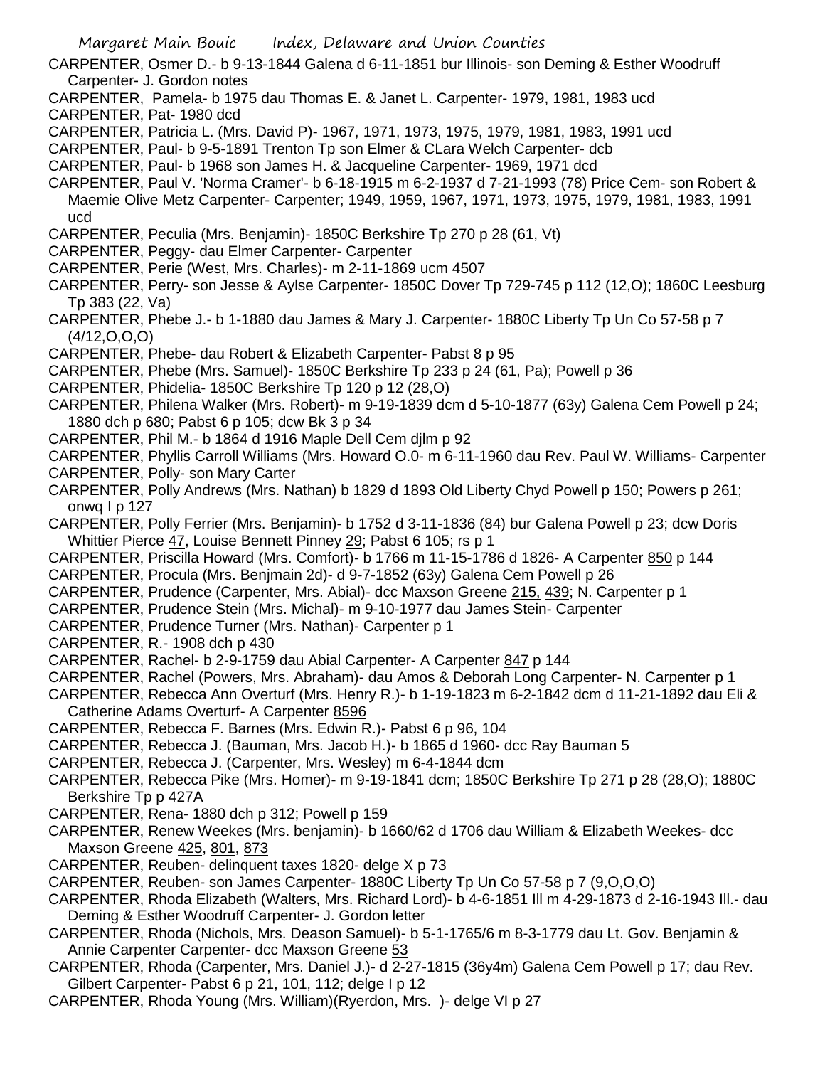CARPENTER, Osmer D.- b 9-13-1844 Galena d 6-11-1851 bur Illinois- son Deming & Esther Woodruff Carpenter- J. Gordon notes

CARPENTER, Pamela- b 1975 dau Thomas E. & Janet L. Carpenter- 1979, 1981, 1983 ucd

CARPENTER, Pat- 1980 dcd

CARPENTER, Patricia L. (Mrs. David P)- 1967, 1971, 1973, 1975, 1979, 1981, 1983, 1991 ucd

CARPENTER, Paul- b 9-5-1891 Trenton Tp son Elmer & CLara Welch Carpenter- dcb

CARPENTER, Paul- b 1968 son James H. & Jacqueline Carpenter- 1969, 1971 dcd

CARPENTER, Paul V. 'Norma Cramer'- b 6-18-1915 m 6-2-1937 d 7-21-1993 (78) Price Cem- son Robert & Maemie Olive Metz Carpenter- Carpenter; 1949, 1959, 1967, 1971, 1973, 1975, 1979, 1981, 1983, 1991 ucd

CARPENTER, Peculia (Mrs. Benjamin)- 1850C Berkshire Tp 270 p 28 (61, Vt)

CARPENTER, Peggy- dau Elmer Carpenter- Carpenter

CARPENTER, Perie (West, Mrs. Charles)- m 2-11-1869 ucm 4507

CARPENTER, Perry- son Jesse & Aylse Carpenter- 1850C Dover Tp 729-745 p 112 (12,O); 1860C Leesburg Tp 383 (22, Va)

CARPENTER, Phebe J.- b 1-1880 dau James & Mary J. Carpenter- 1880C Liberty Tp Un Co 57-58 p 7 (4/12,O,O,O)

CARPENTER, Phebe- dau Robert & Elizabeth Carpenter- Pabst 8 p 95

CARPENTER, Phebe (Mrs. Samuel)- 1850C Berkshire Tp 233 p 24 (61, Pa); Powell p 36

CARPENTER, Phidelia- 1850C Berkshire Tp 120 p 12 (28,O)

CARPENTER, Philena Walker (Mrs. Robert)- m 9-19-1839 dcm d 5-10-1877 (63y) Galena Cem Powell p 24; 1880 dch p 680; Pabst 6 p 105; dcw Bk 3 p 34

CARPENTER, Phil M.- b 1864 d 1916 Maple Dell Cem djlm p 92

CARPENTER, Phyllis Carroll Williams (Mrs. Howard O.0- m 6-11-1960 dau Rev. Paul W. Williams- Carpenter

CARPENTER, Polly- son Mary Carter

CARPENTER, Polly Andrews (Mrs. Nathan) b 1829 d 1893 Old Liberty Chyd Powell p 150; Powers p 261; onwq I p 127

CARPENTER, Polly Ferrier (Mrs. Benjamin)- b 1752 d 3-11-1836 (84) bur Galena Powell p 23; dcw Doris Whittier Pierce 47, Louise Bennett Pinney 29; Pabst 6 105; rs p 1

CARPENTER, Priscilla Howard (Mrs. Comfort)- b 1766 m 11-15-1786 d 1826- A Carpenter 850 p 144

CARPENTER, Procula (Mrs. Benjmain 2d)- d 9-7-1852 (63y) Galena Cem Powell p 26

CARPENTER, Prudence (Carpenter, Mrs. Abial)- dcc Maxson Greene 215, 439; N. Carpenter p 1

CARPENTER, Prudence Stein (Mrs. Michal)- m 9-10-1977 dau James Stein- Carpenter

CARPENTER, Prudence Turner (Mrs. Nathan)- Carpenter p 1

CARPENTER, R.- 1908 dch p 430

CARPENTER, Rachel- b 2-9-1759 dau Abial Carpenter- A Carpenter 847 p 144

CARPENTER, Rachel (Powers, Mrs. Abraham)- dau Amos & Deborah Long Carpenter- N. Carpenter p 1

CARPENTER, Rebecca Ann Overturf (Mrs. Henry R.)- b 1-19-1823 m 6-2-1842 dcm d 11-21-1892 dau Eli & Catherine Adams Overturf- A Carpenter 8596

CARPENTER, Rebecca F. Barnes (Mrs. Edwin R.)- Pabst 6 p 96, 104

CARPENTER, Rebecca J. (Bauman, Mrs. Jacob H.)- b 1865 d 1960- dcc Ray Bauman 5

CARPENTER, Rebecca J. (Carpenter, Mrs. Wesley) m 6-4-1844 dcm

CARPENTER, Rebecca Pike (Mrs. Homer)- m 9-19-1841 dcm; 1850C Berkshire Tp 271 p 28 (28,O); 1880C Berkshire Tp p 427A

CARPENTER, Rena- 1880 dch p 312; Powell p 159

CARPENTER, Renew Weekes (Mrs. benjamin)- b 1660/62 d 1706 dau William & Elizabeth Weekes- dcc Maxson Greene 425, 801, 873

CARPENTER, Reuben- delinquent taxes 1820- delge X p 73

CARPENTER, Reuben- son James Carpenter- 1880C Liberty Tp Un Co 57-58 p 7 (9,O,O,O)

CARPENTER, Rhoda Elizabeth (Walters, Mrs. Richard Lord)- b 4-6-1851 Ill m 4-29-1873 d 2-16-1943 Ill.- dau Deming & Esther Woodruff Carpenter- J. Gordon letter

CARPENTER, Rhoda (Nichols, Mrs. Deason Samuel)- b 5-1-1765/6 m 8-3-1779 dau Lt. Gov. Benjamin & Annie Carpenter Carpenter- dcc Maxson Greene 53

CARPENTER, Rhoda (Carpenter, Mrs. Daniel J.)- d 2-27-1815 (36y4m) Galena Cem Powell p 17; dau Rev. Gilbert Carpenter- Pabst 6 p 21, 101, 112; delge I p 12

CARPENTER, Rhoda Young (Mrs. William)(Ryerdon, Mrs. )- delge VI p 27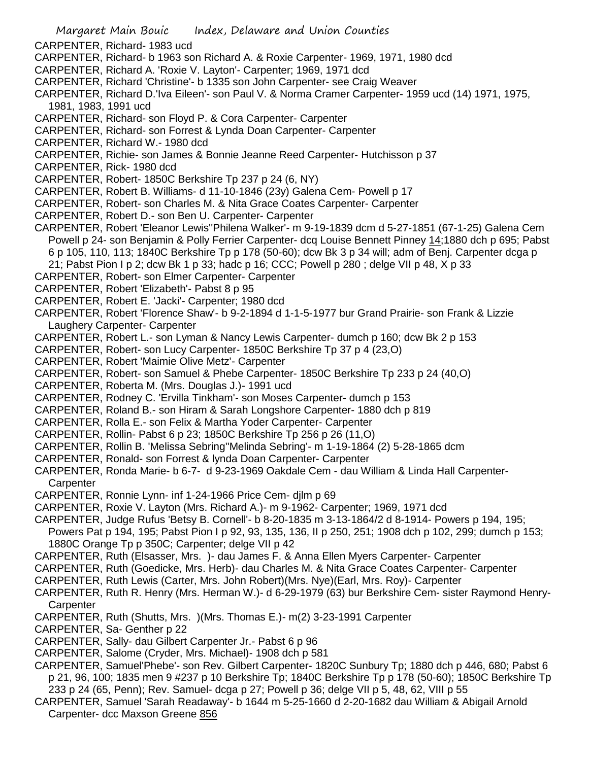CARPENTER, Richard- 1983 ucd

CARPENTER, Richard- b 1963 son Richard A. & Roxie Carpenter- 1969, 1971, 1980 dcd

CARPENTER, Richard A. 'Roxie V. Layton'- Carpenter; 1969, 1971 dcd

CARPENTER, Richard 'Christine'- b 1335 son John Carpenter- see Craig Weaver

CARPENTER, Richard D.'Iva Eileen'- son Paul V. & Norma Cramer Carpenter- 1959 ucd (14) 1971, 1975, 1981, 1983, 1991 ucd

CARPENTER, Richard- son Floyd P. & Cora Carpenter- Carpenter

CARPENTER, Richard- son Forrest & Lynda Doan Carpenter- Carpenter

CARPENTER, Richard W.- 1980 dcd

CARPENTER, Richie- son James & Bonnie Jeanne Reed Carpenter- Hutchisson p 37

CARPENTER, Rick- 1980 dcd

CARPENTER, Robert- 1850C Berkshire Tp 237 p 24 (6, NY)

CARPENTER, Robert B. Williams- d 11-10-1846 (23y) Galena Cem- Powell p 17

CARPENTER, Robert- son Charles M. & Nita Grace Coates Carpenter- Carpenter

CARPENTER, Robert D.- son Ben U. Carpenter- Carpenter

CARPENTER, Robert 'Eleanor Lewis''Philena Walker'- m 9-19-1839 dcm d 5-27-1851 (67-1-25) Galena Cem Powell p 24- son Benjamin & Polly Ferrier Carpenter- dcq Louise Bennett Pinney 14;1880 dch p 695; Pabst 6 p 105, 110, 113; 1840C Berkshire Tp p 178 (50-60); dcw Bk 3 p 34 will; adm of Benj. Carpenter dcga p 21; Pabst Pion I p 2; dcw Bk 1 p 33; hadc p 16; CCC; Powell p 280 ; delge VII p 48, X p 33

CARPENTER, Robert- son Elmer Carpenter- Carpenter

CARPENTER, Robert 'Elizabeth'- Pabst 8 p 95

CARPENTER, Robert E. 'Jacki'- Carpenter; 1980 dcd

CARPENTER, Robert 'Florence Shaw'- b 9-2-1894 d 1-1-5-1977 bur Grand Prairie- son Frank & Lizzie Laughery Carpenter- Carpenter

CARPENTER, Robert L.- son Lyman & Nancy Lewis Carpenter- dumch p 160; dcw Bk 2 p 153

CARPENTER, Robert- son Lucy Carpenter- 1850C Berkshire Tp 37 p 4 (23,O)

CARPENTER, Robert 'Maimie Olive Metz'- Carpenter

CARPENTER, Robert- son Samuel & Phebe Carpenter- 1850C Berkshire Tp 233 p 24 (40,O)

CARPENTER, Roberta M. (Mrs. Douglas J.)- 1991 ucd

CARPENTER, Rodney C. 'Ervilla Tinkham'- son Moses Carpenter- dumch p 153

CARPENTER, Roland B.- son Hiram & Sarah Longshore Carpenter- 1880 dch p 819

CARPENTER, Rolla E.- son Felix & Martha Yoder Carpenter- Carpenter

CARPENTER, Rollin- Pabst 6 p 23; 1850C Berkshire Tp 256 p 26 (11,O)

CARPENTER, Rollin B. 'Melissa Sebring''Melinda Sebring'- m 1-19-1864 (2) 5-28-1865 dcm

CARPENTER, Ronald- son Forrest & lynda Doan Carpenter- Carpenter

CARPENTER, Ronda Marie- b 6-7- d 9-23-1969 Oakdale Cem - dau William & Linda Hall Carpenter- Carpenter

CARPENTER, Ronnie Lynn- inf 1-24-1966 Price Cem- djlm p 69

CARPENTER, Roxie V. Layton (Mrs. Richard A.)- m 9-1962- Carpenter; 1969, 1971 dcd

CARPENTER, Judge Rufus 'Betsy B. Cornell'- b 8-20-1835 m 3-13-1864/2 d 8-1914- Powers p 194, 195; Powers Pat p 194, 195; Pabst Pion I p 92, 93, 135, 136, II p 250, 251; 1908 dch p 102, 299; dumch p 153; 1880C Orange Tp p 350C; Carpenter; delge VII p 42

CARPENTER, Ruth (Elsasser, Mrs. )- dau James F. & Anna Ellen Myers Carpenter- Carpenter

CARPENTER, Ruth (Goedicke, Mrs. Herb)- dau Charles M. & Nita Grace Coates Carpenter- Carpenter

CARPENTER, Ruth Lewis (Carter, Mrs. John Robert)(Mrs. Nye)(Earl, Mrs. Roy)- Carpenter

CARPENTER, Ruth R. Henry (Mrs. Herman W.)- d 6-29-1979 (63) bur Berkshire Cem- sister Raymond Henry- Carpenter

CARPENTER, Ruth (Shutts, Mrs. )(Mrs. Thomas E.)- m(2) 3-23-1991 Carpenter

CARPENTER, Sa- Genther p 22

CARPENTER, Sally- dau Gilbert Carpenter Jr.- Pabst 6 p 96

CARPENTER, Salome (Cryder, Mrs. Michael)- 1908 dch p 581

CARPENTER, Samuel'Phebe'- son Rev. Gilbert Carpenter- 1820C Sunbury Tp; 1880 dch p 446, 680; Pabst 6 p 21, 96, 100; 1835 men 9 #237 p 10 Berkshire Tp; 1840C Berkshire Tp p 178 (50-60); 1850C Berkshire Tp 233 p 24 (65, Penn); Rev. Samuel- dcga p 27; Powell p 36; delge VII p 5, 48, 62, VIII p 55

CARPENTER, Samuel 'Sarah Readaway'- b 1644 m 5-25-1660 d 2-20-1682 dau William & Abigail Arnold Carpenter- dcc Maxson Greene 856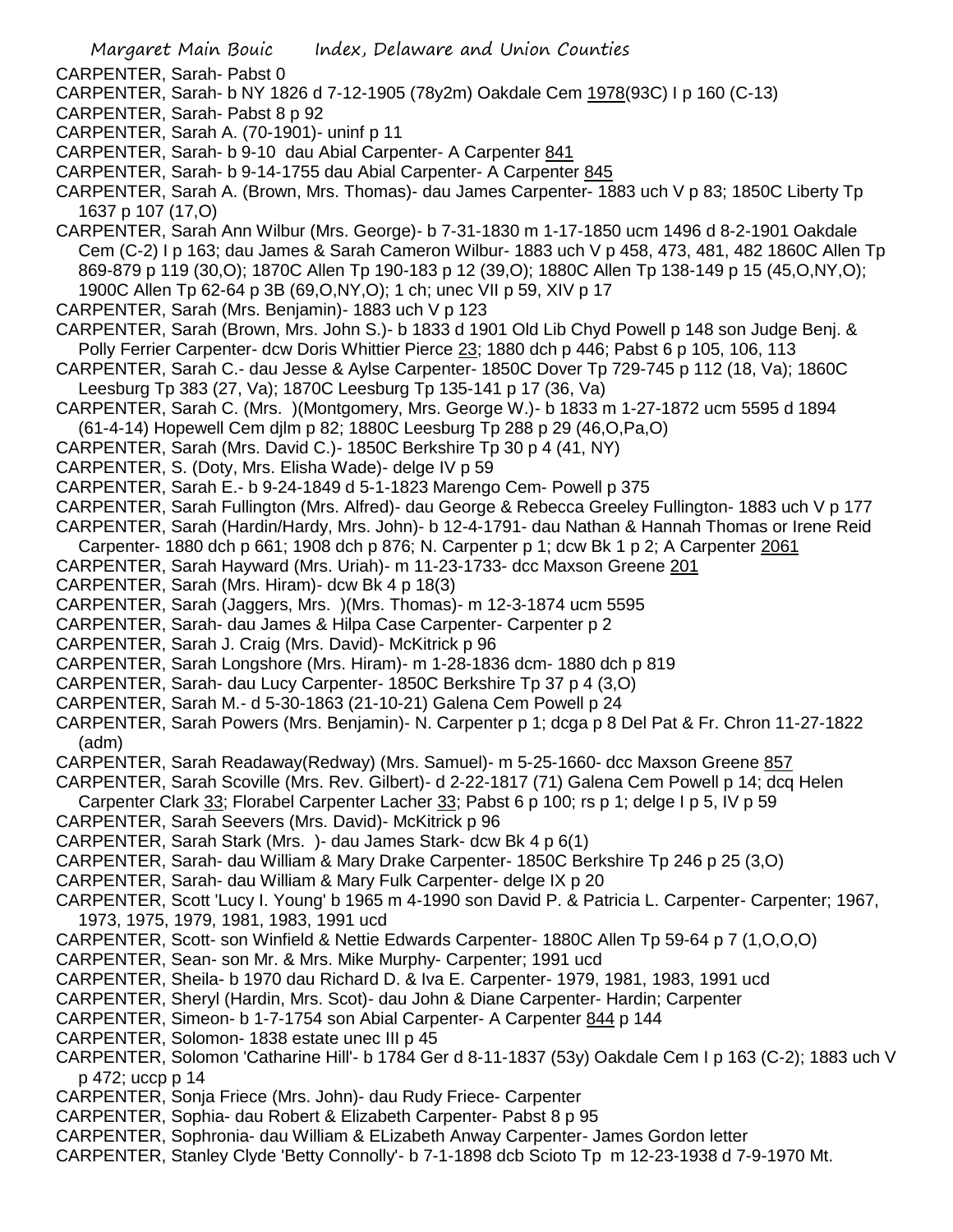CARPENTER, Sarah- Pabst 0

CARPENTER, Sarah- b NY 1826 d 7-12-1905 (78y2m) Oakdale Cem 1978(93C) I p 160 (C-13)

CARPENTER, Sarah- Pabst 8 p 92

CARPENTER, Sarah A. (70-1901)- uninf p 11

CARPENTER, Sarah- b 9-10 dau Abial Carpenter- A Carpenter 841

CARPENTER, Sarah- b 9-14-1755 dau Abial Carpenter- A Carpenter 845

CARPENTER, Sarah A. (Brown, Mrs. Thomas)- dau James Carpenter- 1883 uch V p 83; 1850C Liberty Tp 1637 p 107 (17,O)

CARPENTER, Sarah Ann Wilbur (Mrs. George)- b 7-31-1830 m 1-17-1850 ucm 1496 d 8-2-1901 Oakdale Cem (C-2) I p 163; dau James & Sarah Cameron Wilbur- 1883 uch V p 458, 473, 481, 482 1860C Allen Tp 869-879 p 119 (30,O); 1870C Allen Tp 190-183 p 12 (39,O); 1880C Allen Tp 138-149 p 15 (45,O,NY,O); 1900C Allen Tp 62-64 p 3B (69,O,NY,O); 1 ch; unec VII p 59, XIV p 17

CARPENTER, Sarah (Mrs. Benjamin)- 1883 uch V p 123

CARPENTER, Sarah (Brown, Mrs. John S.)- b 1833 d 1901 Old Lib Chyd Powell p 148 son Judge Benj. & Polly Ferrier Carpenter- dcw Doris Whittier Pierce 23; 1880 dch p 446; Pabst 6 p 105, 106, 113

CARPENTER, Sarah C.- dau Jesse & Aylse Carpenter- 1850C Dover Tp 729-745 p 112 (18, Va); 1860C Leesburg Tp 383 (27, Va); 1870C Leesburg Tp 135-141 p 17 (36, Va)

CARPENTER, Sarah C. (Mrs. )(Montgomery, Mrs. George W.)- b 1833 m 1-27-1872 ucm 5595 d 1894 (61-4-14) Hopewell Cem djlm p 82; 1880C Leesburg Tp 288 p 29 (46,O,Pa,O)

CARPENTER, Sarah (Mrs. David C.)- 1850C Berkshire Tp 30 p 4 (41, NY)

CARPENTER, S. (Doty, Mrs. Elisha Wade)- delge IV p 59

CARPENTER, Sarah E.- b 9-24-1849 d 5-1-1823 Marengo Cem- Powell p 375

CARPENTER, Sarah Fullington (Mrs. Alfred)- dau George & Rebecca Greeley Fullington- 1883 uch V p 177

CARPENTER, Sarah (Hardin/Hardy, Mrs. John)- b 12-4-1791- dau Nathan & Hannah Thomas or Irene Reid Carpenter- 1880 dch p 661; 1908 dch p 876; N. Carpenter p 1; dcw Bk 1 p 2; A Carpenter 2061

CARPENTER, Sarah Hayward (Mrs. Uriah)- m 11-23-1733- dcc Maxson Greene 201

CARPENTER, Sarah (Mrs. Hiram)- dcw Bk 4 p 18(3)

CARPENTER, Sarah (Jaggers, Mrs. )(Mrs. Thomas)- m 12-3-1874 ucm 5595

CARPENTER, Sarah- dau James & Hilpa Case Carpenter- Carpenter p 2

CARPENTER, Sarah J. Craig (Mrs. David)- McKitrick p 96

CARPENTER, Sarah Longshore (Mrs. Hiram)- m 1-28-1836 dcm- 1880 dch p 819

CARPENTER, Sarah- dau Lucy Carpenter- 1850C Berkshire Tp 37 p 4 (3,O)

CARPENTER, Sarah M.- d 5-30-1863 (21-10-21) Galena Cem Powell p 24

CARPENTER, Sarah Powers (Mrs. Benjamin)- N. Carpenter p 1; dcga p 8 Del Pat & Fr. Chron 11-27-1822 (adm)

CARPENTER, Sarah Readaway(Redway) (Mrs. Samuel)- m 5-25-1660- dcc Maxson Greene 857

CARPENTER, Sarah Scoville (Mrs. Rev. Gilbert)- d 2-22-1817 (71) Galena Cem Powell p 14; dcq Helen Carpenter Clark 33; Florabel Carpenter Lacher 33; Pabst 6 p 100; rs p 1; delge I p 5, IV p 59

CARPENTER, Sarah Seevers (Mrs. David)- McKitrick p 96

CARPENTER, Sarah Stark (Mrs. )- dau James Stark- dcw Bk 4 p 6(1)

CARPENTER, Sarah- dau William & Mary Drake Carpenter- 1850C Berkshire Tp 246 p 25 (3,O)

CARPENTER, Sarah- dau William & Mary Fulk Carpenter- delge IX p 20

CARPENTER, Scott 'Lucy I. Young' b 1965 m 4-1990 son David P. & Patricia L. Carpenter- Carpenter; 1967, 1973, 1975, 1979, 1981, 1983, 1991 ucd

CARPENTER, Scott- son Winfield & Nettie Edwards Carpenter- 1880C Allen Tp 59-64 p 7 (1,O,O,O)

CARPENTER, Sean- son Mr. & Mrs. Mike Murphy- Carpenter; 1991 ucd

CARPENTER, Sheila- b 1970 dau Richard D. & Iva E. Carpenter- 1979, 1981, 1983, 1991 ucd

CARPENTER, Sheryl (Hardin, Mrs. Scot)- dau John & Diane Carpenter- Hardin; Carpenter

CARPENTER, Simeon- b 1-7-1754 son Abial Carpenter- A Carpenter 844 p 144

CARPENTER, Solomon- 1838 estate unec III p 45

CARPENTER, Solomon 'Catharine Hill'- b 1784 Ger d 8-11-1837 (53y) Oakdale Cem I p 163 (C-2); 1883 uch V p 472; uccp p 14

CARPENTER, Sonja Friece (Mrs. John)- dau Rudy Friece- Carpenter

CARPENTER, Sophia- dau Robert & Elizabeth Carpenter- Pabst 8 p 95

CARPENTER, Sophronia- dau William & ELizabeth Anway Carpenter- James Gordon letter

CARPENTER, Stanley Clyde 'Betty Connolly'- b 7-1-1898 dcb Scioto Tp m 12-23-1938 d 7-9-1970 Mt.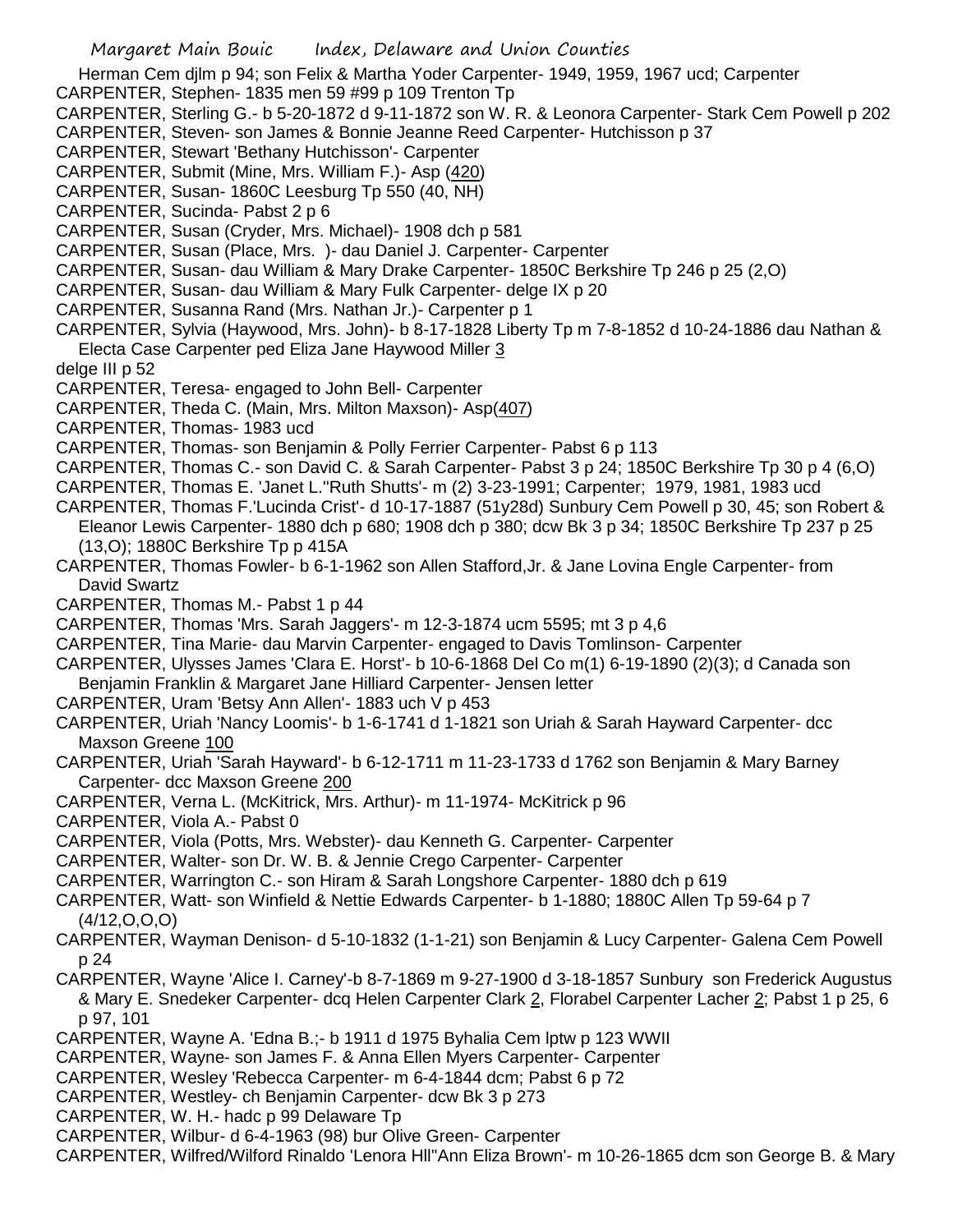Herman Cem djlm p 94; son Felix & Martha Yoder Carpenter- 1949, 1959, 1967 ucd; Carpenter

CARPENTER, Stephen- 1835 men 59 #99 p 109 Trenton Tp

CARPENTER, Sterling G.- b 5-20-1872 d 9-11-1872 son W. R. & Leonora Carpenter- Stark Cem Powell p 202

CARPENTER, Steven- son James & Bonnie Jeanne Reed Carpenter- Hutchisson p 37

CARPENTER, Stewart 'Bethany Hutchisson'- Carpenter

CARPENTER, Submit (Mine, Mrs. William F.)- Asp (420)

CARPENTER, Susan- 1860C Leesburg Tp 550 (40, NH)

CARPENTER, Sucinda- Pabst 2 p 6

CARPENTER, Susan (Cryder, Mrs. Michael)- 1908 dch p 581

CARPENTER, Susan (Place, Mrs. )- dau Daniel J. Carpenter- Carpenter

CARPENTER, Susan- dau William & Mary Drake Carpenter- 1850C Berkshire Tp 246 p 25 (2,O)

CARPENTER, Susan- dau William & Mary Fulk Carpenter- delge IX p 20

CARPENTER, Susanna Rand (Mrs. Nathan Jr.)- Carpenter p 1

CARPENTER, Sylvia (Haywood, Mrs. John)- b 8-17-1828 Liberty Tp m 7-8-1852 d 10-24-1886 dau Nathan & Electa Case Carpenter ped Eliza Jane Haywood Miller 3

delge III p 52

CARPENTER, Teresa- engaged to John Bell- Carpenter

CARPENTER, Theda C. (Main, Mrs. Milton Maxson)- Asp(407)

CARPENTER, Thomas- 1983 ucd

CARPENTER, Thomas- son Benjamin & Polly Ferrier Carpenter- Pabst 6 p 113

CARPENTER, Thomas C.- son David C. & Sarah Carpenter- Pabst 3 p 24; 1850C Berkshire Tp 30 p 4 (6,O)

CARPENTER, Thomas E. 'Janet L.''Ruth Shutts'- m (2) 3-23-1991; Carpenter; 1979, 1981, 1983 ucd

CARPENTER, Thomas F.'Lucinda Crist'- d 10-17-1887 (51y28d) Sunbury Cem Powell p 30, 45; son Robert & Eleanor Lewis Carpenter- 1880 dch p 680; 1908 dch p 380; dcw Bk 3 p 34; 1850C Berkshire Tp 237 p 25 (13,O); 1880C Berkshire Tp p 415A

CARPENTER, Thomas Fowler- b 6-1-1962 son Allen Stafford,Jr. & Jane Lovina Engle Carpenter- from David Swartz

CARPENTER, Thomas M.- Pabst 1 p 44

CARPENTER, Thomas 'Mrs. Sarah Jaggers'- m 12-3-1874 ucm 5595; mt 3 p 4,6

CARPENTER, Tina Marie- dau Marvin Carpenter- engaged to Davis Tomlinson- Carpenter

CARPENTER, Ulysses James 'Clara E. Horst'- b 10-6-1868 Del Co m(1) 6-19-1890 (2)(3); d Canada son Benjamin Franklin & Margaret Jane Hilliard Carpenter- Jensen letter

CARPENTER, Uram 'Betsy Ann Allen'- 1883 uch V p 453

CARPENTER, Uriah 'Nancy Loomis'- b 1-6-1741 d 1-1821 son Uriah & Sarah Hayward Carpenter- dcc Maxson Greene 100

CARPENTER, Uriah 'Sarah Hayward'- b 6-12-1711 m 11-23-1733 d 1762 son Benjamin & Mary Barney Carpenter- dcc Maxson Greene 200

CARPENTER, Verna L. (McKitrick, Mrs. Arthur)- m 11-1974- McKitrick p 96

CARPENTER, Viola A.- Pabst 0

CARPENTER, Viola (Potts, Mrs. Webster)- dau Kenneth G. Carpenter- Carpenter

CARPENTER, Walter- son Dr. W. B. & Jennie Crego Carpenter- Carpenter

CARPENTER, Warrington C.- son Hiram & Sarah Longshore Carpenter- 1880 dch p 619

CARPENTER, Watt- son Winfield & Nettie Edwards Carpenter- b 1-1880; 1880C Allen Tp 59-64 p 7 (4/12,O,O,O)

CARPENTER, Wayman Denison- d 5-10-1832 (1-1-21) son Benjamin & Lucy Carpenter- Galena Cem Powell p 24

CARPENTER, Wayne 'Alice I. Carney'-b 8-7-1869 m 9-27-1900 d 3-18-1857 Sunbury son Frederick Augustus & Mary E. Snedeker Carpenter- dcq Helen Carpenter Clark 2, Florabel Carpenter Lacher 2; Pabst 1 p 25, 6 p 97, 101

CARPENTER, Wayne A. 'Edna B.;- b 1911 d 1975 Byhalia Cem lptw p 123 WWII

CARPENTER, Wayne- son James F. & Anna Ellen Myers Carpenter- Carpenter

CARPENTER, Wesley 'Rebecca Carpenter- m 6-4-1844 dcm; Pabst 6 p 72

CARPENTER, Westley- ch Benjamin Carpenter- dcw Bk 3 p 273

CARPENTER, W. H.- hadc p 99 Delaware Tp

CARPENTER, Wilbur- d 6-4-1963 (98) bur Olive Green- Carpenter

CARPENTER, Wilfred/Wilford Rinaldo 'Lenora Hll''Ann Eliza Brown'- m 10-26-1865 dcm son George B. & Mary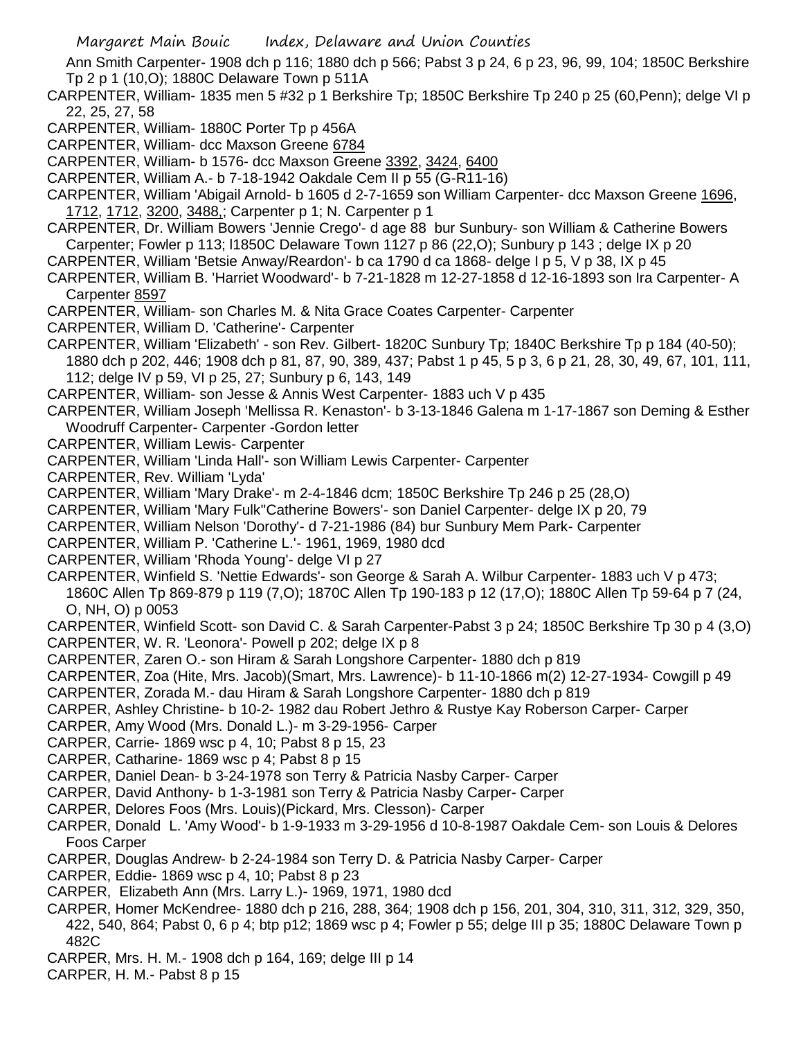Ann Smith Carpenter- 1908 dch p 116; 1880 dch p 566; Pabst 3 p 24, 6 p 23, 96, 99, 104; 1850C Berkshire Tp 2 p 1 (10,O); 1880C Delaware Town p 511A

CARPENTER, William- 1835 men 5 #32 p 1 Berkshire Tp; 1850C Berkshire Tp 240 p 25 (60,Penn); delge VI p 22, 25, 27, 58

CARPENTER, William- 1880C Porter Tp p 456A

CARPENTER, William- dcc Maxson Greene 6784

CARPENTER, William- b 1576- dcc Maxson Greene 3392, 3424, 6400

CARPENTER, William A.- b 7-18-1942 Oakdale Cem II p 55 (G-R11-16)

CARPENTER, William 'Abigail Arnold- b 1605 d 2-7-1659 son William Carpenter- dcc Maxson Greene 1696, 1712, 1712, 3200, 3488,; Carpenter p 1; N. Carpenter p 1

CARPENTER, Dr. William Bowers 'Jennie Crego'- d age 88 bur Sunbury- son William & Catherine Bowers Carpenter; Fowler p 113; l1850C Delaware Town 1127 p 86 (22,O); Sunbury p 143 ; delge IX p 20

CARPENTER, William 'Betsie Anway/Reardon'- b ca 1790 d ca 1868- delge I p 5, V p 38, IX p 45

CARPENTER, William B. 'Harriet Woodward'- b 7-21-1828 m 12-27-1858 d 12-16-1893 son Ira Carpenter- A Carpenter 8597

CARPENTER, William- son Charles M. & Nita Grace Coates Carpenter- Carpenter

CARPENTER, William D. 'Catherine'- Carpenter

CARPENTER, William 'Elizabeth' - son Rev. Gilbert- 1820C Sunbury Tp; 1840C Berkshire Tp p 184 (40-50); 1880 dch p 202, 446; 1908 dch p 81, 87, 90, 389, 437; Pabst 1 p 45, 5 p 3, 6 p 21, 28, 30, 49, 67, 101, 111, 112; delge IV p 59, VI p 25, 27; Sunbury p 6, 143, 149

CARPENTER, William- son Jesse & Annis West Carpenter- 1883 uch V p 435

CARPENTER, William Joseph 'Mellissa R. Kenaston'- b 3-13-1846 Galena m 1-17-1867 son Deming & Esther Woodruff Carpenter- Carpenter -Gordon letter

CARPENTER, William Lewis- Carpenter

CARPENTER, William 'Linda Hall'- son William Lewis Carpenter- Carpenter

CARPENTER, Rev. William 'Lyda'

CARPENTER, William 'Mary Drake'- m 2-4-1846 dcm; 1850C Berkshire Tp 246 p 25 (28,O)

CARPENTER, William 'Mary Fulk''Catherine Bowers'- son Daniel Carpenter- delge IX p 20, 79

CARPENTER, William Nelson 'Dorothy'- d 7-21-1986 (84) bur Sunbury Mem Park- Carpenter

CARPENTER, William P. 'Catherine L.'- 1961, 1969, 1980 dcd

CARPENTER, William 'Rhoda Young'- delge VI p 27

CARPENTER, Winfield S. 'Nettie Edwards'- son George & Sarah A. Wilbur Carpenter- 1883 uch V p 473; 1860C Allen Tp 869-879 p 119 (7,O); 1870C Allen Tp 190-183 p 12 (17,O); 1880C Allen Tp 59-64 p 7 (24, O, NH, O) p 0053

CARPENTER, Winfield Scott- son David C. & Sarah Carpenter-Pabst 3 p 24; 1850C Berkshire Tp 30 p 4 (3,O)

CARPENTER, W. R. 'Leonora'- Powell p 202; delge IX p 8

CARPENTER, Zaren O.- son Hiram & Sarah Longshore Carpenter- 1880 dch p 819

CARPENTER, Zoa (Hite, Mrs. Jacob)(Smart, Mrs. Lawrence)- b 11-10-1866 m(2) 12-27-1934- Cowgill p 49

CARPENTER, Zorada M.- dau Hiram & Sarah Longshore Carpenter- 1880 dch p 819

CARPER, Ashley Christine- b 10-2- 1982 dau Robert Jethro & Rustye Kay Roberson Carper- Carper

CARPER, Amy Wood (Mrs. Donald L.)- m 3-29-1956- Carper

CARPER, Carrie- 1869 wsc p 4, 10; Pabst 8 p 15, 23

CARPER, Catharine- 1869 wsc p 4; Pabst 8 p 15

CARPER, Daniel Dean- b 3-24-1978 son Terry & Patricia Nasby Carper- Carper

CARPER, David Anthony- b 1-3-1981 son Terry & Patricia Nasby Carper- Carper

CARPER, Delores Foos (Mrs. Louis)(Pickard, Mrs. Clesson)- Carper

CARPER, Donald L. 'Amy Wood'- b 1-9-1933 m 3-29-1956 d 10-8-1987 Oakdale Cem- son Louis & Delores Foos Carper

CARPER, Douglas Andrew- b 2-24-1984 son Terry D. & Patricia Nasby Carper- Carper

CARPER, Eddie- 1869 wsc p 4, 10; Pabst 8 p 23

CARPER, Elizabeth Ann (Mrs. Larry L.)- 1969, 1971, 1980 dcd

CARPER, Homer McKendree- 1880 dch p 216, 288, 364; 1908 dch p 156, 201, 304, 310, 311, 312, 329, 350, 422, 540, 864; Pabst 0, 6 p 4; btp p12; 1869 wsc p 4; Fowler p 55; delge III p 35; 1880C Delaware Town p 482C

CARPER, Mrs. H. M.- 1908 dch p 164, 169; delge III p 14

CARPER, H. M.- Pabst 8 p 15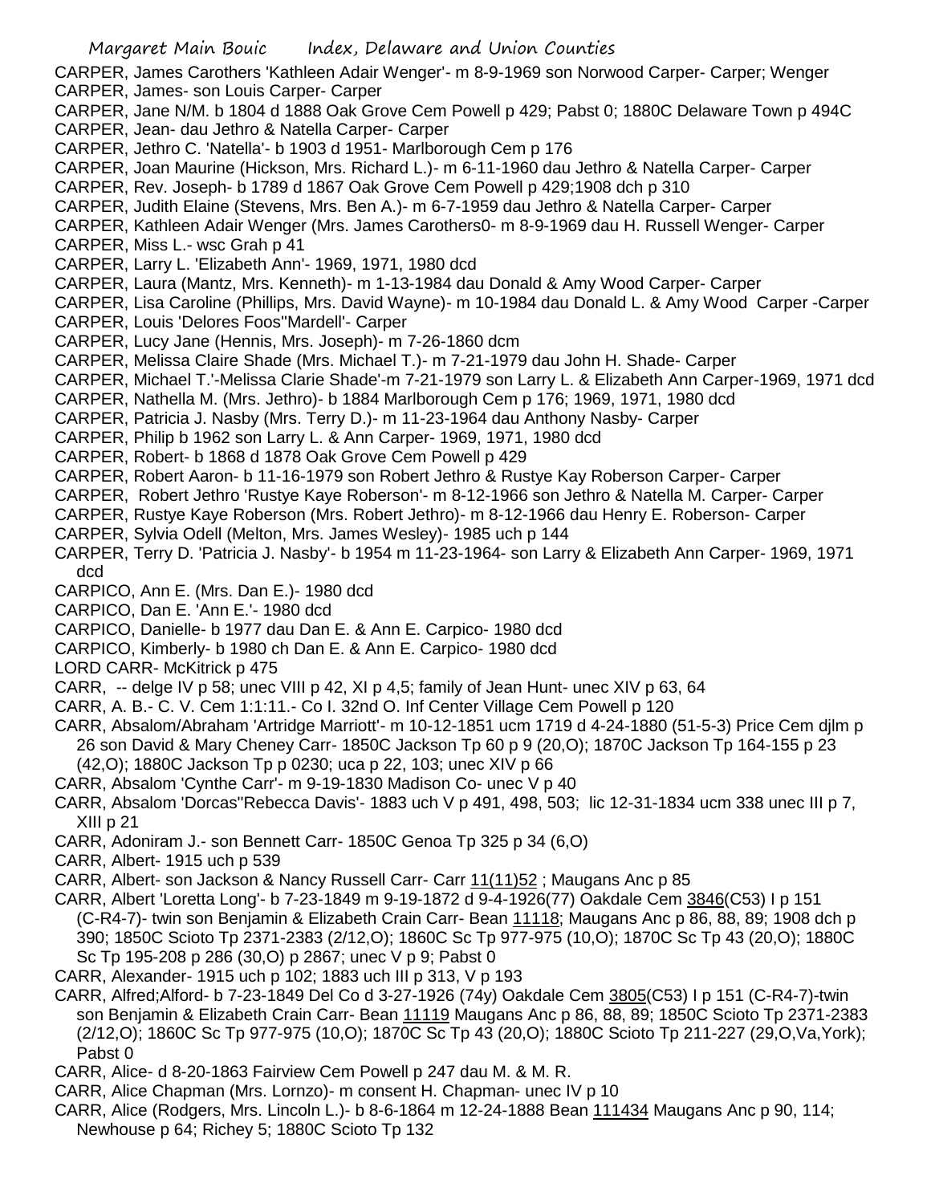CARPER, James Carothers 'Kathleen Adair Wenger'- m 8-9-1969 son Norwood Carper- Carper; Wenger
CARPER, James- son Louis Carper- Carper
CARPER, Jane N/M. b 1804 d 1888 Oak Grove Cem Powell p 429; Pabst 0; 1880C Delaware Town p 494C
CARPER, Jean- dau Jethro & Natella Carper- Carper
CARPER, Jethro C. 'Natella'- b 1903 d 1951- Marlborough Cem p 176
CARPER, Joan Maurine (Hickson, Mrs. Richard L.)- m 6-11-1960 dau Jethro & Natella Carper- Carper
CARPER, Rev. Joseph- b 1789 d 1867 Oak Grove Cem Powell p 429;1908 dch p 310
CARPER, Judith Elaine (Stevens, Mrs. Ben A.)- m 6-7-1959 dau Jethro & Natella Carper- Carper
CARPER, Kathleen Adair Wenger (Mrs. James Carothers0- m 8-9-1969 dau H. Russell Wenger- Carper
CARPER, Miss L.- wsc Grah p 41
CARPER, Larry L. 'Elizabeth Ann'- 1969, 1971, 1980 dcd
CARPER, Laura (Mantz, Mrs. Kenneth)- m 1-13-1984 dau Donald & Amy Wood Carper- Carper
CARPER, Lisa Caroline (Phillips, Mrs. David Wayne)- m 10-1984 dau Donald L. & Amy Wood Carper -Carper
CARPER, Louis 'Delores Foos''Mardell'- Carper
CARPER, Lucy Jane (Hennis, Mrs. Joseph)- m 7-26-1860 dcm
CARPER, Melissa Claire Shade (Mrs. Michael T.)- m 7-21-1979 dau John H. Shade- Carper
CARPER, Michael T.'-Melissa Clarie Shade'-m 7-21-1979 son Larry L. & Elizabeth Ann Carper-1969, 1971 dcd
CARPER, Nathella M. (Mrs. Jethro)- b 1884 Marlborough Cem p 176; 1969, 1971, 1980 dcd
CARPER, Patricia J. Nasby (Mrs. Terry D.)- m 11-23-1964 dau Anthony Nasby- Carper
CARPER, Philip b 1962 son Larry L. & Ann Carper- 1969, 1971, 1980 dcd
CARPER, Robert- b 1868 d 1878 Oak Grove Cem Powell p 429
CARPER, Robert Aaron- b 11-16-1979 son Robert Jethro & Rustye Kay Roberson Carper- Carper
CARPER, Robert Jethro 'Rustye Kaye Roberson'- m 8-12-1966 son Jethro & Natella M. Carper- Carper
CARPER, Rustye Kaye Roberson (Mrs. Robert Jethro)- m 8-12-1966 dau Henry E. Roberson- Carper
CARPER, Sylvia Odell (Melton, Mrs. James Wesley)- 1985 uch p 144
CARPER, Terry D. 'Patricia J. Nasby'- b 1954 m 11-23-1964- son Larry & Elizabeth Ann Carper- 1969, 1971 dcd
CARPICO, Ann E. (Mrs. Dan E.)- 1980 dcd
CARPICO, Dan E. 'Ann E.'- 1980 dcd
CARPICO, Danielle- b 1977 dau Dan E. & Ann E. Carpico- 1980 dcd
CARPICO, Kimberly- b 1980 ch Dan E. & Ann E. Carpico- 1980 dcd
LORD CARR- McKitrick p 475
CARR, -- delge IV p 58; unec VIII p 42, XI p 4,5; family of Jean Hunt- unec XIV p 63, 64
CARR, A. B.- C. V. Cem 1:1:11.- Co I. 32nd O. Inf Center Village Cem Powell p 120
CARR, Absalom/Abraham 'Artridge Marriott'- m 10-12-1851 ucm 1719 d 4-24-1880 (51-5-3) Price Cem djlm p 26 son David & Mary Cheney Carr- 1850C Jackson Tp 60 p 9 (20,O); 1870C Jackson Tp 164-155 p 23 (42,O); 1880C Jackson Tp p 0230; uca p 22, 103; unec XIV p 66
CARR, Absalom 'Cynthe Carr'- m 9-19-1830 Madison Co- unec V p 40
CARR, Absalom 'Dorcas''Rebecca Davis'- 1883 uch V p 491, 498, 503; lic 12-31-1834 ucm 338 unec III p 7, XIII p 21
CARR, Adoniram J.- son Bennett Carr- 1850C Genoa Tp 325 p 34 (6,O)
CARR, Albert- 1915 uch p 539
CARR, Albert- son Jackson & Nancy Russell Carr- Carr 11(11)52 ; Maugans Anc p 85
CARR, Albert 'Loretta Long'- b 7-23-1849 m 9-19-1872 d 9-4-1926(77) Oakdale Cem 3846(C53) I p 151 (C-R4-7)- twin son Benjamin & Elizabeth Crain Carr- Bean 11118; Maugans Anc p 86, 88, 89; 1908 dch p 390; 1850C Scioto Tp 2371-2383 (2/12,O); 1860C Sc Tp 977-975 (10,O); 1870C Sc Tp 43 (20,O); 1880C Sc Tp 195-208 p 286 (30,O) p 2867; unec V p 9; Pabst 0
CARR, Alexander- 1915 uch p 102; 1883 uch III p 313, V p 193
CARR, Alfred;Alford- b 7-23-1849 Del Co d 3-27-1926 (74y) Oakdale Cem 3805(C53) I p 151 (C-R4-7)-twin son Benjamin & Elizabeth Crain Carr- Bean 11119 Maugans Anc p 86, 88, 89; 1850C Scioto Tp 2371-2383 (2/12,O); 1860C Sc Tp 977-975 (10,O); 1870C Sc Tp 43 (20,O); 1880C Scioto Tp 211-227 (29,O,Va,York); Pabst 0
CARR, Alice- d 8-20-1863 Fairview Cem Powell p 247 dau M. & M. R.
CARR, Alice Chapman (Mrs. Lornzo)- m consent H. Chapman- unec IV p 10
CARR, Alice (Rodgers, Mrs. Lincoln L.)- b 8-6-1864 m 12-24-1888 Bean 111434 Maugans Anc p 90, 114; Newhouse p 64; Richey 5; 1880C Scioto Tp 132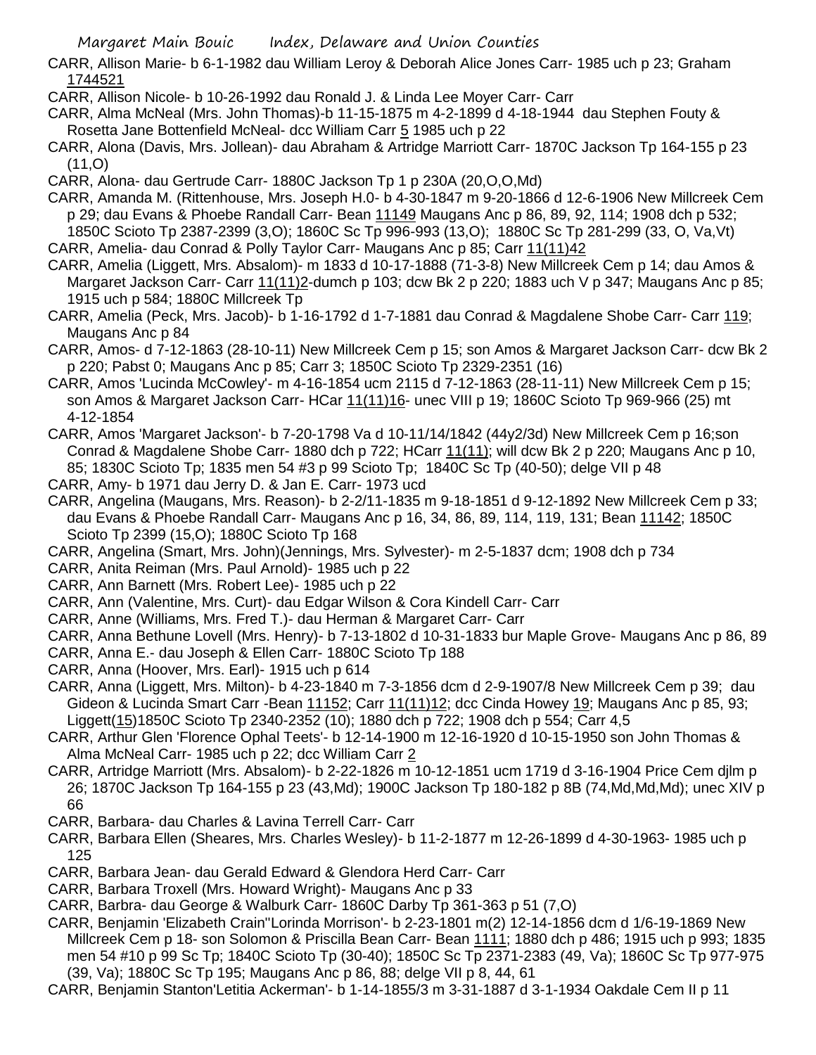CARR, Allison Marie- b 6-1-1982 dau William Leroy & Deborah Alice Jones Carr- 1985 uch p 23; Graham 1744521

CARR, Allison Nicole- b 10-26-1992 dau Ronald J. & Linda Lee Moyer Carr- Carr

CARR, Alma McNeal (Mrs. John Thomas)-b 11-15-1875 m 4-2-1899 d 4-18-1944 dau Stephen Fouty & Rosetta Jane Bottenfield McNeal- dcc William Carr 5 1985 uch p 22

CARR, Alona (Davis, Mrs. Jollean)- dau Abraham & Artridge Marriott Carr- 1870C Jackson Tp 164-155 p 23 (11,O)

CARR, Alona- dau Gertrude Carr- 1880C Jackson Tp 1 p 230A (20,O,O,Md)

CARR, Amanda M. (Rittenhouse, Mrs. Joseph H.0- b 4-30-1847 m 9-20-1866 d 12-6-1906 New Millcreek Cem p 29; dau Evans & Phoebe Randall Carr- Bean 11149 Maugans Anc p 86, 89, 92, 114; 1908 dch p 532; 1850C Scioto Tp 2387-2399 (3,O); 1860C Sc Tp 996-993 (13,O); 1880C Sc Tp 281-299 (33, O, Va,Vt)

CARR, Amelia- dau Conrad & Polly Taylor Carr- Maugans Anc p 85; Carr 11(11)42

CARR, Amelia (Liggett, Mrs. Absalom)- m 1833 d 10-17-1888 (71-3-8) New Millcreek Cem p 14; dau Amos & Margaret Jackson Carr- Carr 11(11)2-dumch p 103; dcw Bk 2 p 220; 1883 uch V p 347; Maugans Anc p 85; 1915 uch p 584; 1880C Millcreek Tp

CARR, Amelia (Peck, Mrs. Jacob)- b 1-16-1792 d 1-7-1881 dau Conrad & Magdalene Shobe Carr- Carr 119; Maugans Anc p 84

CARR, Amos- d 7-12-1863 (28-10-11) New Millcreek Cem p 15; son Amos & Margaret Jackson Carr- dcw Bk 2 p 220; Pabst 0; Maugans Anc p 85; Carr 3; 1850C Scioto Tp 2329-2351 (16)

CARR, Amos 'Lucinda McCowley'- m 4-16-1854 ucm 2115 d 7-12-1863 (28-11-11) New Millcreek Cem p 15; son Amos & Margaret Jackson Carr- HCar 11(11)16- unec VIII p 19; 1860C Scioto Tp 969-966 (25) mt 4-12-1854

CARR, Amos 'Margaret Jackson'- b 7-20-1798 Va d 10-11/14/1842 (44y2/3d) New Millcreek Cem p 16;son Conrad & Magdalene Shobe Carr- 1880 dch p 722; HCarr 11(11); will dcw Bk 2 p 220; Maugans Anc p 10, 85; 1830C Scioto Tp; 1835 men 54 #3 p 99 Scioto Tp; 1840C Sc Tp (40-50); delge VII p 48

CARR, Amy- b 1971 dau Jerry D. & Jan E. Carr- 1973 ucd

CARR, Angelina (Maugans, Mrs. Reason)- b 2-2/11-1835 m 9-18-1851 d 9-12-1892 New Millcreek Cem p 33; dau Evans & Phoebe Randall Carr- Maugans Anc p 16, 34, 86, 89, 114, 119, 131; Bean 11142; 1850C Scioto Tp 2399 (15,O); 1880C Scioto Tp 168

CARR, Angelina (Smart, Mrs. John)(Jennings, Mrs. Sylvester)- m 2-5-1837 dcm; 1908 dch p 734

CARR, Anita Reiman (Mrs. Paul Arnold)- 1985 uch p 22

CARR, Ann Barnett (Mrs. Robert Lee)- 1985 uch p 22

CARR, Ann (Valentine, Mrs. Curt)- dau Edgar Wilson & Cora Kindell Carr- Carr

CARR, Anne (Williams, Mrs. Fred T.)- dau Herman & Margaret Carr- Carr

CARR, Anna Bethune Lovell (Mrs. Henry)- b 7-13-1802 d 10-31-1833 bur Maple Grove- Maugans Anc p 86, 89

CARR, Anna E.- dau Joseph & Ellen Carr- 1880C Scioto Tp 188

CARR, Anna (Hoover, Mrs. Earl)- 1915 uch p 614

CARR, Anna (Liggett, Mrs. Milton)- b 4-23-1840 m 7-3-1856 dcm d 2-9-1907/8 New Millcreek Cem p 39; dau Gideon & Lucinda Smart Carr -Bean 11152; Carr 11(11)12; dcc Cinda Howey 19; Maugans Anc p 85, 93; Liggett(15)1850C Scioto Tp 2340-2352 (10); 1880 dch p 722; 1908 dch p 554; Carr 4,5

CARR, Arthur Glen 'Florence Ophal Teets'- b 12-14-1900 m 12-16-1920 d 10-15-1950 son John Thomas & Alma McNeal Carr- 1985 uch p 22; dcc William Carr 2

CARR, Artridge Marriott (Mrs. Absalom)- b 2-22-1826 m 10-12-1851 ucm 1719 d 3-16-1904 Price Cem djlm p 26; 1870C Jackson Tp 164-155 p 23 (43,Md); 1900C Jackson Tp 180-182 p 8B (74,Md,Md,Md); unec XIV p 66

CARR, Barbara- dau Charles & Lavina Terrell Carr- Carr

CARR, Barbara Ellen (Sheares, Mrs. Charles Wesley)- b 11-2-1877 m 12-26-1899 d 4-30-1963- 1985 uch p 125

CARR, Barbara Jean- dau Gerald Edward & Glendora Herd Carr- Carr

CARR, Barbara Troxell (Mrs. Howard Wright)- Maugans Anc p 33

CARR, Barbra- dau George & Walburk Carr- 1860C Darby Tp 361-363 p 51 (7,O)

CARR, Benjamin 'Elizabeth Crain''Lorinda Morrison'- b 2-23-1801 m(2) 12-14-1856 dcm d 1/6-19-1869 New Millcreek Cem p 18- son Solomon & Priscilla Bean Carr- Bean 1111; 1880 dch p 486; 1915 uch p 993; 1835 men 54 #10 p 99 Sc Tp; 1840C Scioto Tp (30-40); 1850C Sc Tp 2371-2383 (49, Va); 1860C Sc Tp 977-975 (39, Va); 1880C Sc Tp 195; Maugans Anc p 86, 88; delge VII p 8, 44, 61

CARR, Benjamin Stanton'Letitia Ackerman'- b 1-14-1855/3 m 3-31-1887 d 3-1-1934 Oakdale Cem II p 11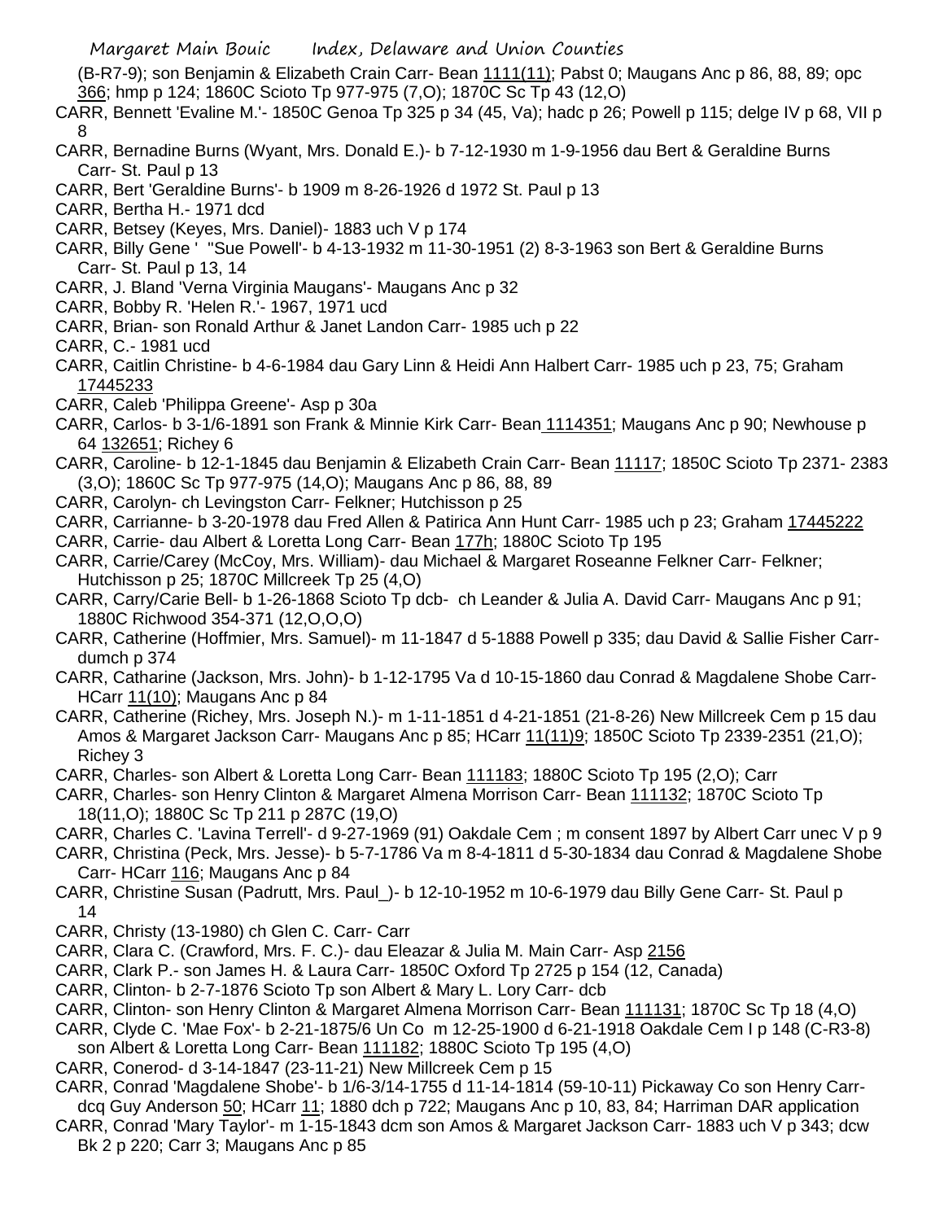(B-R7-9); son Benjamin & Elizabeth Crain Carr- Bean 1111(11); Pabst 0; Maugans Anc p 86, 88, 89; opc 366; hmp p 124; 1860C Scioto Tp 977-975 (7,O); 1870C Sc Tp 43 (12,O)

CARR, Bennett 'Evaline M.'- 1850C Genoa Tp 325 p 34 (45, Va); hadc p 26; Powell p 115; delge IV p 68, VII p 8

CARR, Bernadine Burns (Wyant, Mrs. Donald E.)- b 7-12-1930 m 1-9-1956 dau Bert & Geraldine Burns Carr- St. Paul p 13

CARR, Bert 'Geraldine Burns'- b 1909 m 8-26-1926 d 1972 St. Paul p 13

CARR, Bertha H.- 1971 dcd

CARR, Betsey (Keyes, Mrs. Daniel)- 1883 uch V p 174

CARR, Billy Gene ' "Sue Powell'- b 4-13-1932 m 11-30-1951 (2) 8-3-1963 son Bert & Geraldine Burns Carr- St. Paul p 13, 14

CARR, J. Bland 'Verna Virginia Maugans'- Maugans Anc p 32

CARR, Bobby R. 'Helen R.'- 1967, 1971 ucd

CARR, Brian- son Ronald Arthur & Janet Landon Carr- 1985 uch p 22

CARR, C.- 1981 ucd

CARR, Caitlin Christine- b 4-6-1984 dau Gary Linn & Heidi Ann Halbert Carr- 1985 uch p 23, 75; Graham 17445233

CARR, Caleb 'Philippa Greene'- Asp p 30a

CARR, Carlos- b 3-1/6-1891 son Frank & Minnie Kirk Carr- Bean 1114351; Maugans Anc p 90; Newhouse p 64 132651; Richey 6

CARR, Caroline- b 12-1-1845 dau Benjamin & Elizabeth Crain Carr- Bean 11117; 1850C Scioto Tp 2371- 2383 (3,O); 1860C Sc Tp 977-975 (14,O); Maugans Anc p 86, 88, 89

CARR, Carolyn- ch Levingston Carr- Felkner; Hutchisson p 25

CARR, Carrianne- b 3-20-1978 dau Fred Allen & Patirica Ann Hunt Carr- 1985 uch p 23; Graham 17445222

CARR, Carrie- dau Albert & Loretta Long Carr- Bean 177h; 1880C Scioto Tp 195

CARR, Carrie/Carey (McCoy, Mrs. William)- dau Michael & Margaret Roseanne Felkner Carr- Felkner; Hutchisson p 25; 1870C Millcreek Tp 25 (4,O)

CARR, Carry/Carie Bell- b 1-26-1868 Scioto Tp dcb- ch Leander & Julia A. David Carr- Maugans Anc p 91; 1880C Richwood 354-371 (12,O,O,O)

CARR, Catherine (Hoffmier, Mrs. Samuel)- m 11-1847 d 5-1888 Powell p 335; dau David & Sallie Fisher Carr- dumch p 374

CARR, Catharine (Jackson, Mrs. John)- b 1-12-1795 Va d 10-15-1860 dau Conrad & Magdalene Shobe Carr- HCarr 11(10); Maugans Anc p 84

CARR, Catherine (Richey, Mrs. Joseph N.)- m 1-11-1851 d 4-21-1851 (21-8-26) New Millcreek Cem p 15 dau Amos & Margaret Jackson Carr- Maugans Anc p 85; HCarr 11(11)9; 1850C Scioto Tp 2339-2351 (21,O); Richey 3

CARR, Charles- son Albert & Loretta Long Carr- Bean 111183; 1880C Scioto Tp 195 (2,O); Carr

CARR, Charles- son Henry Clinton & Margaret Almena Morrison Carr- Bean 111132; 1870C Scioto Tp 18(11,O); 1880C Sc Tp 211 p 287C (19,O)

CARR, Charles C. 'Lavina Terrell'- d 9-27-1969 (91) Oakdale Cem ; m consent 1897 by Albert Carr unec V p 9

CARR, Christina (Peck, Mrs. Jesse)- b 5-7-1786 Va m 8-4-1811 d 5-30-1834 dau Conrad & Magdalene Shobe Carr- HCarr 116; Maugans Anc p 84

CARR, Christine Susan (Padrutt, Mrs. Paul_)- b 12-10-1952 m 10-6-1979 dau Billy Gene Carr- St. Paul p 14

CARR, Christy (13-1980) ch Glen C. Carr- Carr

CARR, Clara C. (Crawford, Mrs. F. C.)- dau Eleazar & Julia M. Main Carr- Asp 2156

CARR, Clark P.- son James H. & Laura Carr- 1850C Oxford Tp 2725 p 154 (12, Canada)

CARR, Clinton- b 2-7-1876 Scioto Tp son Albert & Mary L. Lory Carr- dcb

CARR, Clinton- son Henry Clinton & Margaret Almena Morrison Carr- Bean 111131; 1870C Sc Tp 18 (4,O)

CARR, Clyde C. 'Mae Fox'- b 2-21-1875/6 Un Co m 12-25-1900 d 6-21-1918 Oakdale Cem I p 148 (C-R3-8) son Albert & Loretta Long Carr- Bean 111182; 1880C Scioto Tp 195 (4,O)

CARR, Conerod- d 3-14-1847 (23-11-21) New Millcreek Cem p 15

CARR, Conrad 'Magdalene Shobe'- b 1/6-3/14-1755 d 11-14-1814 (59-10-11) Pickaway Co son Henry Carr- dcq Guy Anderson 50; HCarr 11; 1880 dch p 722; Maugans Anc p 10, 83, 84; Harriman DAR application

CARR, Conrad 'Mary Taylor'- m 1-15-1843 dcm son Amos & Margaret Jackson Carr- 1883 uch V p 343; dcw Bk 2 p 220; Carr 3; Maugans Anc p 85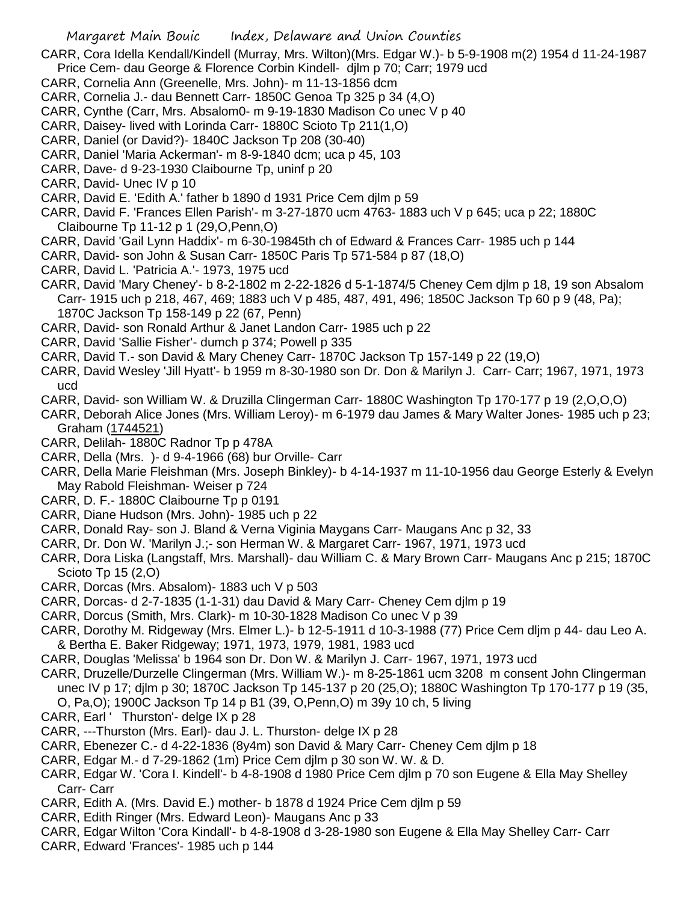CARR, Cora Idella Kendall/Kindell (Murray, Mrs. Wilton)(Mrs. Edgar W.)- b 5-9-1908 m(2) 1954 d 11-24-1987 Price Cem- dau George & Florence Corbin Kindell- djlm p 70; Carr; 1979 ucd

CARR, Cornelia Ann (Greenelle, Mrs. John)- m 11-13-1856 dcm

CARR, Cornelia J.- dau Bennett Carr- 1850C Genoa Tp 325 p 34 (4,O)

CARR, Cynthe (Carr, Mrs. Absalom0- m 9-19-1830 Madison Co unec V p 40

CARR, Daisey- lived with Lorinda Carr- 1880C Scioto Tp 211(1,O)

CARR, Daniel (or David?)- 1840C Jackson Tp 208 (30-40)

CARR, Daniel 'Maria Ackerman'- m 8-9-1840 dcm; uca p 45, 103

CARR, Dave- d 9-23-1930 Claibourne Tp, uninf p 20

CARR, David- Unec IV p 10

CARR, David E. 'Edith A.' father b 1890 d 1931 Price Cem djlm p 59

CARR, David F. 'Frances Ellen Parish'- m 3-27-1870 ucm 4763- 1883 uch V p 645; uca p 22; 1880C Claibourne Tp 11-12 p 1 (29,O,Penn,O)

CARR, David 'Gail Lynn Haddix'- m 6-30-19845th ch of Edward & Frances Carr- 1985 uch p 144

CARR, David- son John & Susan Carr- 1850C Paris Tp 571-584 p 87 (18,O)

CARR, David L. 'Patricia A.'- 1973, 1975 ucd

CARR, David 'Mary Cheney'- b 8-2-1802 m 2-22-1826 d 5-1-1874/5 Cheney Cem djlm p 18, 19 son Absalom Carr- 1915 uch p 218, 467, 469; 1883 uch V p 485, 487, 491, 496; 1850C Jackson Tp 60 p 9 (48, Pa); 1870C Jackson Tp 158-149 p 22 (67, Penn)

CARR, David- son Ronald Arthur & Janet Landon Carr- 1985 uch p 22

CARR, David 'Sallie Fisher'- dumch p 374; Powell p 335

CARR, David T.- son David & Mary Cheney Carr- 1870C Jackson Tp 157-149 p 22 (19,O)

CARR, David Wesley 'Jill Hyatt'- b 1959 m 8-30-1980 son Dr. Don & Marilyn J. Carr- Carr; 1967, 1971, 1973 ucd

CARR, David- son William W. & Druzilla Clingerman Carr- 1880C Washington Tp 170-177 p 19 (2,O,O,O)

CARR, Deborah Alice Jones (Mrs. William Leroy)- m 6-1979 dau James & Mary Walter Jones- 1985 uch p 23; Graham (1744521)

CARR, Delilah- 1880C Radnor Tp p 478A

CARR, Della (Mrs. )- d 9-4-1966 (68) bur Orville- Carr

CARR, Della Marie Fleishman (Mrs. Joseph Binkley)- b 4-14-1937 m 11-10-1956 dau George Esterly & Evelyn May Rabold Fleishman- Weiser p 724

CARR, D. F.- 1880C Claibourne Tp p 0191

CARR, Diane Hudson (Mrs. John)- 1985 uch p 22

CARR, Donald Ray- son J. Bland & Verna Viginia Maygans Carr- Maugans Anc p 32, 33

CARR, Dr. Don W. 'Marilyn J.;- son Herman W. & Margaret Carr- 1967, 1971, 1973 ucd

CARR, Dora Liska (Langstaff, Mrs. Marshall)- dau William C. & Mary Brown Carr- Maugans Anc p 215; 1870C Scioto Tp 15 (2,O)

CARR, Dorcas (Mrs. Absalom)- 1883 uch V p 503

CARR, Dorcas- d 2-7-1835 (1-1-31) dau David & Mary Carr- Cheney Cem djlm p 19

CARR, Dorcus (Smith, Mrs. Clark)- m 10-30-1828 Madison Co unec V p 39

CARR, Dorothy M. Ridgeway (Mrs. Elmer L.)- b 12-5-1911 d 10-3-1988 (77) Price Cem dljm p 44- dau Leo A. & Bertha E. Baker Ridgeway; 1971, 1973, 1979, 1981, 1983 ucd

CARR, Douglas 'Melissa' b 1964 son Dr. Don W. & Marilyn J. Carr- 1967, 1971, 1973 ucd

CARR, Druzelle/Durzelle Clingerman (Mrs. William W.)- m 8-25-1861 ucm 3208 m consent John Clingerman unec IV p 17; djlm p 30; 1870C Jackson Tp 145-137 p 20 (25,O); 1880C Washington Tp 170-177 p 19 (35, O, Pa,O); 1900C Jackson Tp 14 p B1 (39, O,Penn,O) m 39y 10 ch, 5 living

CARR, Earl ' Thurston'- delge IX p 28

CARR, ---Thurston (Mrs. Earl)- dau J. L. Thurston- delge IX p 28

CARR, Ebenezer C.- d 4-22-1836 (8y4m) son David & Mary Carr- Cheney Cem djlm p 18

CARR, Edgar M.- d 7-29-1862 (1m) Price Cem djlm p 30 son W. W. & D.

CARR, Edgar W. 'Cora I. Kindell'- b 4-8-1908 d 1980 Price Cem djlm p 70 son Eugene & Ella May Shelley Carr- Carr

CARR, Edith A. (Mrs. David E.) mother- b 1878 d 1924 Price Cem djlm p 59

CARR, Edith Ringer (Mrs. Edward Leon)- Maugans Anc p 33

CARR, Edgar Wilton 'Cora Kindall'- b 4-8-1908 d 3-28-1980 son Eugene & Ella May Shelley Carr- Carr

CARR, Edward 'Frances'- 1985 uch p 144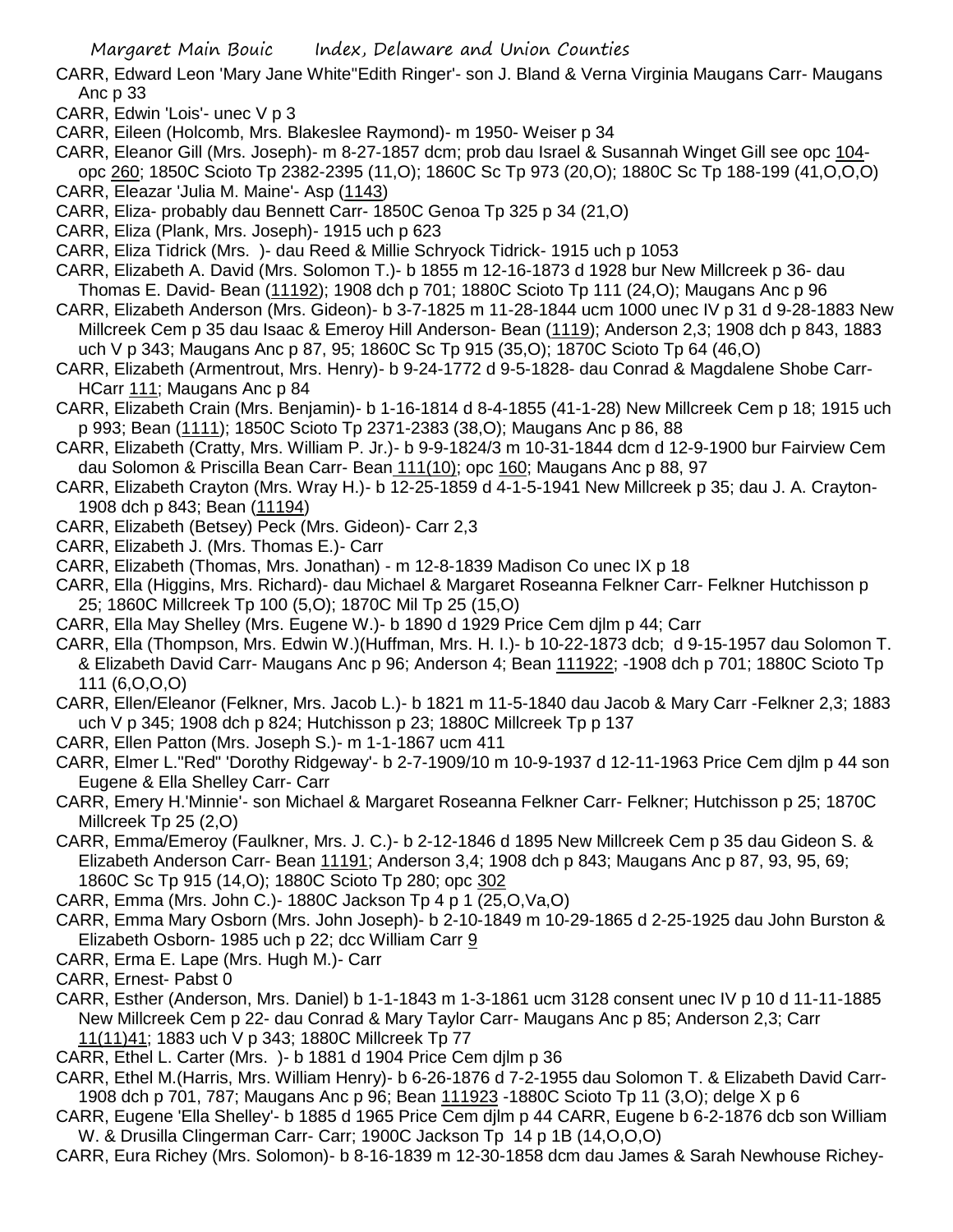CARR, Edward Leon 'Mary Jane White''Edith Ringer'- son J. Bland & Verna Virginia Maugans Carr- Maugans Anc p 33

CARR, Edwin 'Lois'- unec V p 3

CARR, Eileen (Holcomb, Mrs. Blakeslee Raymond)- m 1950- Weiser p 34

CARR, Eleanor Gill (Mrs. Joseph)- m 8-27-1857 dcm; prob dau Israel & Susannah Winget Gill see opc 104- opc 260; 1850C Scioto Tp 2382-2395 (11,O); 1860C Sc Tp 973 (20,O); 1880C Sc Tp 188-199 (41,O,O,O)

CARR, Eleazar 'Julia M. Maine'- Asp (1143)

CARR, Eliza- probably dau Bennett Carr- 1850C Genoa Tp 325 p 34 (21,O)

CARR, Eliza (Plank, Mrs. Joseph)- 1915 uch p 623

CARR, Eliza Tidrick (Mrs. )- dau Reed & Millie Schryock Tidrick- 1915 uch p 1053

CARR, Elizabeth A. David (Mrs. Solomon T.)- b 1855 m 12-16-1873 d 1928 bur New Millcreek p 36- dau Thomas E. David- Bean (11192); 1908 dch p 701; 1880C Scioto Tp 111 (24,O); Maugans Anc p 96

CARR, Elizabeth Anderson (Mrs. Gideon)- b 3-7-1825 m 11-28-1844 ucm 1000 unec IV p 31 d 9-28-1883 New Millcreek Cem p 35 dau Isaac & Emeroy Hill Anderson- Bean (1119); Anderson 2,3; 1908 dch p 843, 1883 uch V p 343; Maugans Anc p 87, 95; 1860C Sc Tp 915 (35,O); 1870C Scioto Tp 64 (46,O)

CARR, Elizabeth (Armentrout, Mrs. Henry)- b 9-24-1772 d 9-5-1828- dau Conrad & Magdalene Shobe Carr- HCarr 111; Maugans Anc p 84

CARR, Elizabeth Crain (Mrs. Benjamin)- b 1-16-1814 d 8-4-1855 (41-1-28) New Millcreek Cem p 18; 1915 uch p 993; Bean (1111); 1850C Scioto Tp 2371-2383 (38,O); Maugans Anc p 86, 88

CARR, Elizabeth (Cratty, Mrs. William P. Jr.)- b 9-9-1824/3 m 10-31-1844 dcm d 12-9-1900 bur Fairview Cem dau Solomon & Priscilla Bean Carr- Bean 111(10); opc 160; Maugans Anc p 88, 97

CARR, Elizabeth Crayton (Mrs. Wray H.)- b 12-25-1859 d 4-1-5-1941 New Millcreek p 35; dau J. A. Crayton- 1908 dch p 843; Bean (11194)

CARR, Elizabeth (Betsey) Peck (Mrs. Gideon)- Carr 2,3

CARR, Elizabeth J. (Mrs. Thomas E.)- Carr

CARR, Elizabeth (Thomas, Mrs. Jonathan) - m 12-8-1839 Madison Co unec IX p 18

CARR, Ella (Higgins, Mrs. Richard)- dau Michael & Margaret Roseanna Felkner Carr- Felkner Hutchisson p 25; 1860C Millcreek Tp 100 (5,O); 1870C Mil Tp 25 (15,O)

CARR, Ella May Shelley (Mrs. Eugene W.)- b 1890 d 1929 Price Cem djlm p 44; Carr

CARR, Ella (Thompson, Mrs. Edwin W.)(Huffman, Mrs. H. I.)- b 10-22-1873 dcb; d 9-15-1957 dau Solomon T. & Elizabeth David Carr- Maugans Anc p 96; Anderson 4; Bean 111922; -1908 dch p 701; 1880C Scioto Tp 111 (6,O,O,O)

CARR, Ellen/Eleanor (Felkner, Mrs. Jacob L.)- b 1821 m 11-5-1840 dau Jacob & Mary Carr -Felkner 2,3; 1883 uch V p 345; 1908 dch p 824; Hutchisson p 23; 1880C Millcreek Tp p 137

CARR, Ellen Patton (Mrs. Joseph S.)- m 1-1-1867 ucm 411

CARR, Elmer L."Red" 'Dorothy Ridgeway'- b 2-7-1909/10 m 10-9-1937 d 12-11-1963 Price Cem djlm p 44 son Eugene & Ella Shelley Carr- Carr

CARR, Emery H.'Minnie'- son Michael & Margaret Roseanna Felkner Carr- Felkner; Hutchisson p 25; 1870C Millcreek Tp 25 (2,O)

CARR, Emma/Emeroy (Faulkner, Mrs. J. C.)- b 2-12-1846 d 1895 New Millcreek Cem p 35 dau Gideon S. & Elizabeth Anderson Carr- Bean 11191; Anderson 3,4; 1908 dch p 843; Maugans Anc p 87, 93, 95, 69; 1860C Sc Tp 915 (14,O); 1880C Scioto Tp 280; opc 302

CARR, Emma (Mrs. John C.)- 1880C Jackson Tp 4 p 1 (25,O,Va,O)

CARR, Emma Mary Osborn (Mrs. John Joseph)- b 2-10-1849 m 10-29-1865 d 2-25-1925 dau John Burston & Elizabeth Osborn- 1985 uch p 22; dcc William Carr 9

CARR, Erma E. Lape (Mrs. Hugh M.)- Carr

CARR, Ernest- Pabst 0

CARR, Esther (Anderson, Mrs. Daniel) b 1-1-1843 m 1-3-1861 ucm 3128 consent unec IV p 10 d 11-11-1885 New Millcreek Cem p 22- dau Conrad & Mary Taylor Carr- Maugans Anc p 85; Anderson 2,3; Carr 11(11)41; 1883 uch V p 343; 1880C Millcreek Tp 77

CARR, Ethel L. Carter (Mrs. )- b 1881 d 1904 Price Cem djlm p 36

CARR, Ethel M.(Harris, Mrs. William Henry)- b 6-26-1876 d 7-2-1955 dau Solomon T. & Elizabeth David Carr- 1908 dch p 701, 787; Maugans Anc p 96; Bean 111923 -1880C Scioto Tp 11 (3,O); delge X p 6

CARR, Eugene 'Ella Shelley'- b 1885 d 1965 Price Cem djlm p 44 CARR, Eugene b 6-2-1876 dcb son William W. & Drusilla Clingerman Carr- Carr; 1900C Jackson Tp 14 p 1B (14,O,O,O)

CARR, Eura Richey (Mrs. Solomon)- b 8-16-1839 m 12-30-1858 dcm dau James & Sarah Newhouse Richey-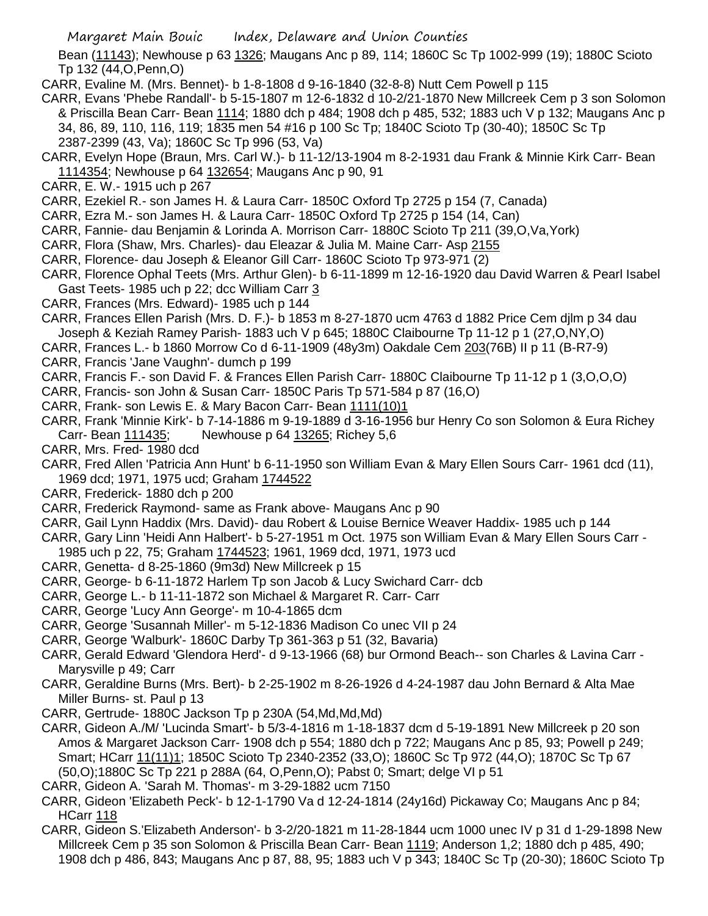Bean (11143); Newhouse p 63 1326; Maugans Anc p 89, 114; 1860C Sc Tp 1002-999 (19); 1880C Scioto Tp 132 (44,O,Penn,O)

CARR, Evaline M. (Mrs. Bennet)- b 1-8-1808 d 9-16-1840 (32-8-8) Nutt Cem Powell p 115

CARR, Evans 'Phebe Randall'- b 5-15-1807 m 12-6-1832 d 10-2/21-1870 New Millcreek Cem p 3 son Solomon & Priscilla Bean Carr- Bean 1114; 1880 dch p 484; 1908 dch p 485, 532; 1883 uch V p 132; Maugans Anc p 34, 86, 89, 110, 116, 119; 1835 men 54 #16 p 100 Sc Tp; 1840C Scioto Tp (30-40); 1850C Sc Tp 2387-2399 (43, Va); 1860C Sc Tp 996 (53, Va)

CARR, Evelyn Hope (Braun, Mrs. Carl W.)- b 11-12/13-1904 m 8-2-1931 dau Frank & Minnie Kirk Carr- Bean 1114354; Newhouse p 64 132654; Maugans Anc p 90, 91

CARR, E. W.- 1915 uch p 267

CARR, Ezekiel R.- son James H. & Laura Carr- 1850C Oxford Tp 2725 p 154 (7, Canada)

CARR, Ezra M.- son James H. & Laura Carr- 1850C Oxford Tp 2725 p 154 (14, Can)

CARR, Fannie- dau Benjamin & Lorinda A. Morrison Carr- 1880C Scioto Tp 211 (39,O,Va,York)

CARR, Flora (Shaw, Mrs. Charles)- dau Eleazar & Julia M. Maine Carr- Asp 2155

CARR, Florence- dau Joseph & Eleanor Gill Carr- 1860C Scioto Tp 973-971 (2)

CARR, Florence Ophal Teets (Mrs. Arthur Glen)- b 6-11-1899 m 12-16-1920 dau David Warren & Pearl Isabel Gast Teets- 1985 uch p 22; dcc William Carr 3

CARR, Frances (Mrs. Edward)- 1985 uch p 144

CARR, Frances Ellen Parish (Mrs. D. F.)- b 1853 m 8-27-1870 ucm 4763 d 1882 Price Cem djlm p 34 dau Joseph & Keziah Ramey Parish- 1883 uch V p 645; 1880C Claibourne Tp 11-12 p 1 (27,O,NY,O)

CARR, Frances L.- b 1860 Morrow Co d 6-11-1909 (48y3m) Oakdale Cem 203(76B) II p 11 (B-R7-9)

CARR, Francis 'Jane Vaughn'- dumch p 199

CARR, Francis F.- son David F. & Frances Ellen Parish Carr- 1880C Claibourne Tp 11-12 p 1 (3,O,O,O)

CARR, Francis- son John & Susan Carr- 1850C Paris Tp 571-584 p 87 (16,O)

CARR, Frank- son Lewis E. & Mary Bacon Carr- Bean 1111(10)1

CARR, Frank 'Minnie Kirk'- b 7-14-1886 m 9-19-1889 d 3-16-1956 bur Henry Co son Solomon & Eura Richey Carr- Bean 111435; Newhouse p 64 13265; Richey 5,6

CARR, Mrs. Fred- 1980 dcd

CARR, Fred Allen 'Patricia Ann Hunt' b 6-11-1950 son William Evan & Mary Ellen Sours Carr- 1961 dcd (11), 1969 dcd; 1971, 1975 ucd; Graham 1744522

CARR, Frederick- 1880 dch p 200

CARR, Frederick Raymond- same as Frank above- Maugans Anc p 90

CARR, Gail Lynn Haddix (Mrs. David)- dau Robert & Louise Bernice Weaver Haddix- 1985 uch p 144

CARR, Gary Linn 'Heidi Ann Halbert'- b 5-27-1951 m Oct. 1975 son William Evan & Mary Ellen Sours Carr - 1985 uch p 22, 75; Graham 1744523; 1961, 1969 dcd, 1971, 1973 ucd

CARR, Genetta- d 8-25-1860 (9m3d) New Millcreek p 15

CARR, George- b 6-11-1872 Harlem Tp son Jacob & Lucy Swichard Carr- dcb

CARR, George L.- b 11-11-1872 son Michael & Margaret R. Carr- Carr

CARR, George 'Lucy Ann George'- m 10-4-1865 dcm

CARR, George 'Susannah Miller'- m 5-12-1836 Madison Co unec VII p 24

CARR, George 'Walburk'- 1860C Darby Tp 361-363 p 51 (32, Bavaria)

CARR, Gerald Edward 'Glendora Herd'- d 9-13-1966 (68) bur Ormond Beach-- son Charles & Lavina Carr - Marysville p 49; Carr

CARR, Geraldine Burns (Mrs. Bert)- b 2-25-1902 m 8-26-1926 d 4-24-1987 dau John Bernard & Alta Mae Miller Burns- st. Paul p 13

CARR, Gertrude- 1880C Jackson Tp p 230A (54,Md,Md,Md)

CARR, Gideon A./M/ 'Lucinda Smart'- b 5/3-4-1816 m 1-18-1837 dcm d 5-19-1891 New Millcreek p 20 son Amos & Margaret Jackson Carr- 1908 dch p 554; 1880 dch p 722; Maugans Anc p 85, 93; Powell p 249; Smart; HCarr 11(11)1; 1850C Scioto Tp 2340-2352 (33,O); 1860C Sc Tp 972 (44,O); 1870C Sc Tp 67 (50,O);1880C Sc Tp 221 p 288A (64, O,Penn,O); Pabst 0; Smart; delge VI p 51

CARR, Gideon A. 'Sarah M. Thomas'- m 3-29-1882 ucm 7150

CARR, Gideon 'Elizabeth Peck'- b 12-1-1790 Va d 12-24-1814 (24y16d) Pickaway Co; Maugans Anc p 84; HCarr 118

CARR, Gideon S.'Elizabeth Anderson'- b 3-2/20-1821 m 11-28-1844 ucm 1000 unec IV p 31 d 1-29-1898 New Millcreek Cem p 35 son Solomon & Priscilla Bean Carr- Bean 1119; Anderson 1,2; 1880 dch p 485, 490; 1908 dch p 486, 843; Maugans Anc p 87, 88, 95; 1883 uch V p 343; 1840C Sc Tp (20-30); 1860C Scioto Tp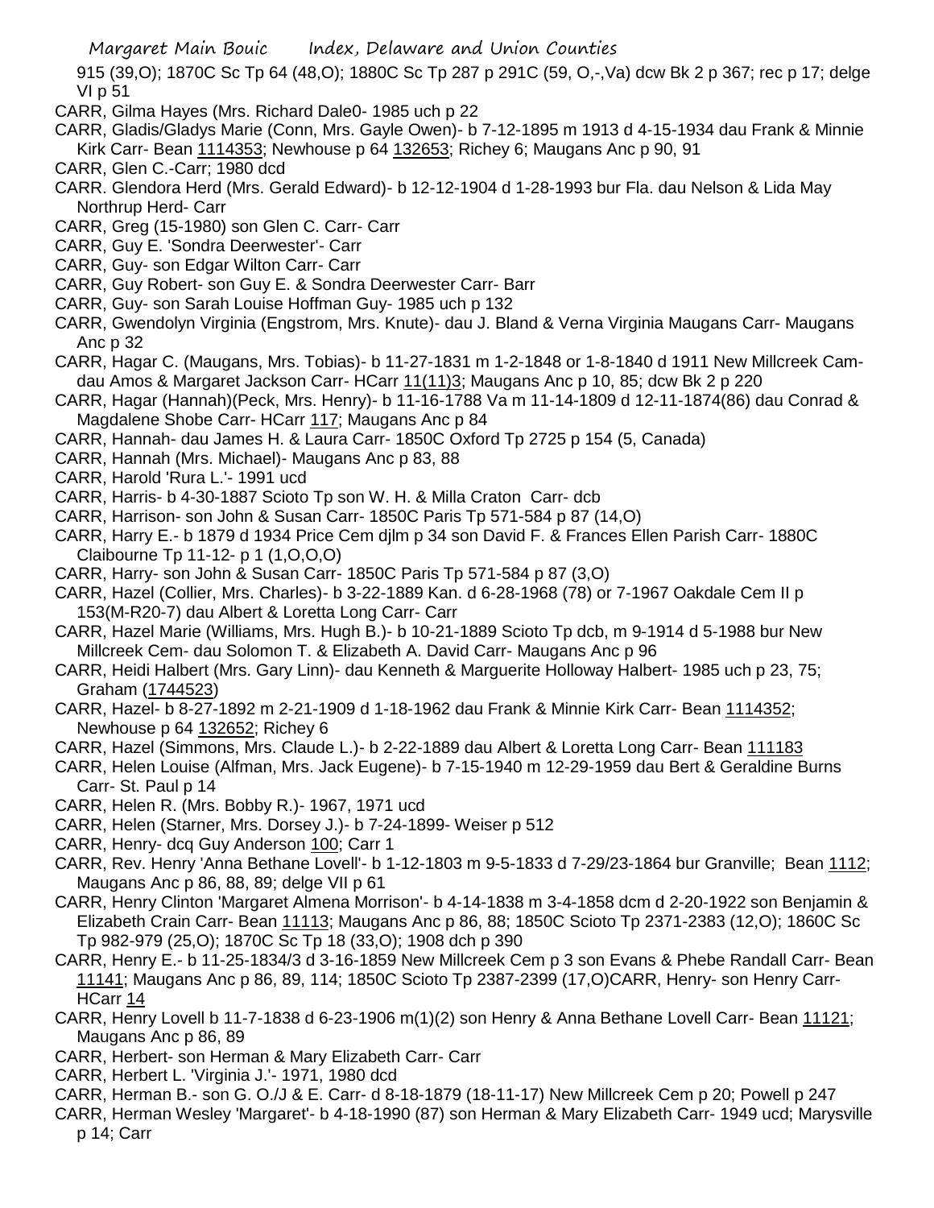915 (39,O); 1870C Sc Tp 64 (48,O); 1880C Sc Tp 287 p 291C (59, O,-,Va) dcw Bk 2 p 367; rec p 17; delge VI p 51

CARR, Gilma Hayes (Mrs. Richard Dale0- 1985 uch p 22

CARR, Gladis/Gladys Marie (Conn, Mrs. Gayle Owen)- b 7-12-1895 m 1913 d 4-15-1934 dau Frank & Minnie Kirk Carr- Bean 1114353; Newhouse p 64 132653; Richey 6; Maugans Anc p 90, 91

CARR, Glen C.-Carr; 1980 dcd

CARR. Glendora Herd (Mrs. Gerald Edward)- b 12-12-1904 d 1-28-1993 bur Fla. dau Nelson & Lida May Northrup Herd- Carr

CARR, Greg (15-1980) son Glen C. Carr- Carr

CARR, Guy E. 'Sondra Deerwester'- Carr

CARR, Guy- son Edgar Wilton Carr- Carr

CARR, Guy Robert- son Guy E. & Sondra Deerwester Carr- Barr

CARR, Guy- son Sarah Louise Hoffman Guy- 1985 uch p 132

CARR, Gwendolyn Virginia (Engstrom, Mrs. Knute)- dau J. Bland & Verna Virginia Maugans Carr- Maugans Anc p 32

CARR, Hagar C. (Maugans, Mrs. Tobias)- b 11-27-1831 m 1-2-1848 or 1-8-1840 d 1911 New Millcreek Cam- dau Amos & Margaret Jackson Carr- HCarr 11(11)3; Maugans Anc p 10, 85; dcw Bk 2 p 220

CARR, Hagar (Hannah)(Peck, Mrs. Henry)- b 11-16-1788 Va m 11-14-1809 d 12-11-1874(86) dau Conrad & Magdalene Shobe Carr- HCarr 117; Maugans Anc p 84

CARR, Hannah- dau James H. & Laura Carr- 1850C Oxford Tp 2725 p 154 (5, Canada)

CARR, Hannah (Mrs. Michael)- Maugans Anc p 83, 88

CARR, Harold 'Rura L.'- 1991 ucd

CARR, Harris- b 4-30-1887 Scioto Tp son W. H. & Milla Craton Carr- dcb

CARR, Harrison- son John & Susan Carr- 1850C Paris Tp 571-584 p 87 (14,O)

CARR, Harry E.- b 1879 d 1934 Price Cem djlm p 34 son David F. & Frances Ellen Parish Carr- 1880C Claibourne Tp 11-12- p 1 (1,O,O,O)

CARR, Harry- son John & Susan Carr- 1850C Paris Tp 571-584 p 87 (3,O)

CARR, Hazel (Collier, Mrs. Charles)- b 3-22-1889 Kan. d 6-28-1968 (78) or 7-1967 Oakdale Cem II p 153(M-R20-7) dau Albert & Loretta Long Carr- Carr

CARR, Hazel Marie (Williams, Mrs. Hugh B.)- b 10-21-1889 Scioto Tp dcb, m 9-1914 d 5-1988 bur New Millcreek Cem- dau Solomon T. & Elizabeth A. David Carr- Maugans Anc p 96

CARR, Heidi Halbert (Mrs. Gary Linn)- dau Kenneth & Marguerite Holloway Halbert- 1985 uch p 23, 75; Graham (1744523)

CARR, Hazel- b 8-27-1892 m 2-21-1909 d 1-18-1962 dau Frank & Minnie Kirk Carr- Bean 1114352; Newhouse p 64 132652; Richey 6

CARR, Hazel (Simmons, Mrs. Claude L.)- b 2-22-1889 dau Albert & Loretta Long Carr- Bean 111183

CARR, Helen Louise (Alfman, Mrs. Jack Eugene)- b 7-15-1940 m 12-29-1959 dau Bert & Geraldine Burns Carr- St. Paul p 14

CARR, Helen R. (Mrs. Bobby R.)- 1967, 1971 ucd

CARR, Helen (Starner, Mrs. Dorsey J.)- b 7-24-1899- Weiser p 512

CARR, Henry- dcq Guy Anderson 100; Carr 1

CARR, Rev. Henry 'Anna Bethane Lovell'- b 1-12-1803 m 9-5-1833 d 7-29/23-1864 bur Granville; Bean 1112; Maugans Anc p 86, 88, 89; delge VII p 61

CARR, Henry Clinton 'Margaret Almena Morrison'- b 4-14-1838 m 3-4-1858 dcm d 2-20-1922 son Benjamin & Elizabeth Crain Carr- Bean 11113; Maugans Anc p 86, 88; 1850C Scioto Tp 2371-2383 (12,O); 1860C Sc Tp 982-979 (25,O); 1870C Sc Tp 18 (33,O); 1908 dch p 390

CARR, Henry E.- b 11-25-1834/3 d 3-16-1859 New Millcreek Cem p 3 son Evans & Phebe Randall Carr- Bean 11141; Maugans Anc p 86, 89, 114; 1850C Scioto Tp 2387-2399 (17,O)CARR, Henry- son Henry Carr- HCarr 14

CARR, Henry Lovell b 11-7-1838 d 6-23-1906 m(1)(2) son Henry & Anna Bethane Lovell Carr- Bean 11121; Maugans Anc p 86, 89

CARR, Herbert- son Herman & Mary Elizabeth Carr- Carr

CARR, Herbert L. 'Virginia J.'- 1971, 1980 dcd

CARR, Herman B.- son G. O./J & E. Carr- d 8-18-1879 (18-11-17) New Millcreek Cem p 20; Powell p 247

CARR, Herman Wesley 'Margaret'- b 4-18-1990 (87) son Herman & Mary Elizabeth Carr- 1949 ucd; Marysville p 14; Carr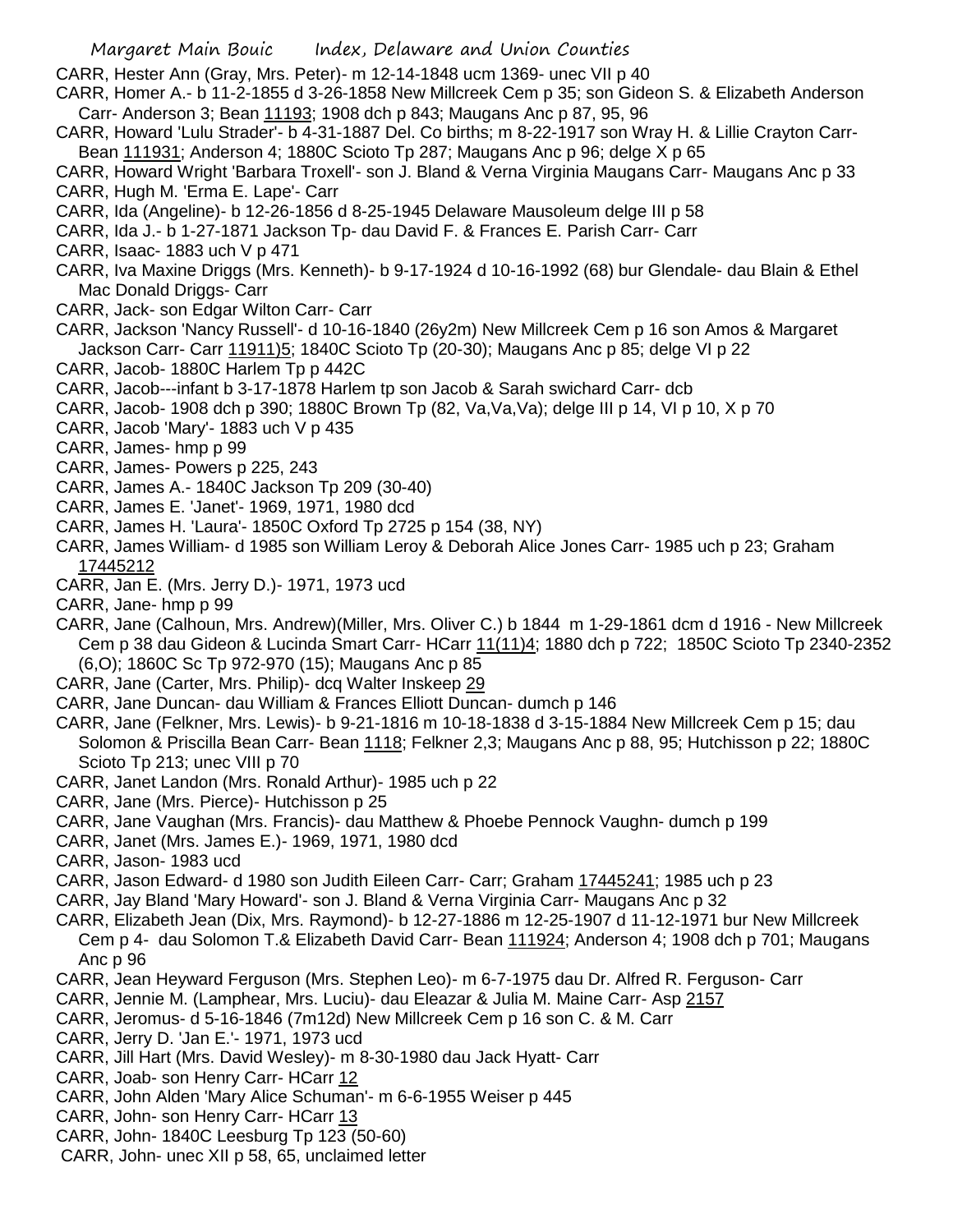CARR, Hester Ann (Gray, Mrs. Peter)- m 12-14-1848 ucm 1369- unec VII p 40

CARR, Homer A.- b 11-2-1855 d 3-26-1858 New Millcreek Cem p 35; son Gideon S. & Elizabeth Anderson Carr- Anderson 3; Bean 11193; 1908 dch p 843; Maugans Anc p 87, 95, 96

CARR, Howard 'Lulu Strader'- b 4-31-1887 Del. Co births; m 8-22-1917 son Wray H. & Lillie Crayton Carr- Bean 111931; Anderson 4; 1880C Scioto Tp 287; Maugans Anc p 96; delge X p 65

CARR, Howard Wright 'Barbara Troxell'- son J. Bland & Verna Virginia Maugans Carr- Maugans Anc p 33

CARR, Hugh M. 'Erma E. Lape'- Carr

CARR, Ida (Angeline)- b 12-26-1856 d 8-25-1945 Delaware Mausoleum delge III p 58

CARR, Ida J.- b 1-27-1871 Jackson Tp- dau David F. & Frances E. Parish Carr- Carr

CARR, Isaac- 1883 uch V p 471

CARR, Iva Maxine Driggs (Mrs. Kenneth)- b 9-17-1924 d 10-16-1992 (68) bur Glendale- dau Blain & Ethel Mac Donald Driggs- Carr

CARR, Jack- son Edgar Wilton Carr- Carr

CARR, Jackson 'Nancy Russell'- d 10-16-1840 (26y2m) New Millcreek Cem p 16 son Amos & Margaret Jackson Carr- Carr 11911)5; 1840C Scioto Tp (20-30); Maugans Anc p 85; delge VI p 22

CARR, Jacob- 1880C Harlem Tp p 442C

CARR, Jacob---infant b 3-17-1878 Harlem tp son Jacob & Sarah swichard Carr- dcb

CARR, Jacob- 1908 dch p 390; 1880C Brown Tp (82, Va,Va,Va); delge III p 14, VI p 10, X p 70

CARR, Jacob 'Mary'- 1883 uch V p 435

CARR, James- hmp p 99

CARR, James- Powers p 225, 243

CARR, James A.- 1840C Jackson Tp 209 (30-40)

CARR, James E. 'Janet'- 1969, 1971, 1980 dcd

CARR, James H. 'Laura'- 1850C Oxford Tp 2725 p 154 (38, NY)

CARR, James William- d 1985 son William Leroy & Deborah Alice Jones Carr- 1985 uch p 23; Graham 17445212

CARR, Jan E. (Mrs. Jerry D.)- 1971, 1973 ucd

CARR, Jane- hmp p 99

CARR, Jane (Calhoun, Mrs. Andrew)(Miller, Mrs. Oliver C.) b 1844 m 1-29-1861 dcm d 1916 - New Millcreek Cem p 38 dau Gideon & Lucinda Smart Carr- HCarr 11(11)4; 1880 dch p 722; 1850C Scioto Tp 2340-2352 (6,O); 1860C Sc Tp 972-970 (15); Maugans Anc p 85

CARR, Jane (Carter, Mrs. Philip)- dcq Walter Inskeep 29

CARR, Jane Duncan- dau William & Frances Elliott Duncan- dumch p 146

CARR, Jane (Felkner, Mrs. Lewis)- b 9-21-1816 m 10-18-1838 d 3-15-1884 New Millcreek Cem p 15; dau Solomon & Priscilla Bean Carr- Bean 1118; Felkner 2,3; Maugans Anc p 88, 95; Hutchisson p 22; 1880C Scioto Tp 213; unec VIII p 70

CARR, Janet Landon (Mrs. Ronald Arthur)- 1985 uch p 22

CARR, Jane (Mrs. Pierce)- Hutchisson p 25

CARR, Jane Vaughan (Mrs. Francis)- dau Matthew & Phoebe Pennock Vaughn- dumch p 199

CARR, Janet (Mrs. James E.)- 1969, 1971, 1980 dcd

CARR, Jason- 1983 ucd

CARR, Jason Edward- d 1980 son Judith Eileen Carr- Carr; Graham 17445241; 1985 uch p 23

CARR, Jay Bland 'Mary Howard'- son J. Bland & Verna Virginia Carr- Maugans Anc p 32

CARR, Elizabeth Jean (Dix, Mrs. Raymond)- b 12-27-1886 m 12-25-1907 d 11-12-1971 bur New Millcreek Cem p 4- dau Solomon T.& Elizabeth David Carr- Bean 111924; Anderson 4; 1908 dch p 701; Maugans Anc p 96

CARR, Jean Heyward Ferguson (Mrs. Stephen Leo)- m 6-7-1975 dau Dr. Alfred R. Ferguson- Carr

CARR, Jennie M. (Lamphear, Mrs. Luciu)- dau Eleazar & Julia M. Maine Carr- Asp 2157

CARR, Jeromus- d 5-16-1846 (7m12d) New Millcreek Cem p 16 son C. & M. Carr

CARR, Jerry D. 'Jan E.'- 1971, 1973 ucd

CARR, Jill Hart (Mrs. David Wesley)- m 8-30-1980 dau Jack Hyatt- Carr

CARR, Joab- son Henry Carr- HCarr 12

CARR, John Alden 'Mary Alice Schuman'- m 6-6-1955 Weiser p 445

CARR, John- son Henry Carr- HCarr 13

CARR, John- 1840C Leesburg Tp 123 (50-60)

CARR, John- unec XII p 58, 65, unclaimed letter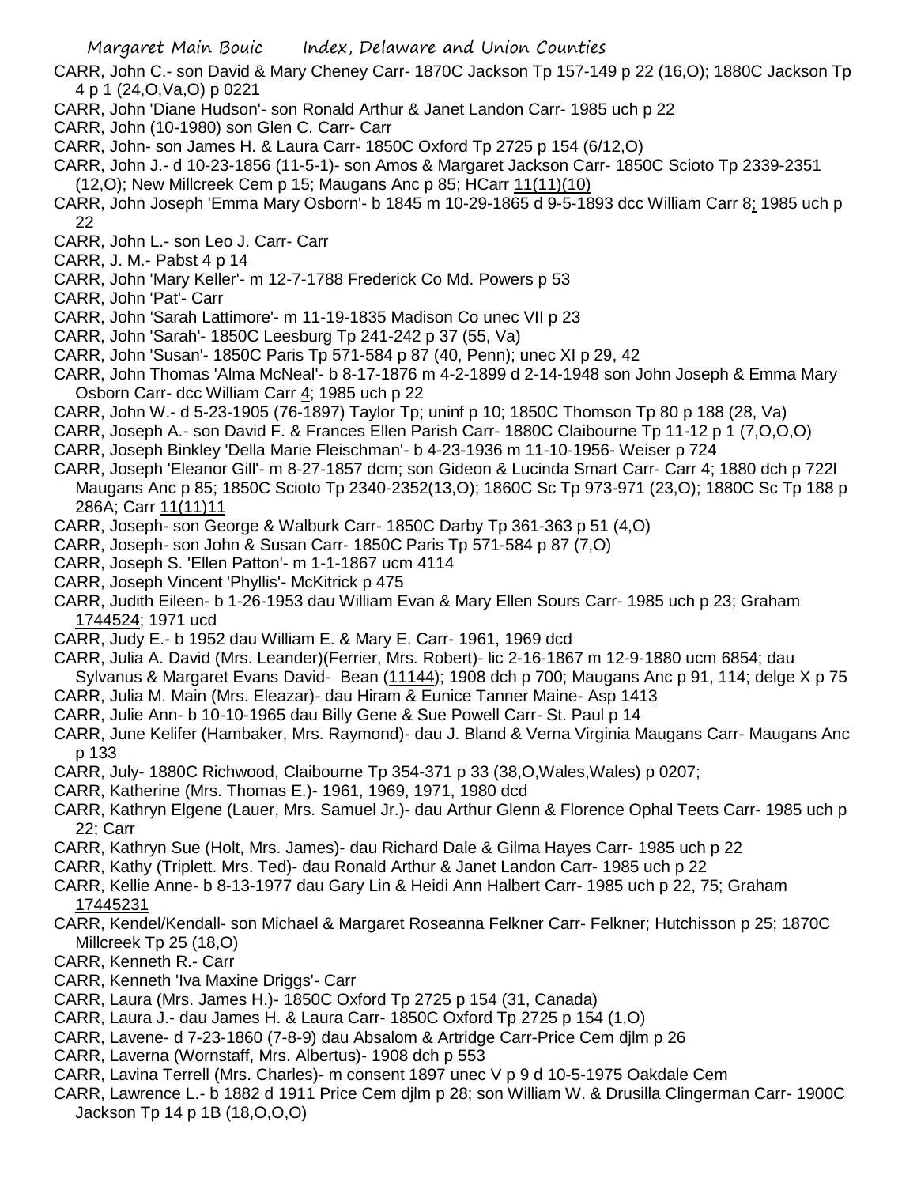CARR, John C.- son David & Mary Cheney Carr- 1870C Jackson Tp 157-149 p 22 (16,O); 1880C Jackson Tp 4 p 1 (24,O,Va,O) p 0221

CARR, John 'Diane Hudson'- son Ronald Arthur & Janet Landon Carr- 1985 uch p 22

CARR, John (10-1980) son Glen C. Carr- Carr

CARR, John- son James H. & Laura Carr- 1850C Oxford Tp 2725 p 154 (6/12,O)

CARR, John J.- d 10-23-1856 (11-5-1)- son Amos & Margaret Jackson Carr- 1850C Scioto Tp 2339-2351 (12,O); New Millcreek Cem p 15; Maugans Anc p 85; HCarr 11(11)(10)

CARR, John Joseph 'Emma Mary Osborn'- b 1845 m 10-29-1865 d 9-5-1893 dcc William Carr 8; 1985 uch p 22

CARR, John L.- son Leo J. Carr- Carr

CARR, J. M.- Pabst 4 p 14

CARR, John 'Mary Keller'- m 12-7-1788 Frederick Co Md. Powers p 53

CARR, John 'Pat'- Carr

CARR, John 'Sarah Lattimore'- m 11-19-1835 Madison Co unec VII p 23

CARR, John 'Sarah'- 1850C Leesburg Tp 241-242 p 37 (55, Va)

CARR, John 'Susan'- 1850C Paris Tp 571-584 p 87 (40, Penn); unec XI p 29, 42

CARR, John Thomas 'Alma McNeal'- b 8-17-1876 m 4-2-1899 d 2-14-1948 son John Joseph & Emma Mary Osborn Carr- dcc William Carr 4; 1985 uch p 22

CARR, John W.- d 5-23-1905 (76-1897) Taylor Tp; uninf p 10; 1850C Thomson Tp 80 p 188 (28, Va)

CARR, Joseph A.- son David F. & Frances Ellen Parish Carr- 1880C Claibourne Tp 11-12 p 1 (7,O,O,O)

CARR, Joseph Binkley 'Della Marie Fleischman'- b 4-23-1936 m 11-10-1956- Weiser p 724

CARR, Joseph 'Eleanor Gill'- m 8-27-1857 dcm; son Gideon & Lucinda Smart Carr- Carr 4; 1880 dch p 722l Maugans Anc p 85; 1850C Scioto Tp 2340-2352(13,O); 1860C Sc Tp 973-971 (23,O); 1880C Sc Tp 188 p 286A; Carr 11(11)11

CARR, Joseph- son George & Walburk Carr- 1850C Darby Tp 361-363 p 51 (4,O)

CARR, Joseph- son John & Susan Carr- 1850C Paris Tp 571-584 p 87 (7,O)

CARR, Joseph S. 'Ellen Patton'- m 1-1-1867 ucm 4114

CARR, Joseph Vincent 'Phyllis'- McKitrick p 475

CARR, Judith Eileen- b 1-26-1953 dau William Evan & Mary Ellen Sours Carr- 1985 uch p 23; Graham 1744524; 1971 ucd

CARR, Judy E.- b 1952 dau William E. & Mary E. Carr- 1961, 1969 dcd

CARR, Julia A. David (Mrs. Leander)(Ferrier, Mrs. Robert)- lic 2-16-1867 m 12-9-1880 ucm 6854; dau Sylvanus & Margaret Evans David- Bean (11144); 1908 dch p 700; Maugans Anc p 91, 114; delge X p 75

CARR, Julia M. Main (Mrs. Eleazar)- dau Hiram & Eunice Tanner Maine- Asp 1413

CARR, Julie Ann- b 10-10-1965 dau Billy Gene & Sue Powell Carr- St. Paul p 14

CARR, June Kelifer (Hambaker, Mrs. Raymond)- dau J. Bland & Verna Virginia Maugans Carr- Maugans Anc p 133

CARR, July- 1880C Richwood, Claibourne Tp 354-371 p 33 (38,O,Wales,Wales) p 0207;

CARR, Katherine (Mrs. Thomas E.)- 1961, 1969, 1971, 1980 dcd

CARR, Kathryn Elgene (Lauer, Mrs. Samuel Jr.)- dau Arthur Glenn & Florence Ophal Teets Carr- 1985 uch p 22; Carr

CARR, Kathryn Sue (Holt, Mrs. James)- dau Richard Dale & Gilma Hayes Carr- 1985 uch p 22

CARR, Kathy (Triplett. Mrs. Ted)- dau Ronald Arthur & Janet Landon Carr- 1985 uch p 22

CARR, Kellie Anne- b 8-13-1977 dau Gary Lin & Heidi Ann Halbert Carr- 1985 uch p 22, 75; Graham 17445231

CARR, Kendel/Kendall- son Michael & Margaret Roseanna Felkner Carr- Felkner; Hutchisson p 25; 1870C Millcreek Tp 25 (18,O)

CARR, Kenneth R.- Carr

CARR, Kenneth 'Iva Maxine Driggs'- Carr

CARR, Laura (Mrs. James H.)- 1850C Oxford Tp 2725 p 154 (31, Canada)

CARR, Laura J.- dau James H. & Laura Carr- 1850C Oxford Tp 2725 p 154 (1,O)

CARR, Lavene- d 7-23-1860 (7-8-9) dau Absalom & Artridge Carr-Price Cem djlm p 26

CARR, Laverna (Wornstaff, Mrs. Albertus)- 1908 dch p 553

CARR, Lavina Terrell (Mrs. Charles)- m consent 1897 unec V p 9 d 10-5-1975 Oakdale Cem

CARR, Lawrence L.- b 1882 d 1911 Price Cem djlm p 28; son William W. & Drusilla Clingerman Carr- 1900C Jackson Tp 14 p 1B (18,O,O,O)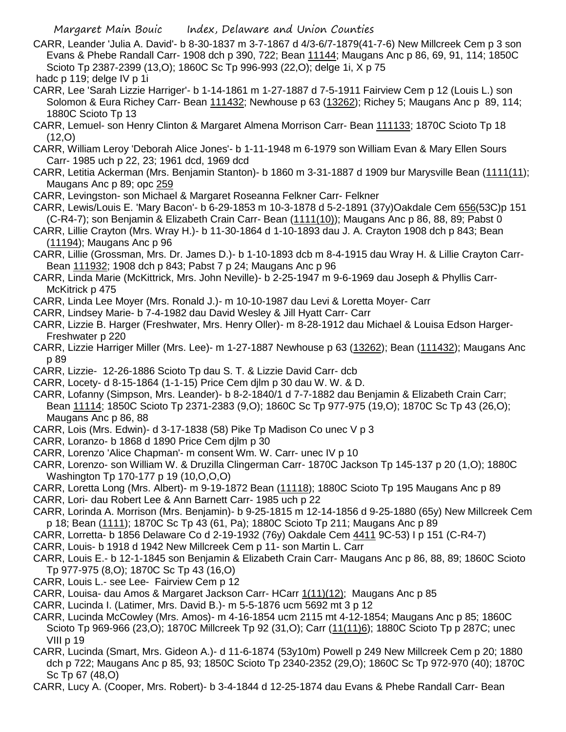CARR, Leander 'Julia A. David'- b 8-30-1837 m 3-7-1867 d 4/3-6/7-1879(41-7-6) New Millcreek Cem p 3 son Evans & Phebe Randall Carr- 1908 dch p 390, 722; Bean 11144; Maugans Anc p 86, 69, 91, 114; 1850C Scioto Tp 2387-2399 (13,O); 1860C Sc Tp 996-993 (22,O); delge 1i, X p 75

hadc p 119; delge IV p 1i

CARR, Lee 'Sarah Lizzie Harriger'- b 1-14-1861 m 1-27-1887 d 7-5-1911 Fairview Cem p 12 (Louis L.) son Solomon & Eura Richey Carr- Bean 111432; Newhouse p 63 (13262); Richey 5; Maugans Anc p 89, 114; 1880C Scioto Tp 13

CARR, Lemuel- son Henry Clinton & Margaret Almena Morrison Carr- Bean 111133; 1870C Scioto Tp 18 (12,O)

CARR, William Leroy 'Deborah Alice Jones'- b 1-11-1948 m 6-1979 son William Evan & Mary Ellen Sours Carr- 1985 uch p 22, 23; 1961 dcd, 1969 dcd

CARR, Letitia Ackerman (Mrs. Benjamin Stanton)- b 1860 m 3-31-1887 d 1909 bur Marysville Bean (1111(11); Maugans Anc p 89; opc 259

CARR, Levingston- son Michael & Margaret Roseanna Felkner Carr- Felkner

CARR, Lewis/Louis E. 'Mary Bacon'- b 6-29-1853 m 10-3-1878 d 5-2-1891 (37y)Oakdale Cem 656(53C)p 151 (C-R4-7); son Benjamin & Elizabeth Crain Carr- Bean (1111(10)); Maugans Anc p 86, 88, 89; Pabst 0

CARR, Lillie Crayton (Mrs. Wray H.)- b 11-30-1864 d 1-10-1893 dau J. A. Crayton 1908 dch p 843; Bean (11194); Maugans Anc p 96

CARR, Lillie (Grossman, Mrs. Dr. James D.)- b 1-10-1893 dcb m 8-4-1915 dau Wray H. & Lillie Crayton Carr- Bean 111932; 1908 dch p 843; Pabst 7 p 24; Maugans Anc p 96

CARR, Linda Marie (McKittrick, Mrs. John Neville)- b 2-25-1947 m 9-6-1969 dau Joseph & Phyllis Carr- McKitrick p 475

CARR, Linda Lee Moyer (Mrs. Ronald J.)- m 10-10-1987 dau Levi & Loretta Moyer- Carr

CARR, Lindsey Marie- b 7-4-1982 dau David Wesley & Jill Hyatt Carr- Carr

CARR, Lizzie B. Harger (Freshwater, Mrs. Henry Oller)- m 8-28-1912 dau Michael & Louisa Edson Harger- Freshwater p 220

CARR, Lizzie Harriger Miller (Mrs. Lee)- m 1-27-1887 Newhouse p 63 (13262); Bean (111432); Maugans Anc p 89

CARR, Lizzie- 12-26-1886 Scioto Tp dau S. T. & Lizzie David Carr- dcb

CARR, Locety- d 8-15-1864 (1-1-15) Price Cem djlm p 30 dau W. W. & D.

CARR, Lofanny (Simpson, Mrs. Leander)- b 8-2-1840/1 d 7-7-1882 dau Benjamin & Elizabeth Crain Carr; Bean 11114; 1850C Scioto Tp 2371-2383 (9,O); 1860C Sc Tp 977-975 (19,O); 1870C Sc Tp 43 (26,O); Maugans Anc p 86, 88

CARR, Lois (Mrs. Edwin)- d 3-17-1838 (58) Pike Tp Madison Co unec V p 3

CARR, Loranzo- b 1868 d 1890 Price Cem djlm p 30

CARR, Lorenzo 'Alice Chapman'- m consent Wm. W. Carr- unec IV p 10

CARR, Lorenzo- son William W. & Druzilla Clingerman Carr- 1870C Jackson Tp 145-137 p 20 (1,O); 1880C Washington Tp 170-177 p 19 (10,O,O,O)

CARR, Loretta Long (Mrs. Albert)- m 9-19-1872 Bean (11118); 1880C Scioto Tp 195 Maugans Anc p 89

CARR, Lori- dau Robert Lee & Ann Barnett Carr- 1985 uch p 22

CARR, Lorinda A. Morrison (Mrs. Benjamin)- b 9-25-1815 m 12-14-1856 d 9-25-1880 (65y) New Millcreek Cem p 18; Bean (1111); 1870C Sc Tp 43 (61, Pa); 1880C Scioto Tp 211; Maugans Anc p 89

CARR, Lorretta- b 1856 Delaware Co d 2-19-1932 (76y) Oakdale Cem 4411 9C-53) I p 151 (C-R4-7)

CARR, Louis- b 1918 d 1942 New Millcreek Cem p 11- son Martin L. Carr

CARR, Louis E.- b 12-1-1845 son Benjamin & Elizabeth Crain Carr- Maugans Anc p 86, 88, 89; 1860C Scioto Tp 977-975 (8,O); 1870C Sc Tp 43 (16,O)

CARR, Louis L.- see Lee- Fairview Cem p 12

CARR, Louisa- dau Amos & Margaret Jackson Carr- HCarr 1(11)(12); Maugans Anc p 85

CARR, Lucinda I. (Latimer, Mrs. David B.)- m 5-5-1876 ucm 5692 mt 3 p 12

CARR, Lucinda McCowley (Mrs. Amos)- m 4-16-1854 ucm 2115 mt 4-12-1854; Maugans Anc p 85; 1860C Scioto Tp 969-966 (23,O); 1870C Millcreek Tp 92 (31,O); Carr (11(11)6); 1880C Scioto Tp p 287C; unec VIII p 19

CARR, Lucinda (Smart, Mrs. Gideon A.)- d 11-6-1874 (53y10m) Powell p 249 New Millcreek Cem p 20; 1880 dch p 722; Maugans Anc p 85, 93; 1850C Scioto Tp 2340-2352 (29,O); 1860C Sc Tp 972-970 (40); 1870C Sc Tp 67 (48,O)

CARR, Lucy A. (Cooper, Mrs. Robert)- b 3-4-1844 d 12-25-1874 dau Evans & Phebe Randall Carr- Bean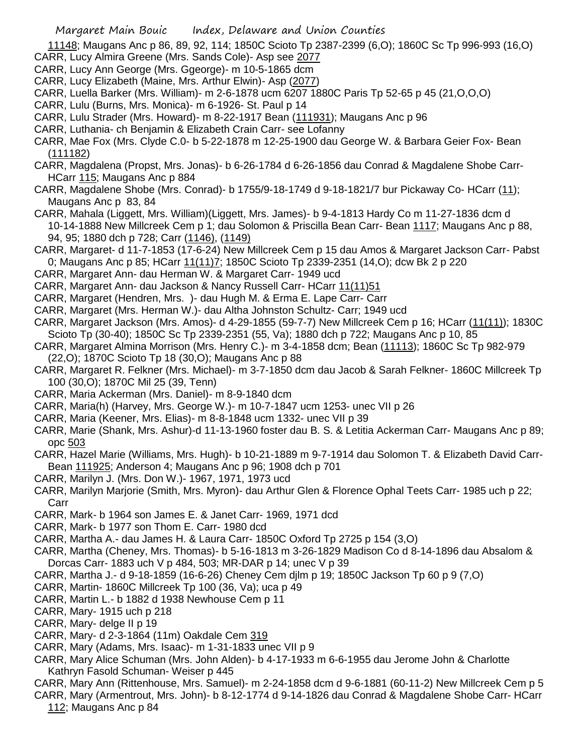11148; Maugans Anc p 86, 89, 92, 114; 1850C Scioto Tp 2387-2399 (6,O); 1860C Sc Tp 996-993 (16,O)

CARR, Lucy Almira Greene (Mrs. Sands Cole)- Asp see 2077

CARR, Lucy Ann George (Mrs. Ggeorge)- m 10-5-1865 dcm

CARR, Lucy Elizabeth (Maine, Mrs. Arthur Elwin)- Asp (2077)

CARR, Luella Barker (Mrs. William)- m 2-6-1878 ucm 6207 1880C Paris Tp 52-65 p 45 (21,O,O,O)

CARR, Lulu (Burns, Mrs. Monica)- m 6-1926- St. Paul p 14

CARR, Lulu Strader (Mrs. Howard)- m 8-22-1917 Bean (111931); Maugans Anc p 96

CARR, Luthania- ch Benjamin & Elizabeth Crain Carr- see Lofanny

CARR, Mae Fox (Mrs. Clyde C.0- b 5-22-1878 m 12-25-1900 dau George W. & Barbara Geier Fox- Bean (111182)

CARR, Magdalena (Propst, Mrs. Jonas)- b 6-26-1784 d 6-26-1856 dau Conrad & Magdalene Shobe Carr- HCarr 115; Maugans Anc p 884

CARR, Magdalene Shobe (Mrs. Conrad)- b 1755/9-18-1749 d 9-18-1821/7 bur Pickaway Co- HCarr (11); Maugans Anc p 83, 84

CARR, Mahala (Liggett, Mrs. William)(Liggett, Mrs. James)- b 9-4-1813 Hardy Co m 11-27-1836 dcm d 10-14-1888 New Millcreek Cem p 1; dau Solomon & Priscilla Bean Carr- Bean 1117; Maugans Anc p 88, 94, 95; 1880 dch p 728; Carr (1146), (1149)

CARR, Margaret- d 11-7-1853 (17-6-24) New Millcreek Cem p 15 dau Amos & Margaret Jackson Carr- Pabst 0; Maugans Anc p 85; HCarr 11(11)7; 1850C Scioto Tp 2339-2351 (14,O); dcw Bk 2 p 220

CARR, Margaret Ann- dau Herman W. & Margaret Carr- 1949 ucd

CARR, Margaret Ann- dau Jackson & Nancy Russell Carr- HCarr 11(11)51

CARR, Margaret (Hendren, Mrs. )- dau Hugh M. & Erma E. Lape Carr- Carr

CARR, Margaret (Mrs. Herman W.)- dau Altha Johnston Schultz- Carr; 1949 ucd

CARR, Margaret Jackson (Mrs. Amos)- d 4-29-1855 (59-7-7) New Millcreek Cem p 16; HCarr (11(11)); 1830C Scioto Tp (30-40); 1850C Sc Tp 2339-2351 (55, Va); 1880 dch p 722; Maugans Anc p 10, 85

CARR, Margaret Almina Morrison (Mrs. Henry C.)- m 3-4-1858 dcm; Bean (11113); 1860C Sc Tp 982-979 (22,O); 1870C Scioto Tp 18 (30,O); Maugans Anc p 88

CARR, Margaret R. Felkner (Mrs. Michael)- m 3-7-1850 dcm dau Jacob & Sarah Felkner- 1860C Millcreek Tp 100 (30,O); 1870C Mil 25 (39, Tenn)

CARR, Maria Ackerman (Mrs. Daniel)- m 8-9-1840 dcm

CARR, Maria(h) (Harvey, Mrs. George W.)- m 10-7-1847 ucm 1253- unec VII p 26

CARR, Maria (Keener, Mrs. Elias)- m 8-8-1848 ucm 1332- unec VII p 39

CARR, Marie (Shank, Mrs. Ashur)-d 11-13-1960 foster dau B. S. & Letitia Ackerman Carr- Maugans Anc p 89; opc 503

CARR, Hazel Marie (Williams, Mrs. Hugh)- b 10-21-1889 m 9-7-1914 dau Solomon T. & Elizabeth David Carr- Bean 111925; Anderson 4; Maugans Anc p 96; 1908 dch p 701

CARR, Marilyn J. (Mrs. Don W.)- 1967, 1971, 1973 ucd

CARR, Marilyn Marjorie (Smith, Mrs. Myron)- dau Arthur Glen & Florence Ophal Teets Carr- 1985 uch p 22; Carr

CARR, Mark- b 1964 son James E. & Janet Carr- 1969, 1971 dcd

CARR, Mark- b 1977 son Thom E. Carr- 1980 dcd

CARR, Martha A.- dau James H. & Laura Carr- 1850C Oxford Tp 2725 p 154 (3,O)

CARR, Martha (Cheney, Mrs. Thomas)- b 5-16-1813 m 3-26-1829 Madison Co d 8-14-1896 dau Absalom & Dorcas Carr- 1883 uch V p 484, 503; MR-DAR p 14; unec V p 39

CARR, Martha J.- d 9-18-1859 (16-6-26) Cheney Cem djlm p 19; 1850C Jackson Tp 60 p 9 (7,O)

CARR, Martin- 1860C Millcreek Tp 100 (36, Va); uca p 49

CARR, Martin L.- b 1882 d 1938 Newhouse Cem p 11

CARR, Mary- 1915 uch p 218

CARR, Mary- delge II p 19

CARR, Mary- d 2-3-1864 (11m) Oakdale Cem 319

CARR, Mary (Adams, Mrs. Isaac)- m 1-31-1833 unec VII p 9

CARR, Mary Alice Schuman (Mrs. John Alden)- b 4-17-1933 m 6-6-1955 dau Jerome John & Charlotte Kathryn Fasold Schuman- Weiser p 445

CARR, Mary Ann (Rittenhouse, Mrs. Samuel)- m 2-24-1858 dcm d 9-6-1881 (60-11-2) New Millcreek Cem p 5

CARR, Mary (Armentrout, Mrs. John)- b 8-12-1774 d 9-14-1826 dau Conrad & Magdalene Shobe Carr- HCarr 112; Maugans Anc p 84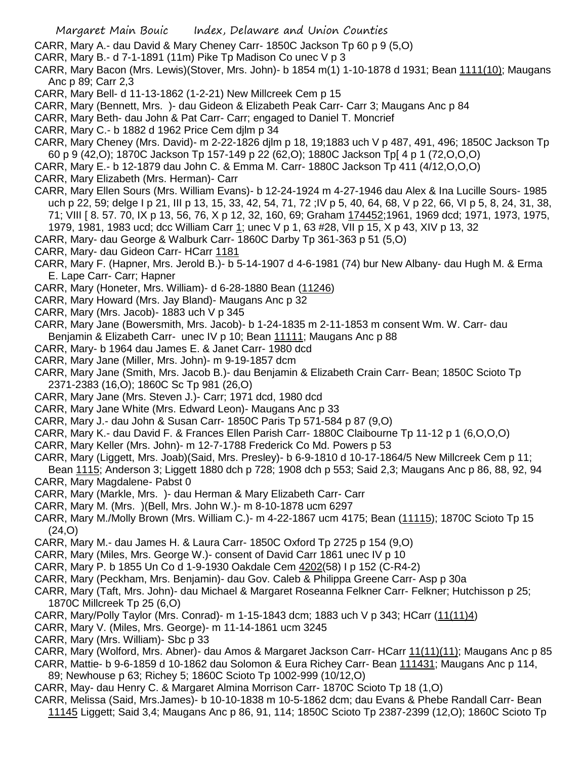CARR, Mary A.- dau David & Mary Cheney Carr- 1850C Jackson Tp 60 p 9 (5,O)

CARR, Mary B.- d 7-1-1891 (11m) Pike Tp Madison Co unec V p 3

CARR, Mary Bacon (Mrs. Lewis)(Stover, Mrs. John)- b 1854 m(1) 1-10-1878 d 1931; Bean 1111(10); Maugans Anc p 89; Carr 2,3

CARR, Mary Bell- d 11-13-1862 (1-2-21) New Millcreek Cem p 15

CARR, Mary (Bennett, Mrs. )- dau Gideon & Elizabeth Peak Carr- Carr 3; Maugans Anc p 84

CARR, Mary Beth- dau John & Pat Carr- Carr; engaged to Daniel T. Moncrief

CARR, Mary C.- b 1882 d 1962 Price Cem djlm p 34

CARR, Mary Cheney (Mrs. David)- m 2-22-1826 djlm p 18, 19;1883 uch V p 487, 491, 496; 1850C Jackson Tp 60 p 9 (42,O); 1870C Jackson Tp 157-149 p 22 (62,O); 1880C Jackson Tp[ 4 p 1 (72,O,O,O)

CARR, Mary E.- b 12-1879 dau John C. & Emma M. Carr- 1880C Jackson Tp 411 (4/12,O,O,O)

CARR, Mary Elizabeth (Mrs. Herman)- Carr

CARR, Mary Ellen Sours (Mrs. William Evans)- b 12-24-1924 m 4-27-1946 dau Alex & Ina Lucille Sours- 1985 uch p 22, 59; delge I p 21, III p 13, 15, 33, 42, 54, 71, 72 ;IV p 5, 40, 64, 68, V p 22, 66, VI p 5, 8, 24, 31, 38, 71; VIII [ 8. 57. 70, IX p 13, 56, 76, X p 12, 32, 160, 69; Graham 174452;1961, 1969 dcd; 1971, 1973, 1975, 1979, 1981, 1983 ucd; dcc William Carr 1; unec V p 1, 63 #28, VII p 15, X p 43, XIV p 13, 32

CARR, Mary- dau George & Walburk Carr- 1860C Darby Tp 361-363 p 51 (5,O)

CARR, Mary- dau Gideon Carr- HCarr 1181

CARR, Mary F. (Hapner, Mrs. Jerold B.)- b 5-14-1907 d 4-6-1981 (74) bur New Albany- dau Hugh M. & Erma E. Lape Carr- Carr; Hapner

CARR, Mary (Honeter, Mrs. William)- d 6-28-1880 Bean (11246)

CARR, Mary Howard (Mrs. Jay Bland)- Maugans Anc p 32

CARR, Mary (Mrs. Jacob)- 1883 uch V p 345

CARR, Mary Jane (Bowersmith, Mrs. Jacob)- b 1-24-1835 m 2-11-1853 m consent Wm. W. Carr- dau Benjamin & Elizabeth Carr- unec IV p 10; Bean 11111; Maugans Anc p 88

CARR, Mary- b 1964 dau James E. & Janet Carr- 1980 dcd

CARR, Mary Jane (Miller, Mrs. John)- m 9-19-1857 dcm

CARR, Mary Jane (Smith, Mrs. Jacob B.)- dau Benjamin & Elizabeth Crain Carr- Bean; 1850C Scioto Tp 2371-2383 (16,O); 1860C Sc Tp 981 (26,O)

CARR, Mary Jane (Mrs. Steven J.)- Carr; 1971 dcd, 1980 dcd

CARR, Mary Jane White (Mrs. Edward Leon)- Maugans Anc p 33

CARR, Mary J.- dau John & Susan Carr- 1850C Paris Tp 571-584 p 87 (9,O)

CARR, Mary K.- dau David F. & Frances Ellen Parish Carr- 1880C Claibourne Tp 11-12 p 1 (6,O,O,O)

CARR, Mary Keller (Mrs. John)- m 12-7-1788 Frederick Co Md. Powers p 53

CARR, Mary (Liggett, Mrs. Joab)(Said, Mrs. Presley)- b 6-9-1810 d 10-17-1864/5 New Millcreek Cem p 11; Bean 1115; Anderson 3; Liggett 1880 dch p 728; 1908 dch p 553; Said 2,3; Maugans Anc p 86, 88, 92, 94

CARR, Mary Magdalene- Pabst 0

CARR, Mary (Markle, Mrs. )- dau Herman & Mary Elizabeth Carr- Carr

CARR, Mary M. (Mrs. )(Bell, Mrs. John W.)- m 8-10-1878 ucm 6297

CARR, Mary M./Molly Brown (Mrs. William C.)- m 4-22-1867 ucm 4175; Bean (11115); 1870C Scioto Tp 15 (24,O)

CARR, Mary M.- dau James H. & Laura Carr- 1850C Oxford Tp 2725 p 154 (9,O)

CARR, Mary (Miles, Mrs. George W.)- consent of David Carr 1861 unec IV p 10

CARR, Mary P. b 1855 Un Co d 1-9-1930 Oakdale Cem 4202(58) I p 152 (C-R4-2)

CARR, Mary (Peckham, Mrs. Benjamin)- dau Gov. Caleb & Philippa Greene Carr- Asp p 30a

CARR, Mary (Taft, Mrs. John)- dau Michael & Margaret Roseanna Felkner Carr- Felkner; Hutchisson p 25; 1870C Millcreek Tp 25 (6,O)

CARR, Mary/Polly Taylor (Mrs. Conrad)- m 1-15-1843 dcm; 1883 uch V p 343; HCarr (11(11)4)

CARR, Mary V. (Miles, Mrs. George)- m 11-14-1861 ucm 3245

CARR, Mary (Mrs. William)- Sbc p 33

CARR, Mary (Wolford, Mrs. Abner)- dau Amos & Margaret Jackson Carr- HCarr 11(11)(11); Maugans Anc p 85

CARR, Mattie- b 9-6-1859 d 10-1862 dau Solomon & Eura Richey Carr- Bean 111431; Maugans Anc p 114, 89; Newhouse p 63; Richey 5; 1860C Scioto Tp 1002-999 (10/12,O)

CARR, May- dau Henry C. & Margaret Almina Morrison Carr- 1870C Scioto Tp 18 (1,O)

CARR, Melissa (Said, Mrs.James)- b 10-10-1838 m 10-5-1862 dcm; dau Evans & Phebe Randall Carr- Bean 11145 Liggett; Said 3,4; Maugans Anc p 86, 91, 114; 1850C Scioto Tp 2387-2399 (12,O); 1860C Scioto Tp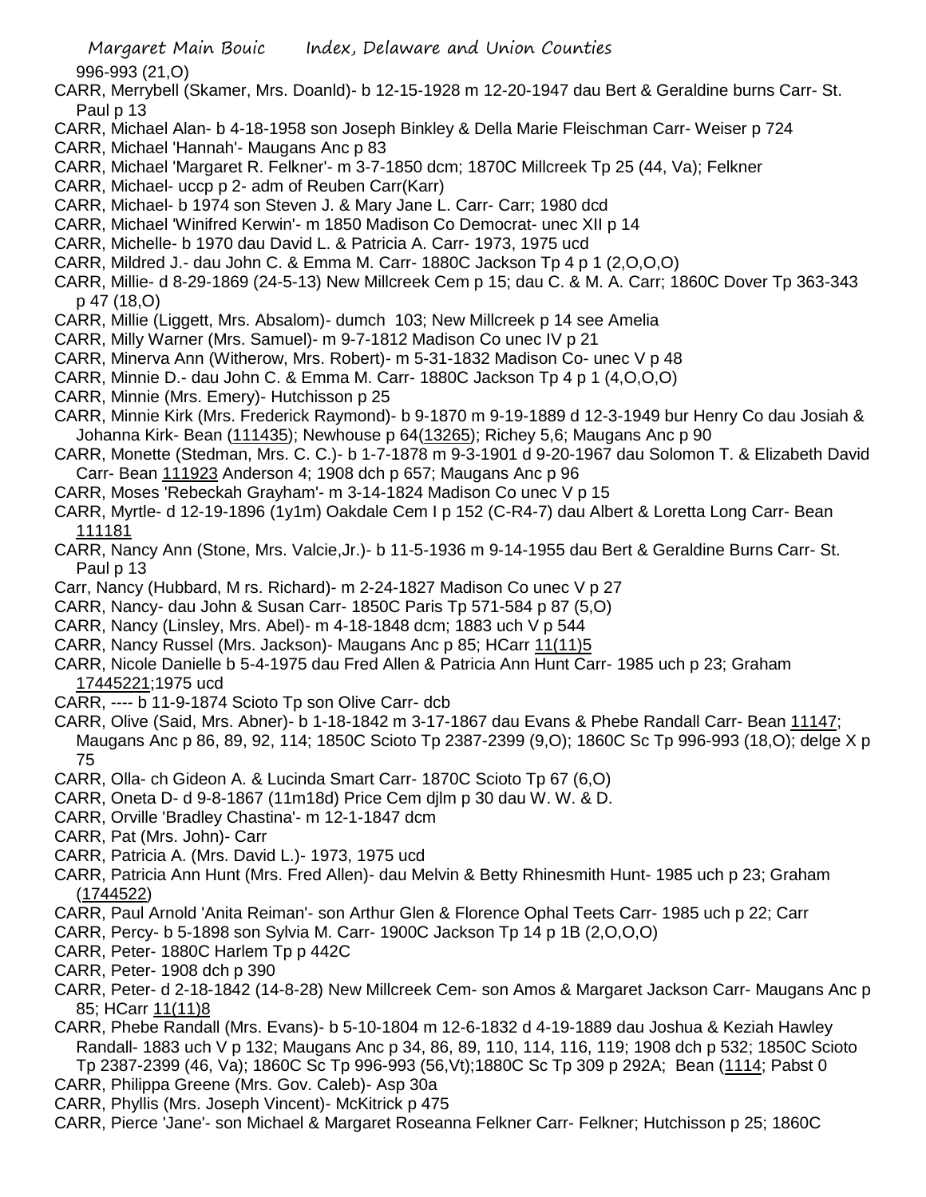996-993 (21,O)

CARR, Merrybell (Skamer, Mrs. Doanld)- b 12-15-1928 m 12-20-1947 dau Bert & Geraldine burns Carr- St. Paul p 13

CARR, Michael Alan- b 4-18-1958 son Joseph Binkley & Della Marie Fleischman Carr- Weiser p 724

CARR, Michael 'Hannah'- Maugans Anc p 83

CARR, Michael 'Margaret R. Felkner'- m 3-7-1850 dcm; 1870C Millcreek Tp 25 (44, Va); Felkner

CARR, Michael- uccp p 2- adm of Reuben Carr(Karr)

CARR, Michael- b 1974 son Steven J. & Mary Jane L. Carr- Carr; 1980 dcd

CARR, Michael 'Winifred Kerwin'- m 1850 Madison Co Democrat- unec XII p 14

CARR, Michelle- b 1970 dau David L. & Patricia A. Carr- 1973, 1975 ucd

CARR, Mildred J.- dau John C. & Emma M. Carr- 1880C Jackson Tp 4 p 1 (2,O,O,O)

CARR, Millie- d 8-29-1869 (24-5-13) New Millcreek Cem p 15; dau C. & M. A. Carr; 1860C Dover Tp 363-343 p 47 (18,O)

CARR, Millie (Liggett, Mrs. Absalom)- dumch 103; New Millcreek p 14 see Amelia

CARR, Milly Warner (Mrs. Samuel)- m 9-7-1812 Madison Co unec IV p 21

CARR, Minerva Ann (Witherow, Mrs. Robert)- m 5-31-1832 Madison Co- unec V p 48

CARR, Minnie D.- dau John C. & Emma M. Carr- 1880C Jackson Tp 4 p 1 (4,O,O,O)

CARR, Minnie (Mrs. Emery)- Hutchisson p 25

CARR, Minnie Kirk (Mrs. Frederick Raymond)- b 9-1870 m 9-19-1889 d 12-3-1949 bur Henry Co dau Josiah & Johanna Kirk- Bean (111435); Newhouse p 64(13265); Richey 5,6; Maugans Anc p 90

CARR, Monette (Stedman, Mrs. C. C.)- b 1-7-1878 m 9-3-1901 d 9-20-1967 dau Solomon T. & Elizabeth David Carr- Bean 111923 Anderson 4; 1908 dch p 657; Maugans Anc p 96

CARR, Moses 'Rebeckah Grayham'- m 3-14-1824 Madison Co unec V p 15

CARR, Myrtle- d 12-19-1896 (1y1m) Oakdale Cem I p 152 (C-R4-7) dau Albert & Loretta Long Carr- Bean 111181

CARR, Nancy Ann (Stone, Mrs. Valcie,Jr.)- b 11-5-1936 m 9-14-1955 dau Bert & Geraldine Burns Carr- St. Paul p 13

Carr, Nancy (Hubbard, M rs. Richard)- m 2-24-1827 Madison Co unec V p 27

CARR, Nancy- dau John & Susan Carr- 1850C Paris Tp 571-584 p 87 (5,O)

CARR, Nancy (Linsley, Mrs. Abel)- m 4-18-1848 dcm; 1883 uch V p 544

CARR, Nancy Russel (Mrs. Jackson)- Maugans Anc p 85; HCarr 11(11)5

CARR, Nicole Danielle b 5-4-1975 dau Fred Allen & Patricia Ann Hunt Carr- 1985 uch p 23; Graham 17445221;1975 ucd

CARR, ---- b 11-9-1874 Scioto Tp son Olive Carr- dcb

CARR, Olive (Said, Mrs. Abner)- b 1-18-1842 m 3-17-1867 dau Evans & Phebe Randall Carr- Bean 11147; Maugans Anc p 86, 89, 92, 114; 1850C Scioto Tp 2387-2399 (9,O); 1860C Sc Tp 996-993 (18,O); delge X p 75

CARR, Olla- ch Gideon A. & Lucinda Smart Carr- 1870C Scioto Tp 67 (6,O)

CARR, Oneta D- d 9-8-1867 (11m18d) Price Cem djlm p 30 dau W. W. & D.

CARR, Orville 'Bradley Chastina'- m 12-1-1847 dcm

CARR, Pat (Mrs. John)- Carr

CARR, Patricia A. (Mrs. David L.)- 1973, 1975 ucd

CARR, Patricia Ann Hunt (Mrs. Fred Allen)- dau Melvin & Betty Rhinesmith Hunt- 1985 uch p 23; Graham (1744522)

CARR, Paul Arnold 'Anita Reiman'- son Arthur Glen & Florence Ophal Teets Carr- 1985 uch p 22; Carr

CARR, Percy- b 5-1898 son Sylvia M. Carr- 1900C Jackson Tp 14 p 1B (2,O,O,O)

CARR, Peter- 1880C Harlem Tp p 442C

CARR, Peter- 1908 dch p 390

CARR, Peter- d 2-18-1842 (14-8-28) New Millcreek Cem- son Amos & Margaret Jackson Carr- Maugans Anc p 85; HCarr 11(11)8

CARR, Phebe Randall (Mrs. Evans)- b 5-10-1804 m 12-6-1832 d 4-19-1889 dau Joshua & Keziah Hawley Randall- 1883 uch V p 132; Maugans Anc p 34, 86, 89, 110, 114, 116, 119; 1908 dch p 532; 1850C Scioto Tp 2387-2399 (46, Va); 1860C Sc Tp 996-993 (56,Vt);1880C Sc Tp 309 p 292A; Bean (1114; Pabst 0

CARR, Philippa Greene (Mrs. Gov. Caleb)- Asp 30a

CARR, Phyllis (Mrs. Joseph Vincent)- McKitrick p 475

CARR, Pierce 'Jane'- son Michael & Margaret Roseanna Felkner Carr- Felkner; Hutchisson p 25; 1860C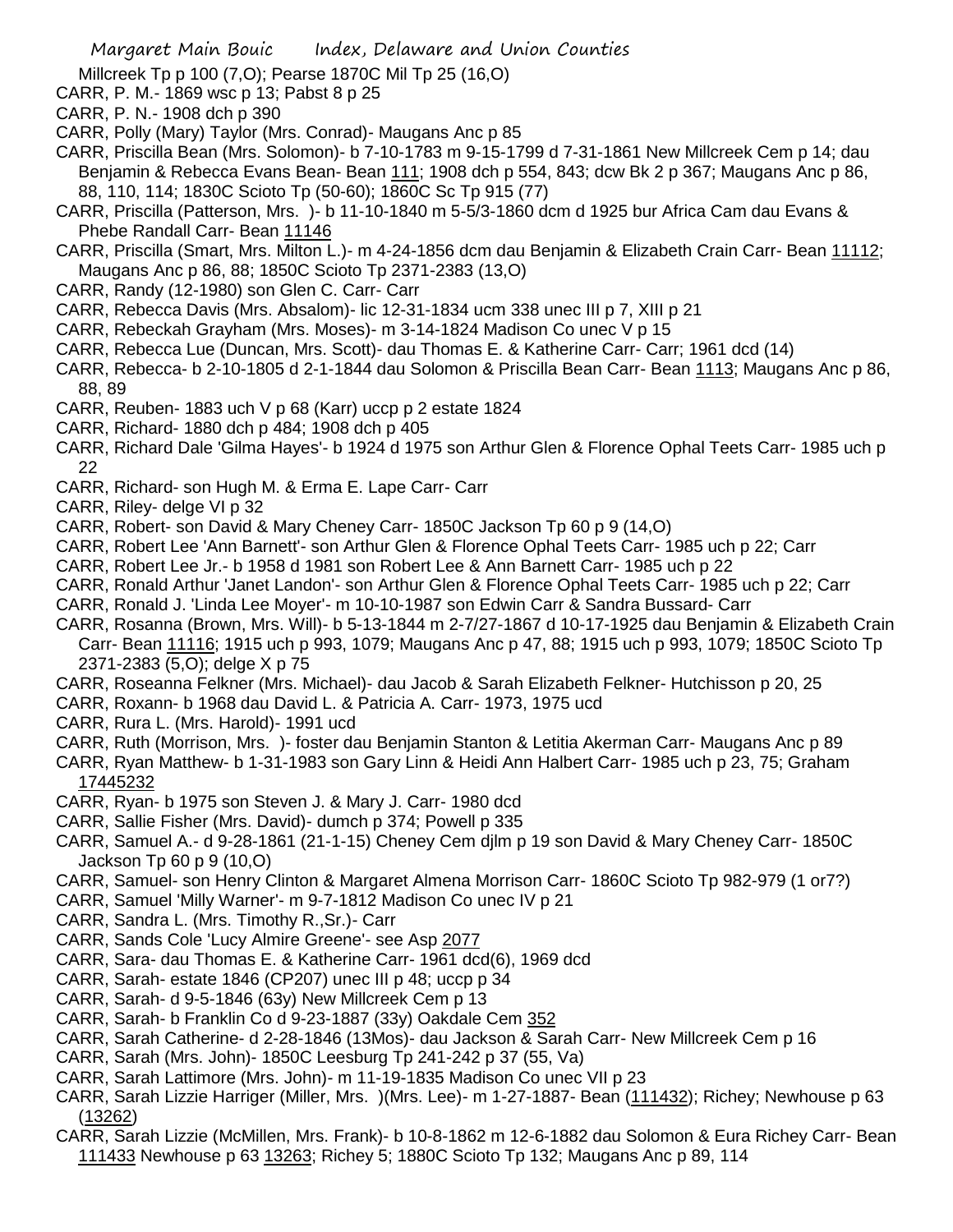Millcreek Tp p 100 (7,O); Pearse 1870C Mil Tp 25 (16,O)

CARR, P. M.- 1869 wsc p 13; Pabst 8 p 25

CARR, P. N.- 1908 dch p 390

CARR, Polly (Mary) Taylor (Mrs. Conrad)- Maugans Anc p 85

CARR, Priscilla Bean (Mrs. Solomon)- b 7-10-1783 m 9-15-1799 d 7-31-1861 New Millcreek Cem p 14; dau Benjamin & Rebecca Evans Bean- Bean 111; 1908 dch p 554, 843; dcw Bk 2 p 367; Maugans Anc p 86, 88, 110, 114; 1830C Scioto Tp (50-60); 1860C Sc Tp 915 (77)

CARR, Priscilla (Patterson, Mrs. )- b 11-10-1840 m 5-5/3-1860 dcm d 1925 bur Africa Cam dau Evans & Phebe Randall Carr- Bean 11146

CARR, Priscilla (Smart, Mrs. Milton L.)- m 4-24-1856 dcm dau Benjamin & Elizabeth Crain Carr- Bean 11112; Maugans Anc p 86, 88; 1850C Scioto Tp 2371-2383 (13,O)

CARR, Randy (12-1980) son Glen C. Carr- Carr

CARR, Rebecca Davis (Mrs. Absalom)- lic 12-31-1834 ucm 338 unec III p 7, XIII p 21

CARR, Rebeckah Grayham (Mrs. Moses)- m 3-14-1824 Madison Co unec V p 15

CARR, Rebecca Lue (Duncan, Mrs. Scott)- dau Thomas E. & Katherine Carr- Carr; 1961 dcd (14)

CARR, Rebecca- b 2-10-1805 d 2-1-1844 dau Solomon & Priscilla Bean Carr- Bean 1113; Maugans Anc p 86, 88, 89

CARR, Reuben- 1883 uch V p 68 (Karr) uccp p 2 estate 1824

CARR, Richard- 1880 dch p 484; 1908 dch p 405

CARR, Richard Dale 'Gilma Hayes'- b 1924 d 1975 son Arthur Glen & Florence Ophal Teets Carr- 1985 uch p 22

CARR, Richard- son Hugh M. & Erma E. Lape Carr- Carr

CARR, Riley- delge VI p 32

CARR, Robert- son David & Mary Cheney Carr- 1850C Jackson Tp 60 p 9 (14,O)

CARR, Robert Lee 'Ann Barnett'- son Arthur Glen & Florence Ophal Teets Carr- 1985 uch p 22; Carr

CARR, Robert Lee Jr.- b 1958 d 1981 son Robert Lee & Ann Barnett Carr- 1985 uch p 22

CARR, Ronald Arthur 'Janet Landon'- son Arthur Glen & Florence Ophal Teets Carr- 1985 uch p 22; Carr

CARR, Ronald J. 'Linda Lee Moyer'- m 10-10-1987 son Edwin Carr & Sandra Bussard- Carr

CARR, Rosanna (Brown, Mrs. Will)- b 5-13-1844 m 2-7/27-1867 d 10-17-1925 dau Benjamin & Elizabeth Crain Carr- Bean 11116; 1915 uch p 993, 1079; Maugans Anc p 47, 88; 1915 uch p 993, 1079; 1850C Scioto Tp 2371-2383 (5,O); delge X p 75

CARR, Roseanna Felkner (Mrs. Michael)- dau Jacob & Sarah Elizabeth Felkner- Hutchisson p 20, 25

CARR, Roxann- b 1968 dau David L. & Patricia A. Carr- 1973, 1975 ucd

CARR, Rura L. (Mrs. Harold)- 1991 ucd

CARR, Ruth (Morrison, Mrs. )- foster dau Benjamin Stanton & Letitia Akerman Carr- Maugans Anc p 89

CARR, Ryan Matthew- b 1-31-1983 son Gary Linn & Heidi Ann Halbert Carr- 1985 uch p 23, 75; Graham 17445232

CARR, Ryan- b 1975 son Steven J. & Mary J. Carr- 1980 dcd

CARR, Sallie Fisher (Mrs. David)- dumch p 374; Powell p 335

CARR, Samuel A.- d 9-28-1861 (21-1-15) Cheney Cem djlm p 19 son David & Mary Cheney Carr- 1850C Jackson Tp 60 p 9 (10,O)

CARR, Samuel- son Henry Clinton & Margaret Almena Morrison Carr- 1860C Scioto Tp 982-979 (1 or7?)

CARR, Samuel 'Milly Warner'- m 9-7-1812 Madison Co unec IV p 21

CARR, Sandra L. (Mrs. Timothy R.,Sr.)- Carr

CARR, Sands Cole 'Lucy Almire Greene'- see Asp 2077

CARR, Sara- dau Thomas E. & Katherine Carr- 1961 dcd(6), 1969 dcd

CARR, Sarah- estate 1846 (CP207) unec III p 48; uccp p 34

CARR, Sarah- d 9-5-1846 (63y) New Millcreek Cem p 13

CARR, Sarah- b Franklin Co d 9-23-1887 (33y) Oakdale Cem 352

CARR, Sarah Catherine- d 2-28-1846 (13Mos)- dau Jackson & Sarah Carr- New Millcreek Cem p 16

CARR, Sarah (Mrs. John)- 1850C Leesburg Tp 241-242 p 37 (55, Va)

CARR, Sarah Lattimore (Mrs. John)- m 11-19-1835 Madison Co unec VII p 23

CARR, Sarah Lizzie Harriger (Miller, Mrs. )(Mrs. Lee)- m 1-27-1887- Bean (111432); Richey; Newhouse p 63 (13262)

CARR, Sarah Lizzie (McMillen, Mrs. Frank)- b 10-8-1862 m 12-6-1882 dau Solomon & Eura Richey Carr- Bean 111433 Newhouse p 63 13263; Richey 5; 1880C Scioto Tp 132; Maugans Anc p 89, 114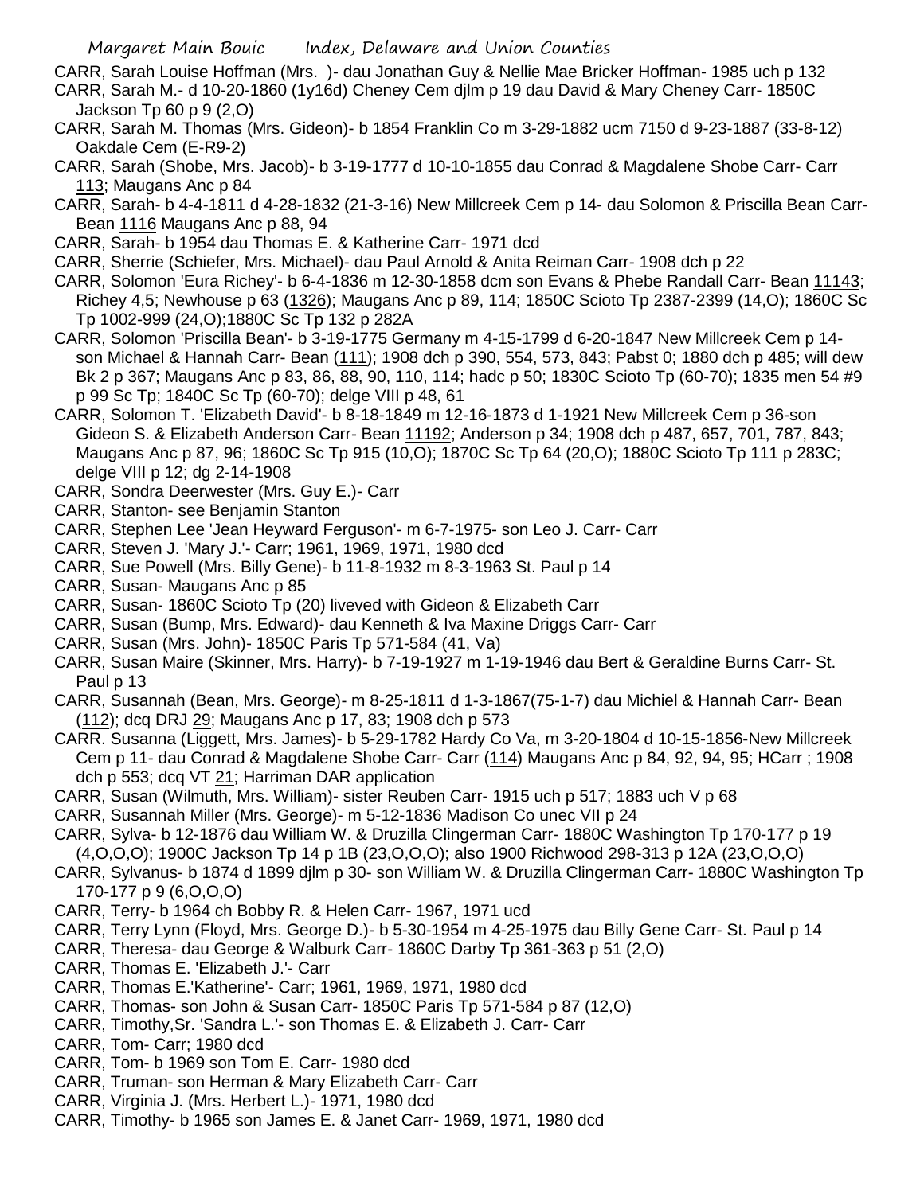CARR, Sarah Louise Hoffman (Mrs. )- dau Jonathan Guy & Nellie Mae Bricker Hoffman- 1985 uch p 132

CARR, Sarah M.- d 10-20-1860 (1y16d) Cheney Cem djlm p 19 dau David & Mary Cheney Carr- 1850C Jackson Tp 60 p 9 (2,O)

CARR, Sarah M. Thomas (Mrs. Gideon)- b 1854 Franklin Co m 3-29-1882 ucm 7150 d 9-23-1887 (33-8-12) Oakdale Cem (E-R9-2)

CARR, Sarah (Shobe, Mrs. Jacob)- b 3-19-1777 d 10-10-1855 dau Conrad & Magdalene Shobe Carr- Carr 113; Maugans Anc p 84

CARR, Sarah- b 4-4-1811 d 4-28-1832 (21-3-16) New Millcreek Cem p 14- dau Solomon & Priscilla Bean Carr- Bean 1116 Maugans Anc p 88, 94

CARR, Sarah- b 1954 dau Thomas E. & Katherine Carr- 1971 dcd

CARR, Sherrie (Schiefer, Mrs. Michael)- dau Paul Arnold & Anita Reiman Carr- 1908 dch p 22

CARR, Solomon 'Eura Richey'- b 6-4-1836 m 12-30-1858 dcm son Evans & Phebe Randall Carr- Bean 11143; Richey 4,5; Newhouse p 63 (1326); Maugans Anc p 89, 114; 1850C Scioto Tp 2387-2399 (14,O); 1860C Sc Tp 1002-999 (24,O);1880C Sc Tp 132 p 282A

CARR, Solomon 'Priscilla Bean'- b 3-19-1775 Germany m 4-15-1799 d 6-20-1847 New Millcreek Cem p 14- son Michael & Hannah Carr- Bean (111); 1908 dch p 390, 554, 573, 843; Pabst 0; 1880 dch p 485; will dew Bk 2 p 367; Maugans Anc p 83, 86, 88, 90, 110, 114; hadc p 50; 1830C Scioto Tp (60-70); 1835 men 54 #9 p 99 Sc Tp; 1840C Sc Tp (60-70); delge VIII p 48, 61

CARR, Solomon T. 'Elizabeth David'- b 8-18-1849 m 12-16-1873 d 1-1921 New Millcreek Cem p 36-son Gideon S. & Elizabeth Anderson Carr- Bean 11192; Anderson p 34; 1908 dch p 487, 657, 701, 787, 843; Maugans Anc p 87, 96; 1860C Sc Tp 915 (10,O); 1870C Sc Tp 64 (20,O); 1880C Scioto Tp 111 p 283C; delge VIII p 12; dg 2-14-1908

CARR, Sondra Deerwester (Mrs. Guy E.)- Carr

CARR, Stanton- see Benjamin Stanton

CARR, Stephen Lee 'Jean Heyward Ferguson'- m 6-7-1975- son Leo J. Carr- Carr

CARR, Steven J. 'Mary J.'- Carr; 1961, 1969, 1971, 1980 dcd

CARR, Sue Powell (Mrs. Billy Gene)- b 11-8-1932 m 8-3-1963 St. Paul p 14

CARR, Susan- Maugans Anc p 85

CARR, Susan- 1860C Scioto Tp (20) liveved with Gideon & Elizabeth Carr

CARR, Susan (Bump, Mrs. Edward)- dau Kenneth & Iva Maxine Driggs Carr- Carr

CARR, Susan (Mrs. John)- 1850C Paris Tp 571-584 (41, Va)

CARR, Susan Maire (Skinner, Mrs. Harry)- b 7-19-1927 m 1-19-1946 dau Bert & Geraldine Burns Carr- St. Paul p 13

CARR, Susannah (Bean, Mrs. George)- m 8-25-1811 d 1-3-1867(75-1-7) dau Michiel & Hannah Carr- Bean (112); dcq DRJ 29; Maugans Anc p 17, 83; 1908 dch p 573

CARR. Susanna (Liggett, Mrs. James)- b 5-29-1782 Hardy Co Va, m 3-20-1804 d 10-15-1856-New Millcreek Cem p 11- dau Conrad & Magdalene Shobe Carr- Carr (114) Maugans Anc p 84, 92, 94, 95; HCarr ; 1908 dch p 553; dcq VT 21; Harriman DAR application

CARR, Susan (Wilmuth, Mrs. William)- sister Reuben Carr- 1915 uch p 517; 1883 uch V p 68

CARR, Susannah Miller (Mrs. George)- m 5-12-1836 Madison Co unec VII p 24

CARR, Sylva- b 12-1876 dau William W. & Druzilla Clingerman Carr- 1880C Washington Tp 170-177 p 19 (4,O,O,O); 1900C Jackson Tp 14 p 1B (23,O,O,O); also 1900 Richwood 298-313 p 12A (23,O,O,O)

CARR, Sylvanus- b 1874 d 1899 djlm p 30- son William W. & Druzilla Clingerman Carr- 1880C Washington Tp 170-177 p 9 (6,O,O,O)

CARR, Terry- b 1964 ch Bobby R. & Helen Carr- 1967, 1971 ucd

CARR, Terry Lynn (Floyd, Mrs. George D.)- b 5-30-1954 m 4-25-1975 dau Billy Gene Carr- St. Paul p 14

CARR, Theresa- dau George & Walburk Carr- 1860C Darby Tp 361-363 p 51 (2,O)

CARR, Thomas E. 'Elizabeth J.'- Carr

CARR, Thomas E.'Katherine'- Carr; 1961, 1969, 1971, 1980 dcd

CARR, Thomas- son John & Susan Carr- 1850C Paris Tp 571-584 p 87 (12,O)

CARR, Timothy,Sr. 'Sandra L.'- son Thomas E. & Elizabeth J. Carr- Carr

CARR, Tom- Carr; 1980 dcd

CARR, Tom- b 1969 son Tom E. Carr- 1980 dcd

CARR, Truman- son Herman & Mary Elizabeth Carr- Carr

CARR, Virginia J. (Mrs. Herbert L.)- 1971, 1980 dcd

CARR, Timothy- b 1965 son James E. & Janet Carr- 1969, 1971, 1980 dcd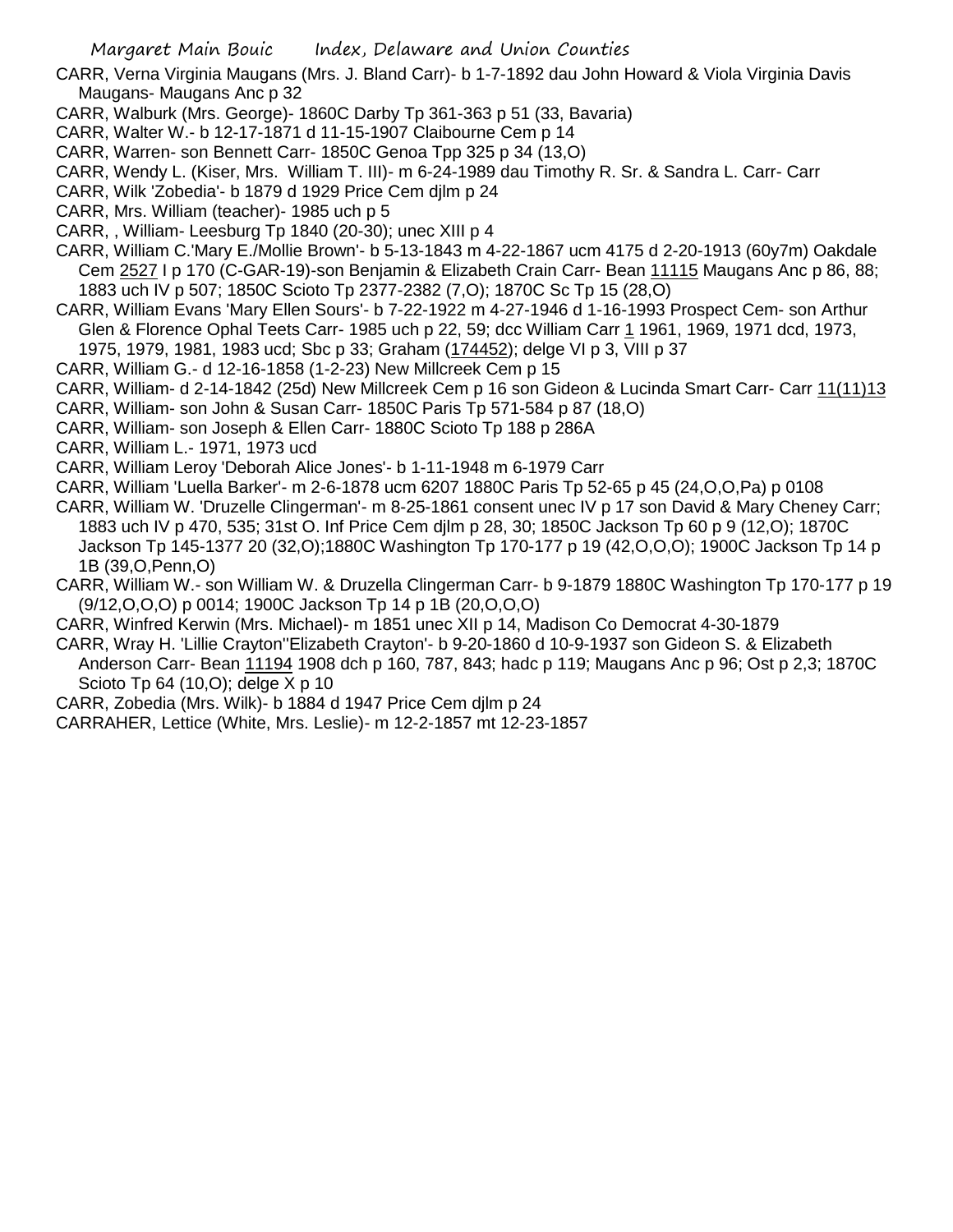CARR, Verna Virginia Maugans (Mrs. J. Bland Carr)- b 1-7-1892 dau John Howard & Viola Virginia Davis Maugans- Maugans Anc p 32

CARR, Walburk (Mrs. George)- 1860C Darby Tp 361-363 p 51 (33, Bavaria)

CARR, Walter W.- b 12-17-1871 d 11-15-1907 Claibourne Cem p 14

CARR, Warren- son Bennett Carr- 1850C Genoa Tpp 325 p 34 (13,O)

CARR, Wendy L. (Kiser, Mrs. William T. III)- m 6-24-1989 dau Timothy R. Sr. & Sandra L. Carr- Carr

CARR, Wilk 'Zobedia'- b 1879 d 1929 Price Cem djlm p 24

CARR, Mrs. William (teacher)- 1985 uch p 5

CARR, , William- Leesburg Tp 1840 (20-30); unec XIII p 4

CARR, William C.'Mary E./Mollie Brown'- b 5-13-1843 m 4-22-1867 ucm 4175 d 2-20-1913 (60y7m) Oakdale Cem 2527 I p 170 (C-GAR-19)-son Benjamin & Elizabeth Crain Carr- Bean 11115 Maugans Anc p 86, 88; 1883 uch IV p 507; 1850C Scioto Tp 2377-2382 (7,O); 1870C Sc Tp 15 (28,O)

CARR, William Evans 'Mary Ellen Sours'- b 7-22-1922 m 4-27-1946 d 1-16-1993 Prospect Cem- son Arthur Glen & Florence Ophal Teets Carr- 1985 uch p 22, 59; dcc William Carr 1 1961, 1969, 1971 dcd, 1973, 1975, 1979, 1981, 1983 ucd; Sbc p 33; Graham (174452); delge VI p 3, VIII p 37

CARR, William G.- d 12-16-1858 (1-2-23) New Millcreek Cem p 15

CARR, William- d 2-14-1842 (25d) New Millcreek Cem p 16 son Gideon & Lucinda Smart Carr- Carr 11(11)13

CARR, William- son John & Susan Carr- 1850C Paris Tp 571-584 p 87 (18,O)

CARR, William- son Joseph & Ellen Carr- 1880C Scioto Tp 188 p 286A

CARR, William L.- 1971, 1973 ucd

CARR, William Leroy 'Deborah Alice Jones'- b 1-11-1948 m 6-1979 Carr

CARR, William 'Luella Barker'- m 2-6-1878 ucm 6207 1880C Paris Tp 52-65 p 45 (24,O,O,Pa) p 0108

CARR, William W. 'Druzelle Clingerman'- m 8-25-1861 consent unec IV p 17 son David & Mary Cheney Carr; 1883 uch IV p 470, 535; 31st O. Inf Price Cem djlm p 28, 30; 1850C Jackson Tp 60 p 9 (12,O); 1870C Jackson Tp 145-1377 20 (32,O);1880C Washington Tp 170-177 p 19 (42,O,O,O); 1900C Jackson Tp 14 p 1B (39,O,Penn,O)

CARR, William W.- son William W. & Druzella Clingerman Carr- b 9-1879 1880C Washington Tp 170-177 p 19 (9/12,O,O,O) p 0014; 1900C Jackson Tp 14 p 1B (20,O,O,O)

CARR, Winfred Kerwin (Mrs. Michael)- m 1851 unec XII p 14, Madison Co Democrat 4-30-1879

CARR, Wray H. 'Lillie Crayton''Elizabeth Crayton'- b 9-20-1860 d 10-9-1937 son Gideon S. & Elizabeth Anderson Carr- Bean 11194 1908 dch p 160, 787, 843; hadc p 119; Maugans Anc p 96; Ost p 2,3; 1870C Scioto Tp 64 (10,O); delge X p 10

CARR, Zobedia (Mrs. Wilk)- b 1884 d 1947 Price Cem djlm p 24

CARRAHER, Lettice (White, Mrs. Leslie)- m 12-2-1857 mt 12-23-1857